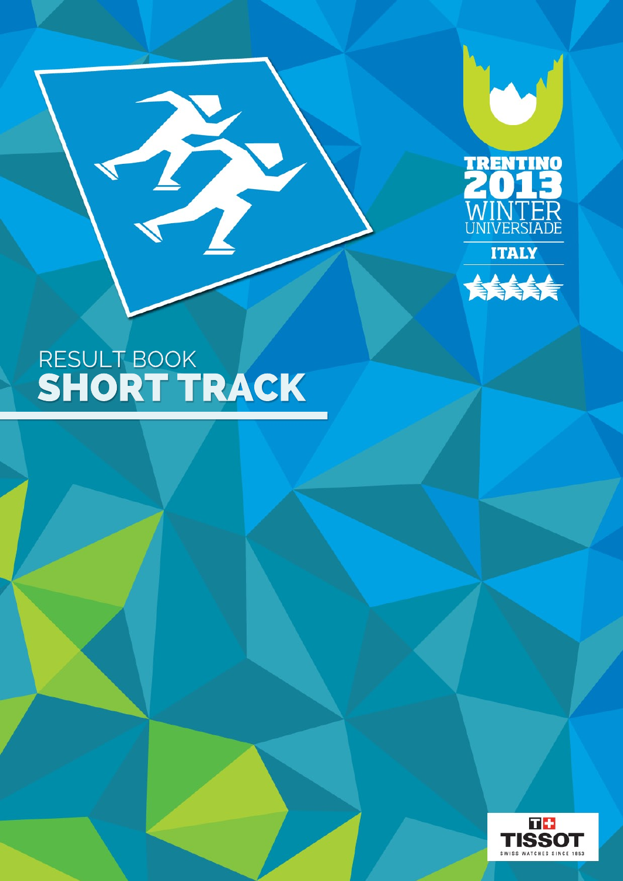TRENTINO 2013 WINTER UNIVERSIADE

ITALY

# RESULT BOOK
# SHORT TRACK

TISSOT

SWISS WATCHES SINCE 1853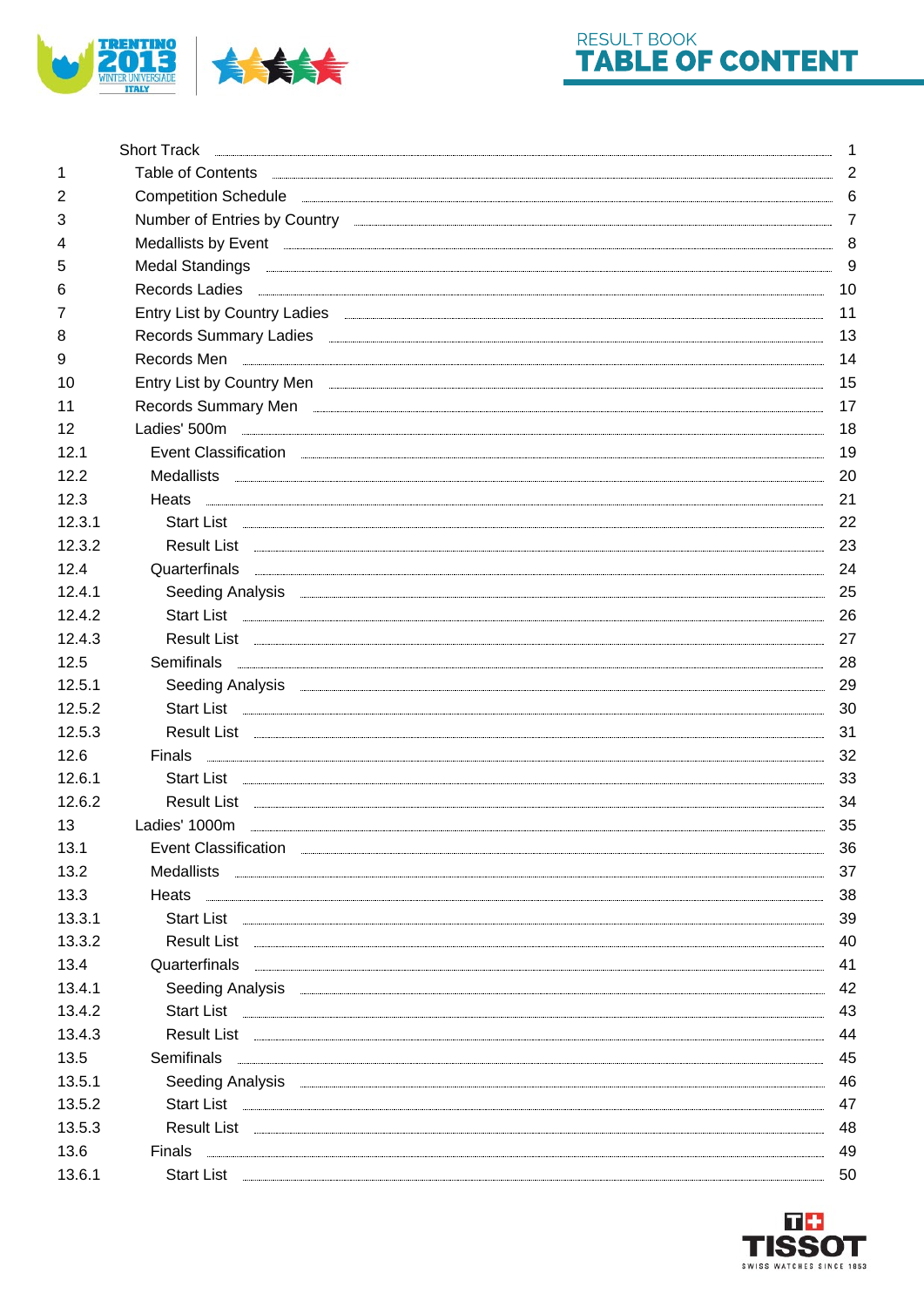# RESULT BOOK
# TABLE OF CONTENT

| | | |
|---|---|---|
| | Short Track | 1 |
| 1 | Table of Contents | 2 |
| 2 | Competition Schedule | 6 |
| 3 | Number of Entries by Country | 7 |
| 4 | Medallists by Event | 8 |
| 5 | Medal Standings | 9 |
| 6 | Records Ladies | 10 |
| 7 | Entry List by Country Ladies | 11 |
| 8 | Records Summary Ladies | 13 |
| 9 | Records Men | 14 |
| 10 | Entry List by Country Men | 15 |
| 11 | Records Summary Men | 17 |
| 12 | Ladies' 500m | 18 |
| 12.1 | Event Classification | 19 |
| 12.2 | Medallists | 20 |
| 12.3 | Heats | 21 |
| 12.3.1 | Start List | 22 |
| 12.3.2 | Result List | 23 |
| 12.4 | Quarterfinals | 24 |
| 12.4.1 | Seeding Analysis | 25 |
| 12.4.2 | Start List | 26 |
| 12.4.3 | Result List | 27 |
| 12.5 | Semifinals | 28 |
| 12.5.1 | Seeding Analysis | 29 |
| 12.5.2 | Start List | 30 |
| 12.5.3 | Result List | 31 |
| 12.6 | Finals | 32 |
| 12.6.1 | Start List | 33 |
| 12.6.2 | Result List | 34 |
| 13 | Ladies' 1000m | 35 |
| 13.1 | Event Classification | 36 |
| 13.2 | Medallists | 37 |
| 13.3 | Heats | 38 |
| 13.3.1 | Start List | 39 |
| 13.3.2 | Result List | 40 |
| 13.4 | Quarterfinals | 41 |
| 13.4.1 | Seeding Analysis | 42 |
| 13.4.2 | Start List | 43 |
| 13.4.3 | Result List | 44 |
| 13.5 | Semifinals | 45 |
| 13.5.1 | Seeding Analysis | 46 |
| 13.5.2 | Start List | 47 |
| 13.5.3 | Result List | 48 |
| 13.6 | Finals | 49 |
| 13.6.1 | Start List | 50 |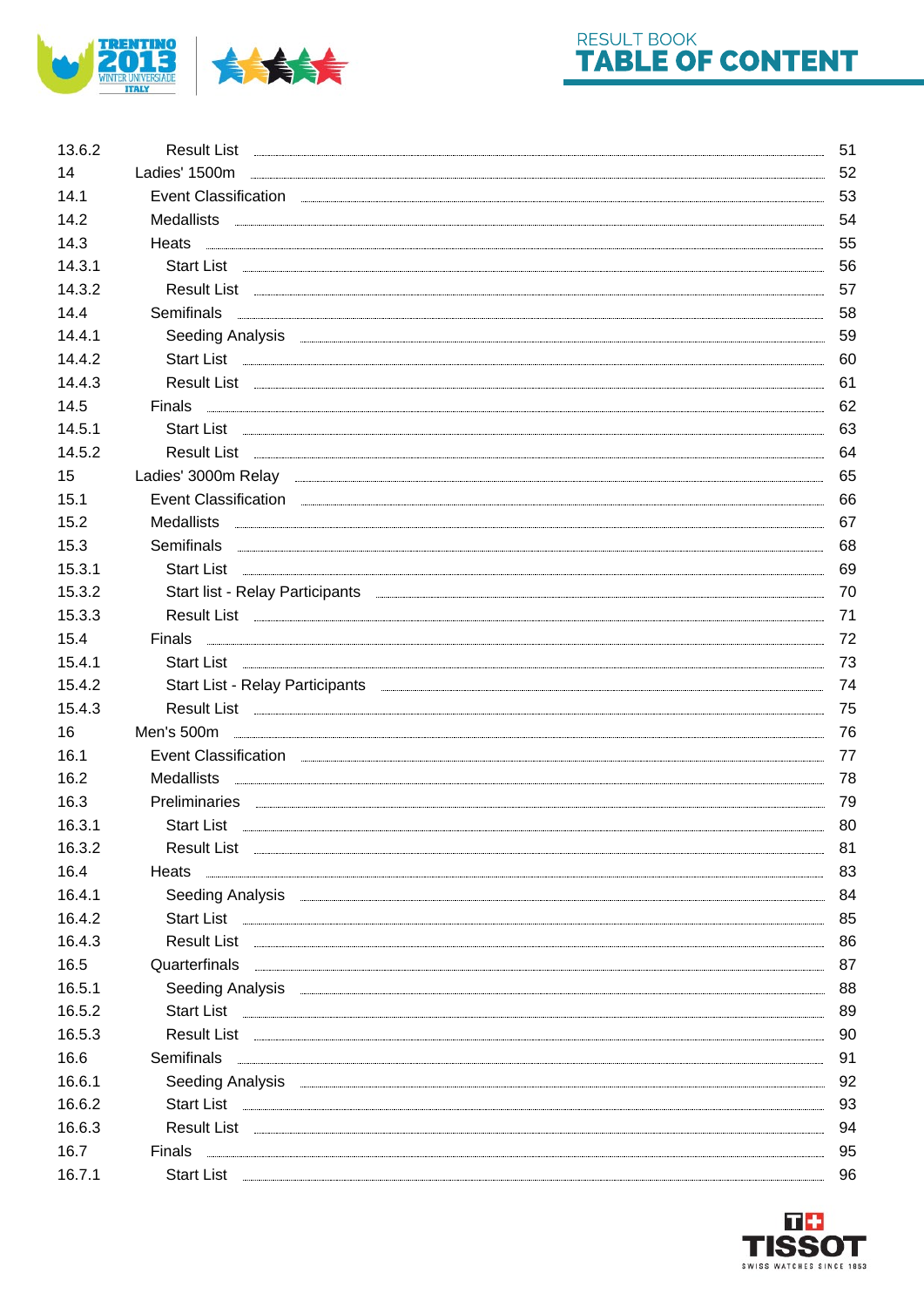# RESULT BOOK
# TABLE OF CONTENT

| | | |
|---|---|---|
| 13.6.2 | Result List | 51 |
| 14 | Ladies' 1500m | 52 |
| 14.1 | Event Classification | 53 |
| 14.2 | Medallists | 54 |
| 14.3 | Heats | 55 |
| 14.3.1 | Start List | 56 |
| 14.3.2 | Result List | 57 |
| 14.4 | Semifinals | 58 |
| 14.4.1 | Seeding Analysis | 59 |
| 14.4.2 | Start List | 60 |
| 14.4.3 | Result List | 61 |
| 14.5 | Finals | 62 |
| 14.5.1 | Start List | 63 |
| 14.5.2 | Result List | 64 |
| 15 | Ladies' 3000m Relay | 65 |
| 15.1 | Event Classification | 66 |
| 15.2 | Medallists | 67 |
| 15.3 | Semifinals | 68 |
| 15.3.1 | Start List | 69 |
| 15.3.2 | Start list - Relay Participants | 70 |
| 15.3.3 | Result List | 71 |
| 15.4 | Finals | 72 |
| 15.4.1 | Start List | 73 |
| 15.4.2 | Start List - Relay Participants | 74 |
| 15.4.3 | Result List | 75 |
| 16 | Men's 500m | 76 |
| 16.1 | Event Classification | 77 |
| 16.2 | Medallists | 78 |
| 16.3 | Preliminaries | 79 |
| 16.3.1 | Start List | 80 |
| 16.3.2 | Result List | 81 |
| 16.4 | Heats | 83 |
| 16.4.1 | Seeding Analysis | 84 |
| 16.4.2 | Start List | 85 |
| 16.4.3 | Result List | 86 |
| 16.5 | Quarterfinals | 87 |
| 16.5.1 | Seeding Analysis | 88 |
| 16.5.2 | Start List | 89 |
| 16.5.3 | Result List | 90 |
| 16.6 | Semifinals | 91 |
| 16.6.1 | Seeding Analysis | 92 |
| 16.6.2 | Start List | 93 |
| 16.6.3 | Result List | 94 |
| 16.7 | Finals | 95 |
| 16.7.1 | Start List | 96 |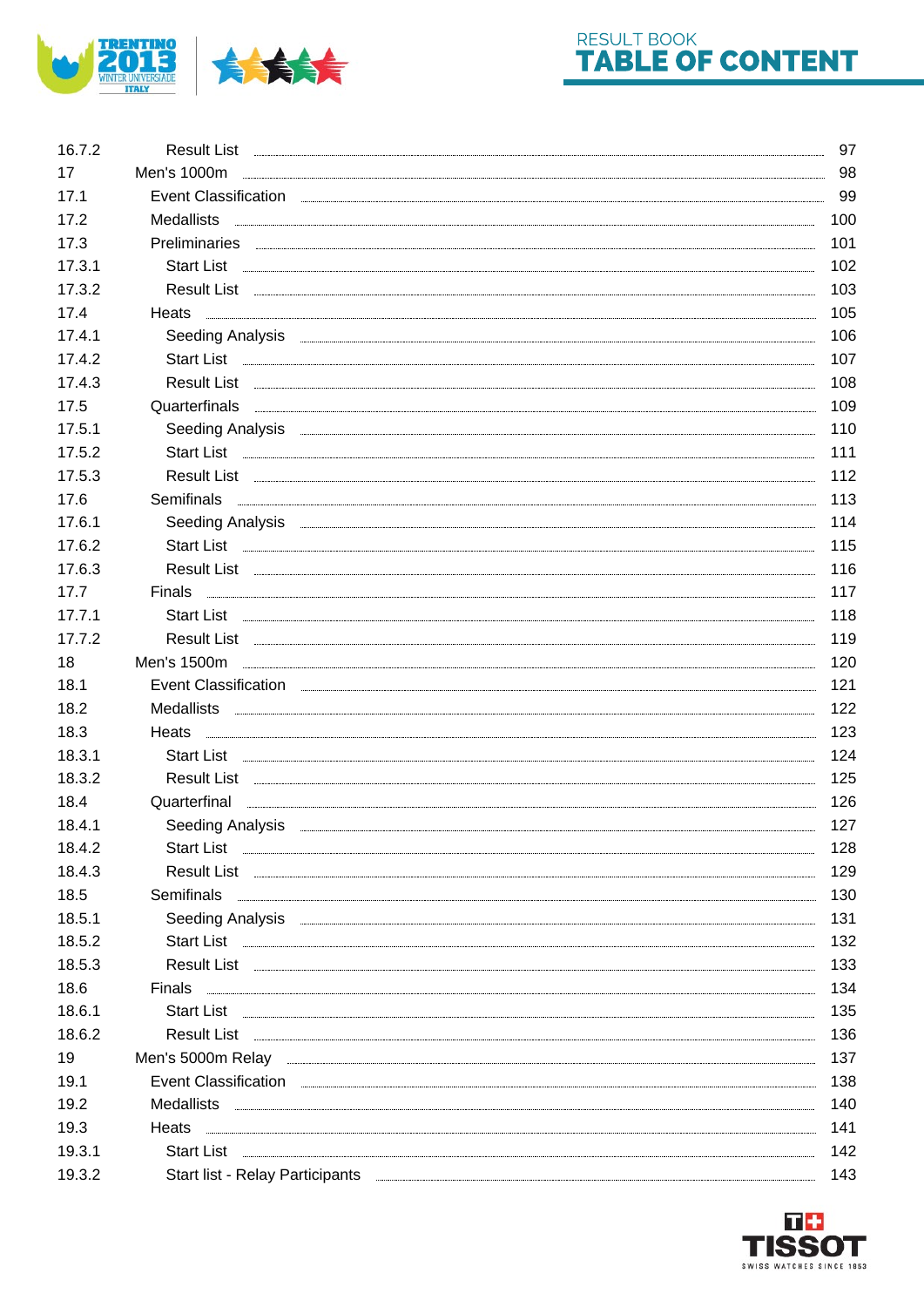# RESULT BOOK
# TABLE OF CONTENT

| | | |
|---|---|---|
| 16.7.2 | Result List | 97 |
| 17 | Men's 1000m | 98 |
| 17.1 | Event Classification | 99 |
| 17.2 | Medallists | 100 |
| 17.3 | Preliminaries | 101 |
| 17.3.1 | Start List | 102 |
| 17.3.2 | Result List | 103 |
| 17.4 | Heats | 105 |
| 17.4.1 | Seeding Analysis | 106 |
| 17.4.2 | Start List | 107 |
| 17.4.3 | Result List | 108 |
| 17.5 | Quarterfinals | 109 |
| 17.5.1 | Seeding Analysis | 110 |
| 17.5.2 | Start List | 111 |
| 17.5.3 | Result List | 112 |
| 17.6 | Semifinals | 113 |
| 17.6.1 | Seeding Analysis | 114 |
| 17.6.2 | Start List | 115 |
| 17.6.3 | Result List | 116 |
| 17.7 | Finals | 117 |
| 17.7.1 | Start List | 118 |
| 17.7.2 | Result List | 119 |
| 18 | Men's 1500m | 120 |
| 18.1 | Event Classification | 121 |
| 18.2 | Medallists | 122 |
| 18.3 | Heats | 123 |
| 18.3.1 | Start List | 124 |
| 18.3.2 | Result List | 125 |
| 18.4 | Quarterfinal | 126 |
| 18.4.1 | Seeding Analysis | 127 |
| 18.4.2 | Start List | 128 |
| 18.4.3 | Result List | 129 |
| 18.5 | Semifinals | 130 |
| 18.5.1 | Seeding Analysis | 131 |
| 18.5.2 | Start List | 132 |
| 18.5.3 | Result List | 133 |
| 18.6 | Finals | 134 |
| 18.6.1 | Start List | 135 |
| 18.6.2 | Result List | 136 |
| 19 | Men's 5000m Relay | 137 |
| 19.1 | Event Classification | 138 |
| 19.2 | Medallists | 140 |
| 19.3 | Heats | 141 |
| 19.3.1 | Start List | 142 |
| 19.3.2 | Start list - Relay Participants | 143 |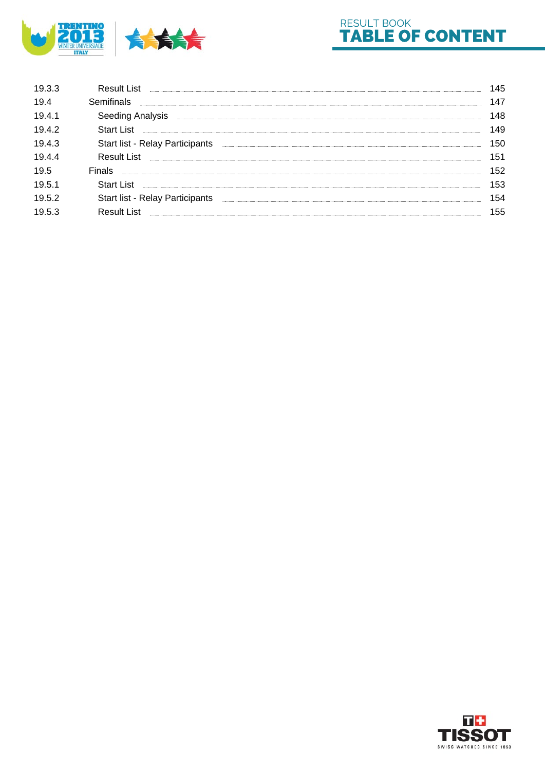| | | |
|---|---|---|
| 19.3.3 | Result List | 145 |
| 19.4 | Semifinals | 147 |
| 19.4.1 | Seeding Analysis | 148 |
| 19.4.2 | Start List | 149 |
| 19.4.3 | Start list - Relay Participants | 150 |
| 19.4.4 | Result List | 151 |
| 19.5 | Finals | 152 |
| 19.5.1 | Start List | 153 |
| 19.5.2 | Start list - Relay Participants | 154 |
| 19.5.3 | Result List | 155 |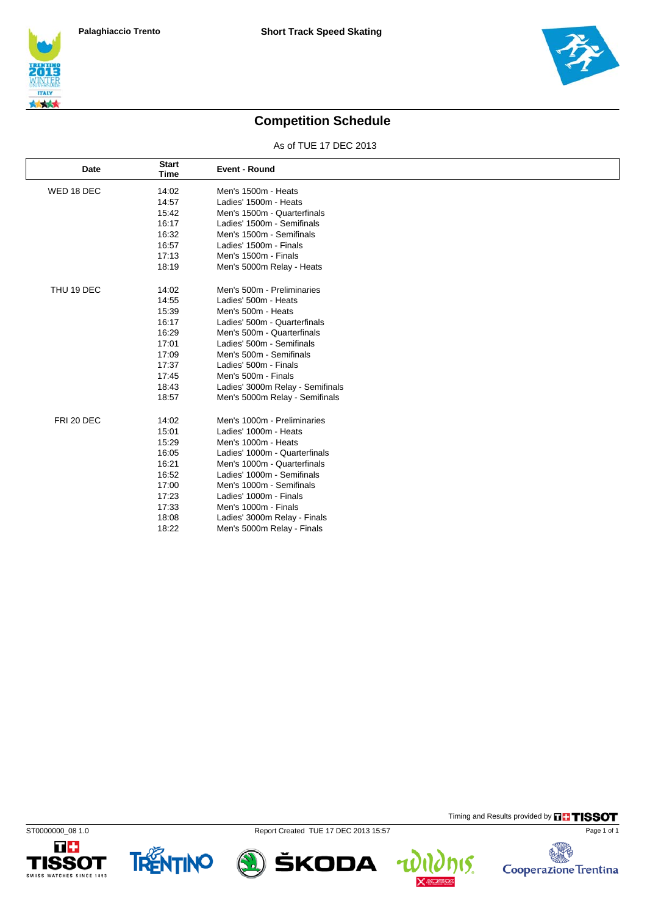Palaghiaccio Trento

Short Track Speed Skating

## Competition Schedule

As of TUE 17 DEC 2013

| Date | Start Time | Event - Round |
|---|---|---|
| WED 18 DEC | 14:02 | Men's 1500m - Heats |
| | 14:57 | Ladies' 1500m - Heats |
| | 15:42 | Men's 1500m - Quarterfinals |
| | 16:17 | Ladies' 1500m - Semifinals |
| | 16:32 | Men's 1500m - Semifinals |
| | 16:57 | Ladies' 1500m - Finals |
| | 17:13 | Men's 1500m - Finals |
| | 18:19 | Men's 5000m Relay - Heats |
| THU 19 DEC | 14:02 | Men's 500m - Preliminaries |
| | 14:55 | Ladies' 500m - Heats |
| | 15:39 | Men's 500m - Heats |
| | 16:17 | Ladies' 500m - Quarterfinals |
| | 16:29 | Men's 500m - Quarterfinals |
| | 17:01 | Ladies' 500m - Semifinals |
| | 17:09 | Men's 500m - Semifinals |
| | 17:37 | Ladies' 500m - Finals |
| | 17:45 | Men's 500m - Finals |
| | 18:43 | Ladies' 3000m Relay - Semifinals |
| | 18:57 | Men's 5000m Relay - Semifinals |
| FRI 20 DEC | 14:02 | Men's 1000m - Preliminaries |
| | 15:01 | Ladies' 1000m - Heats |
| | 15:29 | Men's 1000m - Heats |
| | 16:05 | Ladies' 1000m - Quarterfinals |
| | 16:21 | Men's 1000m - Quarterfinals |
| | 16:52 | Ladies' 1000m - Semifinals |
| | 17:00 | Men's 1000m - Semifinals |
| | 17:23 | Ladies' 1000m - Finals |
| | 17:33 | Men's 1000m - Finals |
| | 18:08 | Ladies' 3000m Relay - Finals |
| | 18:22 | Men's 5000m Relay - Finals |

Timing and Results provided by TISSOT

ST0000000_08 1.0 Report Created TUE 17 DEC 2013 15:57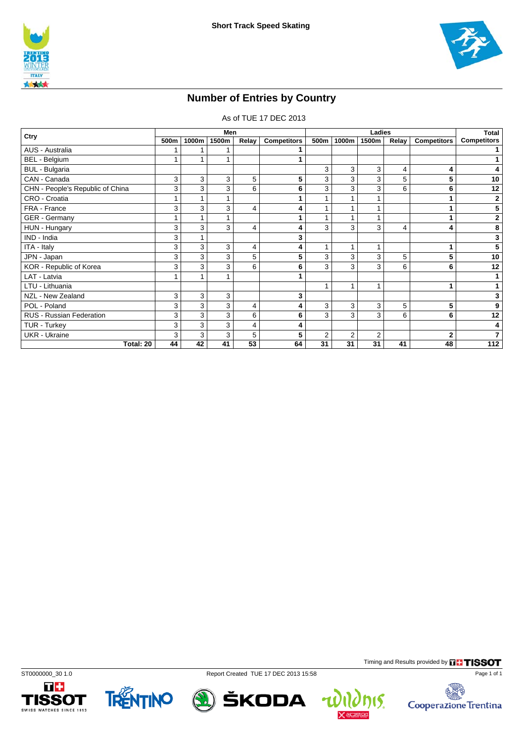Short Track Speed Skating

# Number of Entries by Country

As of TUE 17 DEC 2013

| Ctry | Men | | | | | Ladies | | | | | Total |
|---|---|---|---|---|---|---|---|---|---|---|---|
| | 500m | 1000m | 1500m | Relay | Competitors | 500m | 1000m | 1500m | Relay | Competitors | Competitors |
| AUS - Australia | 1 | 1 | 1 | | **1** | | | | | | **1** |
| BEL - Belgium | 1 | 1 | 1 | | **1** | | | | | | **1** |
| BUL - Bulgaria | | | | | | 3 | 3 | 3 | 4 | **4** | **4** |
| CAN - Canada | 3 | 3 | 3 | 5 | **5** | 3 | 3 | 3 | 5 | **5** | **10** |
| CHN - People's Republic of China | 3 | 3 | 3 | 6 | **6** | 3 | 3 | 3 | 6 | **6** | **12** |
| CRO - Croatia | 1 | 1 | 1 | | **1** | 1 | 1 | 1 | | **1** | **2** |
| FRA - France | 3 | 3 | 3 | 4 | **4** | 1 | 1 | 1 | | **1** | **5** |
| GER - Germany | 1 | 1 | 1 | | **1** | 1 | 1 | 1 | | **1** | **2** |
| HUN - Hungary | 3 | 3 | 3 | 4 | **4** | 3 | 3 | 3 | 4 | **4** | **8** |
| IND - India | 3 | 1 | | | **3** | | | | | | **3** |
| ITA - Italy | 3 | 3 | 3 | 4 | **4** | 1 | 1 | 1 | | **1** | **5** |
| JPN - Japan | 3 | 3 | 3 | 5 | **5** | 3 | 3 | 3 | 5 | **5** | **10** |
| KOR - Republic of Korea | 3 | 3 | 3 | 6 | **6** | 3 | 3 | 3 | 6 | **6** | **12** |
| LAT - Latvia | 1 | 1 | 1 | | **1** | | | | | | **1** |
| LTU - Lithuania | | | | | | 1 | 1 | 1 | | **1** | **1** |
| NZL - New Zealand | 3 | 3 | 3 | | **3** | | | | | | **3** |
| POL - Poland | 3 | 3 | 3 | 4 | **4** | 3 | 3 | 3 | 5 | **5** | **9** |
| RUS - Russian Federation | 3 | 3 | 3 | 6 | **6** | 3 | 3 | 3 | 6 | **6** | **12** |
| TUR - Turkey | 3 | 3 | 3 | 4 | **4** | | | | | | **4** |
| UKR - Ukraine | 3 | 3 | 3 | 5 | **5** | 2 | 2 | 2 | | **2** | **7** |
| **Total: 20** | **44** | **42** | **41** | **53** | **64** | **31** | **31** | **31** | **41** | **48** | **112** |

Timing and Results provided by TISSOT

ST0000000_30 1.0 Report Created TUE 17 DEC 2013 15:58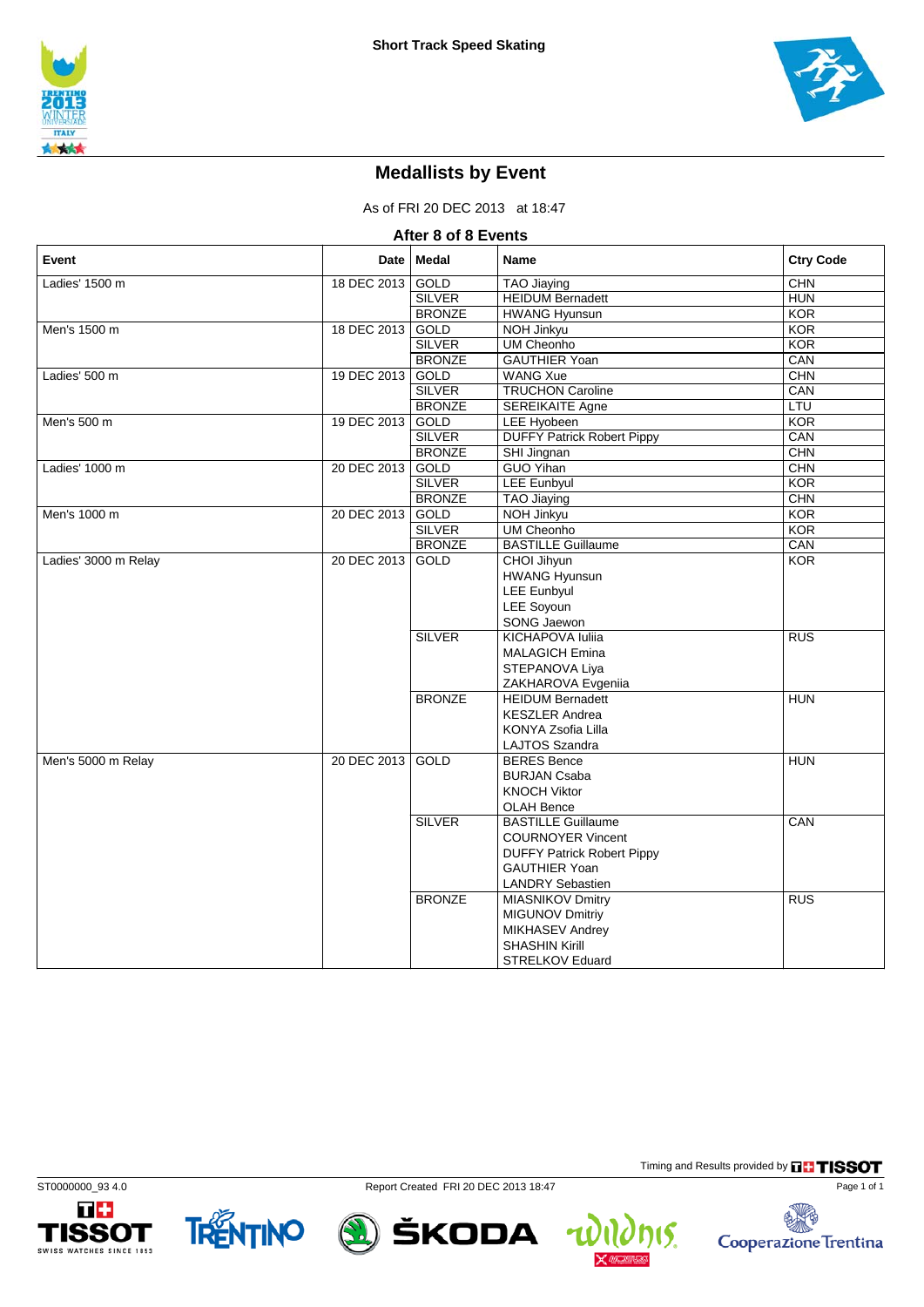## Short Track Speed Skating

# Medallists by Event

As of FRI 20 DEC 2013 at 18:47

**After 8 of 8 Events**

| Event | Date | Medal | Name | Ctry Code |
|---|---|---|---|---|
| Ladies' 1500 m | 18 DEC 2013 | GOLD | TAO Jiaying | CHN |
| | | SILVER | HEIDUM Bernadett | HUN |
| | | BRONZE | HWANG Hyunsun | KOR |
| Men's 1500 m | 18 DEC 2013 | GOLD | NOH Jinkyu | KOR |
| | | SILVER | UM Cheonho | KOR |
| | | BRONZE | GAUTHIER Yoan | CAN |
| Ladies' 500 m | 19 DEC 2013 | GOLD | WANG Xue | CHN |
| | | SILVER | TRUCHON Caroline | CAN |
| | | BRONZE | SEREIKAITE Agne | LTU |
| Men's 500 m | 19 DEC 2013 | GOLD | LEE Hyobeen | KOR |
| | | SILVER | DUFFY Patrick Robert Pippy | CAN |
| | | BRONZE | SHI Jingnan | CHN |
| Ladies' 1000 m | 20 DEC 2013 | GOLD | GUO Yihan | CHN |
| | | SILVER | LEE Eunbyul | KOR |
| | | BRONZE | TAO Jiaying | CHN |
| Men's 1000 m | 20 DEC 2013 | GOLD | NOH Jinkyu | KOR |
| | | SILVER | UM Cheonho | KOR |
| | | BRONZE | BASTILLE Guillaume | CAN |
| Ladies' 3000 m Relay | 20 DEC 2013 | GOLD | CHOI Jihyun<br>HWANG Hyunsun<br>LEE Eunbyul<br>LEE Soyoun<br>SONG Jaewon | KOR |
| | | SILVER | KICHAPOVA Iuliia<br>MALAGICH Emina<br>STEPANOVA Liya<br>ZAKHAROVA Evgeniia | RUS |
| | | BRONZE | HEIDUM Bernadett<br>KESZLER Andrea<br>KONYA Zsofia Lilla<br>LAJTOS Szandra | HUN |
| Men's 5000 m Relay | 20 DEC 2013 | GOLD | BERES Bence<br>BURJAN Csaba<br>KNOCH Viktor<br>OLAH Bence | HUN |
| | | SILVER | BASTILLE Guillaume<br>COURNOYER Vincent<br>DUFFY Patrick Robert Pippy<br>GAUTHIER Yoan<br>LANDRY Sebastien | CAN |
| | | BRONZE | MIASNIKOV Dmitry<br>MIGUNOV Dmitriy<br>MIKHASEV Andrey<br>SHASHIN Kirill<br>STRELKOV Eduard | RUS |

Timing and Results provided by TISSOT

ST0000000_93 4.0 Report Created FRI 20 DEC 2013 18:47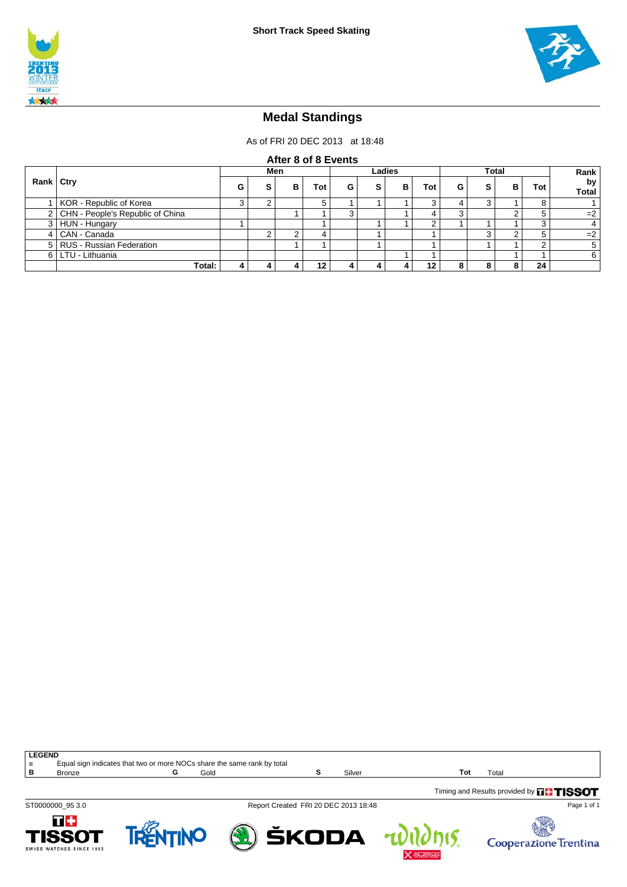## Short Track Speed Skating

# Medal Standings

As of FRI 20 DEC 2013 at 18:48

### After 8 of 8 Events

| Rank | Ctry | Men | | | | Ladies | | | | Total | | | | Rank by Total |
|---|---|---|---|---|---|---|---|---|---|---|---|---|---|---|
| | | G | S | B | Tot | G | S | B | Tot | G | S | B | Tot | |
| 1 | KOR - Republic of Korea | 3 | 2 | | 5 | 1 | 1 | 1 | 3 | 4 | 3 | 1 | 8 | 1 |
| 2 | CHN - People's Republic of China | | | 1 | 1 | 3 | | 1 | 4 | 3 | | 2 | 5 | =2 |
| 3 | HUN - Hungary | 1 | | | 1 | | 1 | 1 | 2 | 1 | 1 | 1 | 3 | 4 |
| 4 | CAN - Canada | | 2 | 2 | 4 | | 1 | | 1 | | 3 | 2 | 5 | =2 |
| 5 | RUS - Russian Federation | | | 1 | 1 | | 1 | | 1 | | 1 | 1 | 2 | 5 |
| 6 | LTU - Lithuania | | | | | | | 1 | 1 | | | 1 | 1 | 6 |
| | **Total:** | **4** | **4** | **4** | **12** | **4** | **4** | **4** | **12** | **8** | **8** | **8** | **24** | |

**LEGEND**

| | | | | | | | |
|---|---|---|---|---|---|---|---|
| = | Equal sign indicates that two or more NOCs share the same rank by total | | | | | | |
| B | Bronze | G | Gold | S | Silver | Tot | Total |

Timing and Results provided by TISSOT

ST0000000_95 3.0 Report Created FRI 20 DEC 2013 18:48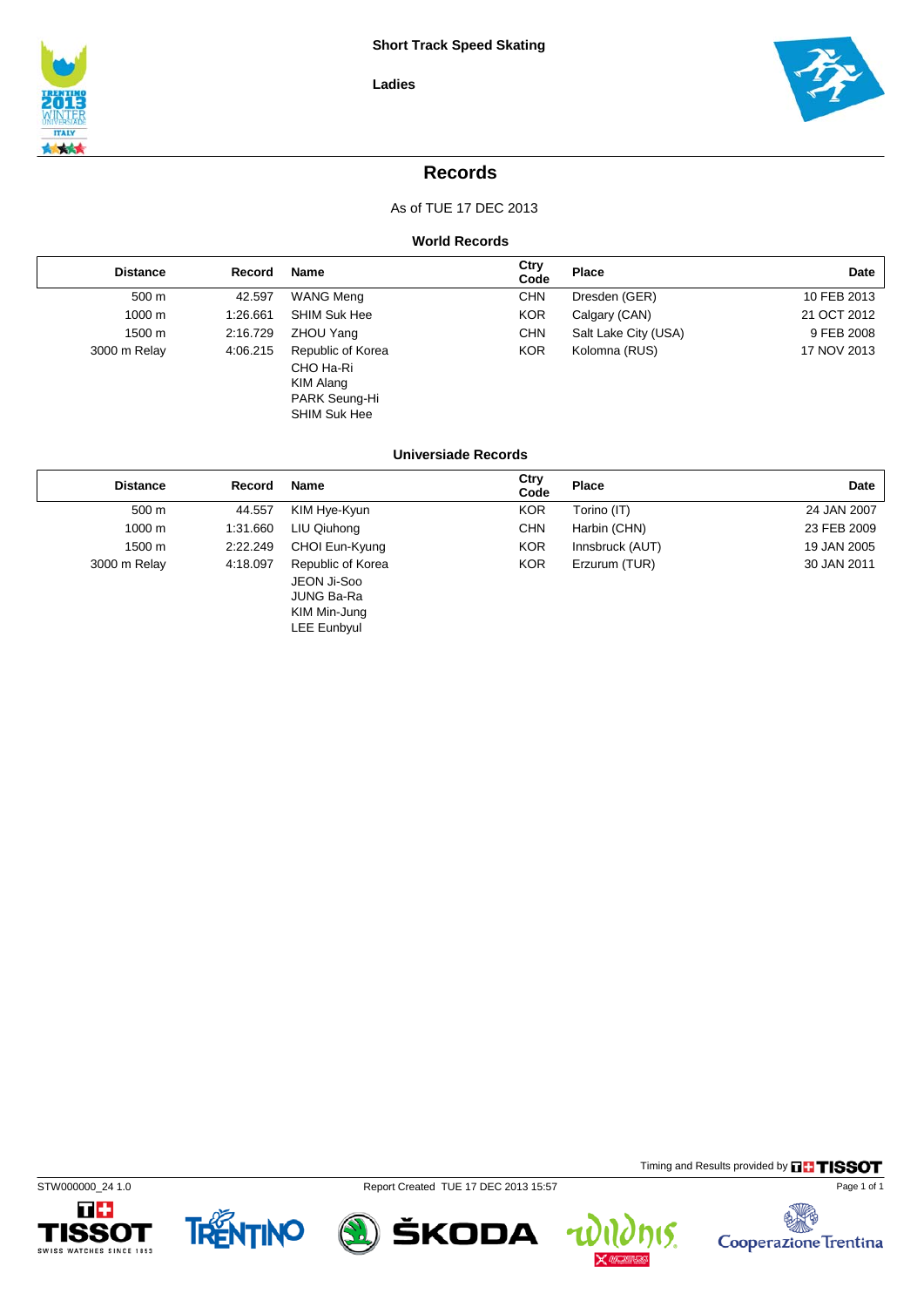**Short Track Speed Skating**

**Ladies**

# Records

As of TUE 17 DEC 2013

## World Records

| Distance | Record | Name | Ctry Code | Place | Date |
|---|---|---|---|---|---|
| 500 m | 42.597 | WANG Meng | CHN | Dresden (GER) | 10 FEB 2013 |
| 1000 m | 1:26.661 | SHIM Suk Hee | KOR | Calgary (CAN) | 21 OCT 2012 |
| 1500 m | 2:16.729 | ZHOU Yang | CHN | Salt Lake City (USA) | 9 FEB 2008 |
| 3000 m Relay | 4:06.215 | Republic of Korea<br>CHO Ha-Ri<br>KIM Alang<br>PARK Seung-Hi<br>SHIM Suk Hee | KOR | Kolomna (RUS) | 17 NOV 2013 |

## Universiade Records

| Distance | Record | Name | Ctry Code | Place | Date |
|---|---|---|---|---|---|
| 500 m | 44.557 | KIM Hye-Kyun | KOR | Torino (IT) | 24 JAN 2007 |
| 1000 m | 1:31.660 | LIU Qiuhong | CHN | Harbin (CHN) | 23 FEB 2009 |
| 1500 m | 2:22.249 | CHOI Eun-Kyung | KOR | Innsbruck (AUT) | 19 JAN 2005 |
| 3000 m Relay | 4:18.097 | Republic of Korea<br>JEON Ji-Soo<br>JUNG Ba-Ra<br>KIM Min-Jung<br>LEE Eunbyul | KOR | Erzurum (TUR) | 30 JAN 2011 |

Timing and Results provided by TISSOT

STW000000_24 1.0 Report Created TUE 17 DEC 2013 15:57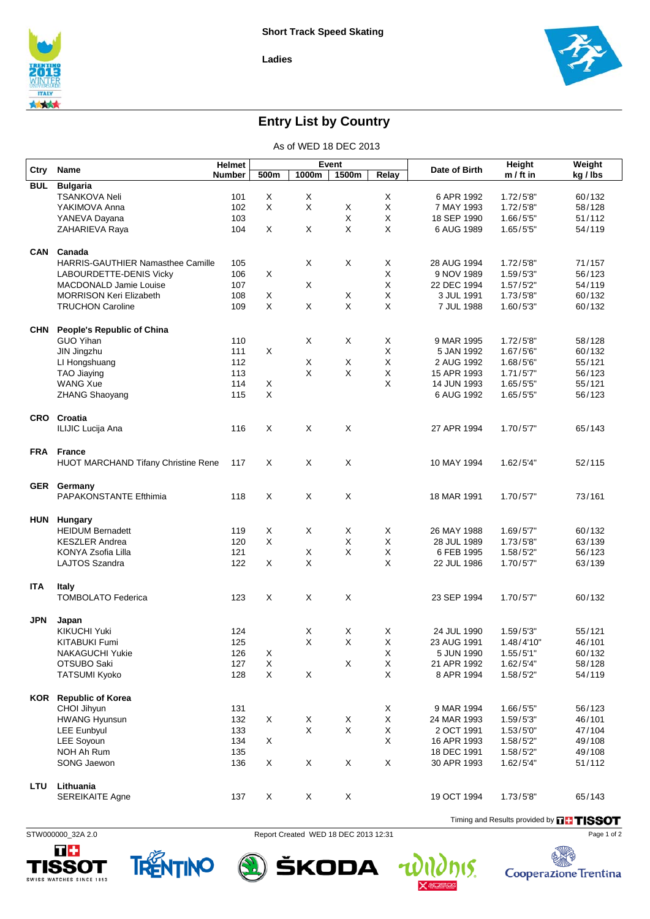# Short Track Speed Skating

## Ladies

## Entry List by Country

As of WED 18 DEC 2013

| Ctry | Name | Helmet Number | Event | | | | Date of Birth | Height m / ft in | Weight kg / lbs |
|---|---|---|---|---|---|---|---|---|---|
| | | | 500m | 1000m | 1500m | Relay | | | |
| **BUL** | **Bulgaria** | | | | | | | | |
| | TSANKOVA Neli | 101 | X | X | | X | 6 APR 1992 | 1.72/5'8" | 60/132 |
| | YAKIMOVA Anna | 102 | X | X | X | X | 7 MAY 1993 | 1.72/5'8" | 58/128 |
| | YANEVA Dayana | 103 | | | X | X | 18 SEP 1990 | 1.66/5'5" | 51/112 |
| | ZAHARIEVA Raya | 104 | X | X | X | X | 6 AUG 1989 | 1.65/5'5" | 54/119 |
| **CAN** | **Canada** | | | | | | | | |
| | HARRIS-GAUTHIER Namasthee Camille | 105 | | X | X | X | 28 AUG 1994 | 1.72/5'8" | 71/157 |
| | LABOURDETTE-DENIS Vicky | 106 | X | | | X | 9 NOV 1989 | 1.59/5'3" | 56/123 |
| | MACDONALD Jamie Louise | 107 | | X | | X | 22 DEC 1994 | 1.57/5'2" | 54/119 |
| | MORRISON Keri Elizabeth | 108 | X | | X | X | 3 JUL 1991 | 1.73/5'8" | 60/132 |
| | TRUCHON Caroline | 109 | X | X | X | X | 7 JUL 1988 | 1.60/5'3" | 60/132 |
| **CHN** | **People's Republic of China** | | | | | | | | |
| | GUO Yihan | 110 | | X | X | X | 9 MAR 1995 | 1.72/5'8" | 58/128 |
| | JIN Jingzhu | 111 | X | | | X | 5 JAN 1992 | 1.67/5'6" | 60/132 |
| | LI Hongshuang | 112 | | X | X | X | 2 AUG 1992 | 1.68/5'6" | 55/121 |
| | TAO Jiaying | 113 | | X | X | X | 15 APR 1993 | 1.71/5'7" | 56/123 |
| | WANG Xue | 114 | X | | | X | 14 JUN 1993 | 1.65/5'5" | 55/121 |
| | ZHANG Shaoyang | 115 | X | | | | 6 AUG 1992 | 1.65/5'5" | 56/123 |
| **CRO** | **Croatia** | | | | | | | | |
| | ILIJIC Lucija Ana | 116 | X | X | X | | 27 APR 1994 | 1.70/5'7" | 65/143 |
| **FRA** | **France** | | | | | | | | |
| | HUOT MARCHAND Tifany Christine Rene | 117 | X | X | X | | 10 MAY 1994 | 1.62/5'4" | 52/115 |
| **GER** | **Germany** | | | | | | | | |
| | PAPAKONSTANTE Efthimia | 118 | X | X | X | | 18 MAR 1991 | 1.70/5'7" | 73/161 |
| **HUN** | **Hungary** | | | | | | | | |
| | HEIDUM Bernadett | 119 | X | X | X | X | 26 MAY 1988 | 1.69/5'7" | 60/132 |
| | KESZLER Andrea | 120 | X | | X | X | 28 JUL 1989 | 1.73/5'8" | 63/139 |
| | KONYA Zsofia Lilla | 121 | | X | X | X | 6 FEB 1995 | 1.58/5'2" | 56/123 |
| | LAJTOS Szandra | 122 | X | X | | X | 22 JUL 1986 | 1.70/5'7" | 63/139 |
| **ITA** | **Italy** | | | | | | | | |
| | TOMBOLATO Federica | 123 | X | X | X | | 23 SEP 1994 | 1.70/5'7" | 60/132 |
| **JPN** | **Japan** | | | | | | | | |
| | KIKUCHI Yuki | 124 | | X | X | X | 24 JUL 1990 | 1.59/5'3" | 55/121 |
| | KITABUKI Fumi | 125 | | X | X | X | 23 AUG 1991 | 1.48/4'10" | 46/101 |
| | NAKAGUCHI Yukie | 126 | X | | | X | 5 JUN 1990 | 1.55/5'1" | 60/132 |
| | OTSUBO Saki | 127 | X | | X | X | 21 APR 1992 | 1.62/5'4" | 58/128 |
| | TATSUMI Kyoko | 128 | X | X | | X | 8 APR 1994 | 1.58/5'2" | 54/119 |
| **KOR** | **Republic of Korea** | | | | | | | | |
| | CHOI Jihyun | 131 | | | | X | 9 MAR 1994 | 1.66/5'5" | 56/123 |
| | HWANG Hyunsun | 132 | X | X | X | X | 24 MAR 1993 | 1.59/5'3" | 46/101 |
| | LEE Eunbyul | 133 | | X | X | X | 2 OCT 1991 | 1.53/5'0" | 47/104 |
| | LEE Soyoun | 134 | X | | | X | 16 APR 1993 | 1.58/5'2" | 49/108 |
| | NOH Ah Rum | 135 | | | | | 18 DEC 1991 | 1.58/5'2" | 49/108 |
| | SONG Jaewon | 136 | X | X | X | X | 30 APR 1993 | 1.62/5'4" | 51/112 |
| **LTU** | **Lithuania** | | | | | | | | |
| | SEREIKAITE Agne | 137 | X | X | X | | 19 OCT 1994 | 1.73/5'8" | 65/143 |

Timing and Results provided by TISSOT

STW000000_32A 2.0 Report Created WED 18 DEC 2013 12:31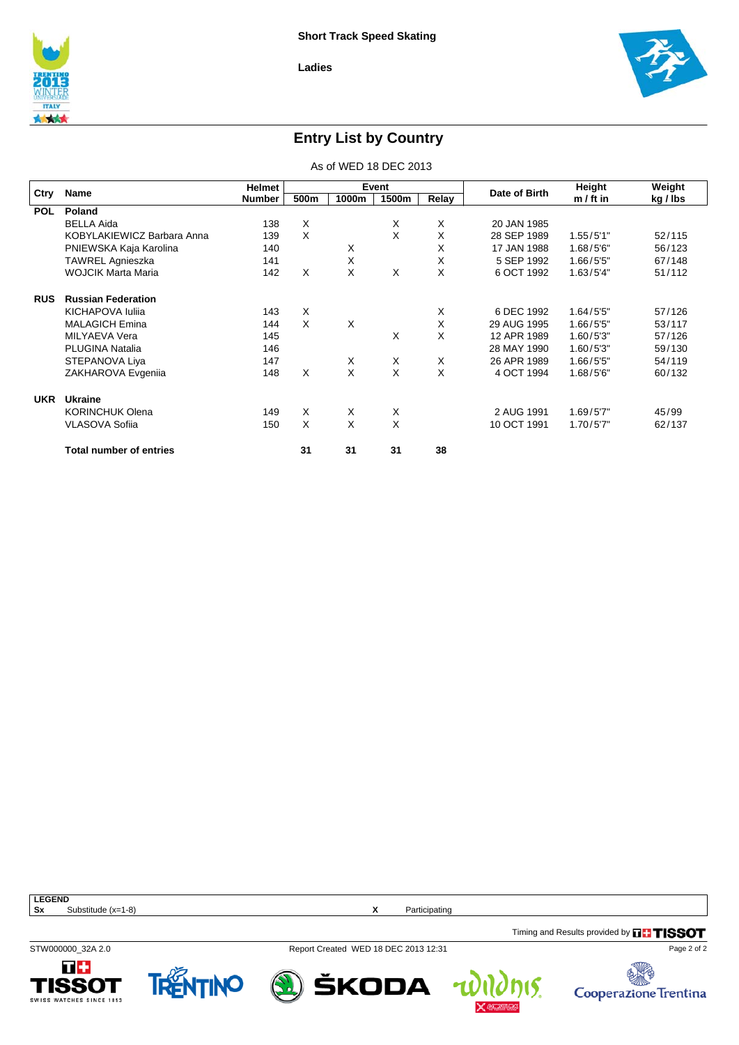# Short Track Speed Skating

## Ladies

## Entry List by Country

As of WED 18 DEC 2013

| Ctry | Name | Helmet Number | Event | | | | Date of Birth | Height m / ft in | Weight kg / lbs |
|---|---|---|---|---|---|---|---|---|---|
| | | | 500m | 1000m | 1500m | Relay | | | |
| **POL** | **Poland** | | | | | | | | |
| | BELLA Aida | 138 | X | | X | X | 20 JAN 1985 | | |
| | KOBYLAKIEWICZ Barbara Anna | 139 | X | | X | X | 28 SEP 1989 | 1.55 / 5'1" | 52 / 115 |
| | PNIEWSKA Kaja Karolina | 140 | | X | | X | 17 JAN 1988 | 1.68 / 5'6" | 56 / 123 |
| | TAWREL Agnieszka | 141 | | X | | X | 5 SEP 1992 | 1.66 / 5'5" | 67 / 148 |
| | WOJCIK Marta Maria | 142 | X | X | X | X | 6 OCT 1992 | 1.63 / 5'4" | 51 / 112 |
| **RUS** | **Russian Federation** | | | | | | | | |
| | KICHAPOVA Iuliia | 143 | X | | | X | 6 DEC 1992 | 1.64 / 5'5" | 57 / 126 |
| | MALAGICH Emina | 144 | X | X | | X | 29 AUG 1995 | 1.66 / 5'5" | 53 / 117 |
| | MILYAEVA Vera | 145 | | | X | X | 12 APR 1989 | 1.60 / 5'3" | 57 / 126 |
| | PLUGINA Natalia | 146 | | | | | 28 MAY 1990 | 1.60 / 5'3" | 59 / 130 |
| | STEPANOVA Liya | 147 | | X | X | X | 26 APR 1989 | 1.66 / 5'5" | 54 / 119 |
| | ZAKHAROVA Evgeniia | 148 | X | X | X | X | 4 OCT 1994 | 1.68 / 5'6" | 60 / 132 |
| **UKR** | **Ukraine** | | | | | | | | |
| | KORINCHUK Olena | 149 | X | X | X | | 2 AUG 1991 | 1.69 / 5'7" | 45 / 99 |
| | VLASOVA Sofiia | 150 | X | X | X | | 10 OCT 1991 | 1.70 / 5'7" | 62 / 137 |
| | **Total number of entries** | | **31** | **31** | **31** | **38** | | | |

**LEGEND**

| | | | |
|---|---|---|---|
| **Sx** | Substitude (x=1-8) | **X** | Participating |

Timing and Results provided by TISSOT

STW000000_32A 2.0 — Report Created WED 18 DEC 2013 12:31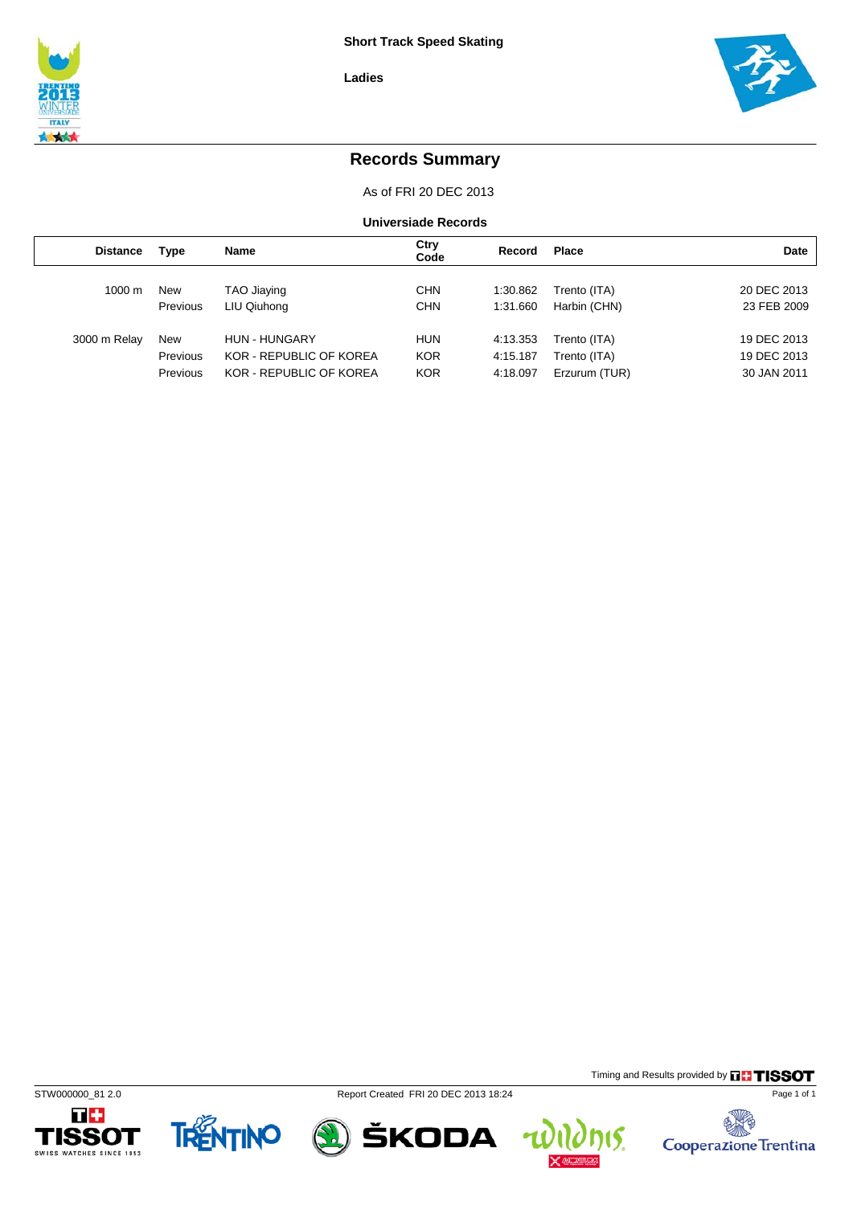Short Track Speed Skating

Ladies

# Records Summary

As of FRI 20 DEC 2013

## Universiade Records

| Distance | Type | Name | Ctry Code | Record | Place | Date |
|---|---|---|---|---|---|---|
| 1000 m | New | TAO Jiaying | CHN | 1:30.862 | Trento (ITA) | 20 DEC 2013 |
| | Previous | LIU Qiuhong | CHN | 1:31.660 | Harbin (CHN) | 23 FEB 2009 |
| 3000 m Relay | New | HUN - HUNGARY | HUN | 4:13.353 | Trento (ITA) | 19 DEC 2013 |
| | Previous | KOR - REPUBLIC OF KOREA | KOR | 4:15.187 | Trento (ITA) | 19 DEC 2013 |
| | Previous | KOR - REPUBLIC OF KOREA | KOR | 4:18.097 | Erzurum (TUR) | 30 JAN 2011 |

Timing and Results provided by TISSOT

STW000000_81 2.0    Report Created FRI 20 DEC 2013 18:24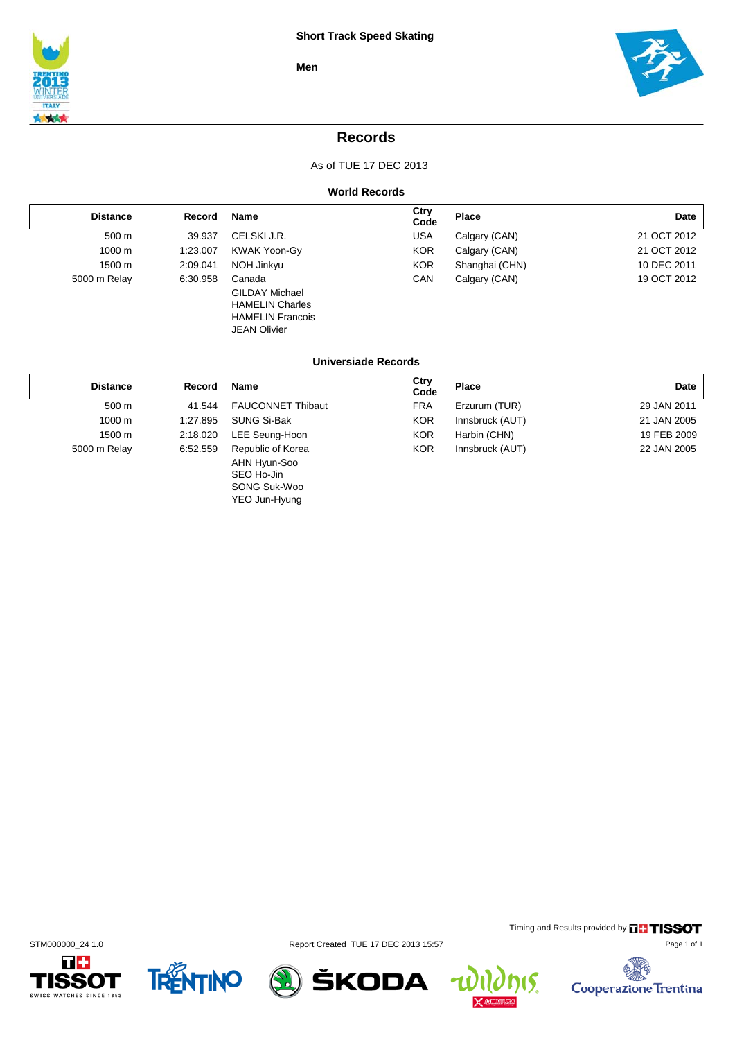Short Track Speed Skating

Men

# Records

As of TUE 17 DEC 2013

### World Records

| Distance | Record | Name | Ctry Code | Place | Date |
|---|---|---|---|---|---|
| 500 m | 39.937 | CELSKI J.R. | USA | Calgary (CAN) | 21 OCT 2012 |
| 1000 m | 1:23.007 | KWAK Yoon-Gy | KOR | Calgary (CAN) | 21 OCT 2012 |
| 1500 m | 2:09.041 | NOH Jinkyu | KOR | Shanghai (CHN) | 10 DEC 2011 |
| 5000 m Relay | 6:30.958 | Canada<br>GILDAY Michael<br>HAMELIN Charles<br>HAMELIN Francois<br>JEAN Olivier | CAN | Calgary (CAN) | 19 OCT 2012 |

### Universiade Records

| Distance | Record | Name | Ctry Code | Place | Date |
|---|---|---|---|---|---|
| 500 m | 41.544 | FAUCONNET Thibaut | FRA | Erzurum (TUR) | 29 JAN 2011 |
| 1000 m | 1:27.895 | SUNG Si-Bak | KOR | Innsbruck (AUT) | 21 JAN 2005 |
| 1500 m | 2:18.020 | LEE Seung-Hoon | KOR | Harbin (CHN) | 19 FEB 2009 |
| 5000 m Relay | 6:52.559 | Republic of Korea<br>AHN Hyun-Soo<br>SEO Ho-Jin<br>SONG Suk-Woo<br>YEO Jun-Hyung | KOR | Innsbruck (AUT) | 22 JAN 2005 |

Timing and Results provided by TISSOT

STM000000_24 1.0 Report Created TUE 17 DEC 2013 15:57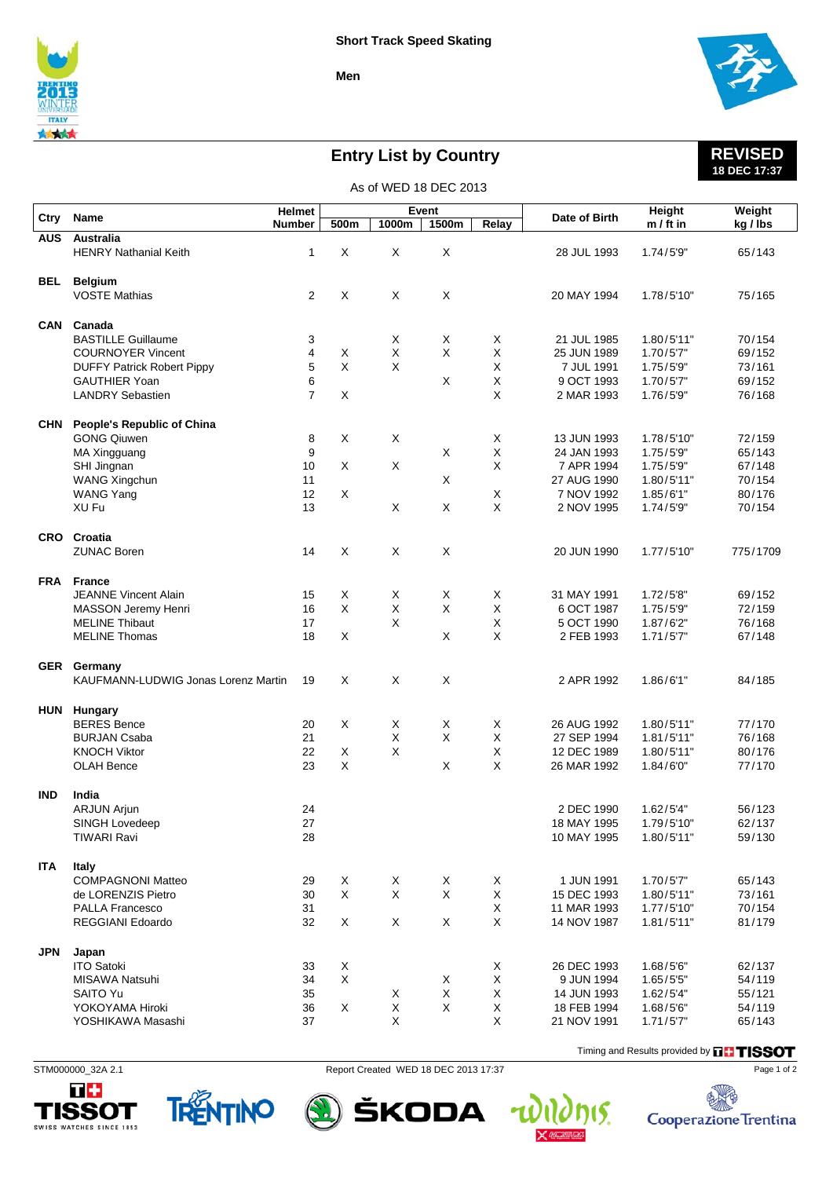# Short Track Speed Skating

## Men

## Entry List by Country

**REVISED**
**18 DEC 17:37**

As of WED 18 DEC 2013

| Ctry | Name | Helmet Number | Event | | | | Date of Birth | Height m / ft in | Weight kg / lbs |
|---|---|---|---|---|---|---|---|---|---|
| | | | 500m | 1000m | 1500m | Relay | | | |
| **AUS** | **Australia** | | | | | | | | |
| | HENRY Nathanial Keith | 1 | X | X | X | | 28 JUL 1993 | 1.74/5'9" | 65/143 |
| **BEL** | **Belgium** | | | | | | | | |
| | VOSTE Mathias | 2 | X | X | X | | 20 MAY 1994 | 1.78/5'10" | 75/165 |
| **CAN** | **Canada** | | | | | | | | |
| | BASTILLE Guillaume | 3 | | X | X | X | 21 JUL 1985 | 1.80/5'11" | 70/154 |
| | COURNOYER Vincent | 4 | X | X | X | X | 25 JUN 1989 | 1.70/5'7" | 69/152 |
| | DUFFY Patrick Robert Pippy | 5 | X | X | | X | 7 JUL 1991 | 1.75/5'9" | 73/161 |
| | GAUTHIER Yoan | 6 | | | X | X | 9 OCT 1993 | 1.70/5'7" | 69/152 |
| | LANDRY Sebastien | 7 | X | | | X | 2 MAR 1993 | 1.76/5'9" | 76/168 |
| **CHN** | **People's Republic of China** | | | | | | | | |
| | GONG Qiuwen | 8 | X | X | | X | 13 JUN 1993 | 1.78/5'10" | 72/159 |
| | MA Xingguang | 9 | | | X | X | 24 JAN 1993 | 1.75/5'9" | 65/143 |
| | SHI Jingnan | 10 | X | X | | X | 7 APR 1994 | 1.75/5'9" | 67/148 |
| | WANG Xingchun | 11 | | | X | | 27 AUG 1990 | 1.80/5'11" | 70/154 |
| | WANG Yang | 12 | X | | | X | 7 NOV 1992 | 1.85/6'1" | 80/176 |
| | XU Fu | 13 | | X | X | X | 2 NOV 1995 | 1.74/5'9" | 70/154 |
| **CRO** | **Croatia** | | | | | | | | |
| | ZUNAC Boren | 14 | X | X | X | | 20 JUN 1990 | 1.77/5'10" | 775/1709 |
| **FRA** | **France** | | | | | | | | |
| | JEANNE Vincent Alain | 15 | X | X | X | X | 31 MAY 1991 | 1.72/5'8" | 69/152 |
| | MASSON Jeremy Henri | 16 | X | X | X | X | 6 OCT 1987 | 1.75/5'9" | 72/159 |
| | MELINE Thibaut | 17 | | X | | X | 5 OCT 1990 | 1.87/6'2" | 76/168 |
| | MELINE Thomas | 18 | X | | X | X | 2 FEB 1993 | 1.71/5'7" | 67/148 |
| **GER** | **Germany** | | | | | | | | |
| | KAUFMANN-LUDWIG Jonas Lorenz Martin | 19 | X | X | X | | 2 APR 1992 | 1.86/6'1" | 84/185 |
| **HUN** | **Hungary** | | | | | | | | |
| | BERES Bence | 20 | X | X | X | X | 26 AUG 1992 | 1.80/5'11" | 77/170 |
| | BURJAN Csaba | 21 | | X | X | X | 27 SEP 1994 | 1.81/5'11" | 76/168 |
| | KNOCH Viktor | 22 | X | X | | X | 12 DEC 1989 | 1.80/5'11" | 80/176 |
| | OLAH Bence | 23 | X | | X | X | 26 MAR 1992 | 1.84/6'0" | 77/170 |
| **IND** | **India** | | | | | | | | |
| | ARJUN Arjun | 24 | | | | | 2 DEC 1990 | 1.62/5'4" | 56/123 |
| | SINGH Lovedeep | 27 | | | | | 18 MAY 1995 | 1.79/5'10" | 62/137 |
| | TIWARI Ravi | 28 | | | | | 10 MAY 1995 | 1.80/5'11" | 59/130 |
| **ITA** | **Italy** | | | | | | | | |
| | COMPAGNONI Matteo | 29 | X | X | X | X | 1 JUN 1991 | 1.70/5'7" | 65/143 |
| | de LORENZIS Pietro | 30 | X | X | X | X | 15 DEC 1993 | 1.80/5'11" | 73/161 |
| | PALLA Francesco | 31 | | | | X | 11 MAR 1993 | 1.77/5'10" | 70/154 |
| | REGGIANI Edoardo | 32 | X | X | X | X | 14 NOV 1987 | 1.81/5'11" | 81/179 |
| **JPN** | **Japan** | | | | | | | | |
| | ITO Satoki | 33 | X | | | X | 26 DEC 1993 | 1.68/5'6" | 62/137 |
| | MISAWA Natsuhi | 34 | X | | X | X | 9 JUN 1994 | 1.65/5'5" | 54/119 |
| | SAITO Yu | 35 | | X | X | X | 14 JUN 1993 | 1.62/5'4" | 55/121 |
| | YOKOYAMA Hiroki | 36 | X | X | X | X | 18 FEB 1994 | 1.68/5'6" | 54/119 |
| | YOSHIKAWA Masashi | 37 | | X | | X | 21 NOV 1991 | 1.71/5'7" | 65/143 |

Timing and Results provided by TISSOT

STM000000_32A 2.1 Report Created WED 18 DEC 2013 17:37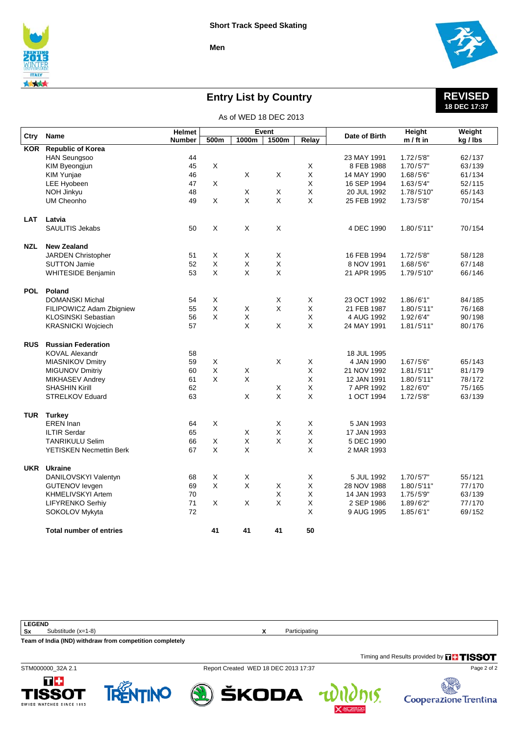Short Track Speed Skating

Men

# Entry List by Country

**REVISED**
**18 DEC 17:37**

As of WED 18 DEC 2013

| Ctry | Name | Helmet Number | 500m | 1000m | 1500m | Relay | Date of Birth | Height m / ft in | Weight kg / lbs |
|---|---|---|---|---|---|---|---|---|---|
| **KOR** | **Republic of Korea** | | | | | | | | |
| | HAN Seungsoo | 44 | | | | | 23 MAY 1991 | 1.72/5'8" | 62/137 |
| | KIM Byeongjun | 45 | X | | | X | 8 FEB 1988 | 1.70/5'7" | 63/139 |
| | KIM Yunjae | 46 | | X | X | X | 14 MAY 1990 | 1.68/5'6" | 61/134 |
| | LEE Hyobeen | 47 | X | | | X | 16 SEP 1994 | 1.63/5'4" | 52/115 |
| | NOH Jinkyu | 48 | | X | X | X | 20 JUL 1992 | 1.78/5'10" | 65/143 |
| | UM Cheonho | 49 | X | X | X | X | 25 FEB 1992 | 1.73/5'8" | 70/154 |
| **LAT** | **Latvia** | | | | | | | | |
| | SAULITIS Jekabs | 50 | X | X | X | | 4 DEC 1990 | 1.80/5'11" | 70/154 |
| **NZL** | **New Zealand** | | | | | | | | |
| | JARDEN Christopher | 51 | X | X | X | | 16 FEB 1994 | 1.72/5'8" | 58/128 |
| | SUTTON Jamie | 52 | X | X | X | | 8 NOV 1991 | 1.68/5'6" | 67/148 |
| | WHITESIDE Benjamin | 53 | X | X | X | | 21 APR 1995 | 1.79/5'10" | 66/146 |
| **POL** | **Poland** | | | | | | | | |
| | DOMANSKI Michal | 54 | X | | X | X | 23 OCT 1992 | 1.86/6'1" | 84/185 |
| | FILIPOWICZ Adam Zbigniew | 55 | X | X | X | X | 21 FEB 1987 | 1.80/5'11" | 76/168 |
| | KLOSINSKI Sebastian | 56 | X | X | | X | 4 AUG 1992 | 1.92/6'4" | 90/198 |
| | KRASNICKI Wojciech | 57 | | X | X | X | 24 MAY 1991 | 1.81/5'11" | 80/176 |
| **RUS** | **Russian Federation** | | | | | | | | |
| | KOVAL Alexandr | 58 | | | | | 18 JUL 1995 | | |
| | MIASNIKOV Dmitry | 59 | X | | X | X | 4 JAN 1990 | 1.67/5'6" | 65/143 |
| | MIGUNOV Dmitriy | 60 | X | X | | X | 21 NOV 1992 | 1.81/5'11" | 81/179 |
| | MIKHASEV Andrey | 61 | X | X | | X | 12 JAN 1991 | 1.80/5'11" | 78/172 |
| | SHASHIN Kirill | 62 | | | X | X | 7 APR 1992 | 1.82/6'0" | 75/165 |
| | STRELKOV Eduard | 63 | | X | X | X | 1 OCT 1994 | 1.72/5'8" | 63/139 |
| **TUR** | **Turkey** | | | | | | | | |
| | EREN Inan | 64 | X | | X | X | 5 JAN 1993 | | |
| | ILTIR Serdar | 65 | | X | X | X | 17 JAN 1993 | | |
| | TANRIKULU Selim | 66 | X | X | X | X | 5 DEC 1990 | | |
| | YETISKEN Necmettin Berk | 67 | X | X | | X | 2 MAR 1993 | | |
| **UKR** | **Ukraine** | | | | | | | | |
| | DANILOVSKYI Valentyn | 68 | X | X | | X | 5 JUL 1992 | 1.70/5'7" | 55/121 |
| | GUTENOV Ievgen | 69 | X | X | X | X | 28 NOV 1988 | 1.80/5'11" | 77/170 |
| | KHMELIVSKYI Artem | 70 | | | X | X | 14 JAN 1993 | 1.75/5'9" | 63/139 |
| | LIFYRENKO Serhiy | 71 | X | X | X | X | 2 SEP 1986 | 1.89/6'2" | 77/170 |
| | SOKOLOV Mykyta | 72 | | | | X | 9 AUG 1995 | 1.85/6'1" | 69/152 |
| | **Total number of entries** | | **41** | **41** | **41** | **50** | | | |

**LEGEND**

**Sx** Substitude (x=1-8) **X** Participating

**Team of India (IND) withdraw from competition completely**

Timing and Results provided by TISSOT

STM000000_32A 2.1 Report Created WED 18 DEC 2013 17:37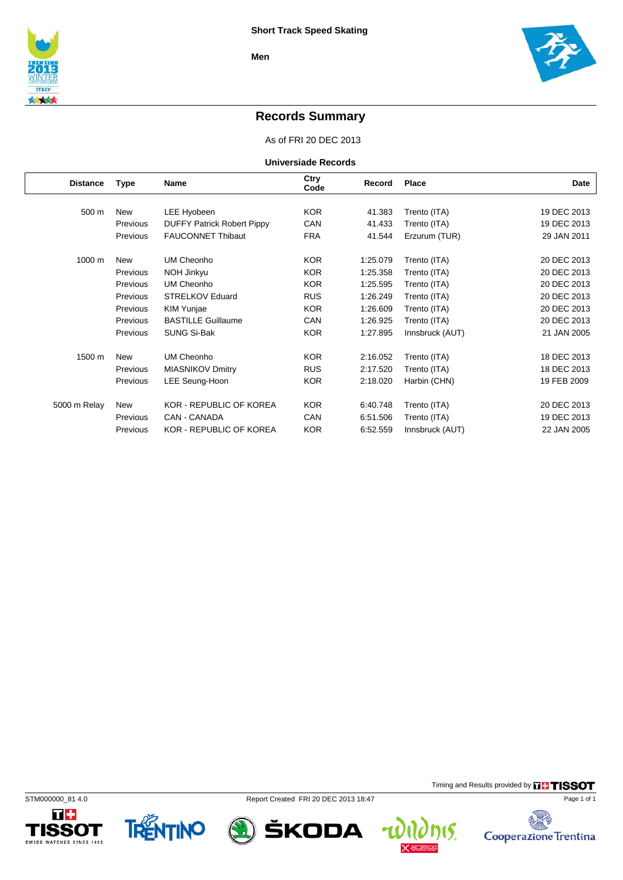Short Track Speed Skating

Men

# Records Summary

As of FRI 20 DEC 2013

## Universiade Records

| Distance | Type | Name | Ctry Code | Record | Place | Date |
|---|---|---|---|---|---|---|
| 500 m | New | LEE Hyobeen | KOR | 41.383 | Trento (ITA) | 19 DEC 2013 |
| | Previous | DUFFY Patrick Robert Pippy | CAN | 41.433 | Trento (ITA) | 19 DEC 2013 |
| | Previous | FAUCONNET Thibaut | FRA | 41.544 | Erzurum (TUR) | 29 JAN 2011 |
| 1000 m | New | UM Cheonho | KOR | 1:25.079 | Trento (ITA) | 20 DEC 2013 |
| | Previous | NOH Jinkyu | KOR | 1:25.358 | Trento (ITA) | 20 DEC 2013 |
| | Previous | UM Cheonho | KOR | 1:25.595 | Trento (ITA) | 20 DEC 2013 |
| | Previous | STRELKOV Eduard | RUS | 1:26.249 | Trento (ITA) | 20 DEC 2013 |
| | Previous | KIM Yunjae | KOR | 1:26.609 | Trento (ITA) | 20 DEC 2013 |
| | Previous | BASTILLE Guillaume | CAN | 1:26.925 | Trento (ITA) | 20 DEC 2013 |
| | Previous | SUNG Si-Bak | KOR | 1:27.895 | Innsbruck (AUT) | 21 JAN 2005 |
| 1500 m | New | UM Cheonho | KOR | 2:16.052 | Trento (ITA) | 18 DEC 2013 |
| | Previous | MIASNIKOV Dmitry | RUS | 2:17.520 | Trento (ITA) | 18 DEC 2013 |
| | Previous | LEE Seung-Hoon | KOR | 2:18.020 | Harbin (CHN) | 19 FEB 2009 |
| 5000 m Relay | New | KOR - REPUBLIC OF KOREA | KOR | 6:40.748 | Trento (ITA) | 20 DEC 2013 |
| | Previous | CAN - CANADA | CAN | 6:51.506 | Trento (ITA) | 19 DEC 2013 |
| | Previous | KOR - REPUBLIC OF KOREA | KOR | 6:52.559 | Innsbruck (AUT) | 22 JAN 2005 |

Timing and Results provided by TISSOT

STM000000_81 4.0    Report Created FRI 20 DEC 2013 18:47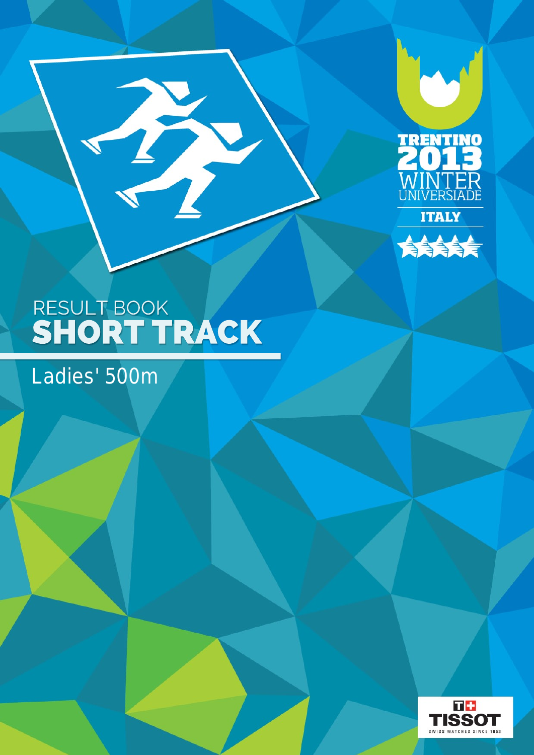TRENTINO 2013 WINTER UNIVERSIADE

ITALY

RESULT BOOK

# SHORT TRACK

## Ladies' 500m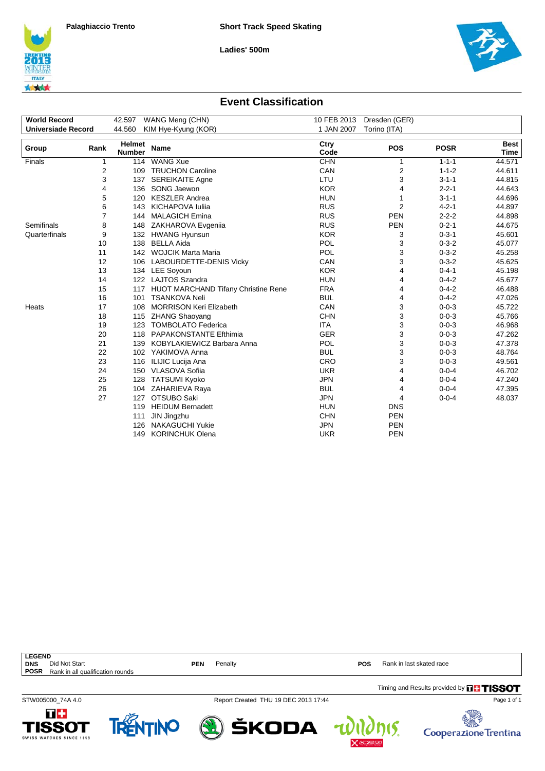Palaghiaccio Trento

Short Track Speed Skating

Ladies' 500m

# Event Classification

| | | | |
|---|---|---|---|
| **World Record** | 42.597 WANG Meng (CHN) | 10 FEB 2013 | Dresden (GER) |
| **Universiade Record** | 44.560 KIM Hye-Kyung (KOR) | 1 JAN 2007 | Torino (ITA) |

| Group | Rank | Helmet Number | Name | Ctry Code | POS | POSR | Best Time |
|---|---|---|---|---|---|---|---|
| Finals | 1 | 114 | WANG Xue | CHN | 1 | 1-1-1 | 44.571 |
| | 2 | 109 | TRUCHON Caroline | CAN | 2 | 1-1-2 | 44.611 |
| | 3 | 137 | SEREIKAITE Agne | LTU | 3 | 3-1-1 | 44.815 |
| | 4 | 136 | SONG Jaewon | KOR | 4 | 2-2-1 | 44.643 |
| | 5 | 120 | KESZLER Andrea | HUN | 1 | 3-1-1 | 44.696 |
| | 6 | 143 | KICHAPOVA Iuliia | RUS | 2 | 4-2-1 | 44.897 |
| | 7 | 144 | MALAGICH Emina | RUS | PEN | 2-2-2 | 44.898 |
| Semifinals | 8 | 148 | ZAKHAROVA Evgeniia | RUS | PEN | 0-2-1 | 44.675 |
| Quarterfinals | 9 | 132 | HWANG Hyunsun | KOR | 3 | 0-3-1 | 45.601 |
| | 10 | 138 | BELLA Aida | POL | 3 | 0-3-2 | 45.077 |
| | 11 | 142 | WOJCIK Marta Maria | POL | 3 | 0-3-2 | 45.258 |
| | 12 | 106 | LABOURDETTE-DENIS Vicky | CAN | 3 | 0-3-2 | 45.625 |
| | 13 | 134 | LEE Soyoun | KOR | 4 | 0-4-1 | 45.198 |
| | 14 | 122 | LAJTOS Szandra | HUN | 4 | 0-4-2 | 45.677 |
| | 15 | 117 | HUOT MARCHAND Tifany Christine Rene | FRA | 4 | 0-4-2 | 46.488 |
| | 16 | 101 | TSANKOVA Neli | BUL | 4 | 0-4-2 | 47.026 |
| Heats | 17 | 108 | MORRISON Keri Elizabeth | CAN | 3 | 0-0-3 | 45.722 |
| | 18 | 115 | ZHANG Shaoyang | CHN | 3 | 0-0-3 | 45.766 |
| | 19 | 123 | TOMBOLATO Federica | ITA | 3 | 0-0-3 | 46.968 |
| | 20 | 118 | PAPAKONSTANTE Efthimia | GER | 3 | 0-0-3 | 47.262 |
| | 21 | 139 | KOBYLAKIEWICZ Barbara Anna | POL | 3 | 0-0-3 | 47.378 |
| | 22 | 102 | YAKIMOVA Anna | BUL | 3 | 0-0-3 | 48.764 |
| | 23 | 116 | ILIJIC Lucija Ana | CRO | 3 | 0-0-3 | 49.561 |
| | 24 | 150 | VLASOVA Sofiia | UKR | 4 | 0-0-4 | 46.702 |
| | 25 | 128 | TATSUMI Kyoko | JPN | 4 | 0-0-4 | 47.240 |
| | 26 | 104 | ZAHARIEVA Raya | BUL | 4 | 0-0-4 | 47.395 |
| | 27 | 127 | OTSUBO Saki | JPN | 4 | 0-0-4 | 48.037 |
| | | 119 | HEIDUM Bernadett | HUN | DNS | | |
| | | 111 | JIN Jingzhu | CHN | PEN | | |
| | | 126 | NAKAGUCHI Yukie | JPN | PEN | | |
| | | 149 | KORINCHUK Olena | UKR | PEN | | |

**LEGEND**
- **DNS** Did Not Start
- **POSR** Rank in all qualification rounds
- **PEN** Penalty
- **POS** Rank in last skated race

Timing and Results provided by TISSOT

STW005000_74A 4.0 — Report Created THU 19 DEC 2013 17:44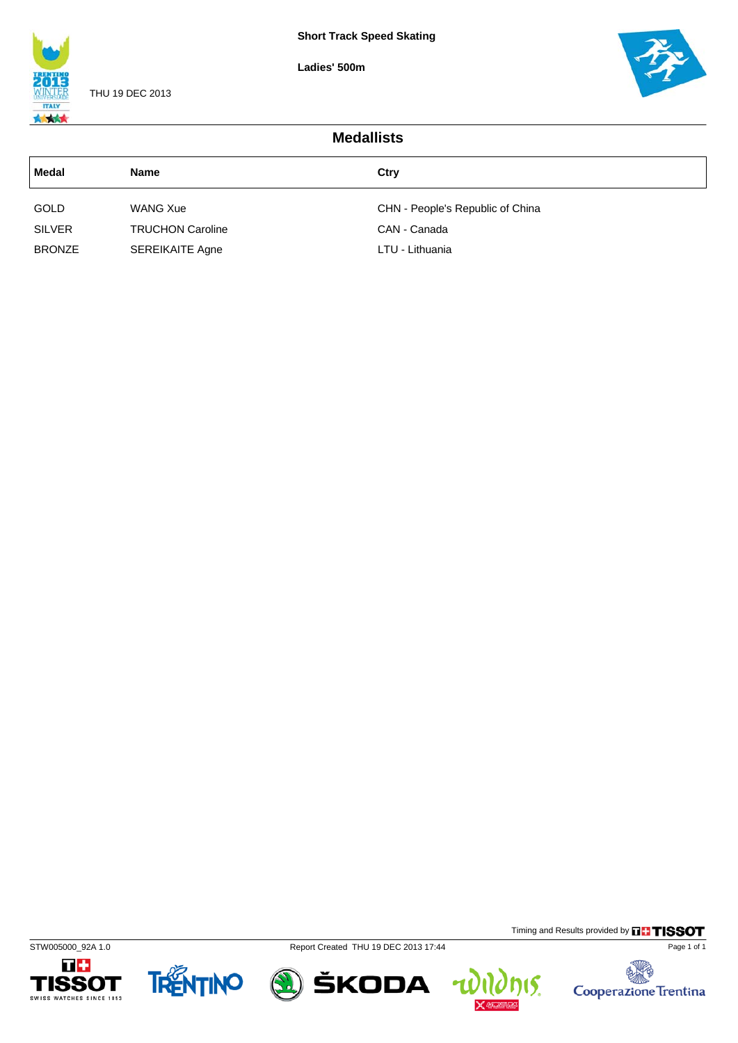**Short Track Speed Skating**

**Ladies' 500m**

THU 19 DEC 2013

## Medallists

| Medal | Name | Ctry |
|---|---|---|
| GOLD | WANG Xue | CHN - People's Republic of China |
| SILVER | TRUCHON Caroline | CAN - Canada |
| BRONZE | SEREIKAITE Agne | LTU - Lithuania |

Timing and Results provided by TISSOT

STW005000_92A 1.0

Report Created THU 19 DEC 2013 17:44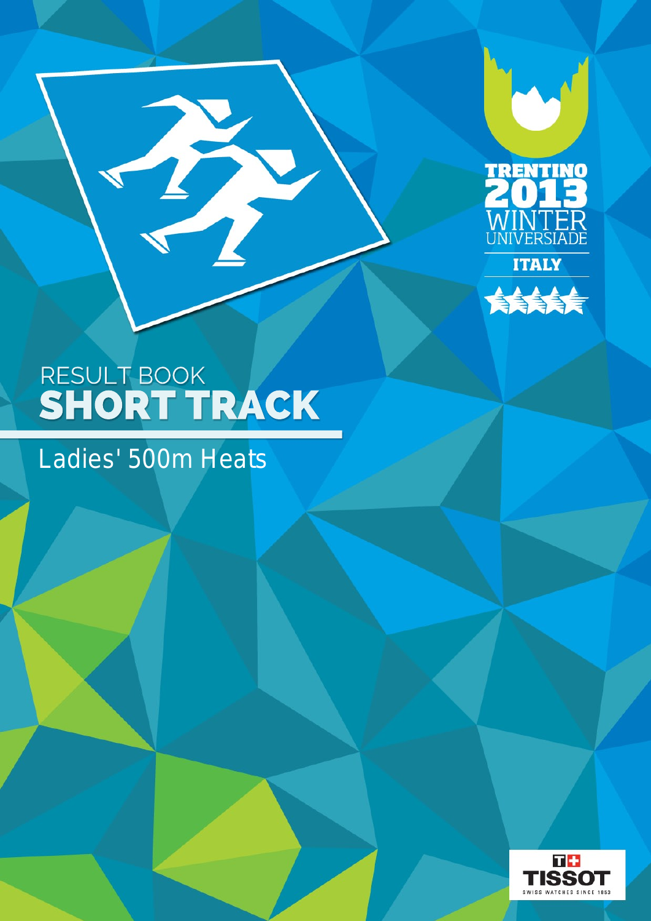TRENTINO 2013 WINTER UNIVERSIADE

ITALY

RESULT BOOK

# SHORT TRACK

## Ladies' 500m Heats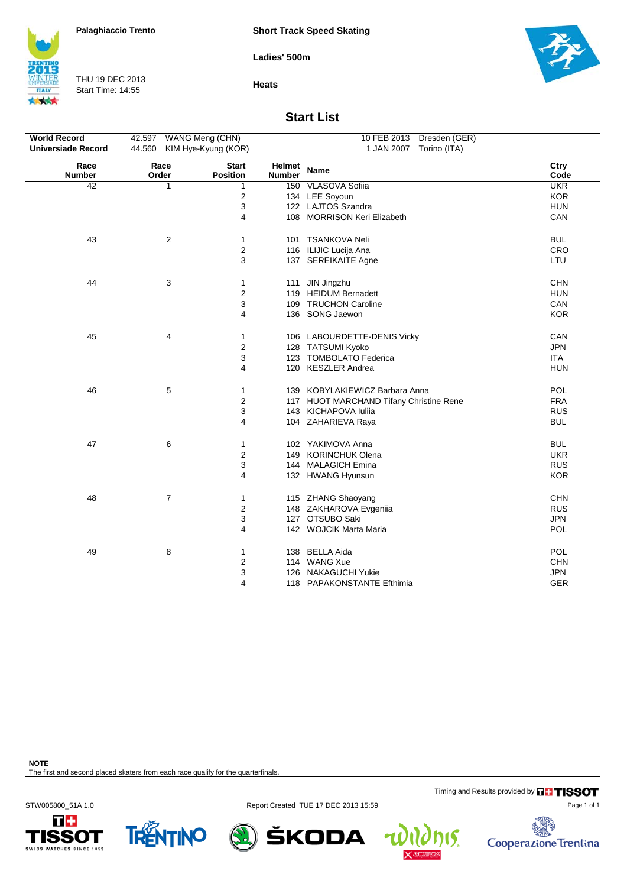Palaghiaccio Trento

**Short Track Speed Skating**

**Ladies' 500m**

THU 19 DEC 2013
Start Time: 14:55

**Heats**

## Start List

| | | | | |
|---|---|---|---|---|
| **World Record** | 42.597 | WANG Meng (CHN) | 10 FEB 2013 | Dresden (GER) |
| **Universiade Record** | 44.560 | KIM Hye-Kyung (KOR) | 1 JAN 2007 | Torino (ITA) |

| Race Number | Race Order | Start Position | Helmet Number | Name | Ctry Code |
|---|---|---|---|---|---|
| 42 | 1 | 1 | 150 | VLASOVA Sofiia | UKR |
| | | 2 | 134 | LEE Soyoun | KOR |
| | | 3 | 122 | LAJTOS Szandra | HUN |
| | | 4 | 108 | MORRISON Keri Elizabeth | CAN |
| 43 | 2 | 1 | 101 | TSANKOVA Neli | BUL |
| | | 2 | 116 | ILIJIC Lucija Ana | CRO |
| | | 3 | 137 | SEREIKAITE Agne | LTU |
| 44 | 3 | 1 | 111 | JIN Jingzhu | CHN |
| | | 2 | 119 | HEIDUM Bernadett | HUN |
| | | 3 | 109 | TRUCHON Caroline | CAN |
| | | 4 | 136 | SONG Jaewon | KOR |
| 45 | 4 | 1 | 106 | LABOURDETTE-DENIS Vicky | CAN |
| | | 2 | 128 | TATSUMI Kyoko | JPN |
| | | 3 | 123 | TOMBOLATO Federica | ITA |
| | | 4 | 120 | KESZLER Andrea | HUN |
| 46 | 5 | 1 | 139 | KOBYLAKIEWICZ Barbara Anna | POL |
| | | 2 | 117 | HUOT MARCHAND Tifany Christine Rene | FRA |
| | | 3 | 143 | KICHAPOVA Iuliia | RUS |
| | | 4 | 104 | ZAHARIEVA Raya | BUL |
| 47 | 6 | 1 | 102 | YAKIMOVA Anna | BUL |
| | | 2 | 149 | KORINCHUK Olena | UKR |
| | | 3 | 144 | MALAGICH Emina | RUS |
| | | 4 | 132 | HWANG Hyunsun | KOR |
| 48 | 7 | 1 | 115 | ZHANG Shaoyang | CHN |
| | | 2 | 148 | ZAKHAROVA Evgeniia | RUS |
| | | 3 | 127 | OTSUBO Saki | JPN |
| | | 4 | 142 | WOJCIK Marta Maria | POL |
| 49 | 8 | 1 | 138 | BELLA Aida | POL |
| | | 2 | 114 | WANG Xue | CHN |
| | | 3 | 126 | NAKAGUCHI Yukie | JPN |
| | | 4 | 118 | PAPAKONSTANTE Efthimia | GER |

**NOTE**
The first and second placed skaters from each race qualify for the quarterfinals.

Timing and Results provided by TISSOT

STW005800_51A 1.0 Report Created TUE 17 DEC 2013 15:59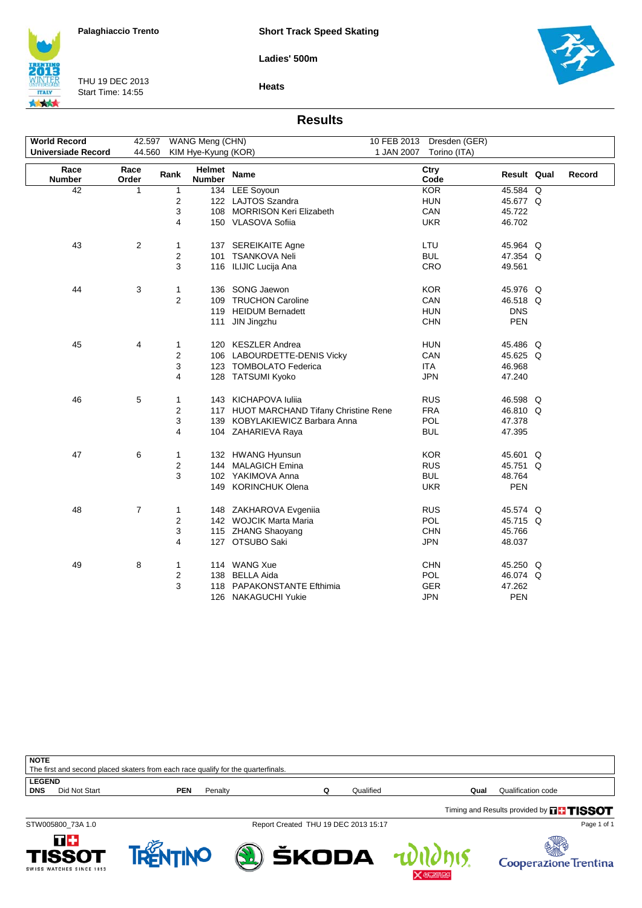Palaghiaccio Trento

THU 19 DEC 2013
Start Time: 14:55

**Short Track Speed Skating**

**Ladies' 500m**

**Heats**

## Results

| | | | | |
|---|---|---|---|---|
| **World Record** | 42.597 | WANG Meng (CHN) | 10 FEB 2013 | Dresden (GER) |
| **Universiade Record** | 44.560 | KIM Hye-Kyung (KOR) | 1 JAN 2007 | Torino (ITA) |

| Race Number | Race Order | Rank | Helmet Number | Name | Ctry Code | Result | Qual | Record |
|---|---|---|---|---|---|---|---|---|
| 42 | 1 | 1 | 134 | LEE Soyoun | KOR | 45.584 | Q | |
| | | 2 | 122 | LAJTOS Szandra | HUN | 45.677 | Q | |
| | | 3 | 108 | MORRISON Keri Elizabeth | CAN | 45.722 | | |
| | | 4 | 150 | VLASOVA Sofiia | UKR | 46.702 | | |
| 43 | 2 | 1 | 137 | SEREIKAITE Agne | LTU | 45.964 | Q | |
| | | 2 | 101 | TSANKOVA Neli | BUL | 47.354 | Q | |
| | | 3 | 116 | ILIJIC Lucija Ana | CRO | 49.561 | | |
| 44 | 3 | 1 | 136 | SONG Jaewon | KOR | 45.976 | Q | |
| | | 2 | 109 | TRUCHON Caroline | CAN | 46.518 | Q | |
| | | | 119 | HEIDUM Bernadett | HUN | DNS | | |
| | | | 111 | JIN Jingzhu | CHN | PEN | | |
| 45 | 4 | 1 | 120 | KESZLER Andrea | HUN | 45.486 | Q | |
| | | 2 | 106 | LABOURDETTE-DENIS Vicky | CAN | 45.625 | Q | |
| | | 3 | 123 | TOMBOLATO Federica | ITA | 46.968 | | |
| | | 4 | 128 | TATSUMI Kyoko | JPN | 47.240 | | |
| 46 | 5 | 1 | 143 | KICHAPOVA Iuliia | RUS | 46.598 | Q | |
| | | 2 | 117 | HUOT MARCHAND Tifany Christine Rene | FRA | 46.810 | Q | |
| | | 3 | 139 | KOBYLAKIEWICZ Barbara Anna | POL | 47.378 | | |
| | | 4 | 104 | ZAHARIEVA Raya | BUL | 47.395 | | |
| 47 | 6 | 1 | 132 | HWANG Hyunsun | KOR | 45.601 | Q | |
| | | 2 | 144 | MALAGICH Emina | RUS | 45.751 | Q | |
| | | 3 | 102 | YAKIMOVA Anna | BUL | 48.764 | | |
| | | | 149 | KORINCHUK Olena | UKR | PEN | | |
| 48 | 7 | 1 | 148 | ZAKHAROVA Evgeniia | RUS | 45.574 | Q | |
| | | 2 | 142 | WOJCIK Marta Maria | POL | 45.715 | Q | |
| | | 3 | 115 | ZHANG Shaoyang | CHN | 45.766 | | |
| | | 4 | 127 | OTSUBO Saki | JPN | 48.037 | | |
| 49 | 8 | 1 | 114 | WANG Xue | CHN | 45.250 | Q | |
| | | 2 | 138 | BELLA Aida | POL | 46.074 | Q | |
| | | 3 | 118 | PAPAKONSTANTE Efthimia | GER | 47.262 | | |
| | | | 126 | NAKAGUCHI Yukie | JPN | PEN | | |

**NOTE**
The first and second placed skaters from each race qualify for the quarterfinals.

**LEGEND**

| | | | | | | | |
|---|---|---|---|---|---|---|---|
| **DNS** | Did Not Start | **PEN** | Penalty | **Q** | Qualified | **Qual** | Qualification code |

Timing and Results provided by TISSOT

STW005800_73A 1.0 Report Created THU 19 DEC 2013 15:17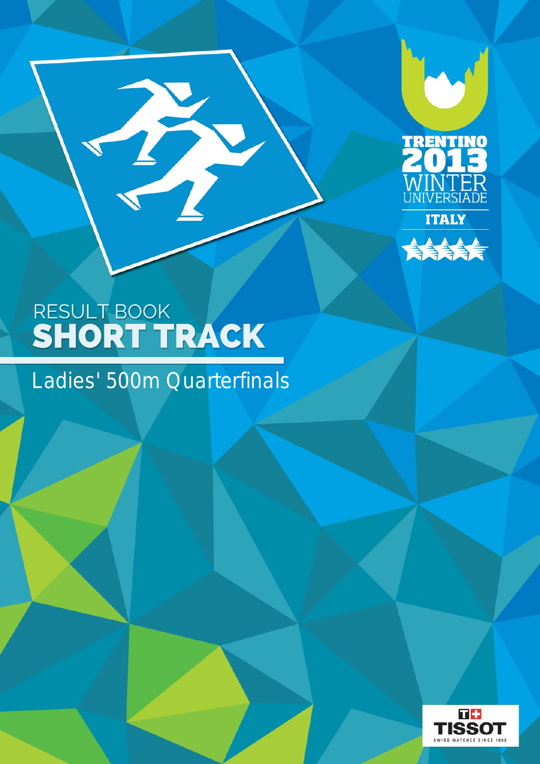TRENTINO 2013 WINTER UNIVERSIADE

ITALY

RESULT BOOK

# SHORT TRACK

## Ladies' 500m Quarterfinals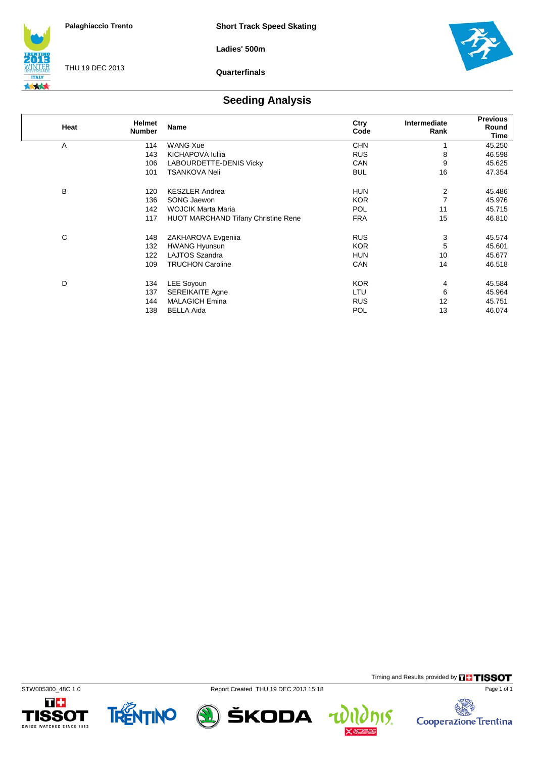Palaghiaccio Trento

THU 19 DEC 2013

**Short Track Speed Skating**

**Ladies' 500m**

**Quarterfinals**

## Seeding Analysis

| Heat | Helmet Number | Name | Ctry Code | Intermediate Rank | Previous Round Time |
|---|---|---|---|---|---|
| A | 114 | WANG Xue | CHN | 1 | 45.250 |
| | 143 | KICHAPOVA Iuliia | RUS | 8 | 46.598 |
| | 106 | LABOURDETTE-DENIS Vicky | CAN | 9 | 45.625 |
| | 101 | TSANKOVA Neli | BUL | 16 | 47.354 |
| B | 120 | KESZLER Andrea | HUN | 2 | 45.486 |
| | 136 | SONG Jaewon | KOR | 7 | 45.976 |
| | 142 | WOJCIK Marta Maria | POL | 11 | 45.715 |
| | 117 | HUOT MARCHAND Tifany Christine Rene | FRA | 15 | 46.810 |
| C | 148 | ZAKHAROVA Evgeniia | RUS | 3 | 45.574 |
| | 132 | HWANG Hyunsun | KOR | 5 | 45.601 |
| | 122 | LAJTOS Szandra | HUN | 10 | 45.677 |
| | 109 | TRUCHON Caroline | CAN | 14 | 46.518 |
| D | 134 | LEE Soyoun | KOR | 4 | 45.584 |
| | 137 | SEREIKAITE Agne | LTU | 6 | 45.964 |
| | 144 | MALAGICH Emina | RUS | 12 | 45.751 |
| | 138 | BELLA Aida | POL | 13 | 46.074 |

Timing and Results provided by TISSOT

STW005300_48C 1.0 Report Created THU 19 DEC 2013 15:18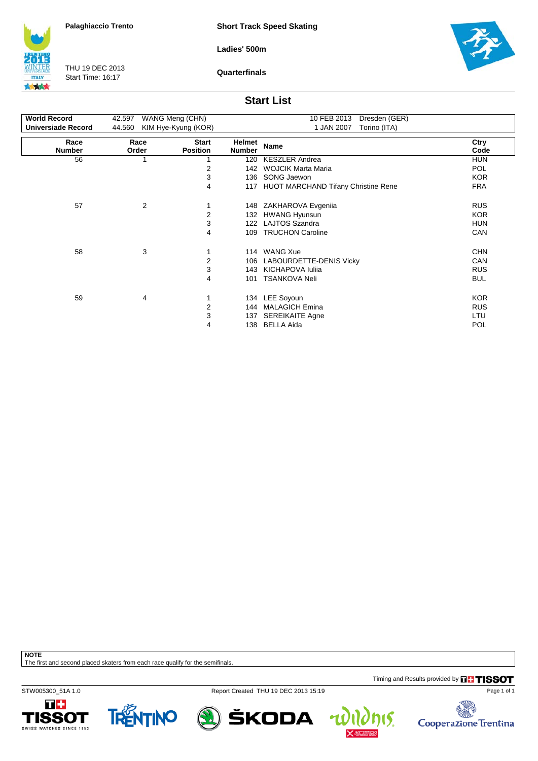Palaghiaccio Trento

THU 19 DEC 2013
Start Time: 16:17

**Short Track Speed Skating**

**Ladies' 500m**

**Quarterfinals**

## Start List

| | | | | |
|---|---|---|---|---|
| **World Record** | 42.597 | WANG Meng (CHN) | 10 FEB 2013 | Dresden (GER) |
| **Universiade Record** | 44.560 | KIM Hye-Kyung (KOR) | 1 JAN 2007 | Torino (ITA) |

| Race Number | Race Order | Start Position | Helmet Number | Name | Ctry Code |
|---|---|---|---|---|---|
| 56 | 1 | 1 | 120 | KESZLER Andrea | HUN |
| | | 2 | 142 | WOJCIK Marta Maria | POL |
| | | 3 | 136 | SONG Jaewon | KOR |
| | | 4 | 117 | HUOT MARCHAND Tifany Christine Rene | FRA |
| 57 | 2 | 1 | 148 | ZAKHAROVA Evgeniia | RUS |
| | | 2 | 132 | HWANG Hyunsun | KOR |
| | | 3 | 122 | LAJTOS Szandra | HUN |
| | | 4 | 109 | TRUCHON Caroline | CAN |
| 58 | 3 | 1 | 114 | WANG Xue | CHN |
| | | 2 | 106 | LABOURDETTE-DENIS Vicky | CAN |
| | | 3 | 143 | KICHAPOVA Iuliia | RUS |
| | | 4 | 101 | TSANKOVA Neli | BUL |
| 59 | 4 | 1 | 134 | LEE Soyoun | KOR |
| | | 2 | 144 | MALAGICH Emina | RUS |
| | | 3 | 137 | SEREIKAITE Agne | LTU |
| | | 4 | 138 | BELLA Aida | POL |

**NOTE**
The first and second placed skaters from each race qualify for the semifinals.

Timing and Results provided by TISSOT

STW005300_51A 1.0

Report Created THU 19 DEC 2013 15:19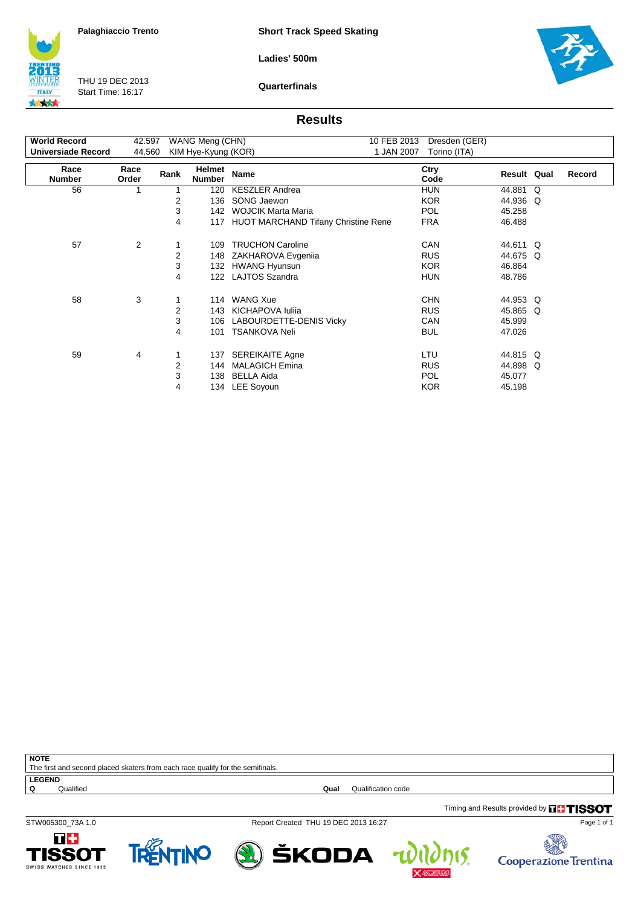Palaghiaccio Trento

THU 19 DEC 2013
Start Time: 16:17

**Short Track Speed Skating**

**Ladies' 500m**

**Quarterfinals**

## Results

| | | | | |
|---|---|---|---|---|
| **World Record** | 42.597 | WANG Meng (CHN) | 10 FEB 2013 | Dresden (GER) |
| **Universiade Record** | 44.560 | KIM Hye-Kyung (KOR) | 1 JAN 2007 | Torino (ITA) |

| Race Number | Race Order | Rank | Helmet Number | Name | Ctry Code | Result | Qual | Record |
|---|---|---|---|---|---|---|---|---|
| 56 | 1 | 1 | 120 | KESZLER Andrea | HUN | 44.881 | Q | |
| | | 2 | 136 | SONG Jaewon | KOR | 44.936 | Q | |
| | | 3 | 142 | WOJCIK Marta Maria | POL | 45.258 | | |
| | | 4 | 117 | HUOT MARCHAND Tifany Christine Rene | FRA | 46.488 | | |
| 57 | 2 | 1 | 109 | TRUCHON Caroline | CAN | 44.611 | Q | |
| | | 2 | 148 | ZAKHAROVA Evgeniia | RUS | 44.675 | Q | |
| | | 3 | 132 | HWANG Hyunsun | KOR | 46.864 | | |
| | | 4 | 122 | LAJTOS Szandra | HUN | 48.786 | | |
| 58 | 3 | 1 | 114 | WANG Xue | CHN | 44.953 | Q | |
| | | 2 | 143 | KICHAPOVA Iuliia | RUS | 45.865 | Q | |
| | | 3 | 106 | LABOURDETTE-DENIS Vicky | CAN | 45.999 | | |
| | | 4 | 101 | TSANKOVA Neli | BUL | 47.026 | | |
| 59 | 4 | 1 | 137 | SEREIKAITE Agne | LTU | 44.815 | Q | |
| | | 2 | 144 | MALAGICH Emina | RUS | 44.898 | Q | |
| | | 3 | 138 | BELLA Aida | POL | 45.077 | | |
| | | 4 | 134 | LEE Soyoun | KOR | 45.198 | | |

**NOTE**
The first and second placed skaters from each race qualify for the semifinals.

**LEGEND**
**Q** Qualified **Qual** Qualification code

Timing and Results provided by TISSOT

STW005300_73A 1.0 Report Created THU 19 DEC 2013 16:27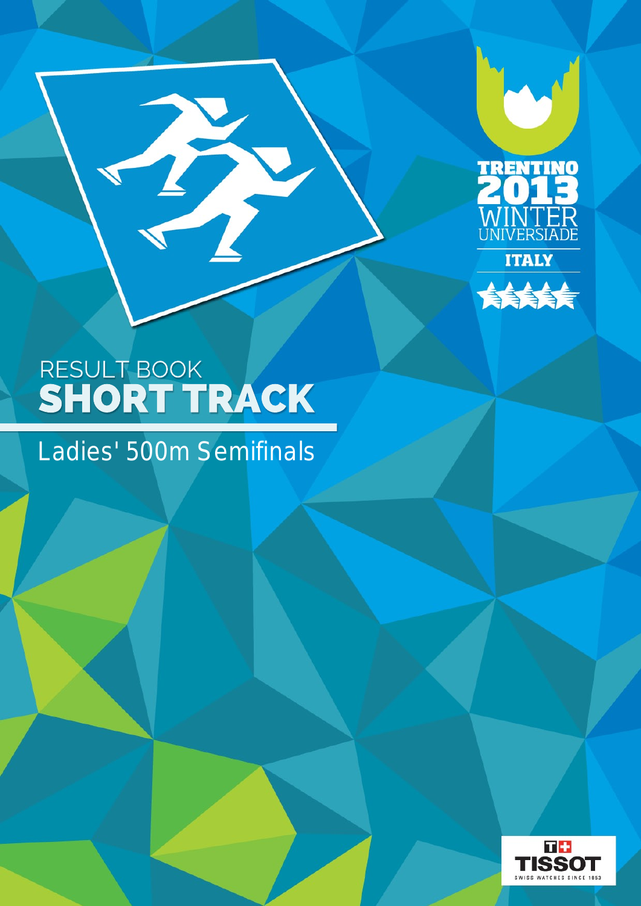TRENTINO 2013 WINTER UNIVERSIADE

ITALY

RESULT BOOK

# SHORT TRACK

## Ladies' 500m Semifinals

TISSOT SWISS WATCHES SINCE 1853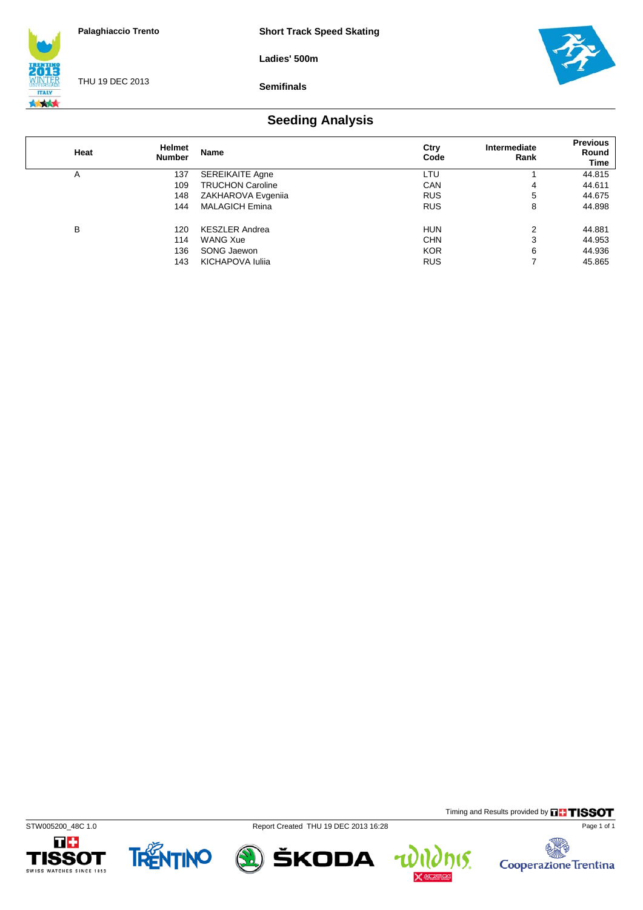Palaghiaccio Trento

THU 19 DEC 2013

**Short Track Speed Skating**

**Ladies' 500m**

**Semifinals**

## Seeding Analysis

| Heat | Helmet Number | Name | Ctry Code | Intermediate Rank | Previous Round Time |
|---|---|---|---|---|---|
| A | 137 | SEREIKAITE Agne | LTU | 1 | 44.815 |
| | 109 | TRUCHON Caroline | CAN | 4 | 44.611 |
| | 148 | ZAKHAROVA Evgeniia | RUS | 5 | 44.675 |
| | 144 | MALAGICH Emina | RUS | 8 | 44.898 |
| B | 120 | KESZLER Andrea | HUN | 2 | 44.881 |
| | 114 | WANG Xue | CHN | 3 | 44.953 |
| | 136 | SONG Jaewon | KOR | 6 | 44.936 |
| | 143 | KICHAPOVA Iuliia | RUS | 7 | 45.865 |

Timing and Results provided by TISSOT

STW005200_48C 1.0 Report Created THU 19 DEC 2013 16:28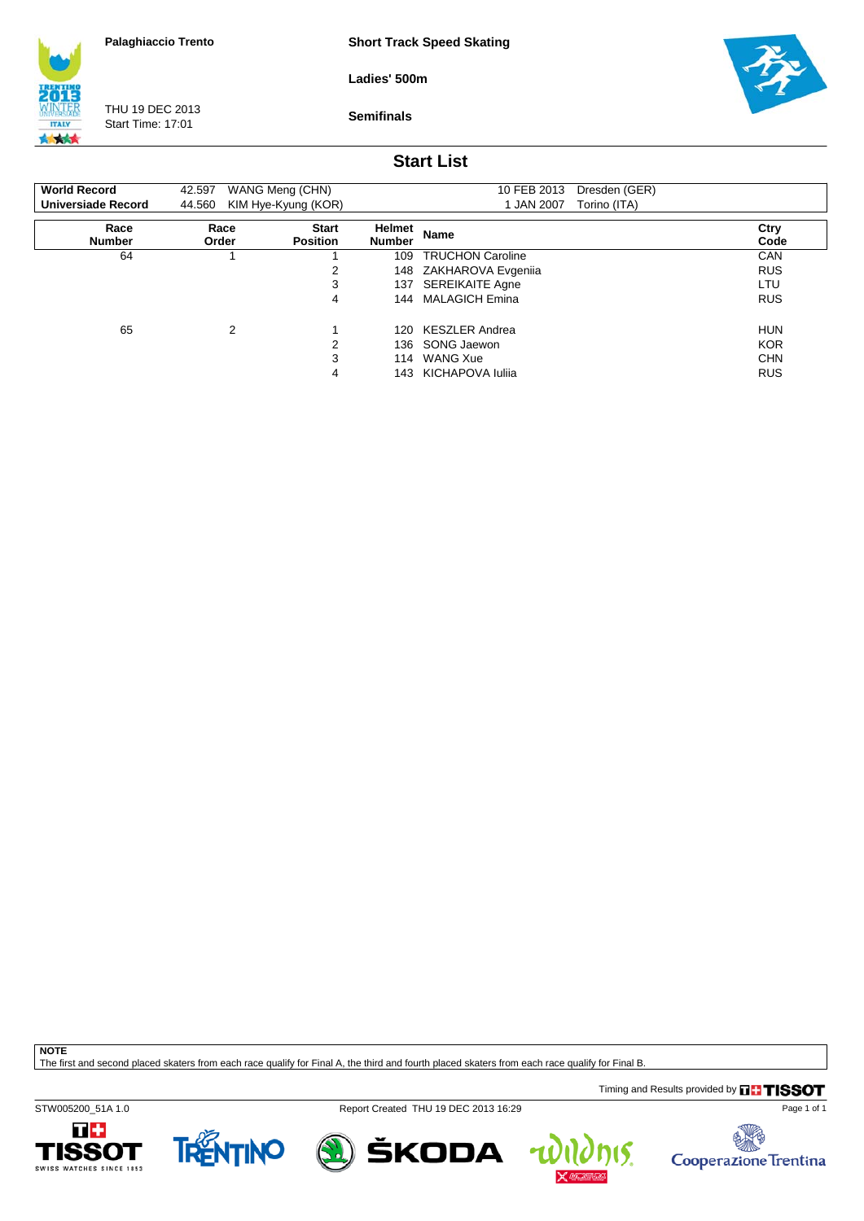Palaghiaccio Trento

**Short Track Speed Skating**

**Ladies' 500m**

THU 19 DEC 2013
Start Time: 17:01

**Semifinals**

## Start List

| | | | | |
|---|---|---|---|---|
| **World Record** | 42.597 | WANG Meng (CHN) | 10 FEB 2013 | Dresden (GER) |
| **Universiade Record** | 44.560 | KIM Hye-Kyung (KOR) | 1 JAN 2007 | Torino (ITA) |

| Race Number | Race Order | Start Position | Helmet Number | Name | Ctry Code |
|---|---|---|---|---|---|
| 64 | 1 | 1 | 109 | TRUCHON Caroline | CAN |
| | | 2 | 148 | ZAKHAROVA Evgeniia | RUS |
| | | 3 | 137 | SEREIKAITE Agne | LTU |
| | | 4 | 144 | MALAGICH Emina | RUS |
| 65 | 2 | 1 | 120 | KESZLER Andrea | HUN |
| | | 2 | 136 | SONG Jaewon | KOR |
| | | 3 | 114 | WANG Xue | CHN |
| | | 4 | 143 | KICHAPOVA Iuliia | RUS |

**NOTE**
The first and second placed skaters from each race qualify for Final A, the third and fourth placed skaters from each race qualify for Final B.

Timing and Results provided by TISSOT

STW005200_51A 1.0 Report Created THU 19 DEC 2013 16:29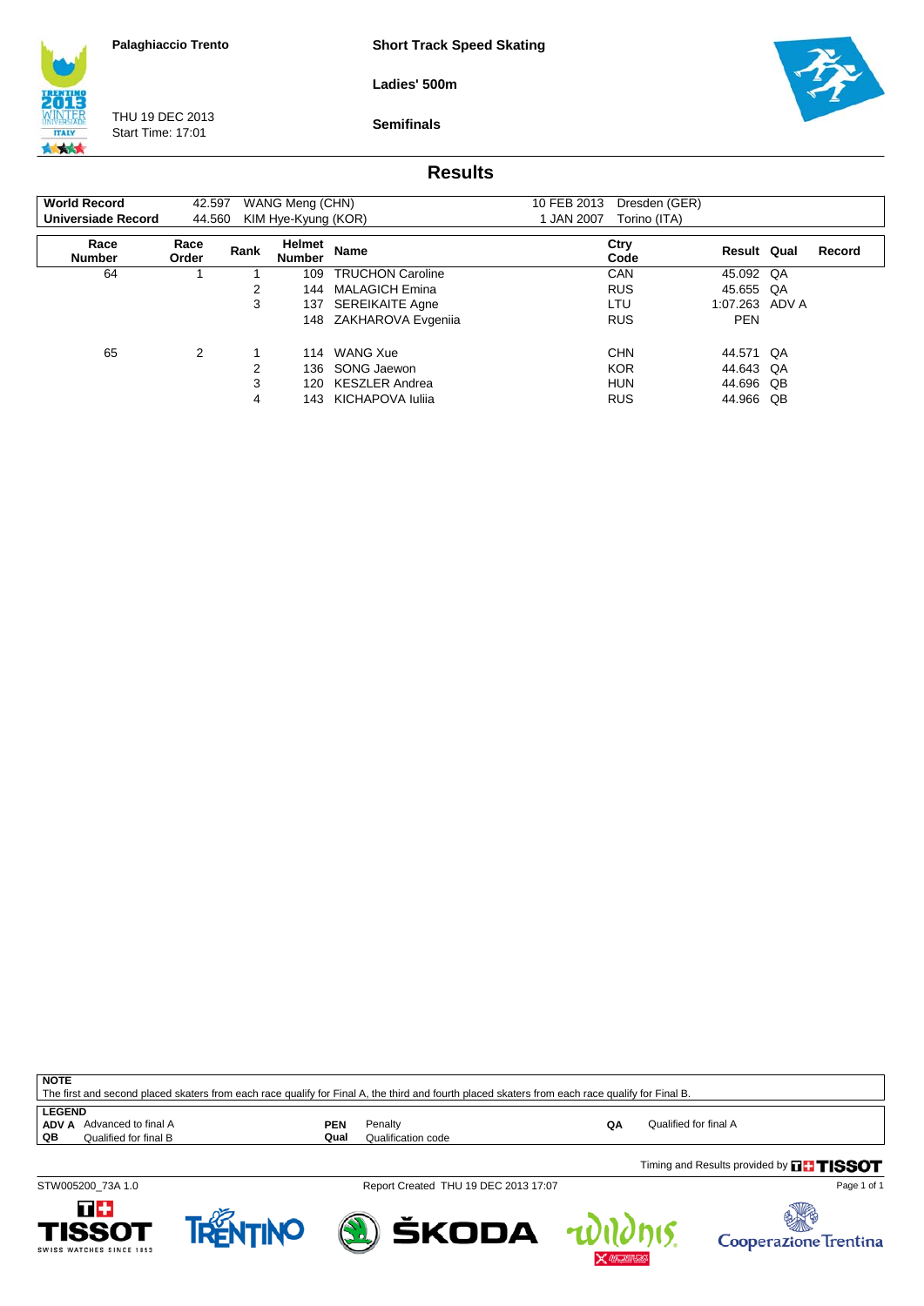Palaghiaccio Trento

THU 19 DEC 2013
Start Time: 17:01

**Short Track Speed Skating**

**Ladies' 500m**

**Semifinals**

## Results

| | | | | |
|---|---|---|---|---|
| **World Record** | 42.597 | WANG Meng (CHN) | 10 FEB 2013 | Dresden (GER) |
| **Universiade Record** | 44.560 | KIM Hye-Kyung (KOR) | 1 JAN 2007 | Torino (ITA) |

| Race Number | Race Order | Rank | Helmet Number | Name | Ctry Code | Result | Qual | Record |
|---|---|---|---|---|---|---|---|---|
| 64 | 1 | 1 | 109 | TRUCHON Caroline | CAN | 45.092 | QA | |
| | | 2 | 144 | MALAGICH Emina | RUS | 45.655 | QA | |
| | | 3 | 137 | SEREIKAITE Agne | LTU | 1:07.263 | ADV A | |
| | | | 148 | ZAKHAROVA Evgeniia | RUS | PEN | | |
| 65 | 2 | 1 | 114 | WANG Xue | CHN | 44.571 | QA | |
| | | 2 | 136 | SONG Jaewon | KOR | 44.643 | QA | |
| | | 3 | 120 | KESZLER Andrea | HUN | 44.696 | QB | |
| | | 4 | 143 | KICHAPOVA Iuliia | RUS | 44.966 | QB | |

**NOTE**
The first and second placed skaters from each race qualify for Final A, the third and fourth placed skaters from each race qualify for Final B.

**LEGEND**

| | | | | | |
|---|---|---|---|---|---|
| **ADV A** | Advanced to final A | **PEN** | Penalty | **QA** | Qualified for final A |
| **QB** | Qualified for final B | **Qual** | Qualification code | | |

Timing and Results provided by TISSOT

STW005200_73A 1.0 Report Created THU 19 DEC 2013 17:07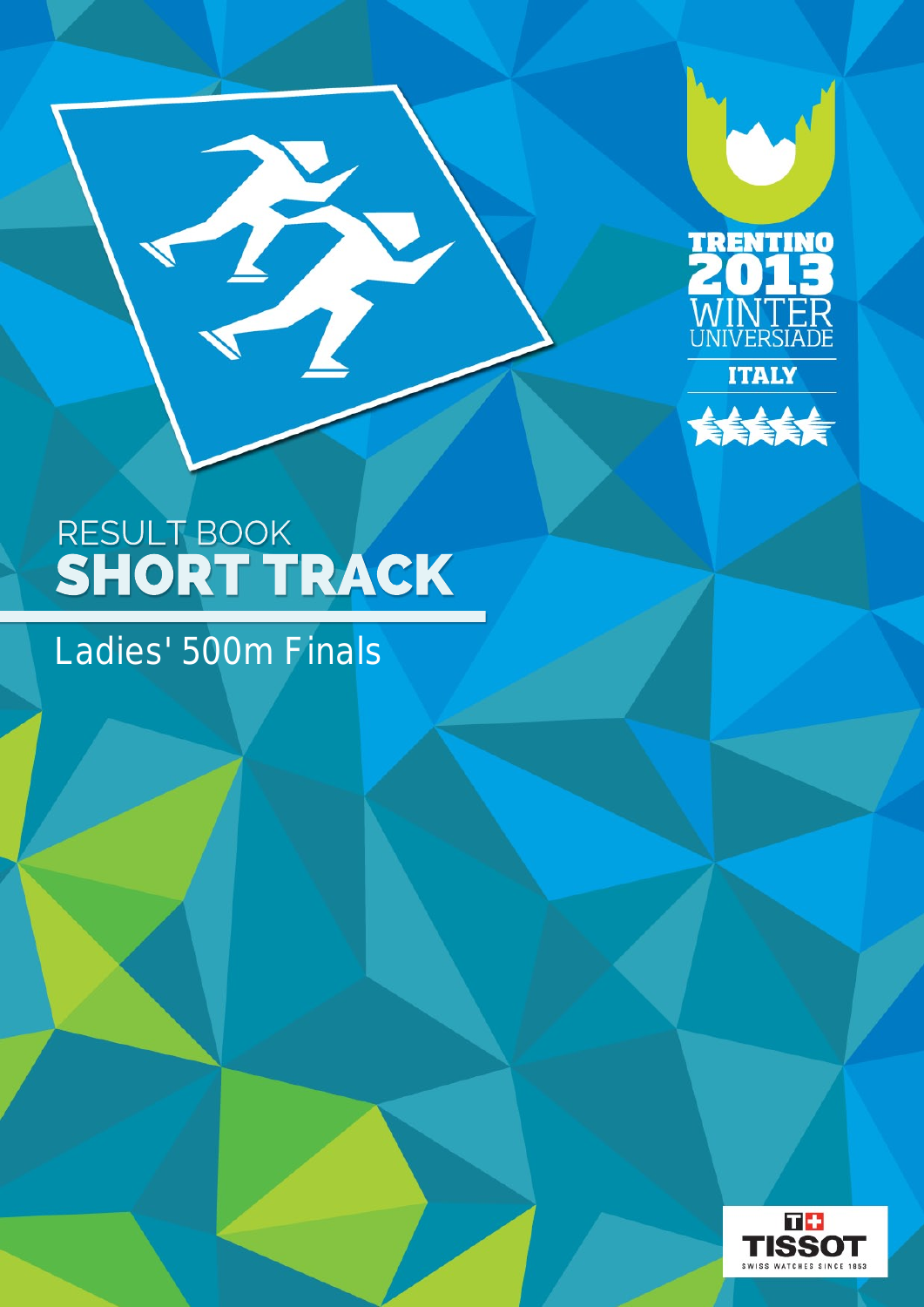TRENTINO 2013 WINTER UNIVERSIADE

ITALY

RESULT BOOK

# SHORT TRACK

## Ladies' 500m Finals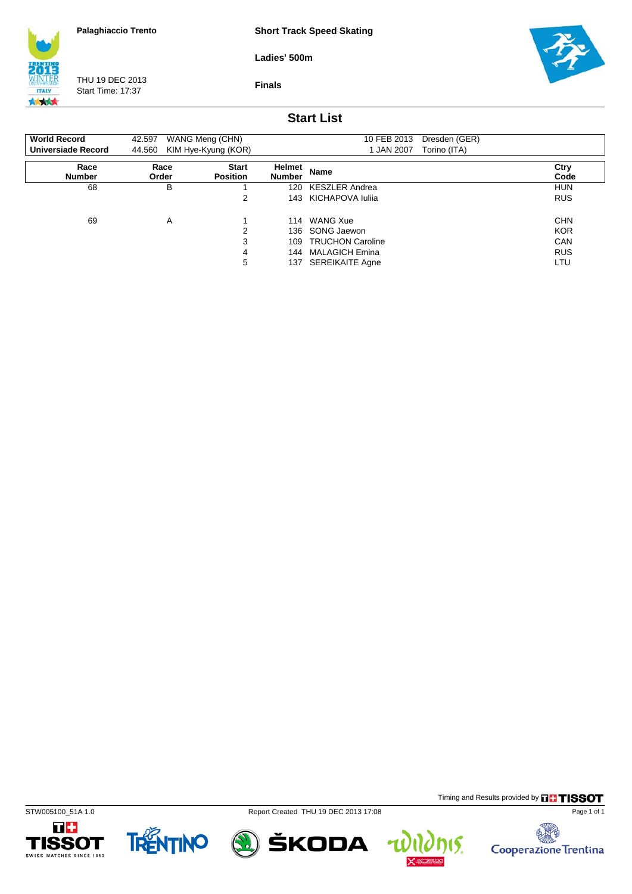Palaghiaccio Trento

THU 19 DEC 2013
Start Time: 17:37

Short Track Speed Skating

Ladies' 500m

Finals

## Start List

| | | | | |
|---|---|---|---|---|
| **World Record** | 42.597 | WANG Meng (CHN) | 10 FEB 2013 | Dresden (GER) |
| **Universiade Record** | 44.560 | KIM Hye-Kyung (KOR) | 1 JAN 2007 | Torino (ITA) |

| Race Number | Race Order | Start Position | Helmet Number | Name | Ctry Code |
|---|---|---|---|---|---|
| 68 | B | 1 | 120 | KESZLER Andrea | HUN |
| | | 2 | 143 | KICHAPOVA Iuliia | RUS |
| 69 | A | 1 | 114 | WANG Xue | CHN |
| | | 2 | 136 | SONG Jaewon | KOR |
| | | 3 | 109 | TRUCHON Caroline | CAN |
| | | 4 | 144 | MALAGICH Emina | RUS |
| | | 5 | 137 | SEREIKAITE Agne | LTU |

Timing and Results provided by TISSOT

STW005100_51A 1.0 Report Created THU 19 DEC 2013 17:08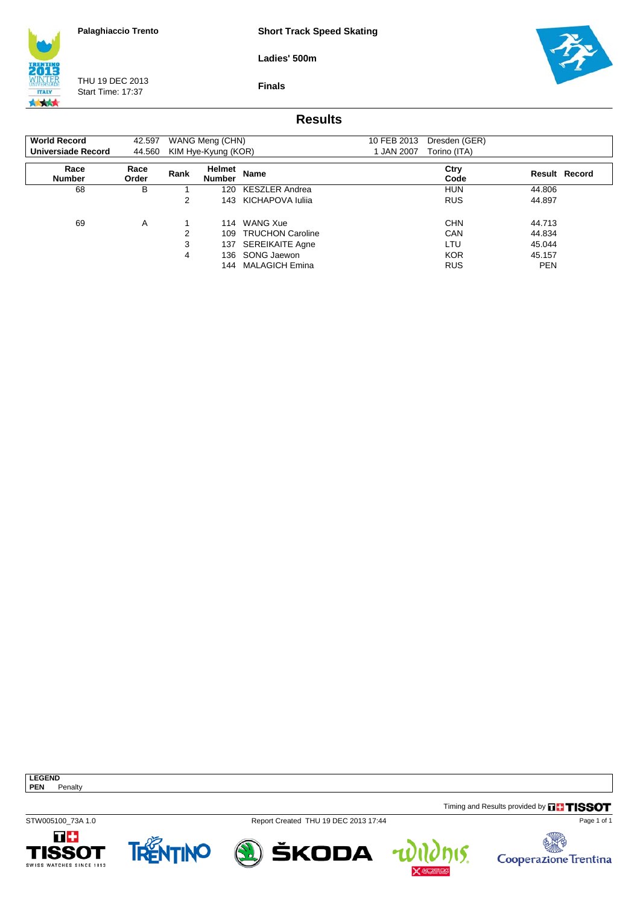**Palaghiaccio Trento**

THU 19 DEC 2013
Start Time: 17:37

**Short Track Speed Skating**

**Ladies' 500m**

**Finals**

## Results

| | | | | |
|---|---|---|---|---|
| **World Record** | 42.597 | WANG Meng (CHN) | 10 FEB 2013 | Dresden (GER) |
| **Universiade Record** | 44.560 | KIM Hye-Kyung (KOR) | 1 JAN 2007 | Torino (ITA) |

| Race Number | Race Order | Rank | Helmet Number | Name | Ctry Code | Result | Record |
|---|---|---|---|---|---|---|---|
| 68 | B | 1 | 120 | KESZLER Andrea | HUN | 44.806 | |
| | | 2 | 143 | KICHAPOVA Iuliia | RUS | 44.897 | |
| 69 | A | 1 | 114 | WANG Xue | CHN | 44.713 | |
| | | 2 | 109 | TRUCHON Caroline | CAN | 44.834 | |
| | | 3 | 137 | SEREIKAITE Agne | LTU | 45.044 | |
| | | 4 | 136 | SONG Jaewon | KOR | 45.157 | |
| | | | 144 | MALAGICH Emina | RUS | PEN | |

**LEGEND**
**PEN** Penalty

Timing and Results provided by TISSOT

STW005100_73A 1.0

Report Created THU 19 DEC 2013 17:44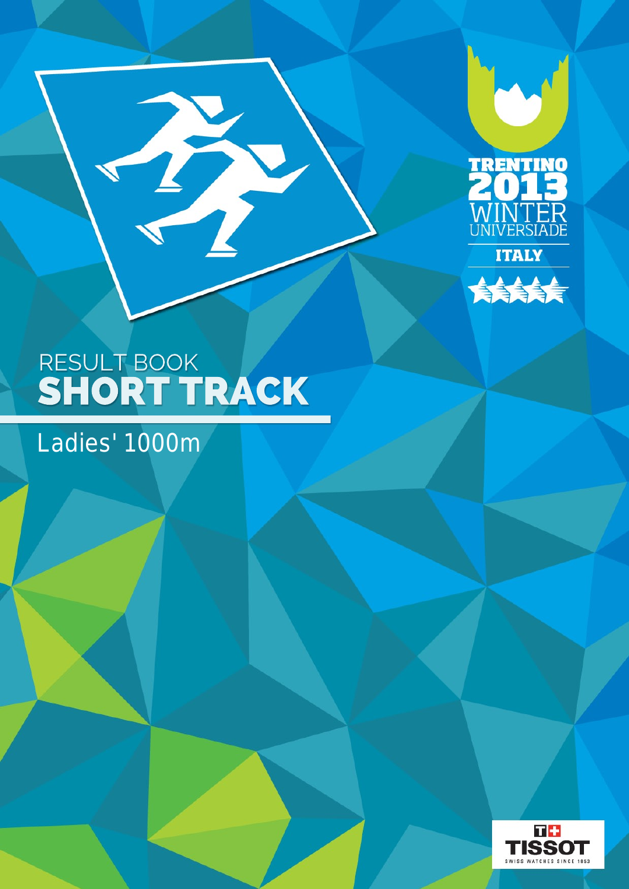TRENTINO 2013 WINTER UNIVERSIADE

ITALY

RESULT BOOK

# SHORT TRACK

## Ladies' 1000m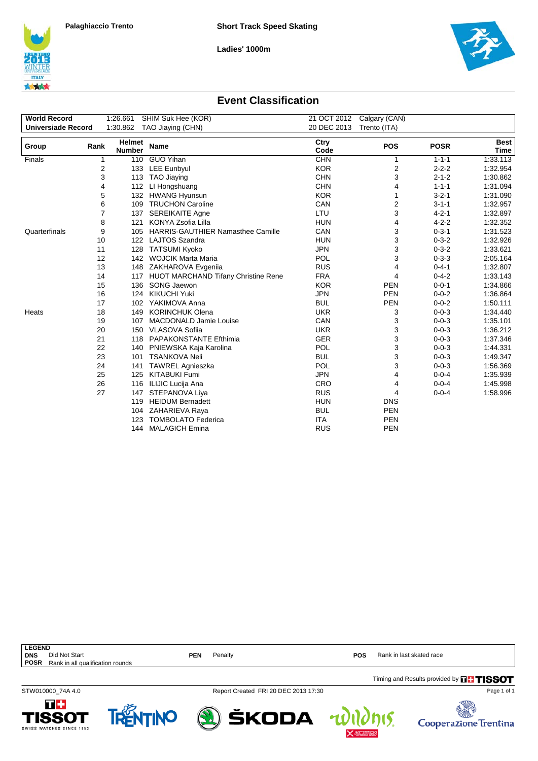Palaghiaccio Trento

**Short Track Speed Skating**

**Ladies' 1000m**

## Event Classification

| | | | | |
|---|---|---|---|---|
| **World Record** | 1:26.661 | SHIM Suk Hee (KOR) | 21 OCT 2012 | Calgary (CAN) |
| **Universiade Record** | 1:30.862 | TAO Jiaying (CHN) | 20 DEC 2013 | Trento (ITA) |

| Group | Rank | Helmet Number | Name | Ctry Code | POS | POSR | Best Time |
|---|---|---|---|---|---|---|---|
| Finals | 1 | 110 | GUO Yihan | CHN | 1 | 1-1-1 | 1:33.113 |
| | 2 | 133 | LEE Eunbyul | KOR | 2 | 2-2-2 | 1:32.954 |
| | 3 | 113 | TAO Jiaying | CHN | 3 | 2-1-2 | 1:30.862 |
| | 4 | 112 | LI Hongshuang | CHN | 4 | 1-1-1 | 1:31.094 |
| | 5 | 132 | HWANG Hyunsun | KOR | 1 | 3-2-1 | 1:31.090 |
| | 6 | 109 | TRUCHON Caroline | CAN | 2 | 3-1-1 | 1:32.957 |
| | 7 | 137 | SEREIKAITE Agne | LTU | 3 | 4-2-1 | 1:32.897 |
| | 8 | 121 | KONYA Zsofia Lilla | HUN | 4 | 4-2-2 | 1:32.352 |
| Quarterfinals | 9 | 105 | HARRIS-GAUTHIER Namasthee Camille | CAN | 3 | 0-3-1 | 1:31.523 |
| | 10 | 122 | LAJTOS Szandra | HUN | 3 | 0-3-2 | 1:32.926 |
| | 11 | 128 | TATSUMI Kyoko | JPN | 3 | 0-3-2 | 1:33.621 |
| | 12 | 142 | WOJCIK Marta Maria | POL | 3 | 0-3-3 | 2:05.164 |
| | 13 | 148 | ZAKHAROVA Evgeniia | RUS | 4 | 0-4-1 | 1:32.807 |
| | 14 | 117 | HUOT MARCHAND Tifany Christine Rene | FRA | 4 | 0-4-2 | 1:33.143 |
| | 15 | 136 | SONG Jaewon | KOR | PEN | 0-0-1 | 1:34.866 |
| | 16 | 124 | KIKUCHI Yuki | JPN | PEN | 0-0-2 | 1:36.864 |
| | 17 | 102 | YAKIMOVA Anna | BUL | PEN | 0-0-2 | 1:50.111 |
| Heats | 18 | 149 | KORINCHUK Olena | UKR | 3 | 0-0-3 | 1:34.440 |
| | 19 | 107 | MACDONALD Jamie Louise | CAN | 3 | 0-0-3 | 1:35.101 |
| | 20 | 150 | VLASOVA Sofiia | UKR | 3 | 0-0-3 | 1:36.212 |
| | 21 | 118 | PAPAKONSTANTE Efthimia | GER | 3 | 0-0-3 | 1:37.346 |
| | 22 | 140 | PNIEWSKA Kaja Karolina | POL | 3 | 0-0-3 | 1:44.331 |
| | 23 | 101 | TSANKOVA Neli | BUL | 3 | 0-0-3 | 1:49.347 |
| | 24 | 141 | TAWREL Agnieszka | POL | 3 | 0-0-3 | 1:56.369 |
| | 25 | 125 | KITABUKI Fumi | JPN | 4 | 0-0-4 | 1:35.939 |
| | 26 | 116 | ILIJIC Lucija Ana | CRO | 4 | 0-0-4 | 1:45.998 |
| | 27 | 147 | STEPANOVA Liya | RUS | 4 | 0-0-4 | 1:58.996 |
| | | 119 | HEIDUM Bernadett | HUN | DNS | | |
| | | 104 | ZAHARIEVA Raya | BUL | PEN | | |
| | | 123 | TOMBOLATO Federica | ITA | PEN | | |
| | | 144 | MALAGICH Emina | RUS | PEN | | |

**LEGEND**

| | | | | | |
|---|---|---|---|---|---|
| **DNS** | Did Not Start | **PEN** | Penalty | **POS** | Rank in last skated race |
| **POSR** | Rank in all qualification rounds | | | | |

Timing and Results provided by TISSOT

STW010000_74A 4.0 Report Created FRI 20 DEC 2013 17:30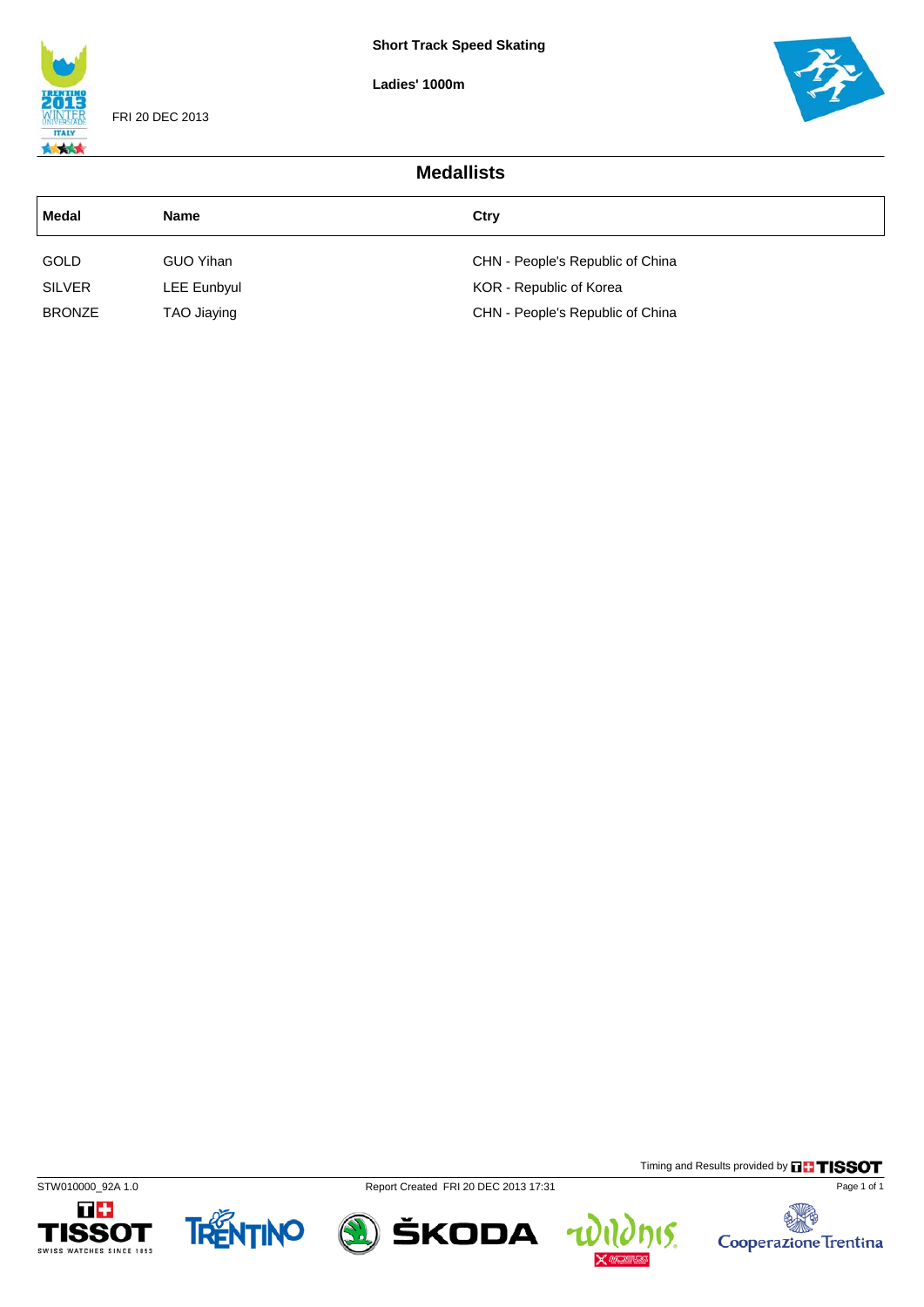**Short Track Speed Skating**

**Ladies' 1000m**

FRI 20 DEC 2013

## Medallists

| Medal | Name | Ctry |
|---|---|---|
| GOLD | GUO Yihan | CHN - People's Republic of China |
| SILVER | LEE Eunbyul | KOR - Republic of Korea |
| BRONZE | TAO Jiaying | CHN - People's Republic of China |

Timing and Results provided by TISSOT

STW010000_92A 1.0

Report Created FRI 20 DEC 2013 17:31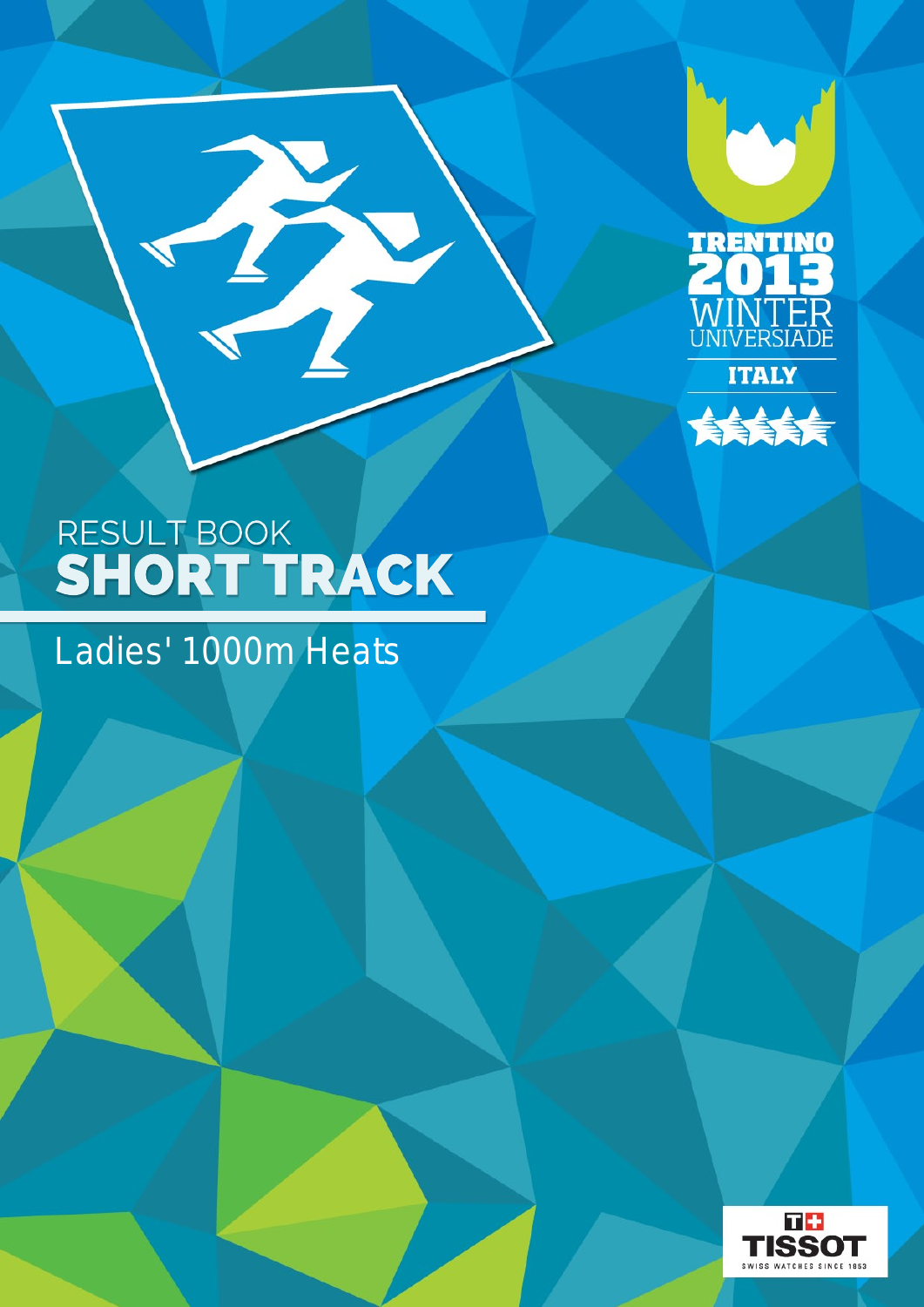RESULT BOOK
# SHORT TRACK

## Ladies' 1000m Heats

TRENTINO 2013 WINTER UNIVERSIADE ITALY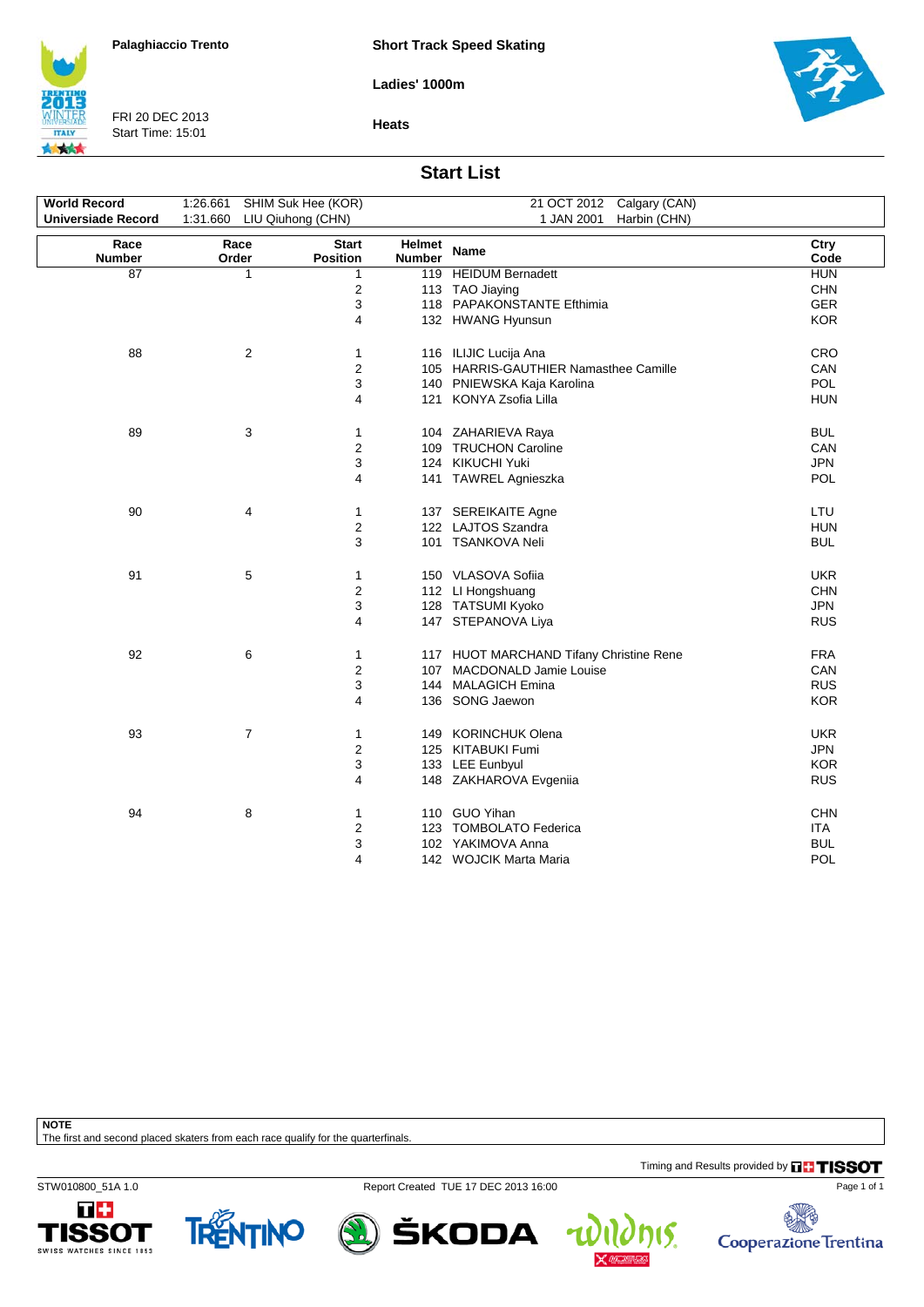Palaghiaccio Trento

FRI 20 DEC 2013
Start Time: 15:01

**Short Track Speed Skating**

**Ladies' 1000m**

**Heats**

## Start List

| | | | |
|---|---|---|---|
| **World Record** | 1:26.661 SHIM Suk Hee (KOR) | 21 OCT 2012 | Calgary (CAN) |
| **Universiade Record** | 1:31.660 LIU Qiuhong (CHN) | 1 JAN 2001 | Harbin (CHN) |

| Race Number | Race Order | Start Position | Helmet Number | Name | Ctry Code |
|---|---|---|---|---|---|
| 87 | 1 | 1 | 119 | HEIDUM Bernadett | HUN |
| | | 2 | 113 | TAO Jiaying | CHN |
| | | 3 | 118 | PAPAKONSTANTE Efthimia | GER |
| | | 4 | 132 | HWANG Hyunsun | KOR |
| 88 | 2 | 1 | 116 | ILIJIC Lucija Ana | CRO |
| | | 2 | 105 | HARRIS-GAUTHIER Namasthee Camille | CAN |
| | | 3 | 140 | PNIEWSKA Kaja Karolina | POL |
| | | 4 | 121 | KONYA Zsofia Lilla | HUN |
| 89 | 3 | 1 | 104 | ZAHARIEVA Raya | BUL |
| | | 2 | 109 | TRUCHON Caroline | CAN |
| | | 3 | 124 | KIKUCHI Yuki | JPN |
| | | 4 | 141 | TAWREL Agnieszka | POL |
| 90 | 4 | 1 | 137 | SEREIKAITE Agne | LTU |
| | | 2 | 122 | LAJTOS Szandra | HUN |
| | | 3 | 101 | TSANKOVA Neli | BUL |
| 91 | 5 | 1 | 150 | VLASOVA Sofiia | UKR |
| | | 2 | 112 | LI Hongshuang | CHN |
| | | 3 | 128 | TATSUMI Kyoko | JPN |
| | | 4 | 147 | STEPANOVA Liya | RUS |
| 92 | 6 | 1 | 117 | HUOT MARCHAND Tifany Christine Rene | FRA |
| | | 2 | 107 | MACDONALD Jamie Louise | CAN |
| | | 3 | 144 | MALAGICH Emina | RUS |
| | | 4 | 136 | SONG Jaewon | KOR |
| 93 | 7 | 1 | 149 | KORINCHUK Olena | UKR |
| | | 2 | 125 | KITABUKI Fumi | JPN |
| | | 3 | 133 | LEE Eunbyul | KOR |
| | | 4 | 148 | ZAKHAROVA Evgeniia | RUS |
| 94 | 8 | 1 | 110 | GUO Yihan | CHN |
| | | 2 | 123 | TOMBOLATO Federica | ITA |
| | | 3 | 102 | YAKIMOVA Anna | BUL |
| | | 4 | 142 | WOJCIK Marta Maria | POL |

**NOTE**
The first and second placed skaters from each race qualify for the quarterfinals.

Timing and Results provided by TISSOT

STW010800_51A 1.0 Report Created TUE 17 DEC 2013 16:00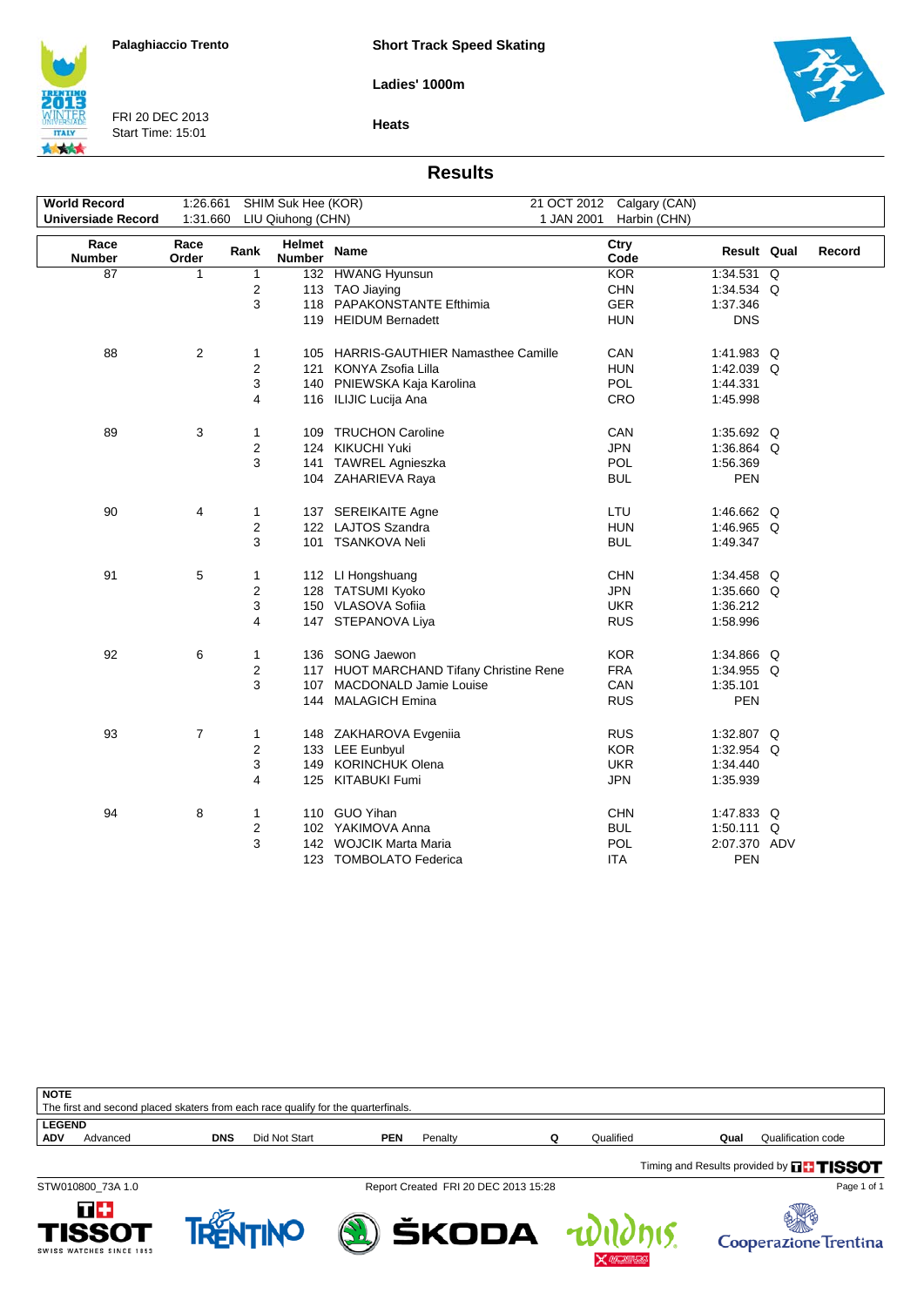Palaghiaccio Trento

FRI 20 DEC 2013
Start Time: 15:01

# Short Track Speed Skating

## Ladies' 1000m

### Heats

## Results

| | | | | |
|---|---|---|---|---|
| **World Record** | 1:26.661 | SHIM Suk Hee (KOR) | 21 OCT 2012 | Calgary (CAN) |
| **Universiade Record** | 1:31.660 | LIU Qiuhong (CHN) | 1 JAN 2001 | Harbin (CHN) |

| Race Number | Race Order | Rank | Helmet Number | Name | Ctry Code | Result | Qual | Record |
|---|---|---|---|---|---|---|---|---|
| 87 | 1 | 1 | 132 | HWANG Hyunsun | KOR | 1:34.531 | Q | |
| | | 2 | 113 | TAO Jiaying | CHN | 1:34.534 | Q | |
| | | 3 | 118 | PAPAKONSTANTE Efthimia | GER | 1:37.346 | | |
| | | | 119 | HEIDUM Bernadett | HUN | DNS | | |
| 88 | 2 | 1 | 105 | HARRIS-GAUTHIER Namasthee Camille | CAN | 1:41.983 | Q | |
| | | 2 | 121 | KONYA Zsofia Lilla | HUN | 1:42.039 | Q | |
| | | 3 | 140 | PNIEWSKA Kaja Karolina | POL | 1:44.331 | | |
| | | 4 | 116 | ILIJIC Lucija Ana | CRO | 1:45.998 | | |
| 89 | 3 | 1 | 109 | TRUCHON Caroline | CAN | 1:35.692 | Q | |
| | | 2 | 124 | KIKUCHI Yuki | JPN | 1:36.864 | Q | |
| | | 3 | 141 | TAWREL Agnieszka | POL | 1:56.369 | | |
| | | | 104 | ZAHARIEVA Raya | BUL | PEN | | |
| 90 | 4 | 1 | 137 | SEREIKAITE Agne | LTU | 1:46.662 | Q | |
| | | 2 | 122 | LAJTOS Szandra | HUN | 1:46.965 | Q | |
| | | 3 | 101 | TSANKOVA Neli | BUL | 1:49.347 | | |
| 91 | 5 | 1 | 112 | LI Hongshuang | CHN | 1:34.458 | Q | |
| | | 2 | 128 | TATSUMI Kyoko | JPN | 1:35.660 | Q | |
| | | 3 | 150 | VLASOVA Sofiia | UKR | 1:36.212 | | |
| | | 4 | 147 | STEPANOVA Liya | RUS | 1:58.996 | | |
| 92 | 6 | 1 | 136 | SONG Jaewon | KOR | 1:34.866 | Q | |
| | | 2 | 117 | HUOT MARCHAND Tifany Christine Rene | FRA | 1:34.955 | Q | |
| | | 3 | 107 | MACDONALD Jamie Louise | CAN | 1:35.101 | | |
| | | | 144 | MALAGICH Emina | RUS | PEN | | |
| 93 | 7 | 1 | 148 | ZAKHAROVA Evgeniia | RUS | 1:32.807 | Q | |
| | | 2 | 133 | LEE Eunbyul | KOR | 1:32.954 | Q | |
| | | 3 | 149 | KORINCHUK Olena | UKR | 1:34.440 | | |
| | | 4 | 125 | KITABUKI Fumi | JPN | 1:35.939 | | |
| 94 | 8 | 1 | 110 | GUO Yihan | CHN | 1:47.833 | Q | |
| | | 2 | 102 | YAKIMOVA Anna | BUL | 1:50.111 | Q | |
| | | 3 | 142 | WOJCIK Marta Maria | POL | 2:07.370 | ADV | |
| | | | 123 | TOMBOLATO Federica | ITA | PEN | | |

**NOTE**
The first and second placed skaters from each race qualify for the quarterfinals.

**LEGEND**

| | | | | | | | | | |
|---|---|---|---|---|---|---|---|---|---|
| **ADV** | Advanced | **DNS** | Did Not Start | **PEN** | Penalty | **Q** | Qualified | **Qual** | Qualification code |

Timing and Results provided by TISSOT

STW010800_73A 1.0 — Report Created FRI 20 DEC 2013 15:28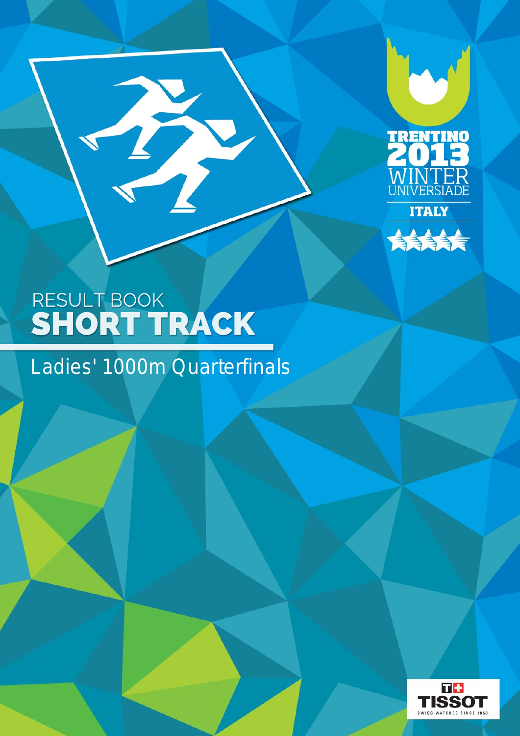RESULT BOOK
# SHORT TRACK

## Ladies' 1000m Quarterfinals

TRENTINO 2013 WINTER UNIVERSIADE ITALY

TISSOT SWISS WATCHES SINCE 1853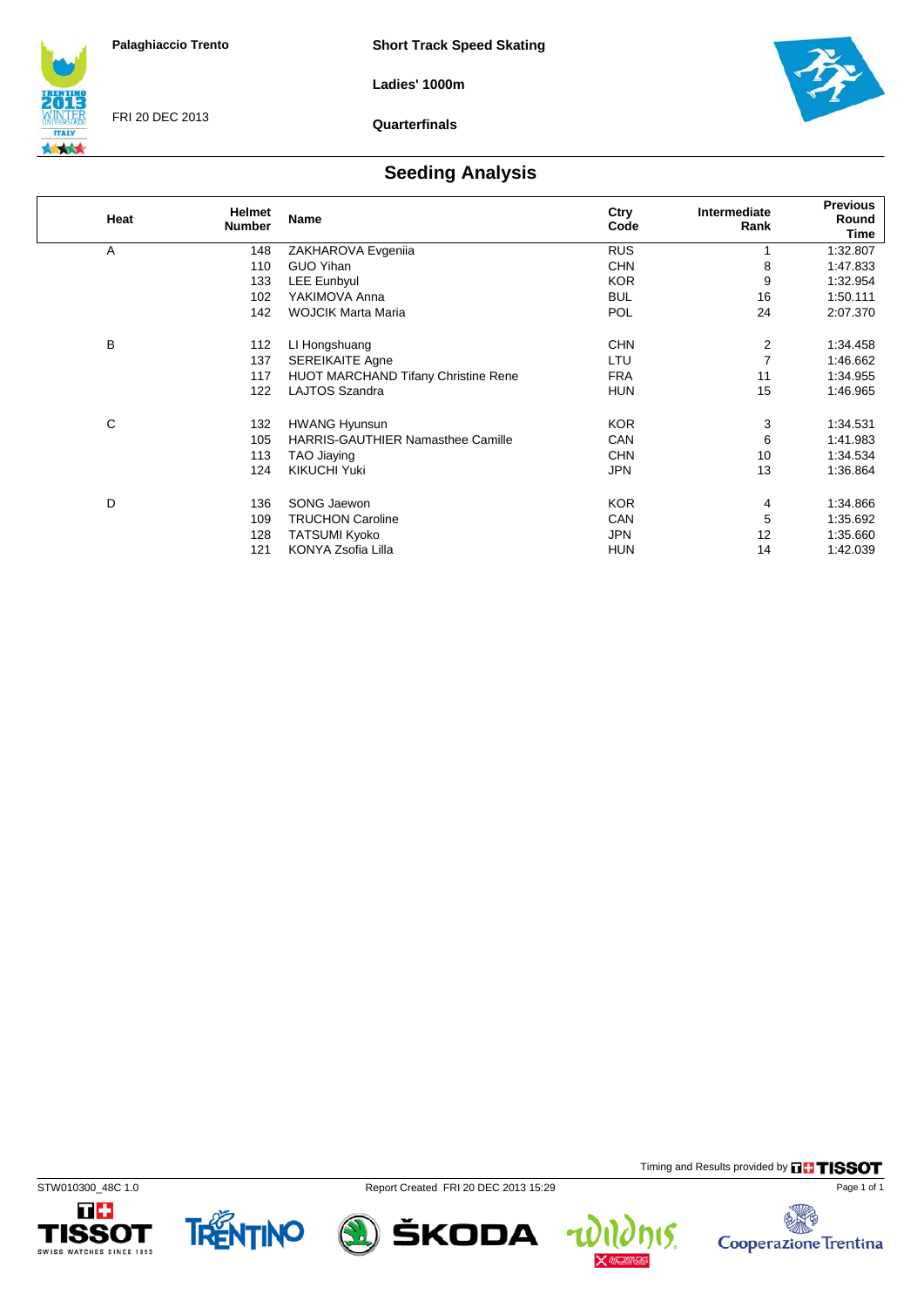Palaghiaccio Trento

FRI 20 DEC 2013

**Short Track Speed Skating**

**Ladies' 1000m**

**Quarterfinals**

## Seeding Analysis

| Heat | Helmet Number | Name | Ctry Code | Intermediate Rank | Previous Round Time |
|---|---|---|---|---|---|
| A | 148 | ZAKHAROVA Evgeniia | RUS | 1 | 1:32.807 |
| | 110 | GUO Yihan | CHN | 8 | 1:47.833 |
| | 133 | LEE Eunbyul | KOR | 9 | 1:32.954 |
| | 102 | YAKIMOVA Anna | BUL | 16 | 1:50.111 |
| | 142 | WOJCIK Marta Maria | POL | 24 | 2:07.370 |
| B | 112 | LI Hongshuang | CHN | 2 | 1:34.458 |
| | 137 | SEREIKAITE Agne | LTU | 7 | 1:46.662 |
| | 117 | HUOT MARCHAND Tifany Christine Rene | FRA | 11 | 1:34.955 |
| | 122 | LAJTOS Szandra | HUN | 15 | 1:46.965 |
| C | 132 | HWANG Hyunsun | KOR | 3 | 1:34.531 |
| | 105 | HARRIS-GAUTHIER Namasthee Camille | CAN | 6 | 1:41.983 |
| | 113 | TAO Jiaying | CHN | 10 | 1:34.534 |
| | 124 | KIKUCHI Yuki | JPN | 13 | 1:36.864 |
| D | 136 | SONG Jaewon | KOR | 4 | 1:34.866 |
| | 109 | TRUCHON Caroline | CAN | 5 | 1:35.692 |
| | 128 | TATSUMI Kyoko | JPN | 12 | 1:35.660 |
| | 121 | KONYA Zsofia Lilla | HUN | 14 | 1:42.039 |

Timing and Results provided by TISSOT

STW010300_48C 1.0 Report Created FRI 20 DEC 2013 15:29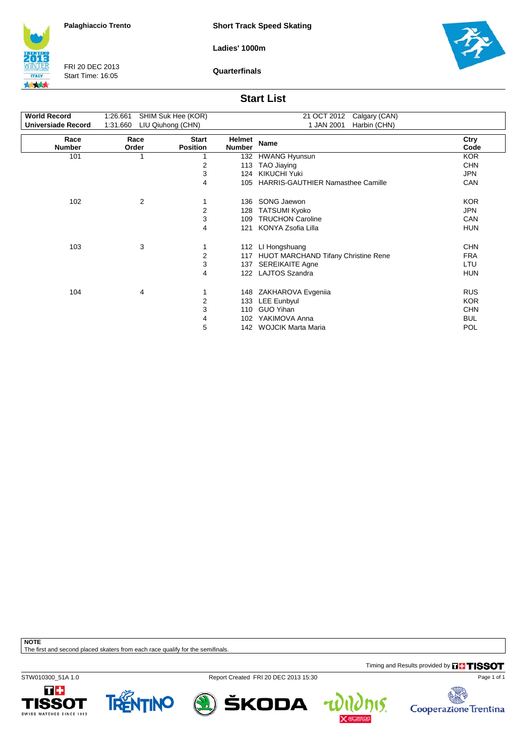Palaghiaccio Trento

FRI 20 DEC 2013
Start Time: 16:05

**Short Track Speed Skating**

**Ladies' 1000m**

**Quarterfinals**

## Start List

| | | | | |
|---|---|---|---|---|
| **World Record** | 1:26.661 | SHIM Suk Hee (KOR) | 21 OCT 2012 | Calgary (CAN) |
| **Universiade Record** | 1:31.660 | LIU Qiuhong (CHN) | 1 JAN 2001 | Harbin (CHN) |

| Race Number | Race Order | Start Position | Helmet Number | Name | Ctry Code |
|---|---|---|---|---|---|
| 101 | 1 | 1 | 132 | HWANG Hyunsun | KOR |
| | | 2 | 113 | TAO Jiaying | CHN |
| | | 3 | 124 | KIKUCHI Yuki | JPN |
| | | 4 | 105 | HARRIS-GAUTHIER Namasthee Camille | CAN |
| 102 | 2 | 1 | 136 | SONG Jaewon | KOR |
| | | 2 | 128 | TATSUMI Kyoko | JPN |
| | | 3 | 109 | TRUCHON Caroline | CAN |
| | | 4 | 121 | KONYA Zsofia Lilla | HUN |
| 103 | 3 | 1 | 112 | LI Hongshuang | CHN |
| | | 2 | 117 | HUOT MARCHAND Tifany Christine Rene | FRA |
| | | 3 | 137 | SEREIKAITE Agne | LTU |
| | | 4 | 122 | LAJTOS Szandra | HUN |
| 104 | 4 | 1 | 148 | ZAKHAROVA Evgeniia | RUS |
| | | 2 | 133 | LEE Eunbyul | KOR |
| | | 3 | 110 | GUO Yihan | CHN |
| | | 4 | 102 | YAKIMOVA Anna | BUL |
| | | 5 | 142 | WOJCIK Marta Maria | POL |

**NOTE**
The first and second placed skaters from each race qualify for the semifinals.

Timing and Results provided by TISSOT

STW010300_51A 1.0 Report Created FRI 20 DEC 2013 15:30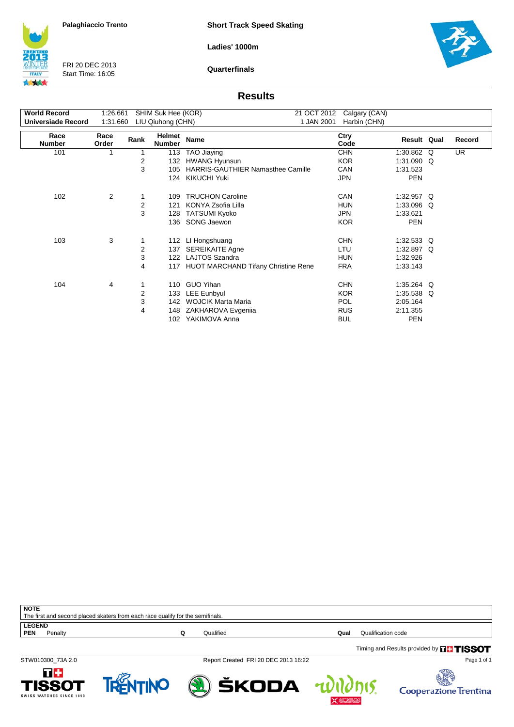**Palaghiaccio Trento**

FRI 20 DEC 2013
Start Time: 16:05

**Short Track Speed Skating**

**Ladies' 1000m**

**Quarterfinals**

## Results

| | | | | |
|---|---|---|---|---|
| **World Record** | 1:26.661 | SHIM Suk Hee (KOR) | 21 OCT 2012 | Calgary (CAN) |
| **Universiade Record** | 1:31.660 | LIU Qiuhong (CHN) | 1 JAN 2001 | Harbin (CHN) |

| Race Number | Race Order | Rank | Helmet Number | Name | Ctry Code | Result | Qual | Record |
|---|---|---|---|---|---|---|---|---|
| 101 | 1 | 1 | 113 | TAO Jiaying | CHN | 1:30.862 | Q | UR |
| | | 2 | 132 | HWANG Hyunsun | KOR | 1:31.090 | Q | |
| | | 3 | 105 | HARRIS-GAUTHIER Namasthee Camille | CAN | 1:31.523 | | |
| | | | 124 | KIKUCHI Yuki | JPN | PEN | | |
| 102 | 2 | 1 | 109 | TRUCHON Caroline | CAN | 1:32.957 | Q | |
| | | 2 | 121 | KONYA Zsofia Lilla | HUN | 1:33.096 | Q | |
| | | 3 | 128 | TATSUMI Kyoko | JPN | 1:33.621 | | |
| | | | 136 | SONG Jaewon | KOR | PEN | | |
| 103 | 3 | 1 | 112 | LI Hongshuang | CHN | 1:32.533 | Q | |
| | | 2 | 137 | SEREIKAITE Agne | LTU | 1:32.897 | Q | |
| | | 3 | 122 | LAJTOS Szandra | HUN | 1:32.926 | | |
| | | 4 | 117 | HUOT MARCHAND Tifany Christine Rene | FRA | 1:33.143 | | |
| 104 | 4 | 1 | 110 | GUO Yihan | CHN | 1:35.264 | Q | |
| | | 2 | 133 | LEE Eunbyul | KOR | 1:35.538 | Q | |
| | | 3 | 142 | WOJCIK Marta Maria | POL | 2:05.164 | | |
| | | 4 | 148 | ZAKHAROVA Evgeniia | RUS | 2:11.355 | | |
| | | | 102 | YAKIMOVA Anna | BUL | PEN | | |

**NOTE**
The first and second placed skaters from each race qualify for the semifinals.

**LEGEND**

| | | | | | |
|---|---|---|---|---|---|
| **PEN** | Penalty | **Q** | Qualified | **Qual** | Qualification code |

Timing and Results provided by TISSOT

STW010300_73A 2.0 — Report Created FRI 20 DEC 2013 16:22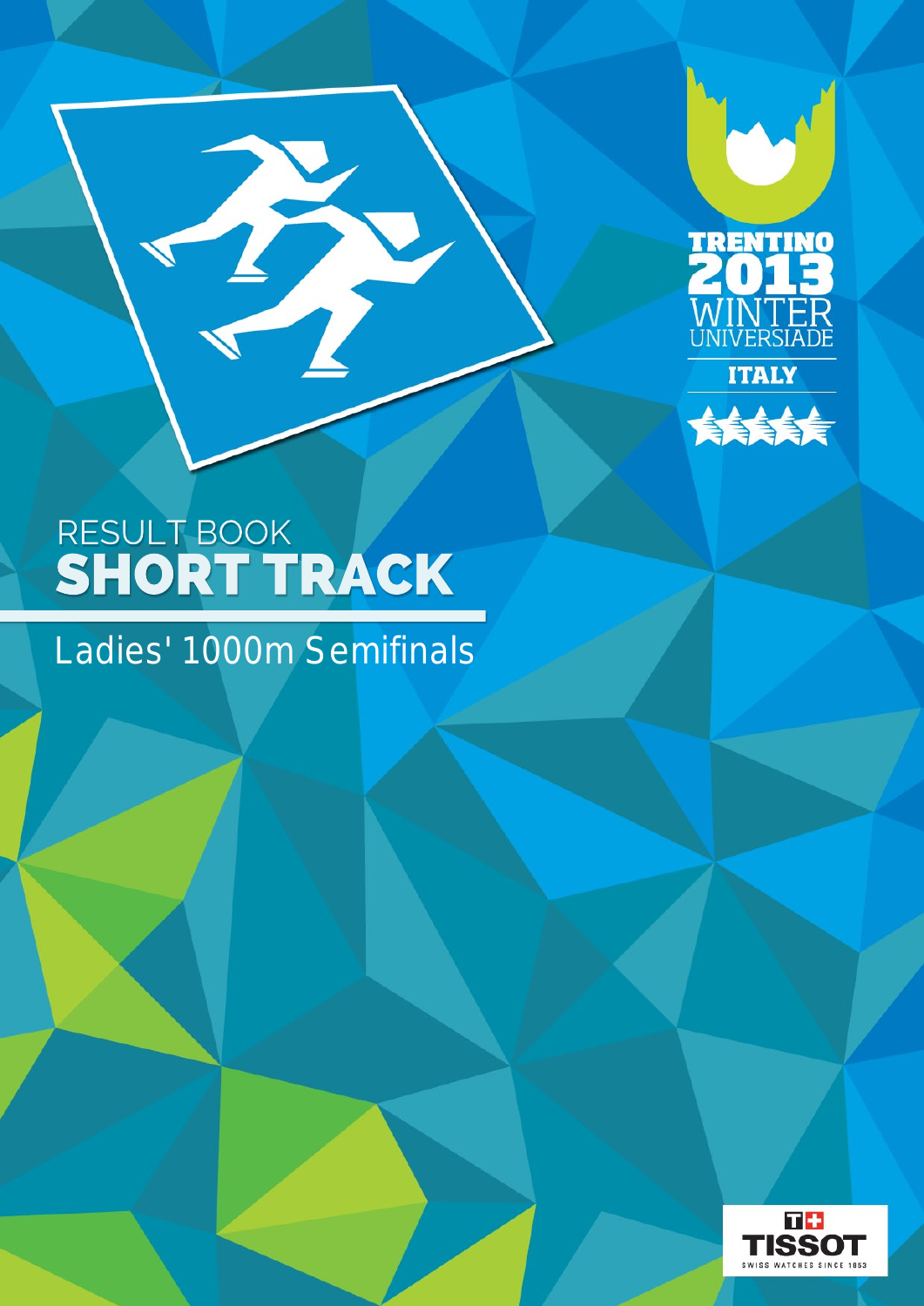TRENTINO 2013 WINTER UNIVERSIADE

ITALY

# RESULT BOOK

# SHORT TRACK

## Ladies' 1000m Semifinals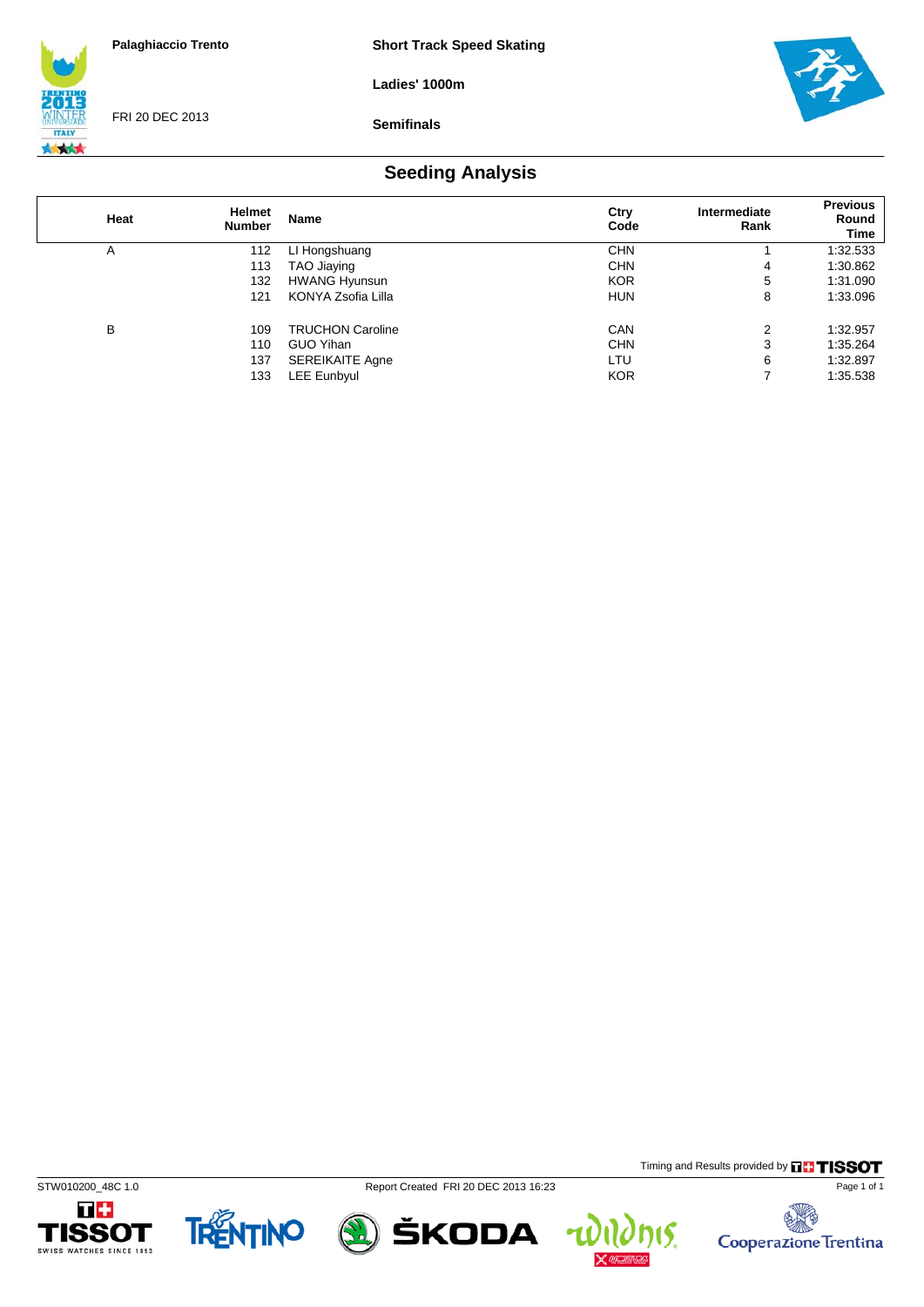Palaghiaccio Trento

FRI 20 DEC 2013

**Short Track Speed Skating**

**Ladies' 1000m**

**Semifinals**

## Seeding Analysis

| Heat | Helmet Number | Name | Ctry Code | Intermediate Rank | Previous Round Time |
|---|---|---|---|---|---|
| A | 112 | LI Hongshuang | CHN | 1 | 1:32.533 |
| | 113 | TAO Jiaying | CHN | 4 | 1:30.862 |
| | 132 | HWANG Hyunsun | KOR | 5 | 1:31.090 |
| | 121 | KONYA Zsofia Lilla | HUN | 8 | 1:33.096 |
| B | 109 | TRUCHON Caroline | CAN | 2 | 1:32.957 |
| | 110 | GUO Yihan | CHN | 3 | 1:35.264 |
| | 137 | SEREIKAITE Agne | LTU | 6 | 1:32.897 |
| | 133 | LEE Eunbyul | KOR | 7 | 1:35.538 |

Timing and Results provided by TISSOT

STW010200_48C 1.0 Report Created FRI 20 DEC 2013 16:23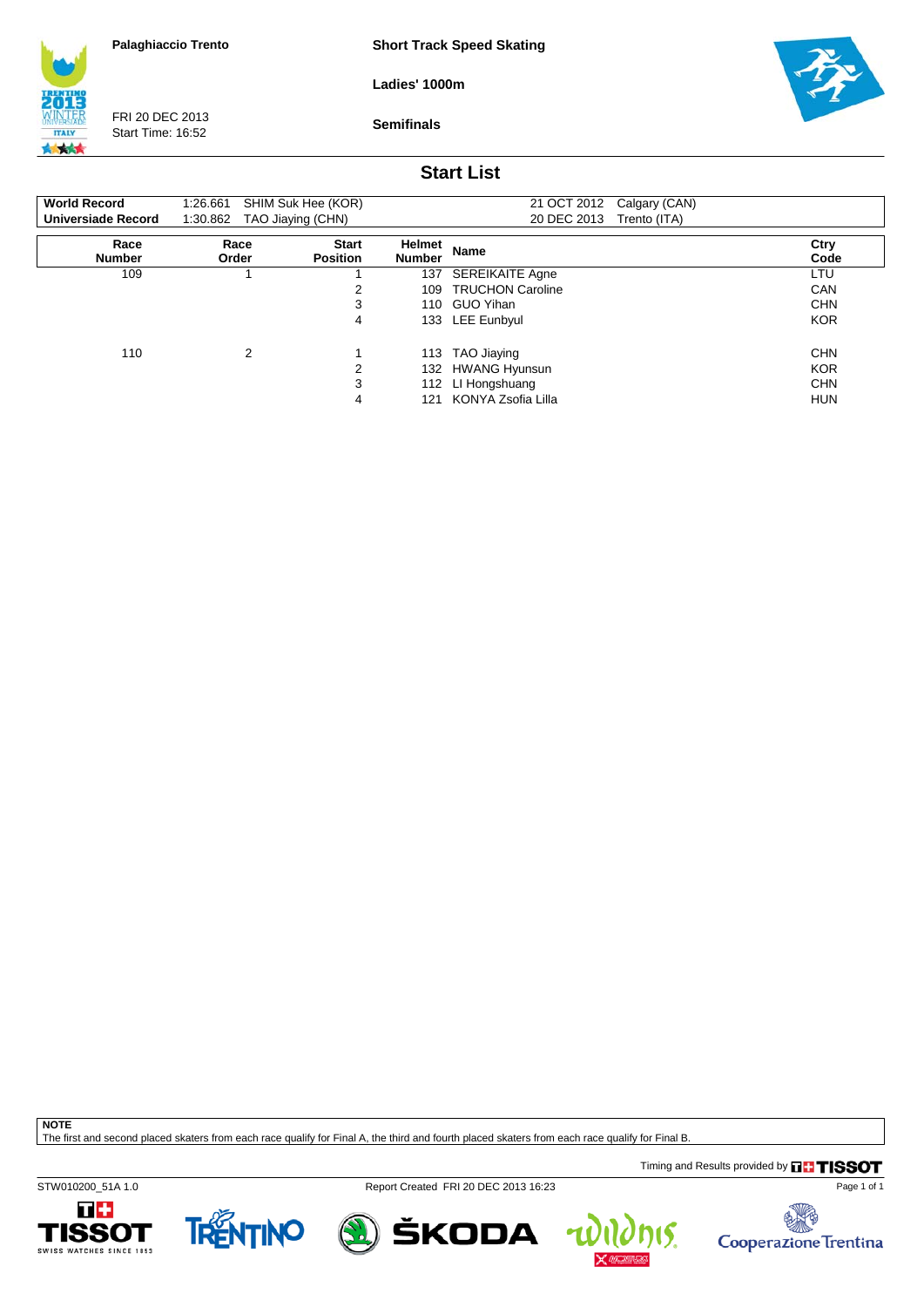Palaghiaccio Trento

FRI 20 DEC 2013
Start Time: 16:52

**Short Track Speed Skating**

**Ladies' 1000m**

**Semifinals**

## Start List

| | | | | |
|---|---|---|---|---|
| **World Record** | 1:26.661 | SHIM Suk Hee (KOR) | 21 OCT 2012 | Calgary (CAN) |
| **Universiade Record** | 1:30.862 | TAO Jiaying (CHN) | 20 DEC 2013 | Trento (ITA) |

| Race Number | Race Order | Start Position | Helmet Number | Name | Ctry Code |
|---|---|---|---|---|---|
| 109 | 1 | 1 | 137 | SEREIKAITE Agne | LTU |
| | | 2 | 109 | TRUCHON Caroline | CAN |
| | | 3 | 110 | GUO Yihan | CHN |
| | | 4 | 133 | LEE Eunbyul | KOR |
| 110 | 2 | 1 | 113 | TAO Jiaying | CHN |
| | | 2 | 132 | HWANG Hyunsun | KOR |
| | | 3 | 112 | LI Hongshuang | CHN |
| | | 4 | 121 | KONYA Zsofia Lilla | HUN |

**NOTE**
The first and second placed skaters from each race qualify for Final A, the third and fourth placed skaters from each race qualify for Final B.

Timing and Results provided by TISSOT

STW010200_51A 1.0 Report Created FRI 20 DEC 2013 16:23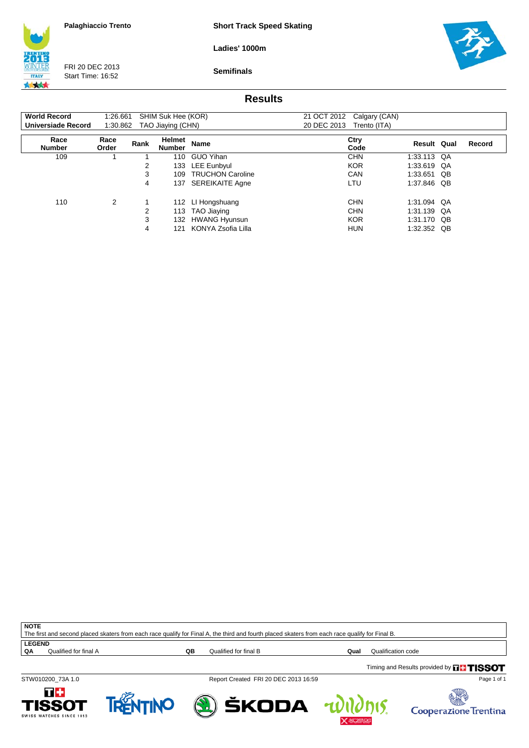Palaghiaccio Trento

FRI 20 DEC 2013
Start Time: 16:52

**Short Track Speed Skating**

**Ladies' 1000m**

**Semifinals**

## Results

| **World Record** | 1:26.661 | SHIM Suk Hee (KOR) | 21 OCT 2012 | Calgary (CAN) |
|---|---|---|---|---|
| **Universiade Record** | 1:30.862 | TAO Jiaying (CHN) | 20 DEC 2013 | Trento (ITA) |

| Race Number | Race Order | Rank | Helmet Number | Name | Ctry Code | Result | Qual | Record |
|---|---|---|---|---|---|---|---|---|
| 109 | 1 | 1 | 110 | GUO Yihan | CHN | 1:33.113 | QA | |
| | | 2 | 133 | LEE Eunbyul | KOR | 1:33.619 | QA | |
| | | 3 | 109 | TRUCHON Caroline | CAN | 1:33.651 | QB | |
| | | 4 | 137 | SEREIKAITE Agne | LTU | 1:37.846 | QB | |
| 110 | 2 | 1 | 112 | LI Hongshuang | CHN | 1:31.094 | QA | |
| | | 2 | 113 | TAO Jiaying | CHN | 1:31.139 | QA | |
| | | 3 | 132 | HWANG Hyunsun | KOR | 1:31.170 | QB | |
| | | 4 | 121 | KONYA Zsofia Lilla | HUN | 1:32.352 | QB | |

**NOTE**
The first and second placed skaters from each race qualify for Final A, the third and fourth placed skaters from each race qualify for Final B.

**LEGEND**

| | | | | | |
|---|---|---|---|---|---|
| QA | Qualified for final A | QB | Qualified for final B | Qual | Qualification code |

Timing and Results provided by TISSOT

STW010200_73A 1.0 — Report Created FRI 20 DEC 2013 16:59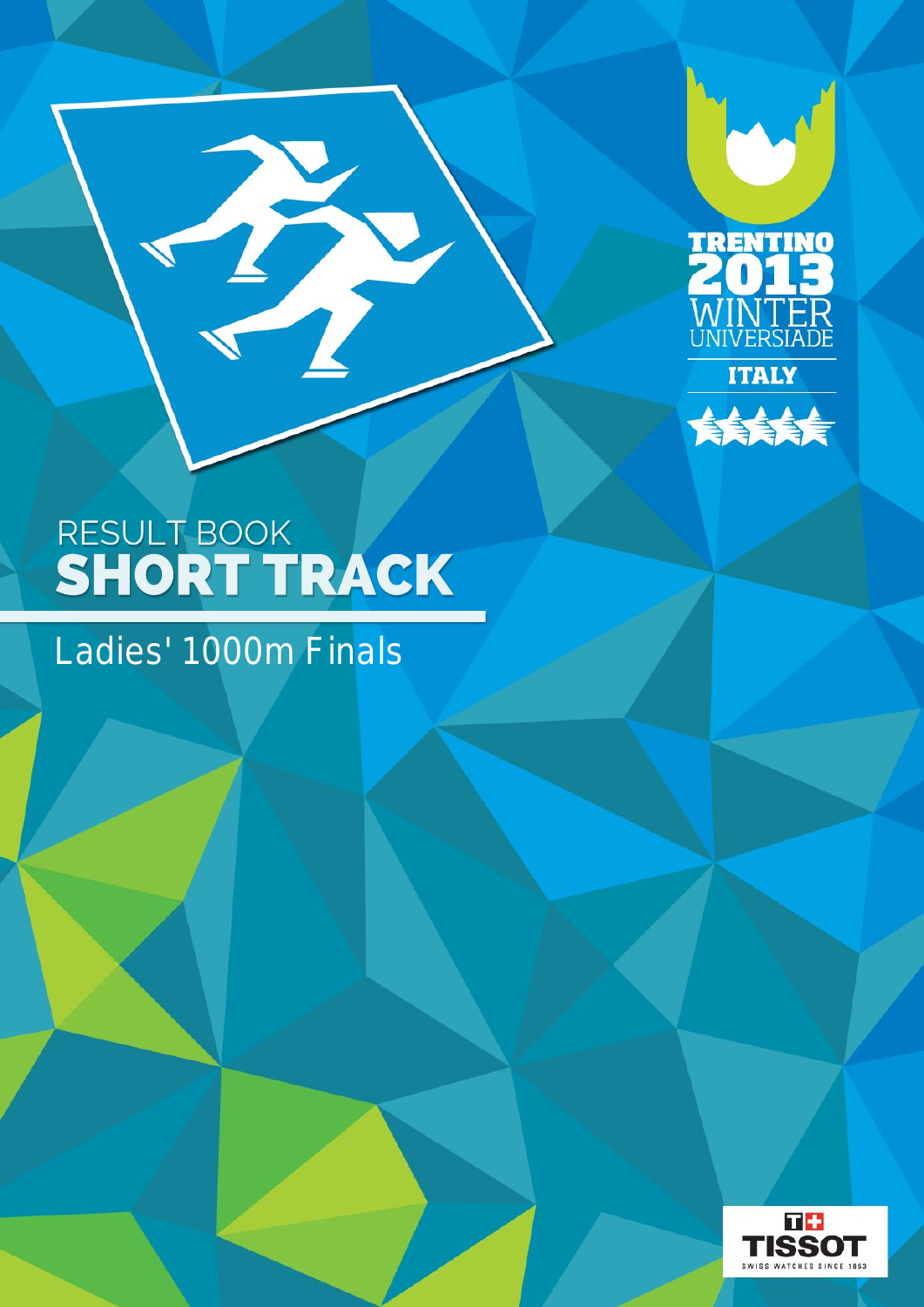TRENTINO 2013 WINTER UNIVERSIADE

ITALY

# RESULT BOOK
# SHORT TRACK

## Ladies' 1000m Finals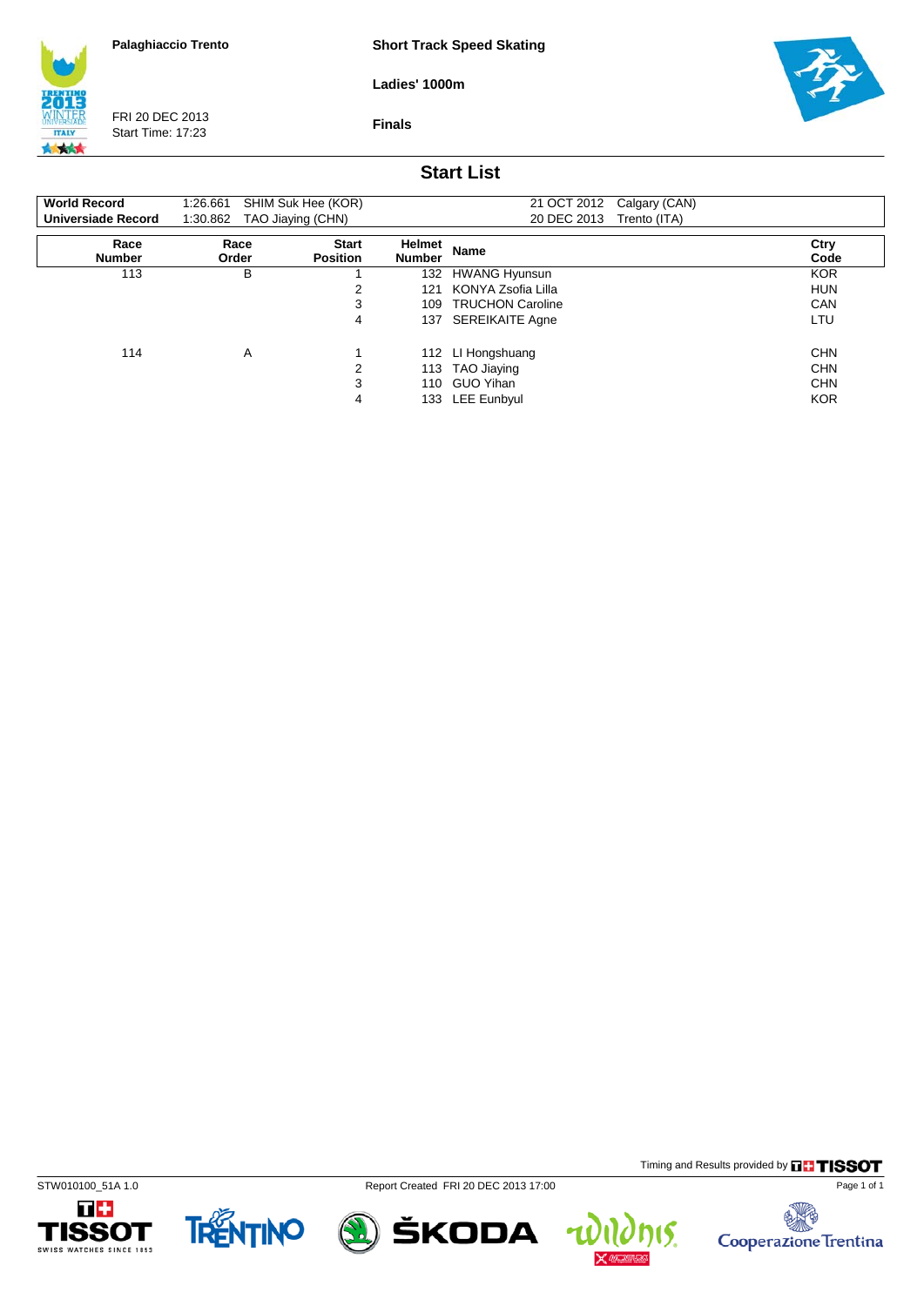Palaghiaccio Trento

FRI 20 DEC 2013
Start Time: 17:23

**Short Track Speed Skating**

**Ladies' 1000m**

**Finals**

## Start List

| | | | | |
|---|---|---|---|---|
| **World Record** | 1:26.661 | SHIM Suk Hee (KOR) | 21 OCT 2012 | Calgary (CAN) |
| **Universiade Record** | 1:30.862 | TAO Jiaying (CHN) | 20 DEC 2013 | Trento (ITA) |

| Race Number | Race Order | Start Position | Helmet Number | Name | Ctry Code |
|---|---|---|---|---|---|
| 113 | B | 1 | 132 | HWANG Hyunsun | KOR |
| | | 2 | 121 | KONYA Zsofia Lilla | HUN |
| | | 3 | 109 | TRUCHON Caroline | CAN |
| | | 4 | 137 | SEREIKAITE Agne | LTU |
| 114 | A | 1 | 112 | LI Hongshuang | CHN |
| | | 2 | 113 | TAO Jiaying | CHN |
| | | 3 | 110 | GUO Yihan | CHN |
| | | 4 | 133 | LEE Eunbyul | KOR |

Timing and Results provided by TISSOT

STW010100_51A 1.0 Report Created FRI 20 DEC 2013 17:00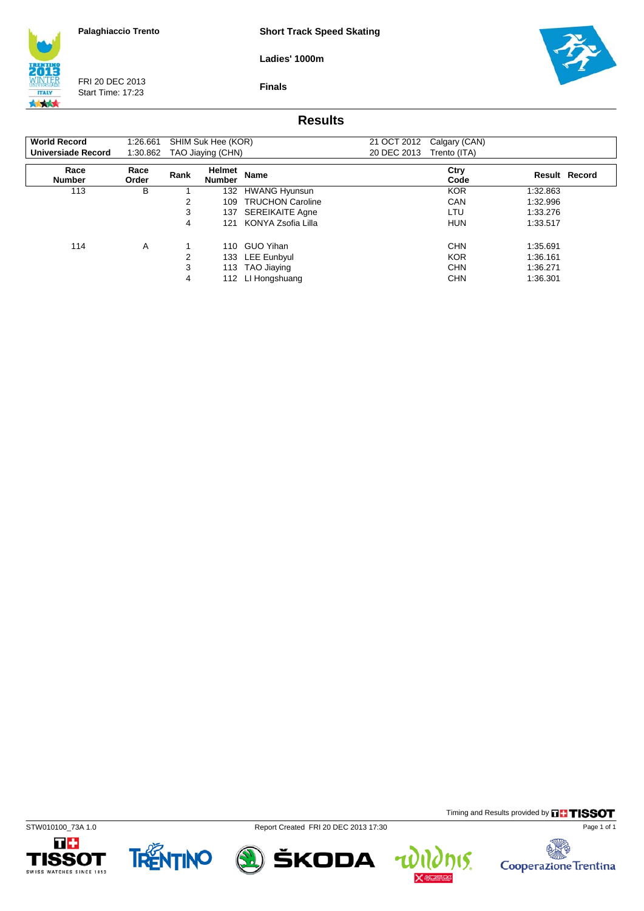Palaghiaccio Trento

FRI 20 DEC 2013
Start Time: 17:23

**Short Track Speed Skating**

**Ladies' 1000m**

**Finals**

## Results

| | | | | |
|---|---|---|---|---|
| **World Record** | 1:26.661 | SHIM Suk Hee (KOR) | 21 OCT 2012 | Calgary (CAN) |
| **Universiade Record** | 1:30.862 | TAO Jiaying (CHN) | 20 DEC 2013 | Trento (ITA) |

| Race Number | Race Order | Rank | Helmet Number | Name | Ctry Code | Result | Record |
|---|---|---|---|---|---|---|---|
| 113 | B | 1 | 132 | HWANG Hyunsun | KOR | 1:32.863 | |
| | | 2 | 109 | TRUCHON Caroline | CAN | 1:32.996 | |
| | | 3 | 137 | SEREIKAITE Agne | LTU | 1:33.276 | |
| | | 4 | 121 | KONYA Zsofia Lilla | HUN | 1:33.517 | |
| 114 | A | 1 | 110 | GUO Yihan | CHN | 1:35.691 | |
| | | 2 | 133 | LEE Eunbyul | KOR | 1:36.161 | |
| | | 3 | 113 | TAO Jiaying | CHN | 1:36.271 | |
| | | 4 | 112 | LI Hongshuang | CHN | 1:36.301 | |

Timing and Results provided by TISSOT

STW010100_73A 1.0

Report Created FRI 20 DEC 2013 17:30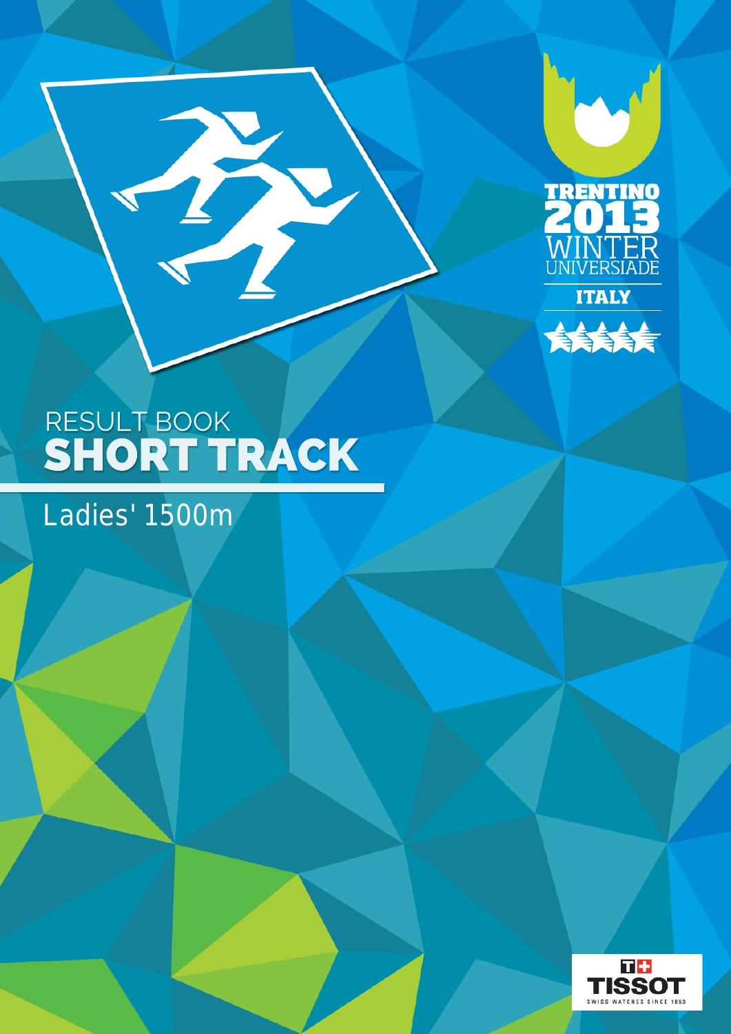TRENTINO 2013 WINTER UNIVERSIADE

ITALY

RESULT BOOK

# SHORT TRACK

## Ladies' 1500m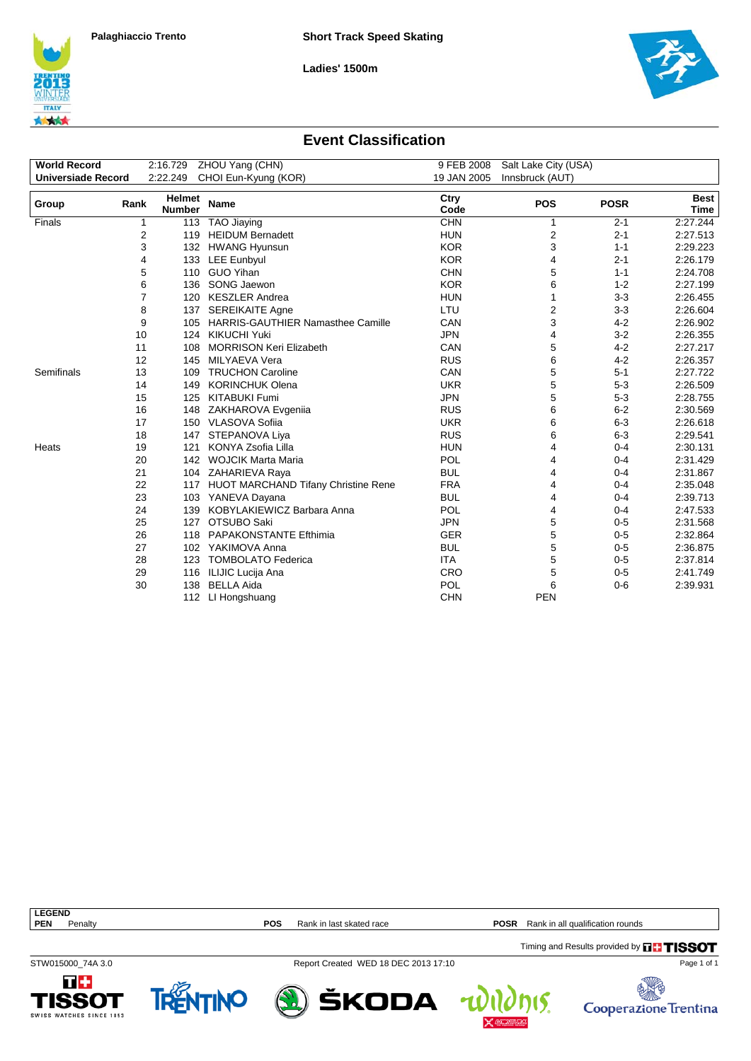Palaghiaccio Trento

Short Track Speed Skating

Ladies' 1500m

## Event Classification

| | | | | |
|---|---|---|---|---|
| **World Record** | 2:16.729 | ZHOU Yang (CHN) | 9 FEB 2008 | Salt Lake City (USA) |
| **Universiade Record** | 2:22.249 | CHOI Eun-Kyung (KOR) | 19 JAN 2005 | Innsbruck (AUT) |

| Group | Rank | Helmet Number | Name | Ctry Code | POS | POSR | Best Time |
|---|---|---|---|---|---|---|---|
| Finals | 1 | 113 | TAO Jiaying | CHN | 1 | 2-1 | 2:27.244 |
| | 2 | 119 | HEIDUM Bernadett | HUN | 2 | 2-1 | 2:27.513 |
| | 3 | 132 | HWANG Hyunsun | KOR | 3 | 1-1 | 2:29.223 |
| | 4 | 133 | LEE Eunbyul | KOR | 4 | 2-1 | 2:26.179 |
| | 5 | 110 | GUO Yihan | CHN | 5 | 1-1 | 2:24.708 |
| | 6 | 136 | SONG Jaewon | KOR | 6 | 1-2 | 2:27.199 |
| | 7 | 120 | KESZLER Andrea | HUN | 1 | 3-3 | 2:26.455 |
| | 8 | 137 | SEREIKAITE Agne | LTU | 2 | 3-3 | 2:26.604 |
| | 9 | 105 | HARRIS-GAUTHIER Namasthee Camille | CAN | 3 | 4-2 | 2:26.902 |
| | 10 | 124 | KIKUCHI Yuki | JPN | 4 | 3-2 | 2:26.355 |
| | 11 | 108 | MORRISON Keri Elizabeth | CAN | 5 | 4-2 | 2:27.217 |
| | 12 | 145 | MILYAEVA Vera | RUS | 6 | 4-2 | 2:26.357 |
| Semifinals | 13 | 109 | TRUCHON Caroline | CAN | 5 | 5-1 | 2:27.722 |
| | 14 | 149 | KORINCHUK Olena | UKR | 5 | 5-3 | 2:26.509 |
| | 15 | 125 | KITABUKI Fumi | JPN | 5 | 5-3 | 2:28.755 |
| | 16 | 148 | ZAKHAROVA Evgeniia | RUS | 6 | 6-2 | 2:30.569 |
| | 17 | 150 | VLASOVA Sofiia | UKR | 6 | 6-3 | 2:26.618 |
| | 18 | 147 | STEPANOVA Liya | RUS | 6 | 6-3 | 2:29.541 |
| Heats | 19 | 121 | KONYA Zsofia Lilla | HUN | 4 | 0-4 | 2:30.131 |
| | 20 | 142 | WOJCIK Marta Maria | POL | 4 | 0-4 | 2:31.429 |
| | 21 | 104 | ZAHARIEVA Raya | BUL | 4 | 0-4 | 2:31.867 |
| | 22 | 117 | HUOT MARCHAND Tifany Christine Rene | FRA | 4 | 0-4 | 2:35.048 |
| | 23 | 103 | YANEVA Dayana | BUL | 4 | 0-4 | 2:39.713 |
| | 24 | 139 | KOBYLAKIEWICZ Barbara Anna | POL | 4 | 0-4 | 2:47.533 |
| | 25 | 127 | OTSUBO Saki | JPN | 5 | 0-5 | 2:31.568 |
| | 26 | 118 | PAPAKONSTANTE Efthimia | GER | 5 | 0-5 | 2:32.864 |
| | 27 | 102 | YAKIMOVA Anna | BUL | 5 | 0-5 | 2:36.875 |
| | 28 | 123 | TOMBOLATO Federica | ITA | 5 | 0-5 | 2:37.814 |
| | 29 | 116 | ILIJIC Lucija Ana | CRO | 5 | 0-5 | 2:41.749 |
| | 30 | 138 | BELLA Aida | POL | 6 | 0-6 | 2:39.931 |
| | | 112 | LI Hongshuang | CHN | PEN | | |

**LEGEND**

**PEN** Penalty **POS** Rank in last skated race **POSR** Rank in all qualification rounds

Timing and Results provided by TISSOT

STW015000_74A 3.0 Report Created WED 18 DEC 2013 17:10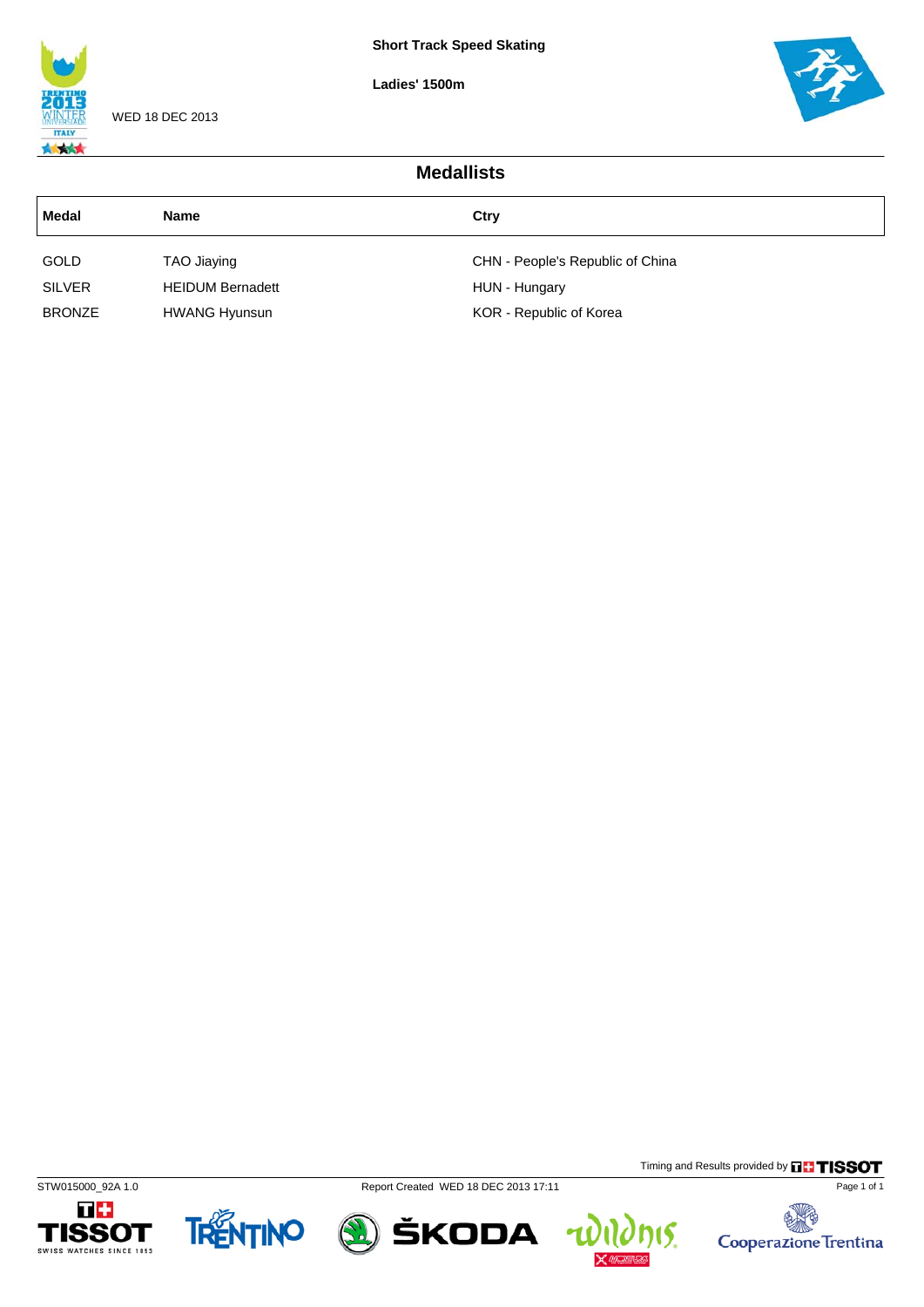**Short Track Speed Skating**

**Ladies' 1500m**

WED 18 DEC 2013

## Medallists

| Medal | Name | Ctry |
|---|---|---|
| GOLD | TAO Jiaying | CHN - People's Republic of China |
| SILVER | HEIDUM Bernadett | HUN - Hungary |
| BRONZE | HWANG Hyunsun | KOR - Republic of Korea |

Timing and Results provided by TISSOT

STW015000_92A 1.0    Report Created WED 18 DEC 2013 17:11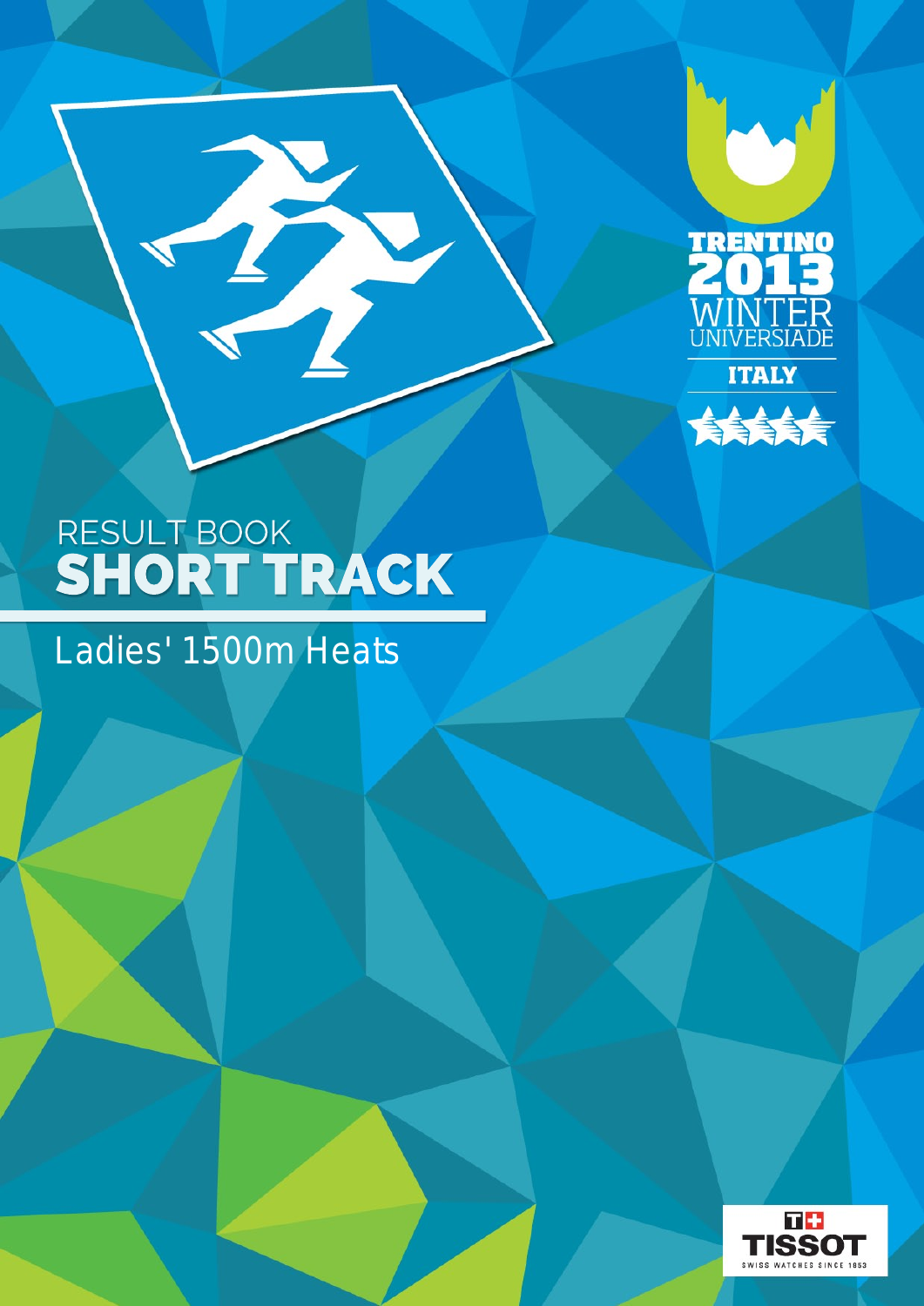TRENTINO 2013 WINTER UNIVERSIADE

ITALY

RESULT BOOK

# SHORT TRACK

## Ladies' 1500m Heats

TISSOT

SWISS WATCHES SINCE 1853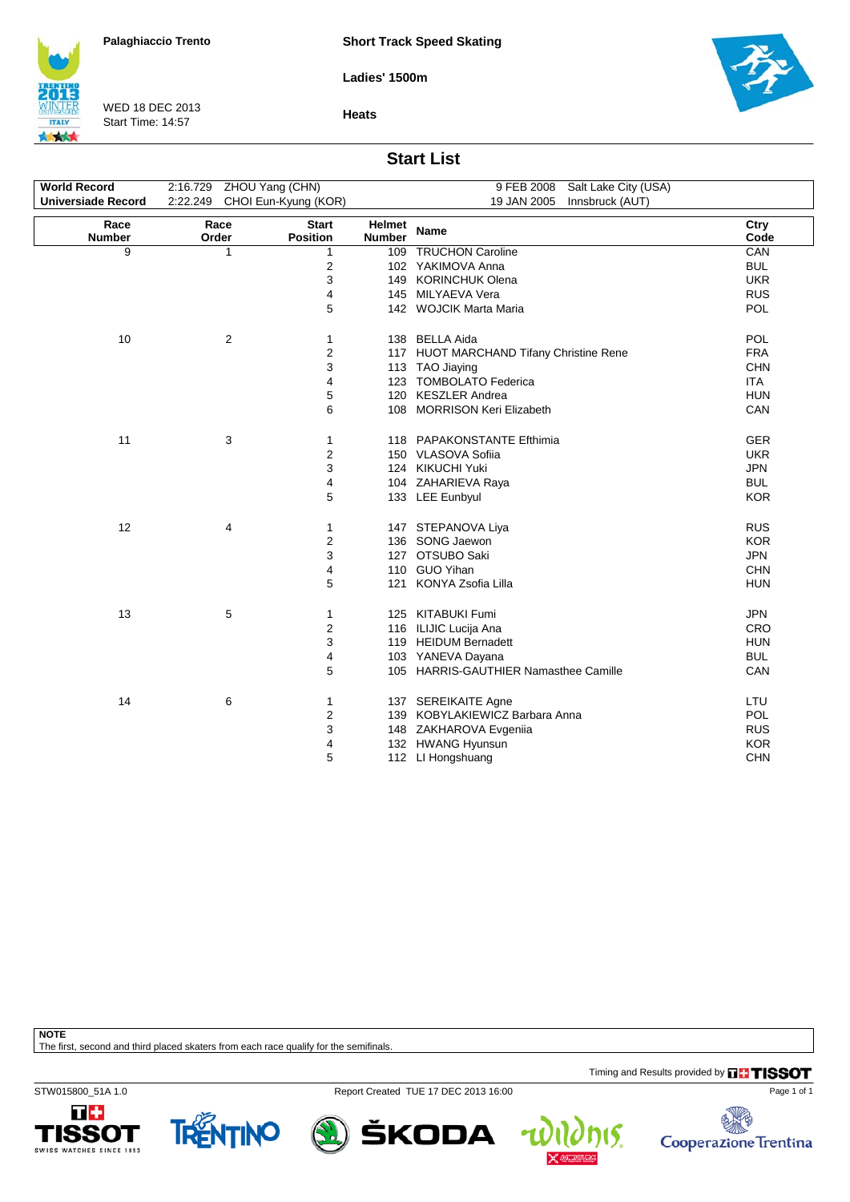Palaghiaccio Trento

**Short Track Speed Skating**

**Ladies' 1500m**

WED 18 DEC 2013
Start Time: 14:57

**Heats**

## Start List

| | | | | |
|---|---|---|---|---|
| **World Record** | 2:16.729 | ZHOU Yang (CHN) | 9 FEB 2008 | Salt Lake City (USA) |
| **Universiade Record** | 2:22.249 | CHOI Eun-Kyung (KOR) | 19 JAN 2005 | Innsbruck (AUT) |

| Race Number | Race Order | Start Position | Helmet Number | Name | Ctry Code |
|---|---|---|---|---|---|
| 9 | 1 | 1 | 109 | TRUCHON Caroline | CAN |
| | | 2 | 102 | YAKIMOVA Anna | BUL |
| | | 3 | 149 | KORINCHUK Olena | UKR |
| | | 4 | 145 | MILYAEVA Vera | RUS |
| | | 5 | 142 | WOJCIK Marta Maria | POL |
| 10 | 2 | 1 | 138 | BELLA Aida | POL |
| | | 2 | 117 | HUOT MARCHAND Tifany Christine Rene | FRA |
| | | 3 | 113 | TAO Jiaying | CHN |
| | | 4 | 123 | TOMBOLATO Federica | ITA |
| | | 5 | 120 | KESZLER Andrea | HUN |
| | | 6 | 108 | MORRISON Keri Elizabeth | CAN |
| 11 | 3 | 1 | 118 | PAPAKONSTANTE Efthimia | GER |
| | | 2 | 150 | VLASOVA Sofiia | UKR |
| | | 3 | 124 | KIKUCHI Yuki | JPN |
| | | 4 | 104 | ZAHARIEVA Raya | BUL |
| | | 5 | 133 | LEE Eunbyul | KOR |
| 12 | 4 | 1 | 147 | STEPANOVA Liya | RUS |
| | | 2 | 136 | SONG Jaewon | KOR |
| | | 3 | 127 | OTSUBO Saki | JPN |
| | | 4 | 110 | GUO Yihan | CHN |
| | | 5 | 121 | KONYA Zsofia Lilla | HUN |
| 13 | 5 | 1 | 125 | KITABUKI Fumi | JPN |
| | | 2 | 116 | ILIJIC Lucija Ana | CRO |
| | | 3 | 119 | HEIDUM Bernadett | HUN |
| | | 4 | 103 | YANEVA Dayana | BUL |
| | | 5 | 105 | HARRIS-GAUTHIER Namasthee Camille | CAN |
| 14 | 6 | 1 | 137 | SEREIKAITE Agne | LTU |
| | | 2 | 139 | KOBYLAKIEWICZ Barbara Anna | POL |
| | | 3 | 148 | ZAKHAROVA Evgeniia | RUS |
| | | 4 | 132 | HWANG Hyunsun | KOR |
| | | 5 | 112 | LI Hongshuang | CHN |

**NOTE**
The first, second and third placed skaters from each race qualify for the semifinals.

Timing and Results provided by TISSOT

STW015800_51A 1.0 Report Created TUE 17 DEC 2013 16:00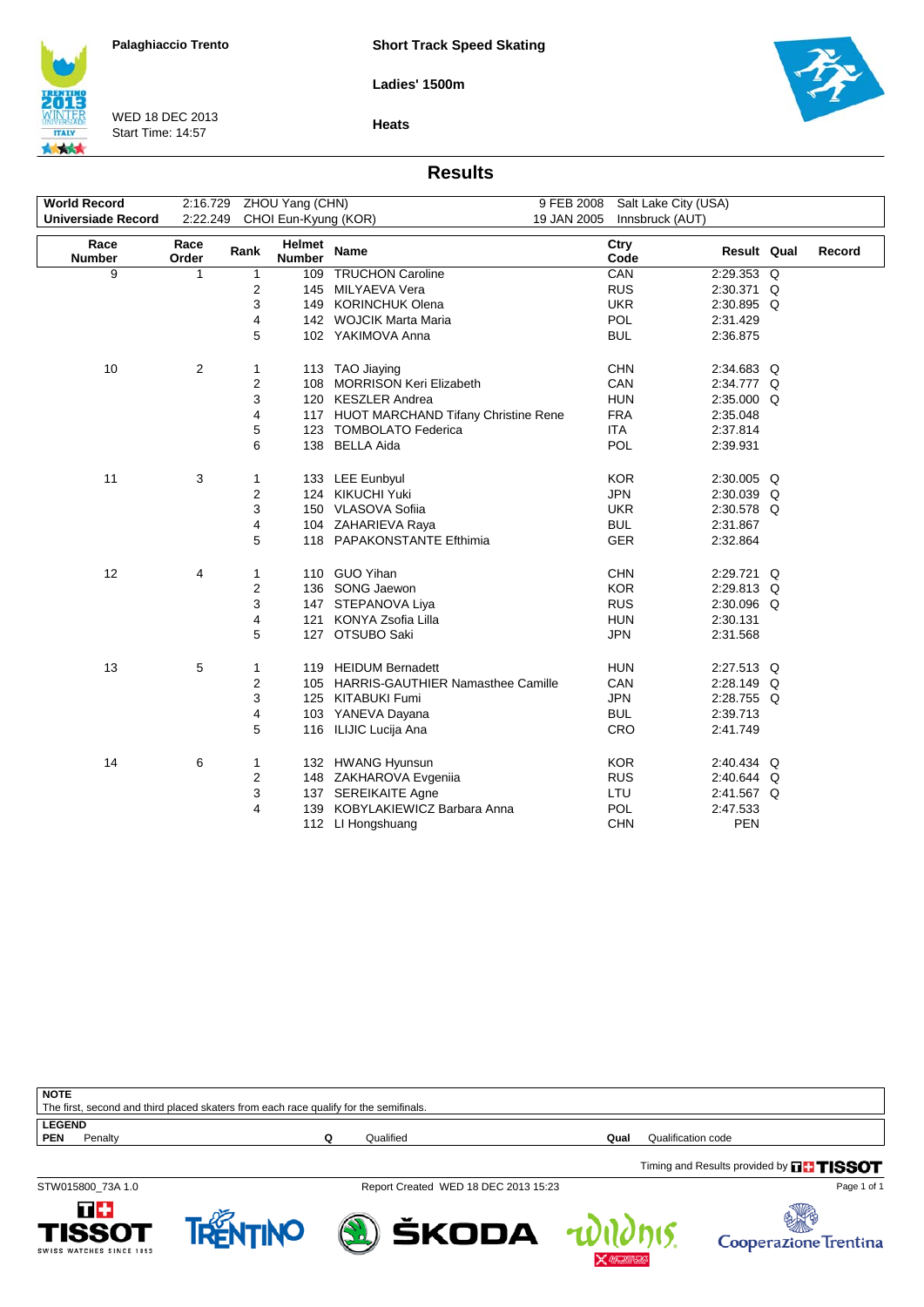Palaghiaccio Trento

**Short Track Speed Skating**

**Ladies' 1500m**

WED 18 DEC 2013
Start Time: 14:57

**Heats**

## Results

| | | | | |
|---|---|---|---|---|
| **World Record** | 2:16.729 | ZHOU Yang (CHN) | 9 FEB 2008 | Salt Lake City (USA) |
| **Universiade Record** | 2:22.249 | CHOI Eun-Kyung (KOR) | 19 JAN 2005 | Innsbruck (AUT) |

| Race Number | Race Order | Rank | Helmet Number | Name | Ctry Code | Result | Qual | Record |
|---|---|---|---|---|---|---|---|---|
| 9 | 1 | 1 | 109 | TRUCHON Caroline | CAN | 2:29.353 | Q | |
| | | 2 | 145 | MILYAEVA Vera | RUS | 2:30.371 | Q | |
| | | 3 | 149 | KORINCHUK Olena | UKR | 2:30.895 | Q | |
| | | 4 | 142 | WOJCIK Marta Maria | POL | 2:31.429 | | |
| | | 5 | 102 | YAKIMOVA Anna | BUL | 2:36.875 | | |
| 10 | 2 | 1 | 113 | TAO Jiaying | CHN | 2:34.683 | Q | |
| | | 2 | 108 | MORRISON Keri Elizabeth | CAN | 2:34.777 | Q | |
| | | 3 | 120 | KESZLER Andrea | HUN | 2:35.000 | Q | |
| | | 4 | 117 | HUOT MARCHAND Tifany Christine Rene | FRA | 2:35.048 | | |
| | | 5 | 123 | TOMBOLATO Federica | ITA | 2:37.814 | | |
| | | 6 | 138 | BELLA Aida | POL | 2:39.931 | | |
| 11 | 3 | 1 | 133 | LEE Eunbyul | KOR | 2:30.005 | Q | |
| | | 2 | 124 | KIKUCHI Yuki | JPN | 2:30.039 | Q | |
| | | 3 | 150 | VLASOVA Sofiia | UKR | 2:30.578 | Q | |
| | | 4 | 104 | ZAHARIEVA Raya | BUL | 2:31.867 | | |
| | | 5 | 118 | PAPAKONSTANTE Efthimia | GER | 2:32.864 | | |
| 12 | 4 | 1 | 110 | GUO Yihan | CHN | 2:29.721 | Q | |
| | | 2 | 136 | SONG Jaewon | KOR | 2:29.813 | Q | |
| | | 3 | 147 | STEPANOVA Liya | RUS | 2:30.096 | Q | |
| | | 4 | 121 | KONYA Zsofia Lilla | HUN | 2:30.131 | | |
| | | 5 | 127 | OTSUBO Saki | JPN | 2:31.568 | | |
| 13 | 5 | 1 | 119 | HEIDUM Bernadett | HUN | 2:27.513 | Q | |
| | | 2 | 105 | HARRIS-GAUTHIER Namasthee Camille | CAN | 2:28.149 | Q | |
| | | 3 | 125 | KITABUKI Fumi | JPN | 2:28.755 | Q | |
| | | 4 | 103 | YANEVA Dayana | BUL | 2:39.713 | | |
| | | 5 | 116 | ILIJIC Lucija Ana | CRO | 2:41.749 | | |
| 14 | 6 | 1 | 132 | HWANG Hyunsun | KOR | 2:40.434 | Q | |
| | | 2 | 148 | ZAKHAROVA Evgeniia | RUS | 2:40.644 | Q | |
| | | 3 | 137 | SEREIKAITE Agne | LTU | 2:41.567 | Q | |
| | | 4 | 139 | KOBYLAKIEWICZ Barbara Anna | POL | 2:47.533 | | |
| | | | 112 | LI Hongshuang | CHN | PEN | | |

**NOTE**
The first, second and third placed skaters from each race qualify for the semifinals.

**LEGEND**

| | | | | | |
|---|---|---|---|---|---|
| **PEN** | Penalty | **Q** | Qualified | **Qual** | Qualification code |

Timing and Results provided by TISSOT

STW015800_73A 1.0 — Report Created WED 18 DEC 2013 15:23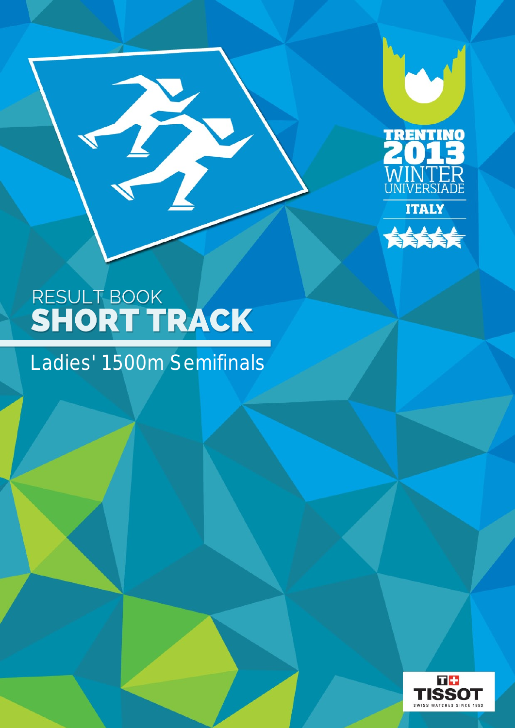TRENTINO
2013
WINTER
UNIVERSIADE
ITALY

RESULT BOOK
# SHORT TRACK

## Ladies' 1500m Semifinals

TISSOT
SWISS WATCHES SINCE 1853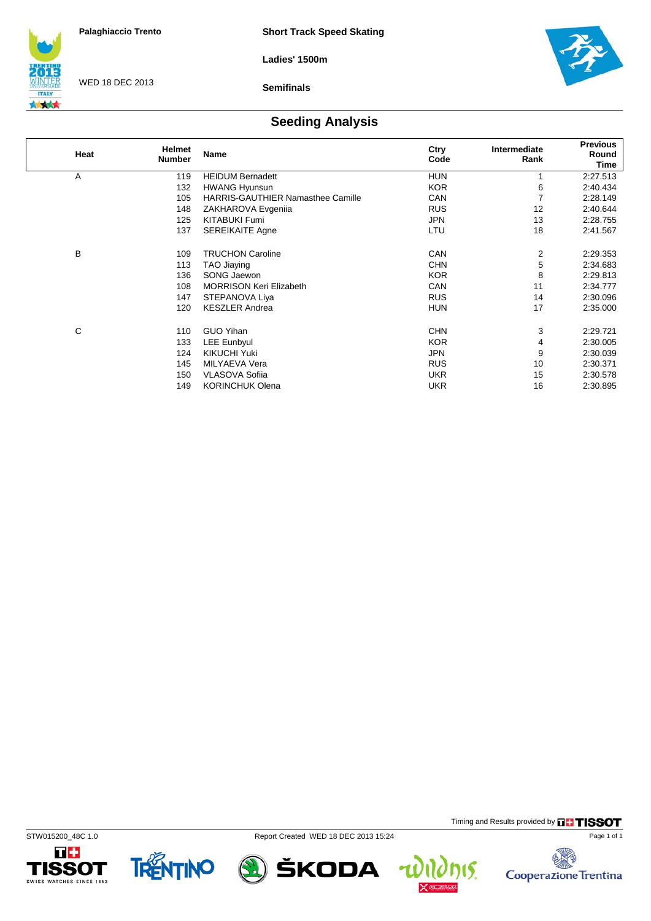Palaghiaccio Trento

WED 18 DEC 2013

**Short Track Speed Skating**

**Ladies' 1500m**

**Semifinals**

## Seeding Analysis

| Heat | Helmet Number | Name | Ctry Code | Intermediate Rank | Previous Round Time |
|---|---|---|---|---|---|
| A | 119 | HEIDUM Bernadett | HUN | 1 | 2:27.513 |
| | 132 | HWANG Hyunsun | KOR | 6 | 2:40.434 |
| | 105 | HARRIS-GAUTHIER Namasthee Camille | CAN | 7 | 2:28.149 |
| | 148 | ZAKHAROVA Evgeniia | RUS | 12 | 2:40.644 |
| | 125 | KITABUKI Fumi | JPN | 13 | 2:28.755 |
| | 137 | SEREIKAITE Agne | LTU | 18 | 2:41.567 |
| B | 109 | TRUCHON Caroline | CAN | 2 | 2:29.353 |
| | 113 | TAO Jiaying | CHN | 5 | 2:34.683 |
| | 136 | SONG Jaewon | KOR | 8 | 2:29.813 |
| | 108 | MORRISON Keri Elizabeth | CAN | 11 | 2:34.777 |
| | 147 | STEPANOVA Liya | RUS | 14 | 2:30.096 |
| | 120 | KESZLER Andrea | HUN | 17 | 2:35.000 |
| C | 110 | GUO Yihan | CHN | 3 | 2:29.721 |
| | 133 | LEE Eunbyul | KOR | 4 | 2:30.005 |
| | 124 | KIKUCHI Yuki | JPN | 9 | 2:30.039 |
| | 145 | MILYAEVA Vera | RUS | 10 | 2:30.371 |
| | 150 | VLASOVA Sofiia | UKR | 15 | 2:30.578 |
| | 149 | KORINCHUK Olena | UKR | 16 | 2:30.895 |

Timing and Results provided by TISSOT

STW015200_48C 1.0 Report Created WED 18 DEC 2013 15:24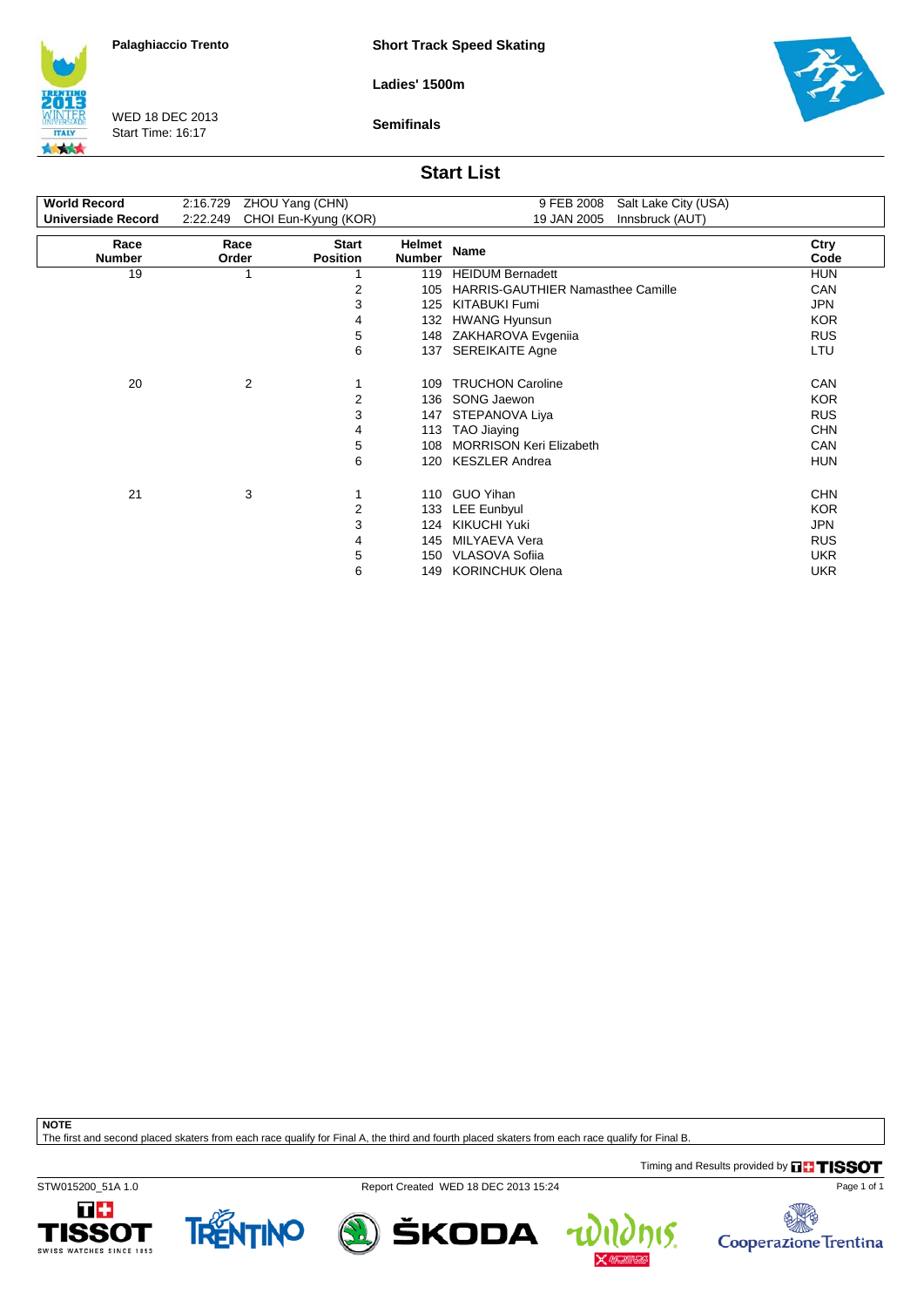Palaghiaccio Trento

**Short Track Speed Skating**

**Ladies' 1500m**

WED 18 DEC 2013
Start Time: 16:17

**Semifinals**

## Start List

| | | | | |
|---|---|---|---|---|
| **World Record** | 2:16.729 | ZHOU Yang (CHN) | 9 FEB 2008 | Salt Lake City (USA) |
| **Universiade Record** | 2:22.249 | CHOI Eun-Kyung (KOR) | 19 JAN 2005 | Innsbruck (AUT) |

| Race Number | Race Order | Start Position | Helmet Number | Name | Ctry Code |
|---|---|---|---|---|---|
| 19 | 1 | 1 | 119 | HEIDUM Bernadett | HUN |
| | | 2 | 105 | HARRIS-GAUTHIER Namasthee Camille | CAN |
| | | 3 | 125 | KITABUKI Fumi | JPN |
| | | 4 | 132 | HWANG Hyunsun | KOR |
| | | 5 | 148 | ZAKHAROVA Evgeniia | RUS |
| | | 6 | 137 | SEREIKAITE Agne | LTU |
| 20 | 2 | 1 | 109 | TRUCHON Caroline | CAN |
| | | 2 | 136 | SONG Jaewon | KOR |
| | | 3 | 147 | STEPANOVA Liya | RUS |
| | | 4 | 113 | TAO Jiaying | CHN |
| | | 5 | 108 | MORRISON Keri Elizabeth | CAN |
| | | 6 | 120 | KESZLER Andrea | HUN |
| 21 | 3 | 1 | 110 | GUO Yihan | CHN |
| | | 2 | 133 | LEE Eunbyul | KOR |
| | | 3 | 124 | KIKUCHI Yuki | JPN |
| | | 4 | 145 | MILYAEVA Vera | RUS |
| | | 5 | 150 | VLASOVA Sofiia | UKR |
| | | 6 | 149 | KORINCHUK Olena | UKR |

**NOTE**
The first and second placed skaters from each race qualify for Final A, the third and fourth placed skaters from each race qualify for Final B.

Timing and Results provided by TISSOT

STW015200_51A 1.0 Report Created WED 18 DEC 2013 15:24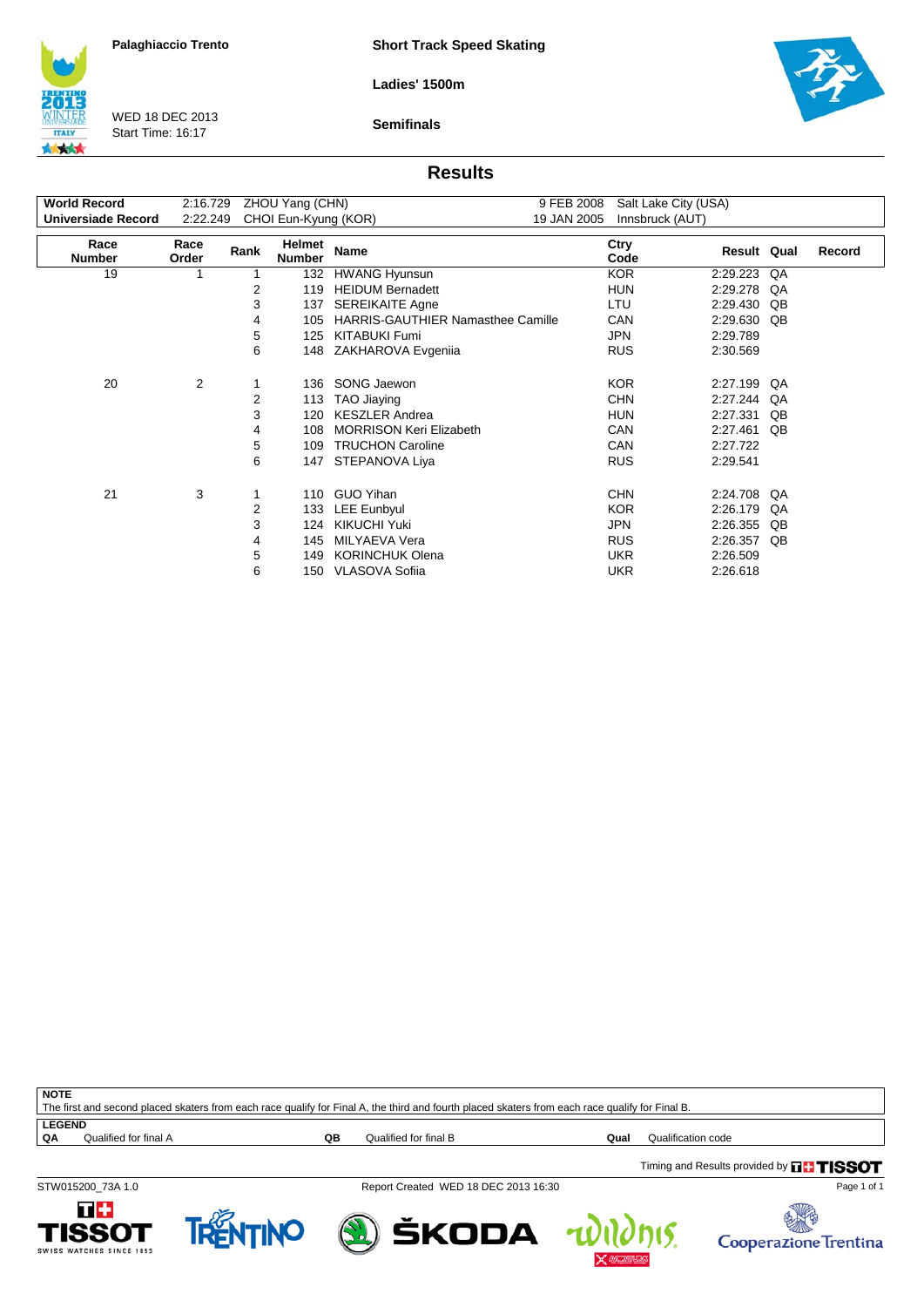Palaghiaccio Trento

WED 18 DEC 2013
Start Time: 16:17

**Short Track Speed Skating**

**Ladies' 1500m**

**Semifinals**

## Results

| | | | | |
|---|---|---|---|---|
| **World Record** | 2:16.729 | ZHOU Yang (CHN) | 9 FEB 2008 | Salt Lake City (USA) |
| **Universiade Record** | 2:22.249 | CHOI Eun-Kyung (KOR) | 19 JAN 2005 | Innsbruck (AUT) |

| Race Number | Race Order | Rank | Helmet Number | Name | Ctry Code | Result | Qual | Record |
|---|---|---|---|---|---|---|---|---|
| 19 | 1 | 1 | 132 | HWANG Hyunsun | KOR | 2:29.223 | QA | |
| | | 2 | 119 | HEIDUM Bernadett | HUN | 2:29.278 | QA | |
| | | 3 | 137 | SEREIKAITE Agne | LTU | 2:29.430 | QB | |
| | | 4 | 105 | HARRIS-GAUTHIER Namasthee Camille | CAN | 2:29.630 | QB | |
| | | 5 | 125 | KITABUKI Fumi | JPN | 2:29.789 | | |
| | | 6 | 148 | ZAKHAROVA Evgeniia | RUS | 2:30.569 | | |
| 20 | 2 | 1 | 136 | SONG Jaewon | KOR | 2:27.199 | QA | |
| | | 2 | 113 | TAO Jiaying | CHN | 2:27.244 | QA | |
| | | 3 | 120 | KESZLER Andrea | HUN | 2:27.331 | QB | |
| | | 4 | 108 | MORRISON Keri Elizabeth | CAN | 2:27.461 | QB | |
| | | 5 | 109 | TRUCHON Caroline | CAN | 2:27.722 | | |
| | | 6 | 147 | STEPANOVA Liya | RUS | 2:29.541 | | |
| 21 | 3 | 1 | 110 | GUO Yihan | CHN | 2:24.708 | QA | |
| | | 2 | 133 | LEE Eunbyul | KOR | 2:26.179 | QA | |
| | | 3 | 124 | KIKUCHI Yuki | JPN | 2:26.355 | QB | |
| | | 4 | 145 | MILYAEVA Vera | RUS | 2:26.357 | QB | |
| | | 5 | 149 | KORINCHUK Olena | UKR | 2:26.509 | | |
| | | 6 | 150 | VLASOVA Sofiia | UKR | 2:26.618 | | |

**NOTE**
The first and second placed skaters from each race qualify for Final A, the third and fourth placed skaters from each race qualify for Final B.

**LEGEND**

| | | | | | |
|---|---|---|---|---|---|
| **QA** | Qualified for final A | **QB** | Qualified for final B | **Qual** | Qualification code |

Timing and Results provided by TISSOT

STW015200_73A 1.0 | Report Created WED 18 DEC 2013 16:30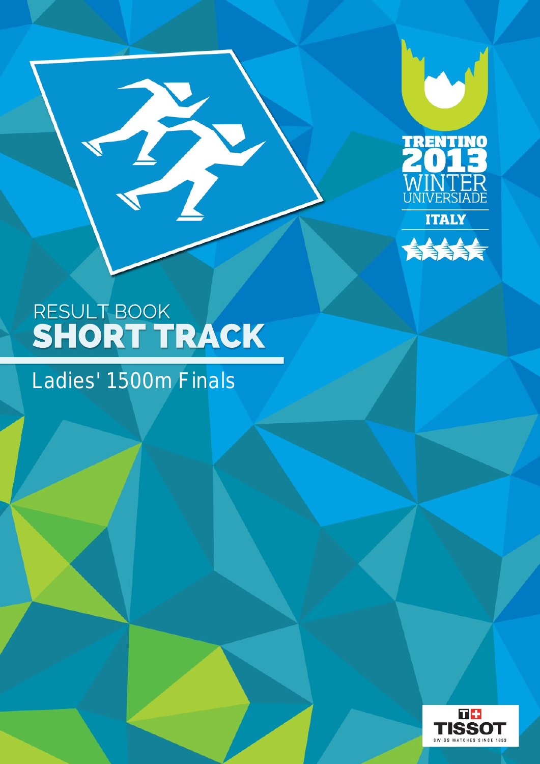TRENTINO 2013 WINTER UNIVERSIADE

ITALY

RESULT BOOK

# SHORT TRACK

## Ladies' 1500m Finals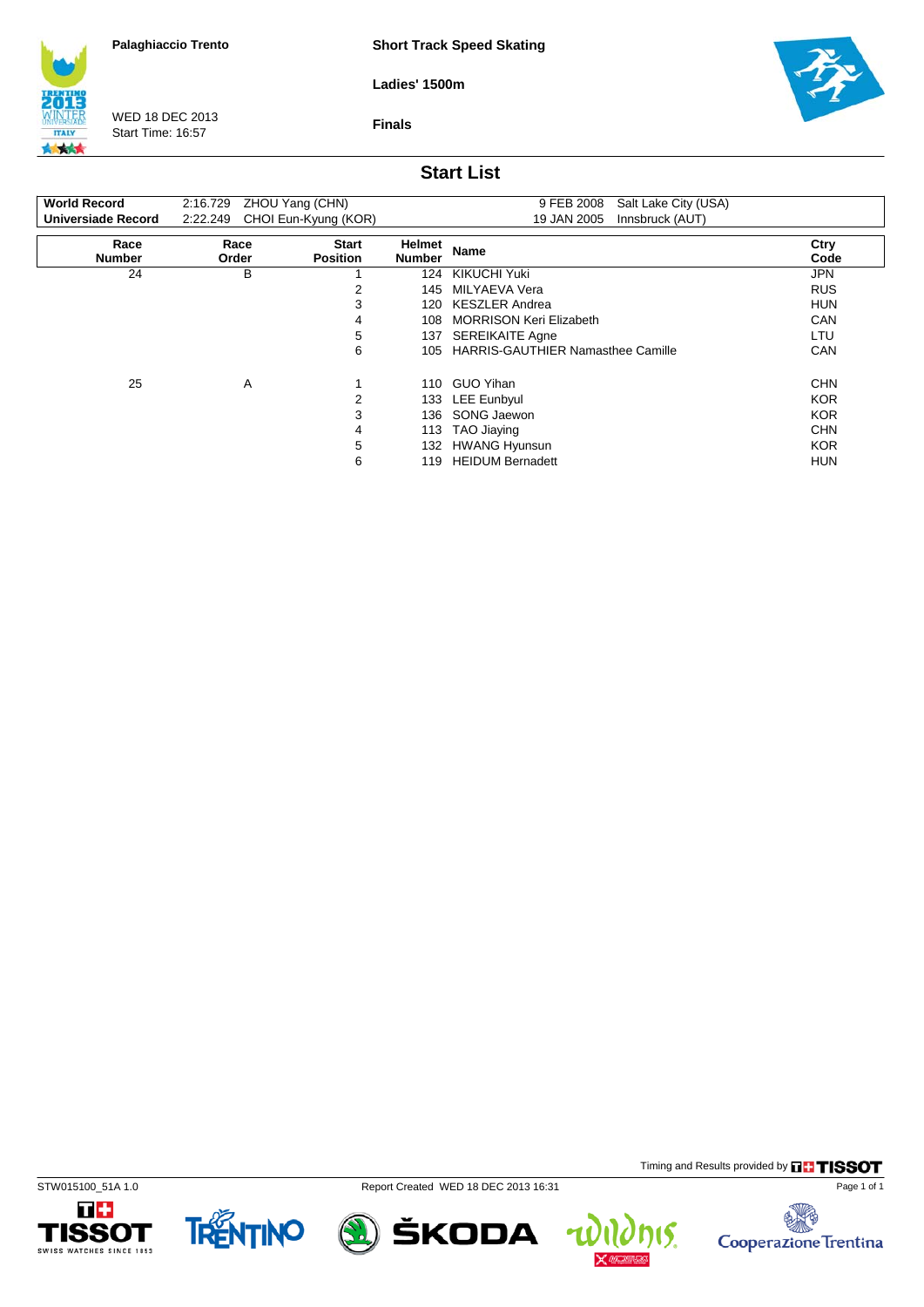Palaghiaccio Trento

WED 18 DEC 2013
Start Time: 16:57

**Short Track Speed Skating**

**Ladies' 1500m**

**Finals**

## Start List

| | | | | |
|---|---|---|---|---|
| **World Record** | 2:16.729 | ZHOU Yang (CHN) | 9 FEB 2008 | Salt Lake City (USA) |
| **Universiade Record** | 2:22.249 | CHOI Eun-Kyung (KOR) | 19 JAN 2005 | Innsbruck (AUT) |

| Race Number | Race Order | Start Position | Helmet Number | Name | Ctry Code |
|---|---|---|---|---|---|
| 24 | B | 1 | 124 | KIKUCHI Yuki | JPN |
| | | 2 | 145 | MILYAEVA Vera | RUS |
| | | 3 | 120 | KESZLER Andrea | HUN |
| | | 4 | 108 | MORRISON Keri Elizabeth | CAN |
| | | 5 | 137 | SEREIKAITE Agne | LTU |
| | | 6 | 105 | HARRIS-GAUTHIER Namasthee Camille | CAN |
| 25 | A | 1 | 110 | GUO Yihan | CHN |
| | | 2 | 133 | LEE Eunbyul | KOR |
| | | 3 | 136 | SONG Jaewon | KOR |
| | | 4 | 113 | TAO Jiaying | CHN |
| | | 5 | 132 | HWANG Hyunsun | KOR |
| | | 6 | 119 | HEIDUM Bernadett | HUN |

Timing and Results provided by TISSOT

STW015100_51A 1.0 Report Created WED 18 DEC 2013 16:31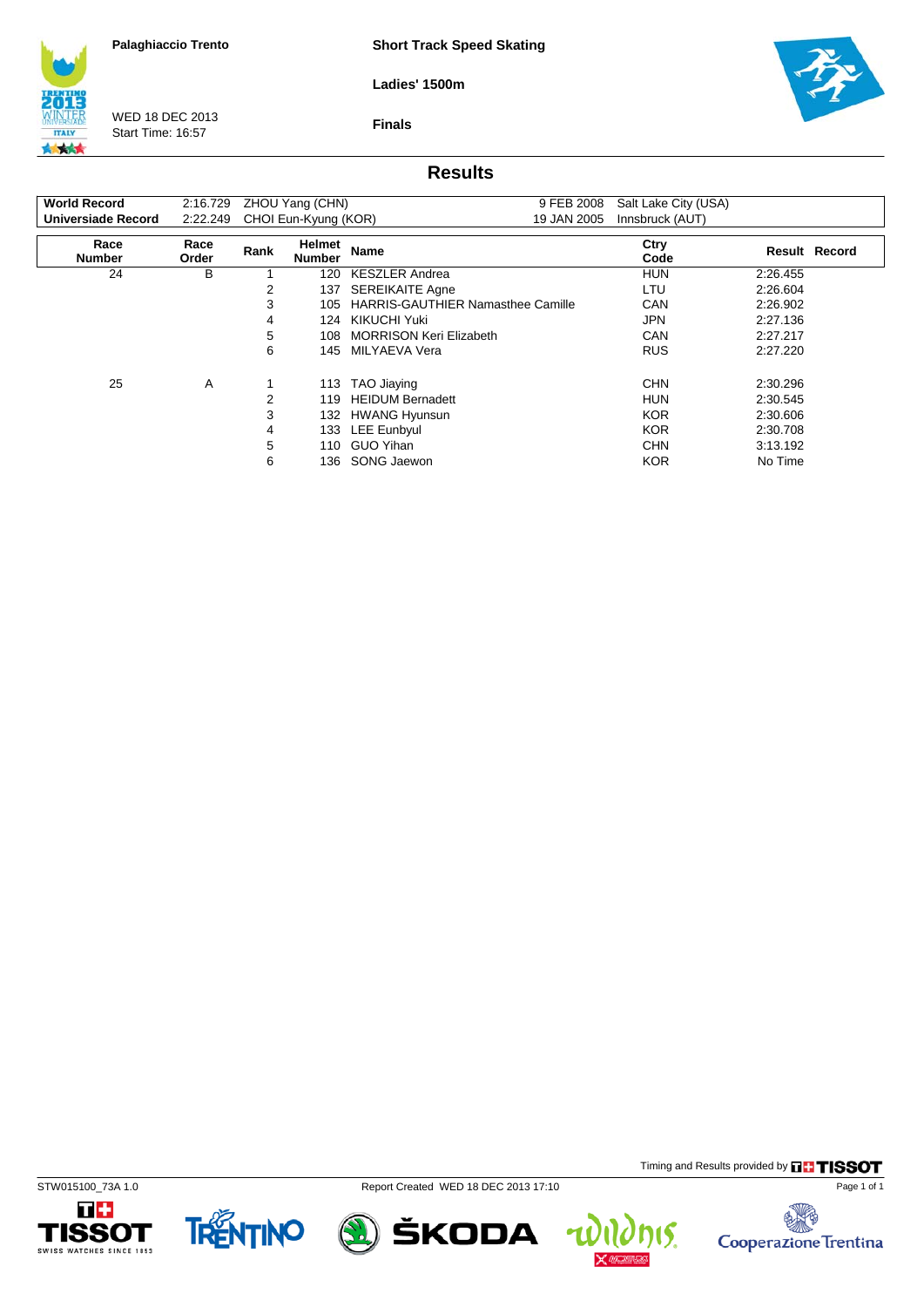Palaghiaccio Trento

WED 18 DEC 2013
Start Time: 16:57

**Short Track Speed Skating**

**Ladies' 1500m**

**Finals**

## Results

| | | | | | |
|---|---|---|---|---|---|
| **World Record** | 2:16.729 | ZHOU Yang (CHN) | 9 FEB 2008 | Salt Lake City (USA) | |
| **Universiade Record** | 2:22.249 | CHOI Eun-Kyung (KOR) | 19 JAN 2005 | Innsbruck (AUT) | |

| Race Number | Race Order | Rank | Helmet Number | Name | Ctry Code | Result | Record |
|---|---|---|---|---|---|---|---|
| 24 | B | 1 | 120 | KESZLER Andrea | HUN | 2:26.455 | |
| | | 2 | 137 | SEREIKAITE Agne | LTU | 2:26.604 | |
| | | 3 | 105 | HARRIS-GAUTHIER Namasthee Camille | CAN | 2:26.902 | |
| | | 4 | 124 | KIKUCHI Yuki | JPN | 2:27.136 | |
| | | 5 | 108 | MORRISON Keri Elizabeth | CAN | 2:27.217 | |
| | | 6 | 145 | MILYAEVA Vera | RUS | 2:27.220 | |
| 25 | A | 1 | 113 | TAO Jiaying | CHN | 2:30.296 | |
| | | 2 | 119 | HEIDUM Bernadett | HUN | 2:30.545 | |
| | | 3 | 132 | HWANG Hyunsun | KOR | 2:30.606 | |
| | | 4 | 133 | LEE Eunbyul | KOR | 2:30.708 | |
| | | 5 | 110 | GUO Yihan | CHN | 3:13.192 | |
| | | 6 | 136 | SONG Jaewon | KOR | No Time | |

Timing and Results provided by TISSOT

STW015100_73A 1.0 Report Created WED 18 DEC 2013 17:10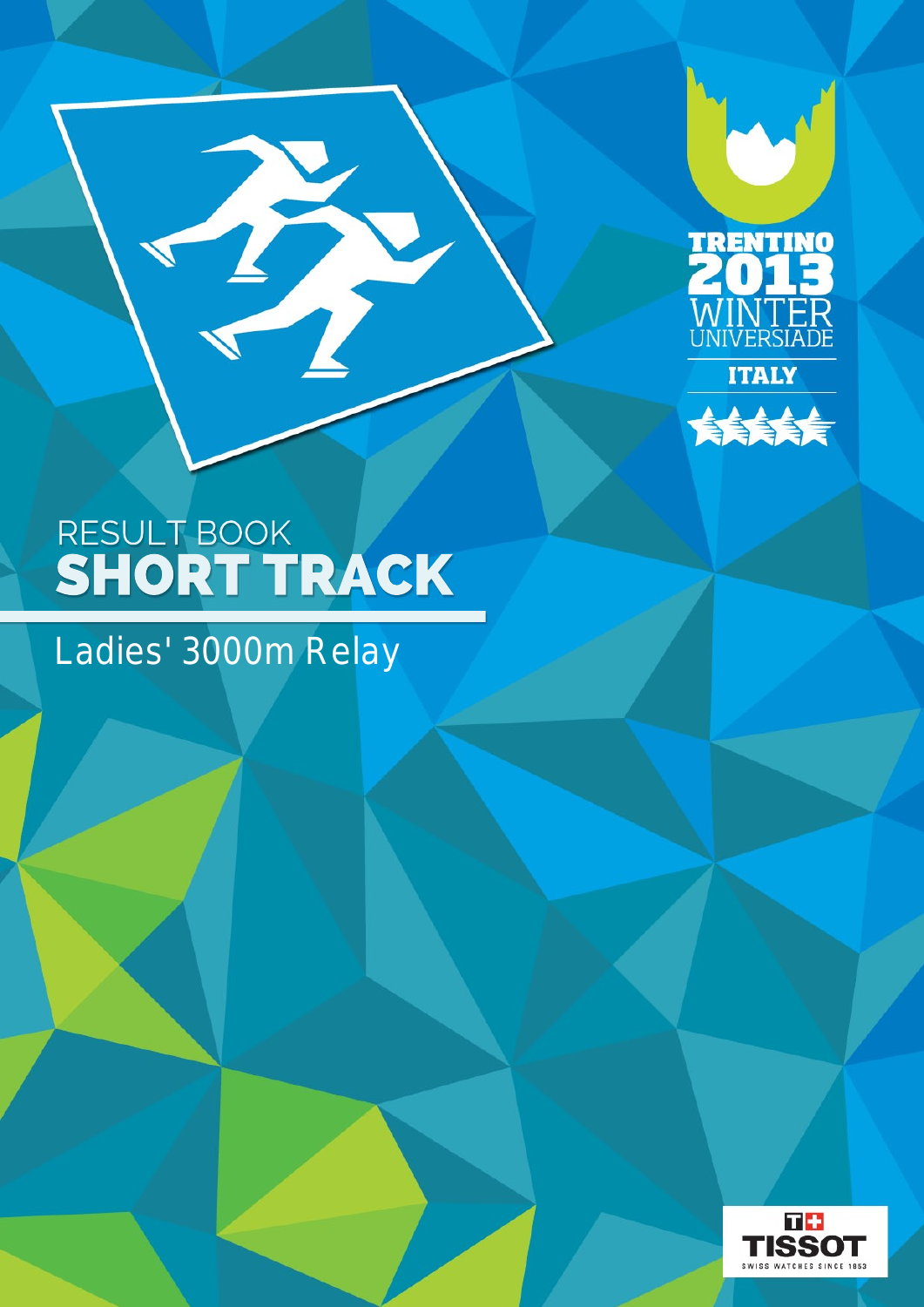TRENTINO 2013 WINTER UNIVERSIADE

ITALY

RESULT BOOK

# SHORT TRACK

## Ladies' 3000m Relay

TISSOT SWISS WATCHES SINCE 1853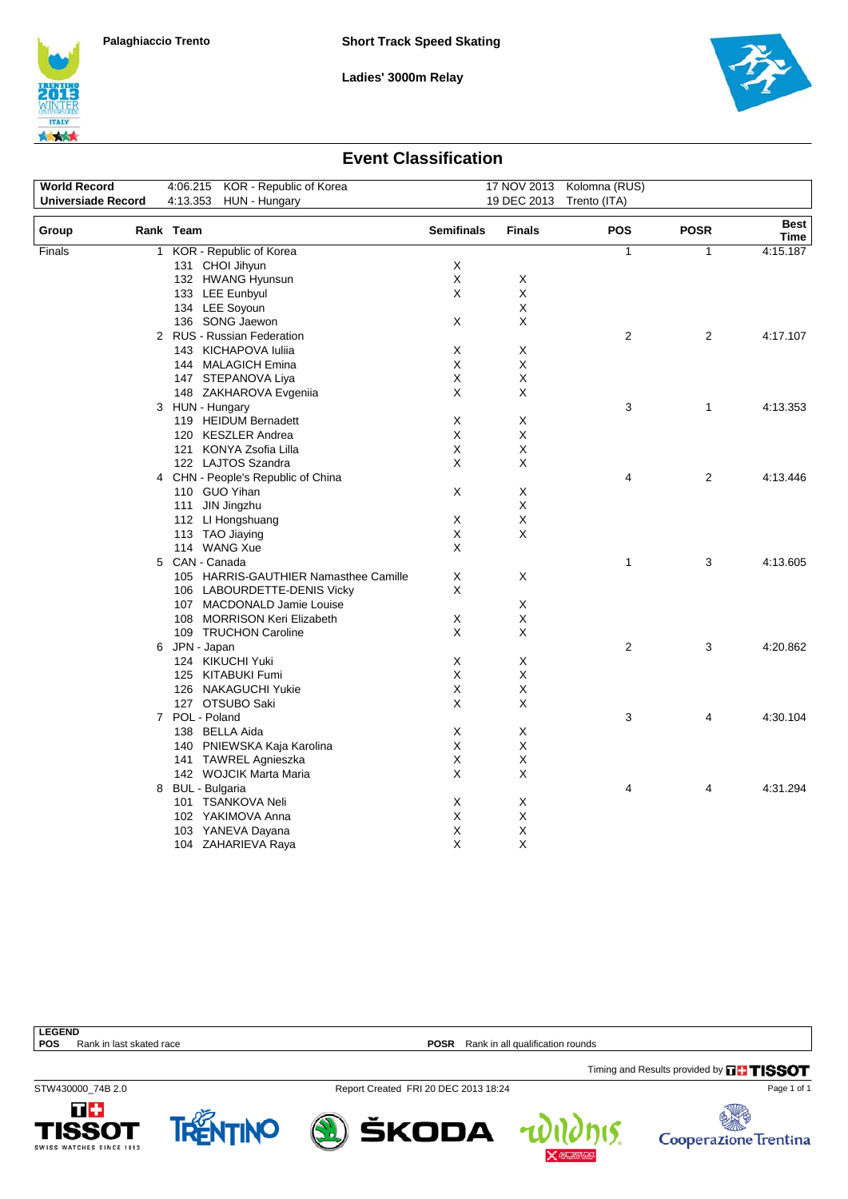Palaghiaccio Trento

**Short Track Speed Skating**

**Ladies' 3000m Relay**

## Event Classification

| | | | | |
|---|---|---|---|---|
| **World Record** | 4:06.215 | KOR - Republic of Korea | 17 NOV 2013 | Kolomna (RUS) |
| **Universiade Record** | 4:13.353 | HUN - Hungary | 19 DEC 2013 | Trento (ITA) |

| Group | Rank | Team | Semifinals | Finals | POS | POSR | Best Time |
|---|---|---|---|---|---|---|---|
| Finals | 1 | KOR - Republic of Korea | | | 1 | 1 | 4:15.187 |
| | | 131 CHOI Jihyun | X | | | | |
| | | 132 HWANG Hyunsun | X | X | | | |
| | | 133 LEE Eunbyul | X | X | | | |
| | | 134 LEE Soyoun | | X | | | |
| | | 136 SONG Jaewon | X | X | | | |
| | 2 | RUS - Russian Federation | | | 2 | 2 | 4:17.107 |
| | | 143 KICHAPOVA Iuliia | X | X | | | |
| | | 144 MALAGICH Emina | X | X | | | |
| | | 147 STEPANOVA Liya | X | X | | | |
| | | 148 ZAKHAROVA Evgeniia | X | X | | | |
| | 3 | HUN - Hungary | | | 3 | 1 | 4:13.353 |
| | | 119 HEIDUM Bernadett | X | X | | | |
| | | 120 KESZLER Andrea | X | X | | | |
| | | 121 KONYA Zsofia Lilla | X | X | | | |
| | | 122 LAJTOS Szandra | X | X | | | |
| | 4 | CHN - People's Republic of China | | | 4 | 2 | 4:13.446 |
| | | 110 GUO Yihan | X | X | | | |
| | | 111 JIN Jingzhu | | X | | | |
| | | 112 LI Hongshuang | X | X | | | |
| | | 113 TAO Jiaying | X | X | | | |
| | | 114 WANG Xue | X | | | | |
| | 5 | CAN - Canada | | | 1 | 3 | 4:13.605 |
| | | 105 HARRIS-GAUTHIER Namasthee Camille | X | X | | | |
| | | 106 LABOURDETTE-DENIS Vicky | X | | | | |
| | | 107 MACDONALD Jamie Louise | | X | | | |
| | | 108 MORRISON Keri Elizabeth | X | X | | | |
| | | 109 TRUCHON Caroline | X | X | | | |
| | 6 | JPN - Japan | | | 2 | 3 | 4:20.862 |
| | | 124 KIKUCHI Yuki | X | X | | | |
| | | 125 KITABUKI Fumi | X | X | | | |
| | | 126 NAKAGUCHI Yukie | X | X | | | |
| | | 127 OTSUBO Saki | X | X | | | |
| | 7 | POL - Poland | | | 3 | 4 | 4:30.104 |
| | | 138 BELLA Aida | X | X | | | |
| | | 140 PNIEWSKA Kaja Karolina | X | X | | | |
| | | 141 TAWREL Agnieszka | X | X | | | |
| | | 142 WOJCIK Marta Maria | X | X | | | |
| | 8 | BUL - Bulgaria | | | 4 | 4 | 4:31.294 |
| | | 101 TSANKOVA Neli | X | X | | | |
| | | 102 YAKIMOVA Anna | X | X | | | |
| | | 103 YANEVA Dayana | X | X | | | |
| | | 104 ZAHARIEVA Raya | X | X | | | |

**LEGEND**

**POS** Rank in last skated race

**POSR** Rank in all qualification rounds

Timing and Results provided by TISSOT

STW430000_74B 2.0

Report Created FRI 20 DEC 2013 18:24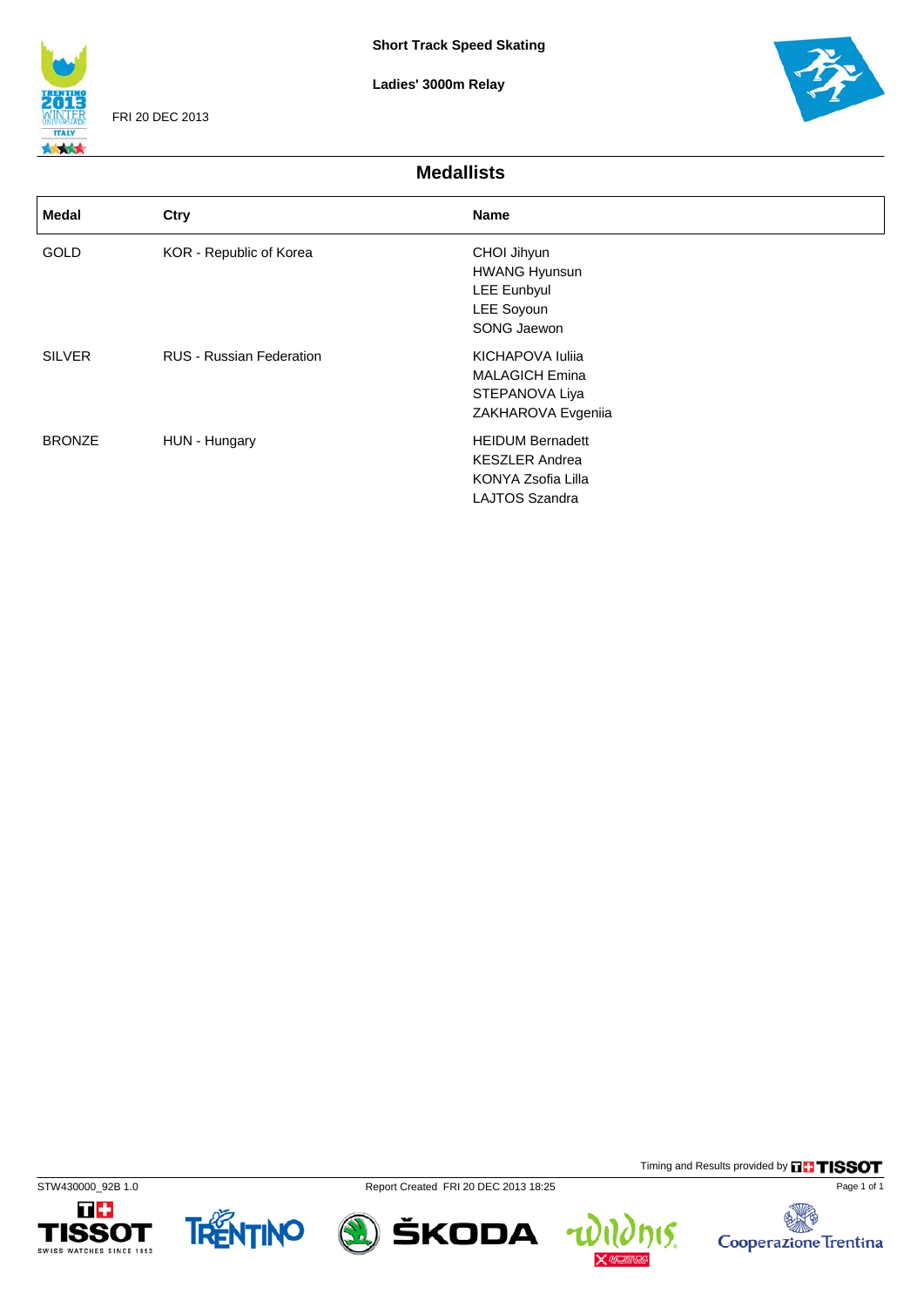**Short Track Speed Skating**

**Ladies' 3000m Relay**

FRI 20 DEC 2013

## Medallists

| Medal | Ctry | Name |
|---|---|---|
| GOLD | KOR - Republic of Korea | CHOI Jihyun<br>HWANG Hyunsun<br>LEE Eunbyul<br>LEE Soyoun<br>SONG Jaewon |
| SILVER | RUS - Russian Federation | KICHAPOVA Iuliia<br>MALAGICH Emina<br>STEPANOVA Liya<br>ZAKHAROVA Evgeniia |
| BRONZE | HUN - Hungary | HEIDUM Bernadett<br>KESZLER Andrea<br>KONYA Zsofia Lilla<br>LAJTOS Szandra |

Timing and Results provided by TISSOT

STW430000_92B 1.0 Report Created FRI 20 DEC 2013 18:25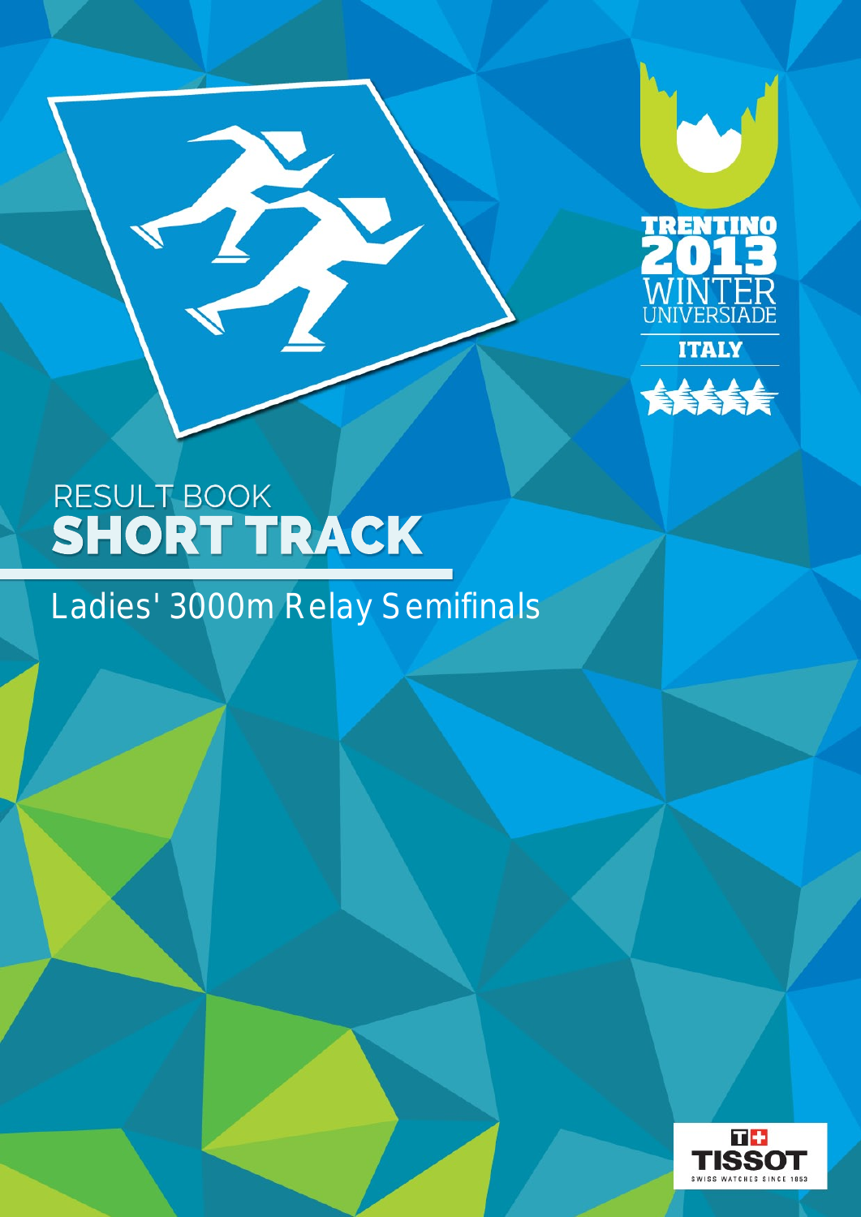TRENTINO 2013 WINTER UNIVERSIADE

ITALY

# RESULT BOOK SHORT TRACK

## Ladies' 3000m Relay Semifinals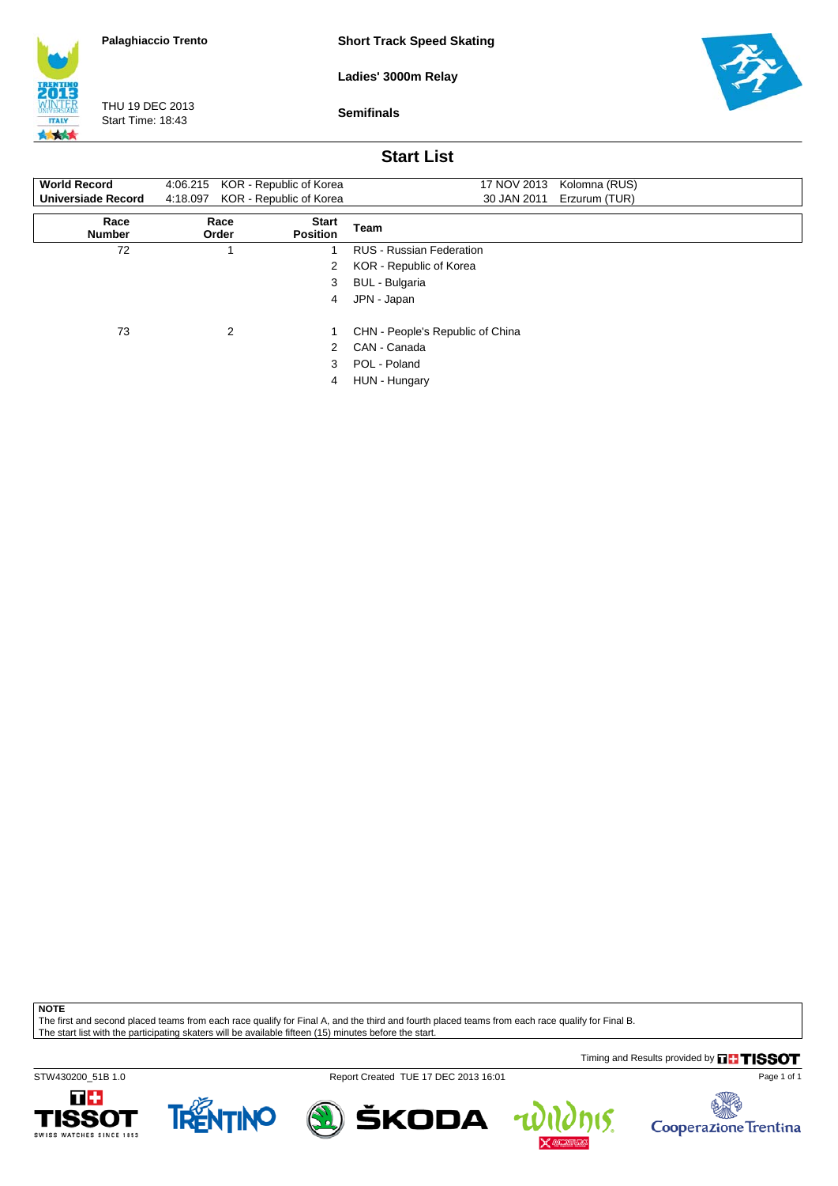Palaghiaccio Trento

THU 19 DEC 2013
Start Time: 18:43

**Short Track Speed Skating**

**Ladies' 3000m Relay**

**Semifinals**

## Start List

| | | | | |
|---|---|---|---|---|
| **World Record** | 4:06.215 | KOR - Republic of Korea | 17 NOV 2013 | Kolomna (RUS) |
| **Universiade Record** | 4:18.097 | KOR - Republic of Korea | 30 JAN 2011 | Erzurum (TUR) |

| Race Number | Race Order | Start Position | Team |
|---|---|---|---|
| 72 | 1 | 1 | RUS - Russian Federation |
| | | 2 | KOR - Republic of Korea |
| | | 3 | BUL - Bulgaria |
| | | 4 | JPN - Japan |
| 73 | 2 | 1 | CHN - People's Republic of China |
| | | 2 | CAN - Canada |
| | | 3 | POL - Poland |
| | | 4 | HUN - Hungary |

**NOTE**

The first and second placed teams from each race qualify for Final A, and the third and fourth placed teams from each race qualify for Final B.
The start list with the participating skaters will be available fifteen (15) minutes before the start.

Timing and Results provided by TISSOT

STW430200_51B 1.0 Report Created TUE 17 DEC 2013 16:01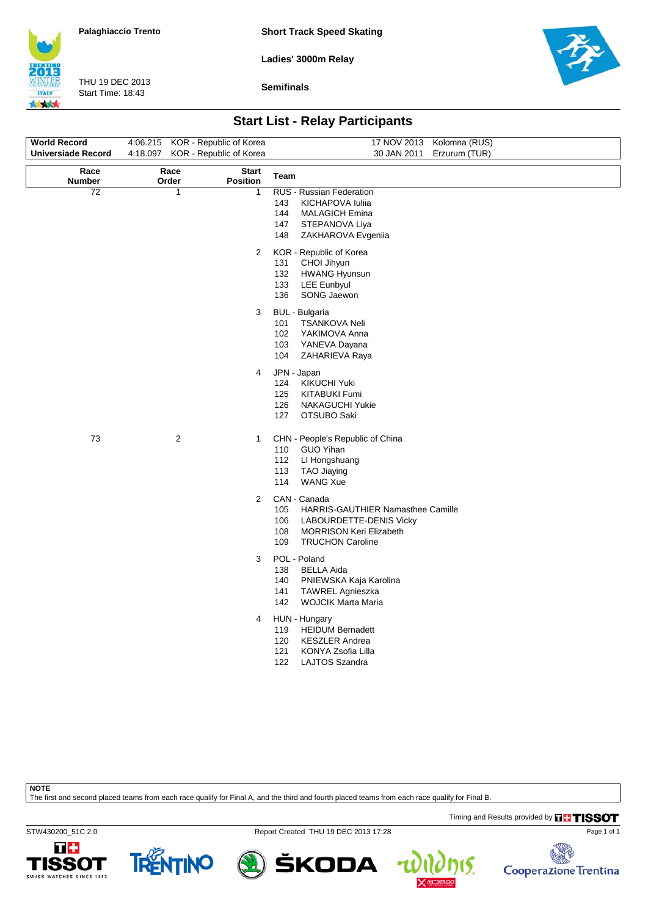Palaghiaccio Trento

**Short Track Speed Skating**

**Ladies' 3000m Relay**

THU 19 DEC 2013
Start Time: 18:43

**Semifinals**

## Start List - Relay Participants

| | | | | |
|---|---|---|---|---|
| **World Record** | 4:06.215 | KOR - Republic of Korea | 17 NOV 2013 | Kolomna (RUS) |
| **Universiade Record** | 4:18.097 | KOR - Republic of Korea | 30 JAN 2011 | Erzurum (TUR) |

| Race Number | Race Order | Start Position | Team |
|---|---|---|---|
| 72 | 1 | 1 | RUS - Russian Federation |
| | | | 143 KICHAPOVA Iuliia |
| | | | 144 MALAGICH Emina |
| | | | 147 STEPANOVA Liya |
| | | | 148 ZAKHAROVA Evgeniia |
| | | 2 | KOR - Republic of Korea |
| | | | 131 CHOI Jihyun |
| | | | 132 HWANG Hyunsun |
| | | | 133 LEE Eunbyul |
| | | | 136 SONG Jaewon |
| | | 3 | BUL - Bulgaria |
| | | | 101 TSANKOVA Neli |
| | | | 102 YAKIMOVA Anna |
| | | | 103 YANEVA Dayana |
| | | | 104 ZAHARIEVA Raya |
| | | 4 | JPN - Japan |
| | | | 124 KIKUCHI Yuki |
| | | | 125 KITABUKI Fumi |
| | | | 126 NAKAGUCHI Yukie |
| | | | 127 OTSUBO Saki |
| 73 | 2 | 1 | CHN - People's Republic of China |
| | | | 110 GUO Yihan |
| | | | 112 LI Hongshuang |
| | | | 113 TAO Jiaying |
| | | | 114 WANG Xue |
| | | 2 | CAN - Canada |
| | | | 105 HARRIS-GAUTHIER Namasthee Camille |
| | | | 106 LABOURDETTE-DENIS Vicky |
| | | | 108 MORRISON Keri Elizabeth |
| | | | 109 TRUCHON Caroline |
| | | 3 | POL - Poland |
| | | | 138 BELLA Aida |
| | | | 140 PNIEWSKA Kaja Karolina |
| | | | 141 TAWREL Agnieszka |
| | | | 142 WOJCIK Marta Maria |
| | | 4 | HUN - Hungary |
| | | | 119 HEIDUM Bernadett |
| | | | 120 KESZLER Andrea |
| | | | 121 KONYA Zsofia Lilla |
| | | | 122 LAJTOS Szandra |

**NOTE**

The first and second placed teams from each race qualify for Final A, and the third and fourth placed teams from each race qualify for Final B.

Timing and Results provided by TISSOT

STW430200_51C 2.0 Report Created THU 19 DEC 2013 17:28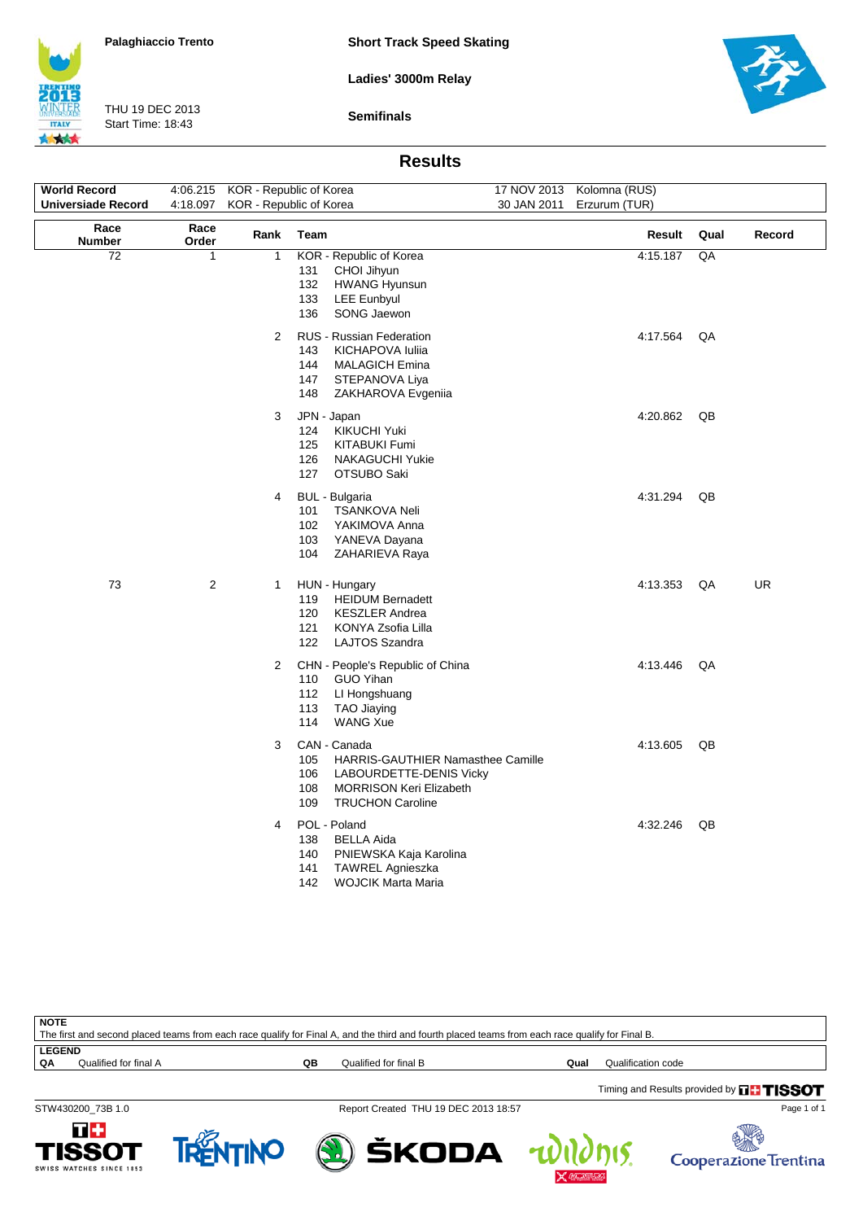Palaghiaccio Trento

THU 19 DEC 2013
Start Time: 18:43

**Short Track Speed Skating**

**Ladies' 3000m Relay**

**Semifinals**

## Results

| | | | | |
|---|---|---|---|---|
| **World Record** | 4:06.215 | KOR - Republic of Korea | 17 NOV 2013 | Kolomna (RUS) |
| **Universiade Record** | 4:18.097 | KOR - Republic of Korea | 30 JAN 2011 | Erzurum (TUR) |

| Race Number | Race Order | Rank | Team | Result | Qual | Record |
|---|---|---|---|---|---|---|
| 72 | 1 | 1 | KOR - Republic of Korea<br>131 CHOI Jihyun<br>132 HWANG Hyunsun<br>133 LEE Eunbyul<br>136 SONG Jaewon | 4:15.187 | QA | |
| | | 2 | RUS - Russian Federation<br>143 KICHAPOVA Iuliia<br>144 MALAGICH Emina<br>147 STEPANOVA Liya<br>148 ZAKHAROVA Evgeniia | 4:17.564 | QA | |
| | | 3 | JPN - Japan<br>124 KIKUCHI Yuki<br>125 KITABUKI Fumi<br>126 NAKAGUCHI Yukie<br>127 OTSUBO Saki | 4:20.862 | QB | |
| | | 4 | BUL - Bulgaria<br>101 TSANKOVA Neli<br>102 YAKIMOVA Anna<br>103 YANEVA Dayana<br>104 ZAHARIEVA Raya | 4:31.294 | QB | |
| 73 | 2 | 1 | HUN - Hungary<br>119 HEIDUM Bernadett<br>120 KESZLER Andrea<br>121 KONYA Zsofia Lilla<br>122 LAJTOS Szandra | 4:13.353 | QA | UR |
| | | 2 | CHN - People's Republic of China<br>110 GUO Yihan<br>112 LI Hongshuang<br>113 TAO Jiaying<br>114 WANG Xue | 4:13.446 | QA | |
| | | 3 | CAN - Canada<br>105 HARRIS-GAUTHIER Namasthee Camille<br>106 LABOURDETTE-DENIS Vicky<br>108 MORRISON Keri Elizabeth<br>109 TRUCHON Caroline | 4:13.605 | QB | |
| | | 4 | POL - Poland<br>138 BELLA Aida<br>140 PNIEWSKA Kaja Karolina<br>141 TAWREL Agnieszka<br>142 WOJCIK Marta Maria | 4:32.246 | QB | |

**NOTE**
The first and second placed teams from each race qualify for Final A, and the third and fourth placed teams from each race qualify for Final B.

**LEGEND**

| | | | | | |
|---|---|---|---|---|---|
| **QA** | Qualified for final A | **QB** | Qualified for final B | **Qual** | Qualification code |

Timing and Results provided by TISSOT

STW430200_73B 1.0 Report Created THU 19 DEC 2013 18:57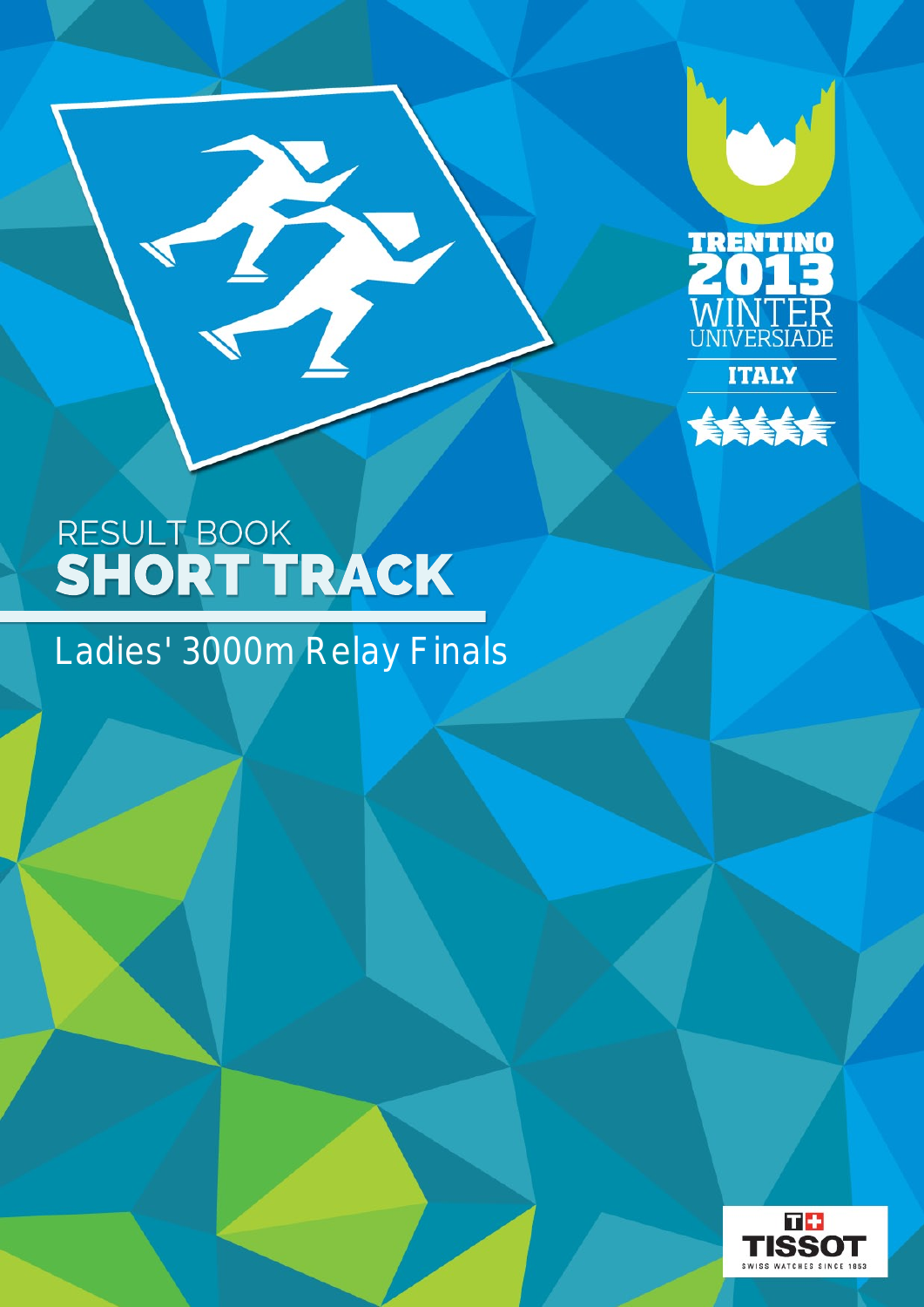TRENTINO 2013 WINTER UNIVERSIADE

ITALY

# RESULT BOOK
# SHORT TRACK

## Ladies' 3000m Relay Finals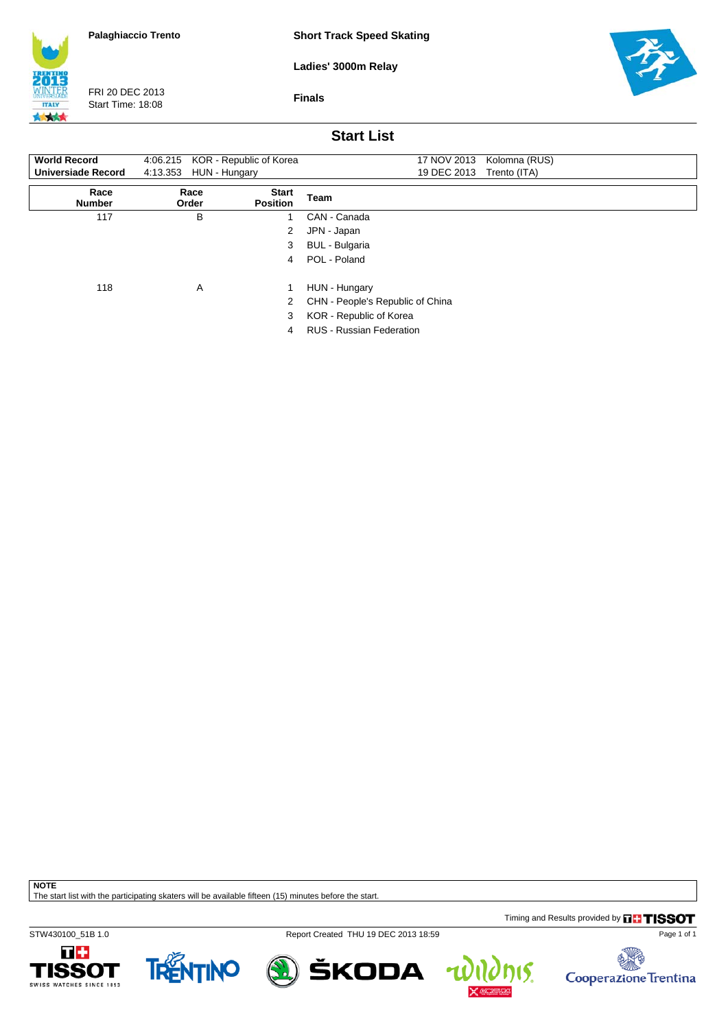**Palaghiaccio Trento**

FRI 20 DEC 2013
Start Time: 18:08

**Short Track Speed Skating**

**Ladies' 3000m Relay**

**Finals**

## Start List

| | | | | |
|---|---|---|---|---|
| **World Record** | 4:06.215 | KOR - Republic of Korea | 17 NOV 2013 | Kolomna (RUS) |
| **Universiade Record** | 4:13.353 | HUN - Hungary | 19 DEC 2013 | Trento (ITA) |

| Race Number | Race Order | Start Position | Team |
|---|---|---|---|
| 117 | B | 1 | CAN - Canada |
| | | 2 | JPN - Japan |
| | | 3 | BUL - Bulgaria |
| | | 4 | POL - Poland |
| 118 | A | 1 | HUN - Hungary |
| | | 2 | CHN - People's Republic of China |
| | | 3 | KOR - Republic of Korea |
| | | 4 | RUS - Russian Federation |

**NOTE**
The start list with the participating skaters will be available fifteen (15) minutes before the start.

Timing and Results provided by TISSOT

STW430100_51B 1.0 Report Created THU 19 DEC 2013 18:59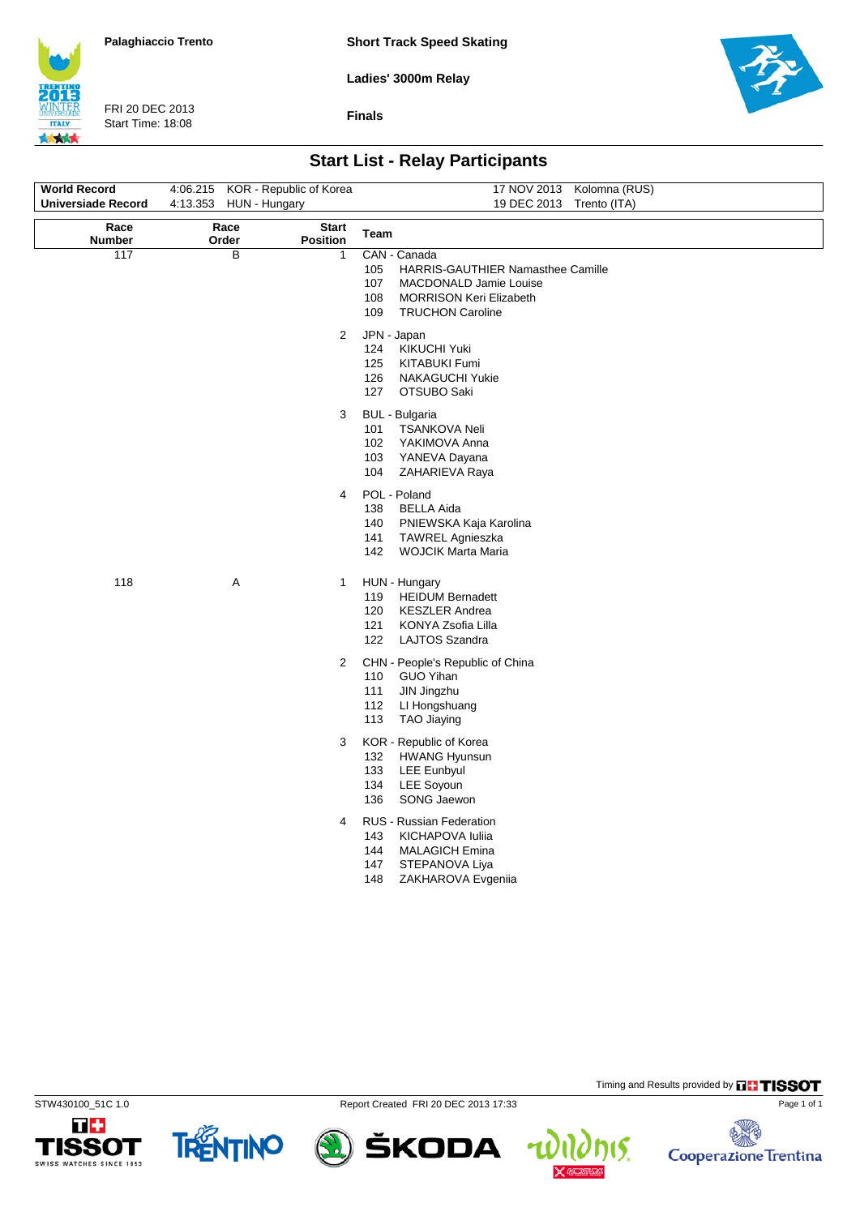Palaghiaccio Trento

**Short Track Speed Skating**

**Ladies' 3000m Relay**

FRI 20 DEC 2013
Start Time: 18:08

**Finals**

## Start List - Relay Participants

| | | | |
|---|---|---|---|
| **World Record** | 4:06.215 KOR - Republic of Korea | 17 NOV 2013 | Kolomna (RUS) |
| **Universiade Record** | 4:13.353 HUN - Hungary | 19 DEC 2013 | Trento (ITA) |

| Race Number | Race Order | Start Position | Team |
|---|---|---|---|
| 117 | B | 1 | CAN - Canada |
| | | | 105 HARRIS-GAUTHIER Namasthee Camille |
| | | | 107 MACDONALD Jamie Louise |
| | | | 108 MORRISON Keri Elizabeth |
| | | | 109 TRUCHON Caroline |
| | | 2 | JPN - Japan |
| | | | 124 KIKUCHI Yuki |
| | | | 125 KITABUKI Fumi |
| | | | 126 NAKAGUCHI Yukie |
| | | | 127 OTSUBO Saki |
| | | 3 | BUL - Bulgaria |
| | | | 101 TSANKOVA Neli |
| | | | 102 YAKIMOVA Anna |
| | | | 103 YANEVA Dayana |
| | | | 104 ZAHARIEVA Raya |
| | | 4 | POL - Poland |
| | | | 138 BELLA Aida |
| | | | 140 PNIEWSKA Kaja Karolina |
| | | | 141 TAWREL Agnieszka |
| | | | 142 WOJCIK Marta Maria |
| 118 | A | 1 | HUN - Hungary |
| | | | 119 HEIDUM Bernadett |
| | | | 120 KESZLER Andrea |
| | | | 121 KONYA Zsofia Lilla |
| | | | 122 LAJTOS Szandra |
| | | 2 | CHN - People's Republic of China |
| | | | 110 GUO Yihan |
| | | | 111 JIN Jingzhu |
| | | | 112 LI Hongshuang |
| | | | 113 TAO Jiaying |
| | | 3 | KOR - Republic of Korea |
| | | | 132 HWANG Hyunsun |
| | | | 133 LEE Eunbyul |
| | | | 134 LEE Soyoun |
| | | | 136 SONG Jaewon |
| | | 4 | RUS - Russian Federation |
| | | | 143 KICHAPOVA Iuliia |
| | | | 144 MALAGICH Emina |
| | | | 147 STEPANOVA Liya |
| | | | 148 ZAKHAROVA Evgeniia |

Timing and Results provided by TISSOT

STW430100_51C 1.0 Report Created FRI 20 DEC 2013 17:33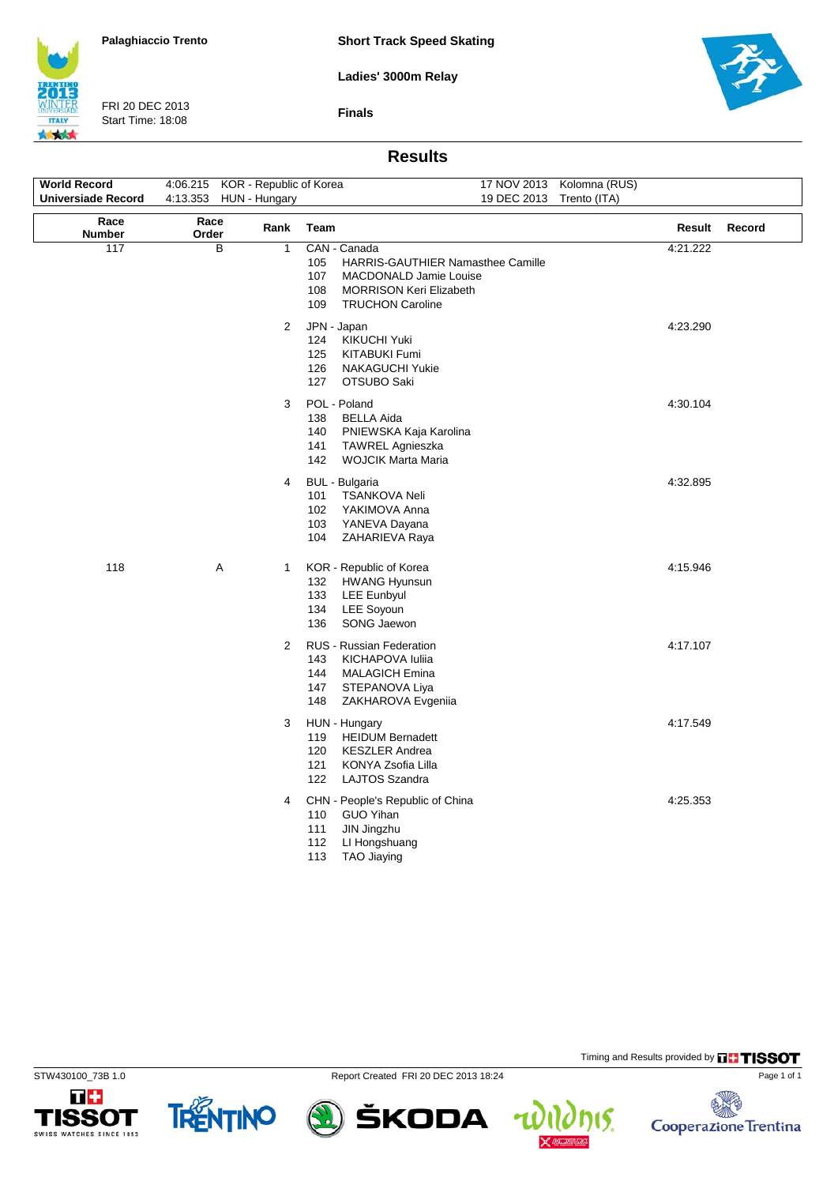Palaghiaccio Trento

FRI 20 DEC 2013
Start Time: 18:08

**Short Track Speed Skating**

**Ladies' 3000m Relay**

**Finals**

## Results

| | | | | |
|---|---|---|---|---|
| **World Record** | 4:06.215 | KOR - Republic of Korea | 17 NOV 2013 | Kolomna (RUS) |
| **Universiade Record** | 4:13.353 | HUN - Hungary | 19 DEC 2013 | Trento (ITA) |

| Race Number | Race Order | Rank | Team | Result | Record |
|---|---|---|---|---|---|
| 117 | B | 1 | CAN - Canada<br>105 HARRIS-GAUTHIER Namasthee Camille<br>107 MACDONALD Jamie Louise<br>108 MORRISON Keri Elizabeth<br>109 TRUCHON Caroline | 4:21.222 | |
| | | 2 | JPN - Japan<br>124 KIKUCHI Yuki<br>125 KITABUKI Fumi<br>126 NAKAGUCHI Yukie<br>127 OTSUBO Saki | 4:23.290 | |
| | | 3 | POL - Poland<br>138 BELLA Aida<br>140 PNIEWSKA Kaja Karolina<br>141 TAWREL Agnieszka<br>142 WOJCIK Marta Maria | 4:30.104 | |
| | | 4 | BUL - Bulgaria<br>101 TSANKOVA Neli<br>102 YAKIMOVA Anna<br>103 YANEVA Dayana<br>104 ZAHARIEVA Raya | 4:32.895 | |
| 118 | A | 1 | KOR - Republic of Korea<br>132 HWANG Hyunsun<br>133 LEE Eunbyul<br>134 LEE Soyoun<br>136 SONG Jaewon | 4:15.946 | |
| | | 2 | RUS - Russian Federation<br>143 KICHAPOVA Iuliia<br>144 MALAGICH Emina<br>147 STEPANOVA Liya<br>148 ZAKHAROVA Evgeniia | 4:17.107 | |
| | | 3 | HUN - Hungary<br>119 HEIDUM Bernadett<br>120 KESZLER Andrea<br>121 KONYA Zsofia Lilla<br>122 LAJTOS Szandra | 4:17.549 | |
| | | 4 | CHN - People's Republic of China<br>110 GUO Yihan<br>111 JIN Jingzhu<br>112 LI Hongshuang<br>113 TAO Jiaying | 4:25.353 | |

Timing and Results provided by TISSOT

STW430100_73B 1.0    Report Created FRI 20 DEC 2013 18:24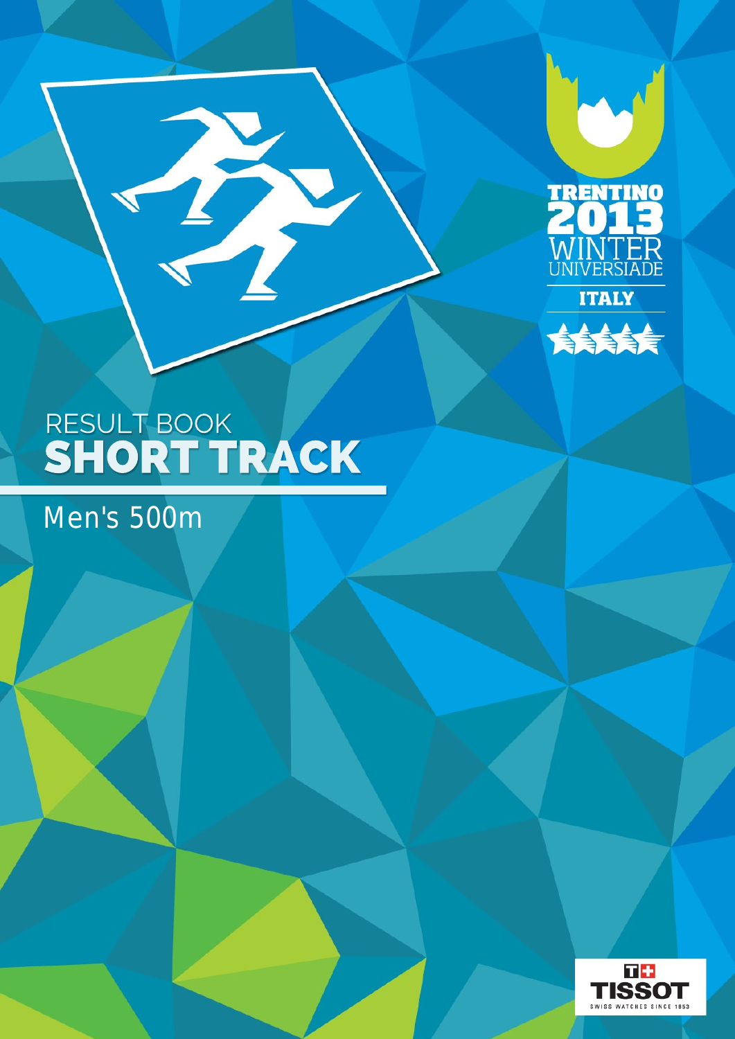TRENTINO 2013 WINTER UNIVERSIADE

ITALY

RESULT BOOK

# SHORT TRACK

## Men's 500m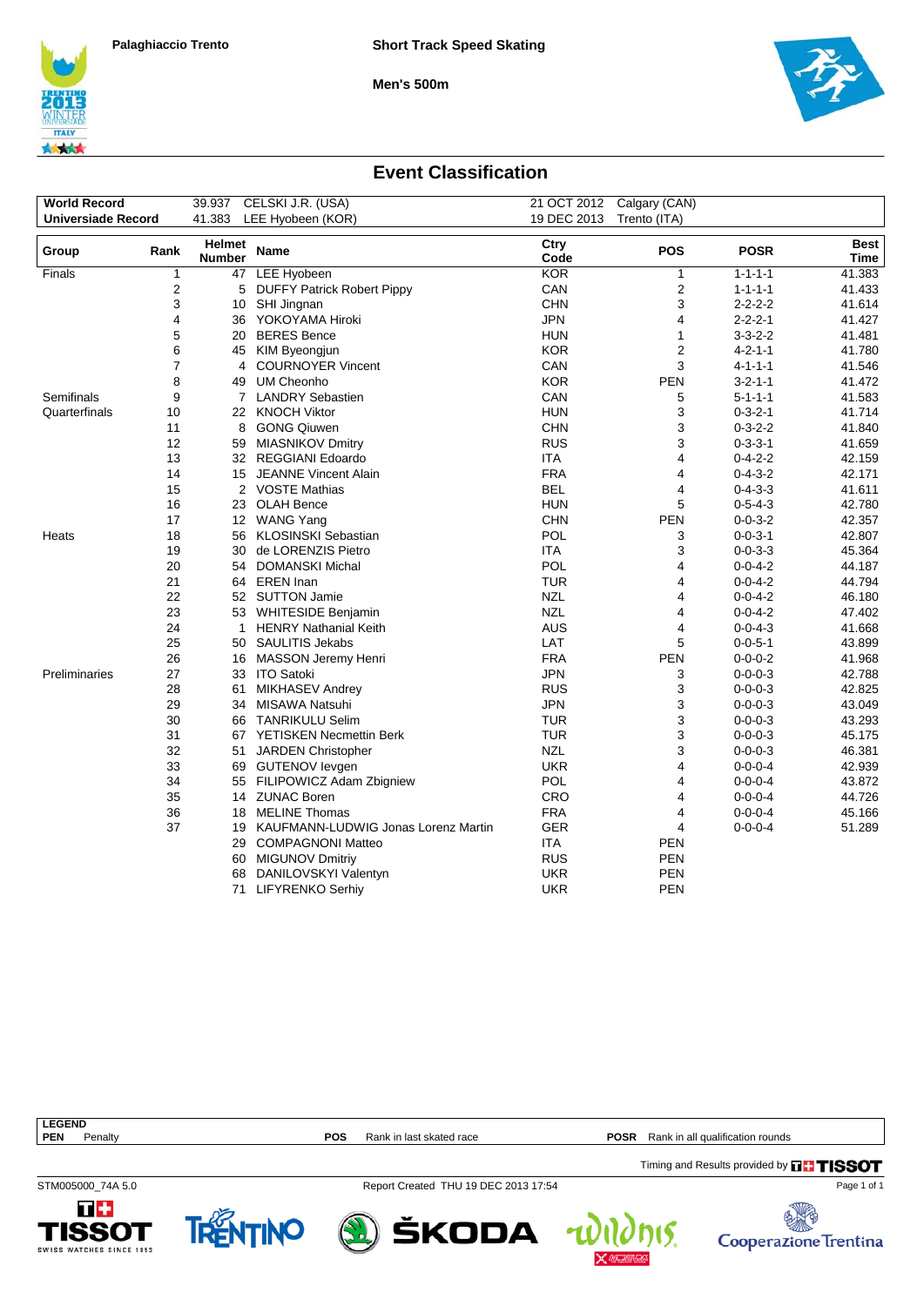Palaghiaccio Trento

**Short Track Speed Skating**

**Men's 500m**

## Event Classification

| | | | | |
|---|---|---|---|---|
| **World Record** | 39.937 | CELSKI J.R. (USA) | 21 OCT 2012 | Calgary (CAN) |
| **Universiade Record** | 41.383 | LEE Hyobeen (KOR) | 19 DEC 2013 | Trento (ITA) |

| Group | Rank | Helmet Number | Name | Ctry Code | POS | POSR | Best Time |
|---|---|---|---|---|---|---|---|
| Finals | 1 | 47 | LEE Hyobeen | KOR | 1 | 1-1-1-1 | 41.383 |
| | 2 | 5 | DUFFY Patrick Robert Pippy | CAN | 2 | 1-1-1-1 | 41.433 |
| | 3 | 10 | SHI Jingnan | CHN | 3 | 2-2-2-2 | 41.614 |
| | 4 | 36 | YOKOYAMA Hiroki | JPN | 4 | 2-2-2-1 | 41.427 |
| | 5 | 20 | BERES Bence | HUN | 1 | 3-3-2-2 | 41.481 |
| | 6 | 45 | KIM Byeongjun | KOR | 2 | 4-2-1-1 | 41.780 |
| | 7 | 4 | COURNOYER Vincent | CAN | 3 | 4-1-1-1 | 41.546 |
| | 8 | 49 | UM Cheonho | KOR | PEN | 3-2-1-1 | 41.472 |
| Semifinals | 9 | 7 | LANDRY Sebastien | CAN | 5 | 5-1-1-1 | 41.583 |
| Quarterfinals | 10 | 22 | KNOCH Viktor | HUN | 3 | 0-3-2-1 | 41.714 |
| | 11 | 8 | GONG Qiuwen | CHN | 3 | 0-3-2-2 | 41.840 |
| | 12 | 59 | MIASNIKOV Dmitry | RUS | 3 | 0-3-3-1 | 41.659 |
| | 13 | 32 | REGGIANI Edoardo | ITA | 4 | 0-4-2-2 | 42.159 |
| | 14 | 15 | JEANNE Vincent Alain | FRA | 4 | 0-4-3-2 | 42.171 |
| | 15 | 2 | VOSTE Mathias | BEL | 4 | 0-4-3-3 | 41.611 |
| | 16 | 23 | OLAH Bence | HUN | 5 | 0-5-4-3 | 42.780 |
| | 17 | 12 | WANG Yang | CHN | PEN | 0-0-3-2 | 42.357 |
| Heats | 18 | 56 | KLOSINSKI Sebastian | POL | 3 | 0-0-3-1 | 42.807 |
| | 19 | 30 | de LORENZIS Pietro | ITA | 3 | 0-0-3-3 | 45.364 |
| | 20 | 54 | DOMANSKI Michal | POL | 4 | 0-0-4-2 | 44.187 |
| | 21 | 64 | EREN Inan | TUR | 4 | 0-0-4-2 | 44.794 |
| | 22 | 52 | SUTTON Jamie | NZL | 4 | 0-0-4-2 | 46.180 |
| | 23 | 53 | WHITESIDE Benjamin | NZL | 4 | 0-0-4-2 | 47.402 |
| | 24 | 1 | HENRY Nathanial Keith | AUS | 4 | 0-0-4-3 | 41.668 |
| | 25 | 50 | SAULITIS Jekabs | LAT | 5 | 0-0-5-1 | 43.899 |
| | 26 | 16 | MASSON Jeremy Henri | FRA | PEN | 0-0-0-2 | 41.968 |
| Preliminaries | 27 | 33 | ITO Satoki | JPN | 3 | 0-0-0-3 | 42.788 |
| | 28 | 61 | MIKHASEV Andrey | RUS | 3 | 0-0-0-3 | 42.825 |
| | 29 | 34 | MISAWA Natsuhi | JPN | 3 | 0-0-0-3 | 43.049 |
| | 30 | 66 | TANRIKULU Selim | TUR | 3 | 0-0-0-3 | 43.293 |
| | 31 | 67 | YETISKEN Necmettin Berk | TUR | 3 | 0-0-0-3 | 45.175 |
| | 32 | 51 | JARDEN Christopher | NZL | 3 | 0-0-0-3 | 46.381 |
| | 33 | 69 | GUTENOV Ievgen | UKR | 4 | 0-0-0-4 | 42.939 |
| | 34 | 55 | FILIPOWICZ Adam Zbigniew | POL | 4 | 0-0-0-4 | 43.872 |
| | 35 | 14 | ZUNAC Boren | CRO | 4 | 0-0-0-4 | 44.726 |
| | 36 | 18 | MELINE Thomas | FRA | 4 | 0-0-0-4 | 45.166 |
| | 37 | 19 | KAUFMANN-LUDWIG Jonas Lorenz Martin | GER | 4 | 0-0-0-4 | 51.289 |
| | | 29 | COMPAGNONI Matteo | ITA | PEN | | |
| | | 60 | MIGUNOV Dmitriy | RUS | PEN | | |
| | | 68 | DANILOVSKYI Valentyn | UKR | PEN | | |
| | | 71 | LIFYRENKO Serhiy | UKR | PEN | | |

**LEGEND**
**PEN** Penalty — **POS** Rank in last skated race — **POSR** Rank in all qualification rounds

Timing and Results provided by TISSOT

STM005000_74A 5.0 — Report Created THU 19 DEC 2013 17:54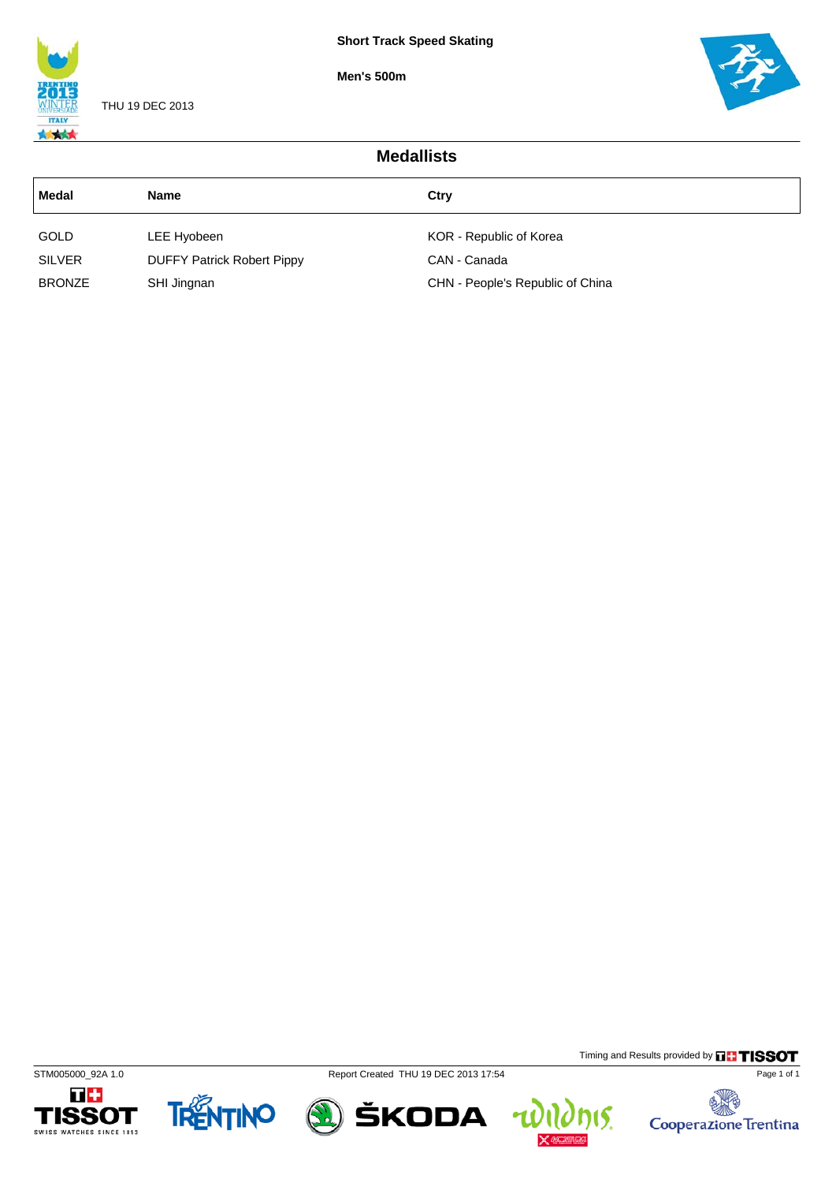**Short Track Speed Skating**

**Men's 500m**

THU 19 DEC 2013

## Medallists

| Medal | Name | Ctry |
|---|---|---|
| GOLD | LEE Hyobeen | KOR - Republic of Korea |
| SILVER | DUFFY Patrick Robert Pippy | CAN - Canada |
| BRONZE | SHI Jingnan | CHN - People's Republic of China |

Timing and Results provided by TISSOT

STM005000_92A 1.0 Report Created THU 19 DEC 2013 17:54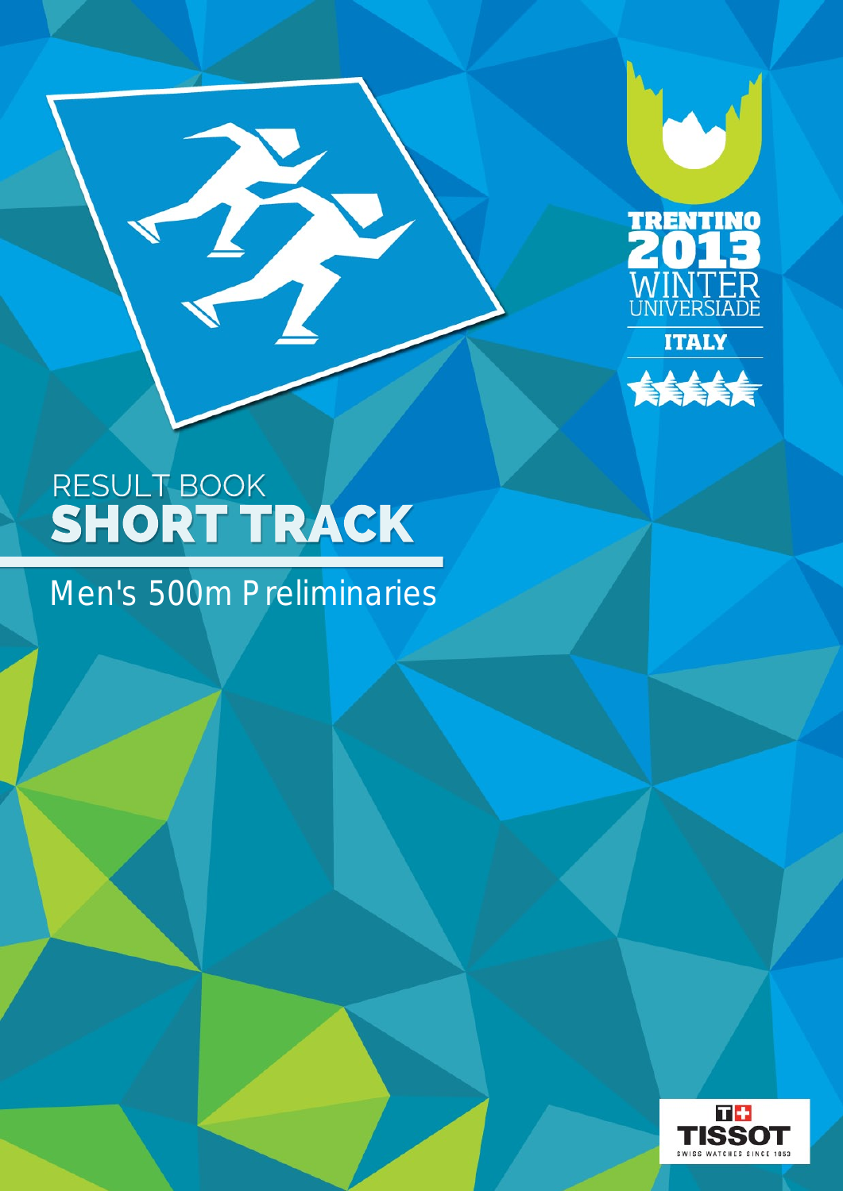RESULT BOOK
# SHORT TRACK

## Men's 500m Preliminaries

TRENTINO 2013 WINTER UNIVERSIADE

ITALY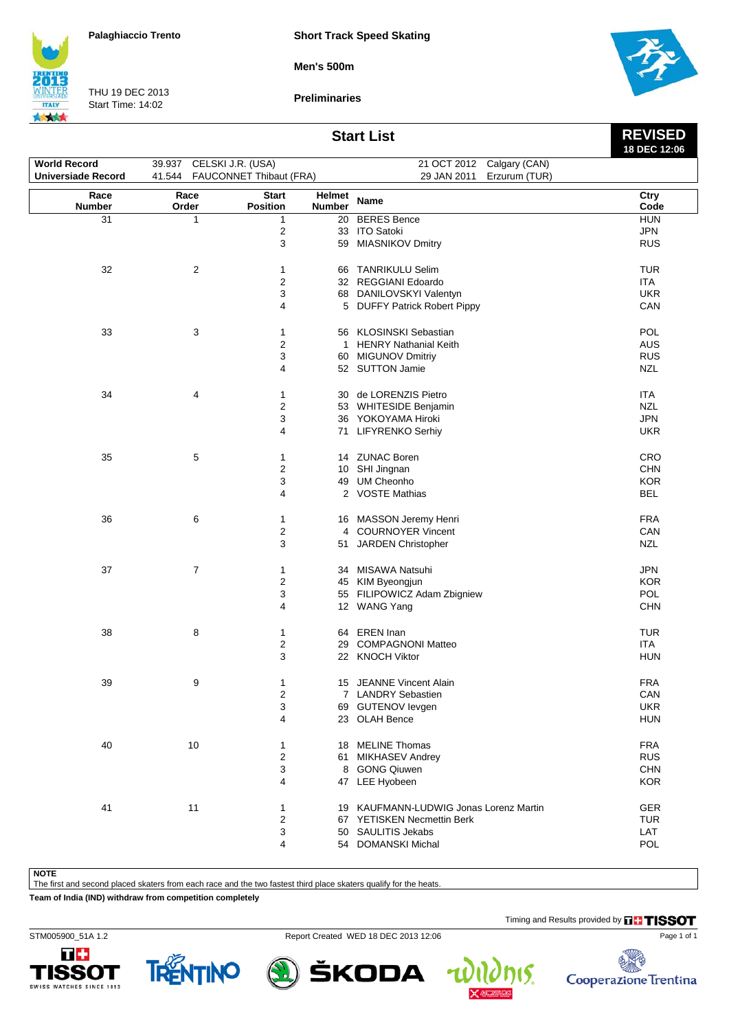Palaghiaccio Trento

THU 19 DEC 2013
Start Time: 14:02

**Short Track Speed Skating**

**Men's 500m**

**Preliminaries**

## Start List

**REVISED**
**18 DEC 12:06**

| | | | | |
|---|---|---|---|---|
| **World Record** | 39.937 | CELSKI J.R. (USA) | 21 OCT 2012 | Calgary (CAN) |
| **Universiade Record** | 41.544 | FAUCONNET Thibaut (FRA) | 29 JAN 2011 | Erzurum (TUR) |

| Race Number | Race Order | Start Position | Helmet Number | Name | Ctry Code |
|---|---|---|---|---|---|
| 31 | 1 | 1 | 20 | BERES Bence | HUN |
| | | 2 | 33 | ITO Satoki | JPN |
| | | 3 | 59 | MIASNIKOV Dmitry | RUS |
| 32 | 2 | 1 | 66 | TANRIKULU Selim | TUR |
| | | 2 | 32 | REGGIANI Edoardo | ITA |
| | | 3 | 68 | DANILOVSKYI Valentyn | UKR |
| | | 4 | 5 | DUFFY Patrick Robert Pippy | CAN |
| 33 | 3 | 1 | 56 | KLOSINSKI Sebastian | POL |
| | | 2 | 1 | HENRY Nathanial Keith | AUS |
| | | 3 | 60 | MIGUNOV Dmitriy | RUS |
| | | 4 | 52 | SUTTON Jamie | NZL |
| 34 | 4 | 1 | 30 | de LORENZIS Pietro | ITA |
| | | 2 | 53 | WHITESIDE Benjamin | NZL |
| | | 3 | 36 | YOKOYAMA Hiroki | JPN |
| | | 4 | 71 | LIFYRENKO Serhiy | UKR |
| 35 | 5 | 1 | 14 | ZUNAC Boren | CRO |
| | | 2 | 10 | SHI Jingnan | CHN |
| | | 3 | 49 | UM Cheonho | KOR |
| | | 4 | 2 | VOSTE Mathias | BEL |
| 36 | 6 | 1 | 16 | MASSON Jeremy Henri | FRA |
| | | 2 | 4 | COURNOYER Vincent | CAN |
| | | 3 | 51 | JARDEN Christopher | NZL |
| 37 | 7 | 1 | 34 | MISAWA Natsuhi | JPN |
| | | 2 | 45 | KIM Byeongjun | KOR |
| | | 3 | 55 | FILIPOWICZ Adam Zbigniew | POL |
| | | 4 | 12 | WANG Yang | CHN |
| 38 | 8 | 1 | 64 | EREN Inan | TUR |
| | | 2 | 29 | COMPAGNONI Matteo | ITA |
| | | 3 | 22 | KNOCH Viktor | HUN |
| 39 | 9 | 1 | 15 | JEANNE Vincent Alain | FRA |
| | | 2 | 7 | LANDRY Sebastien | CAN |
| | | 3 | 69 | GUTENOV Ievgen | UKR |
| | | 4 | 23 | OLAH Bence | HUN |
| 40 | 10 | 1 | 18 | MELINE Thomas | FRA |
| | | 2 | 61 | MIKHASEV Andrey | RUS |
| | | 3 | 8 | GONG Qiuwen | CHN |
| | | 4 | 47 | LEE Hyobeen | KOR |
| 41 | 11 | 1 | 19 | KAUFMANN-LUDWIG Jonas Lorenz Martin | GER |
| | | 2 | 67 | YETISKEN Necmettin Berk | TUR |
| | | 3 | 50 | SAULITIS Jekabs | LAT |
| | | 4 | 54 | DOMANSKI Michal | POL |

**NOTE**
The first and second placed skaters from each race and the two fastest third place skaters qualify for the heats.

**Team of India (IND) withdraw from competition completely**

Timing and Results provided by TISSOT

STM005900_51A 1.2 Report Created WED 18 DEC 2013 12:06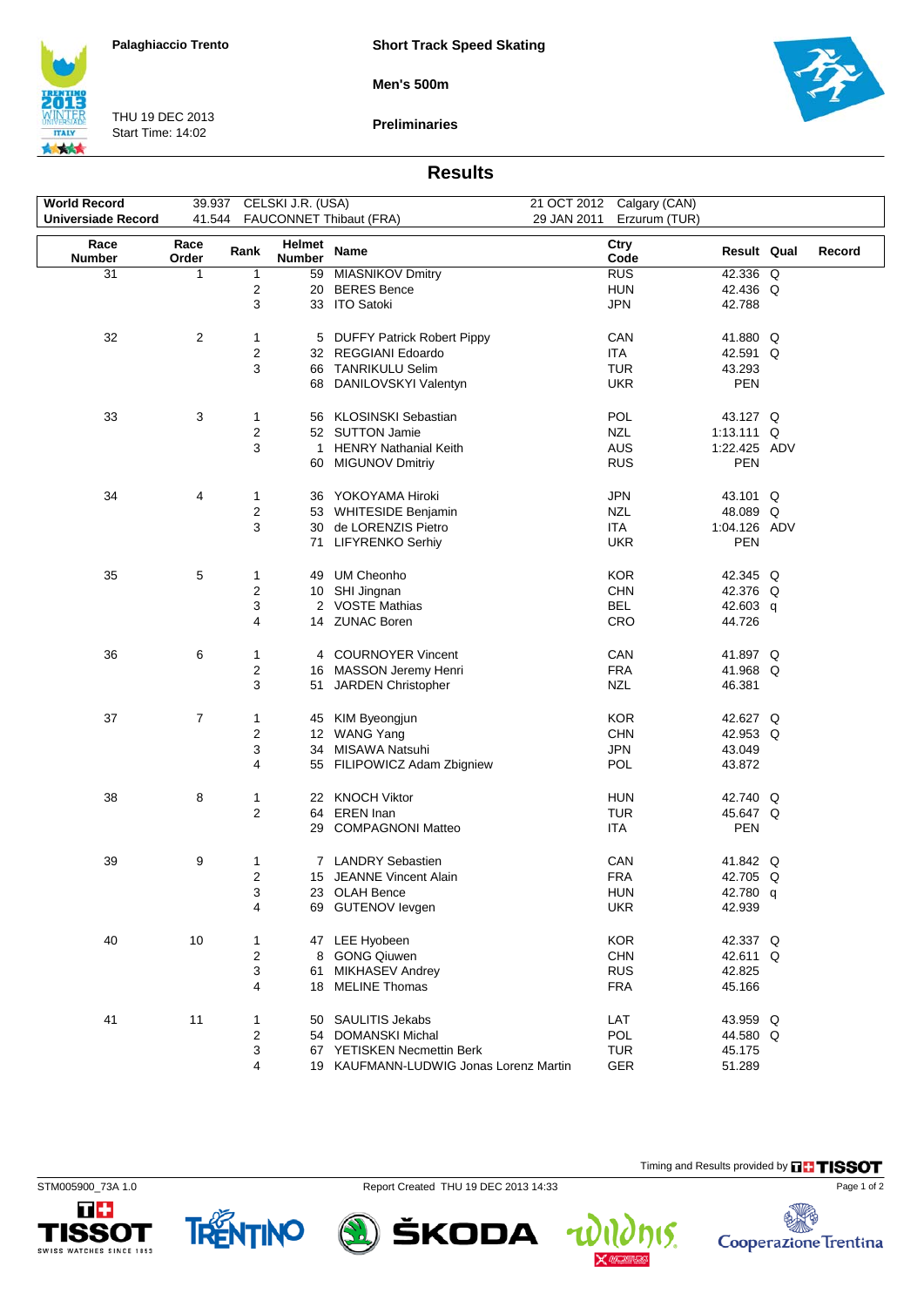Palaghiaccio Trento

THU 19 DEC 2013
Start Time: 14:02

**Short Track Speed Skating**

**Men's 500m**

**Preliminaries**

## Results

| | | | | |
|---|---|---|---|---|
| **World Record** | 39.937 | CELSKI J.R. (USA) | 21 OCT 2012 | Calgary (CAN) |
| **Universiade Record** | 41.544 | FAUCONNET Thibaut (FRA) | 29 JAN 2011 | Erzurum (TUR) |

| Race Number | Race Order | Rank | Helmet Number | Name | Ctry Code | Result | Qual | Record |
|---|---|---|---|---|---|---|---|---|
| 31 | 1 | 1 | 59 | MIASNIKOV Dmitry | RUS | 42.336 | Q | |
| | | 2 | 20 | BERES Bence | HUN | 42.436 | Q | |
| | | 3 | 33 | ITO Satoki | JPN | 42.788 | | |
| 32 | 2 | 1 | 5 | DUFFY Patrick Robert Pippy | CAN | 41.880 | Q | |
| | | 2 | 32 | REGGIANI Edoardo | ITA | 42.591 | Q | |
| | | 3 | 66 | TANRIKULU Selim | TUR | 43.293 | | |
| | | | 68 | DANILOVSKYI Valentyn | UKR | PEN | | |
| 33 | 3 | 1 | 56 | KLOSINSKI Sebastian | POL | 43.127 | Q | |
| | | 2 | 52 | SUTTON Jamie | NZL | 1:13.111 | Q | |
| | | 3 | 1 | HENRY Nathanial Keith | AUS | 1:22.425 | ADV | |
| | | | 60 | MIGUNOV Dmitriy | RUS | PEN | | |
| 34 | 4 | 1 | 36 | YOKOYAMA Hiroki | JPN | 43.101 | Q | |
| | | 2 | 53 | WHITESIDE Benjamin | NZL | 48.089 | Q | |
| | | 3 | 30 | de LORENZIS Pietro | ITA | 1:04.126 | ADV | |
| | | | 71 | LIFYRENKO Serhiy | UKR | PEN | | |
| 35 | 5 | 1 | 49 | UM Cheonho | KOR | 42.345 | Q | |
| | | 2 | 10 | SHI Jingnan | CHN | 42.376 | Q | |
| | | 3 | 2 | VOSTE Mathias | BEL | 42.603 | q | |
| | | 4 | 14 | ZUNAC Boren | CRO | 44.726 | | |
| 36 | 6 | 1 | 4 | COURNOYER Vincent | CAN | 41.897 | Q | |
| | | 2 | 16 | MASSON Jeremy Henri | FRA | 41.968 | Q | |
| | | 3 | 51 | JARDEN Christopher | NZL | 46.381 | | |
| 37 | 7 | 1 | 45 | KIM Byeongjun | KOR | 42.627 | Q | |
| | | 2 | 12 | WANG Yang | CHN | 42.953 | Q | |
| | | 3 | 34 | MISAWA Natsuhi | JPN | 43.049 | | |
| | | 4 | 55 | FILIPOWICZ Adam Zbigniew | POL | 43.872 | | |
| 38 | 8 | 1 | 22 | KNOCH Viktor | HUN | 42.740 | Q | |
| | | 2 | 64 | EREN Inan | TUR | 45.647 | Q | |
| | | | 29 | COMPAGNONI Matteo | ITA | PEN | | |
| 39 | 9 | 1 | 7 | LANDRY Sebastien | CAN | 41.842 | Q | |
| | | 2 | 15 | JEANNE Vincent Alain | FRA | 42.705 | Q | |
| | | 3 | 23 | OLAH Bence | HUN | 42.780 | q | |
| | | 4 | 69 | GUTENOV Ievgen | UKR | 42.939 | | |
| 40 | 10 | 1 | 47 | LEE Hyobeen | KOR | 42.337 | Q | |
| | | 2 | 8 | GONG Qiuwen | CHN | 42.611 | Q | |
| | | 3 | 61 | MIKHASEV Andrey | RUS | 42.825 | | |
| | | 4 | 18 | MELINE Thomas | FRA | 45.166 | | |
| 41 | 11 | 1 | 50 | SAULITIS Jekabs | LAT | 43.959 | Q | |
| | | 2 | 54 | DOMANSKI Michal | POL | 44.580 | Q | |
| | | 3 | 67 | YETISKEN Necmettin Berk | TUR | 45.175 | | |
| | | 4 | 19 | KAUFMANN-LUDWIG Jonas Lorenz Martin | GER | 51.289 | | |

Timing and Results provided by TISSOT

STM005900_73A 1.0 Report Created THU 19 DEC 2013 14:33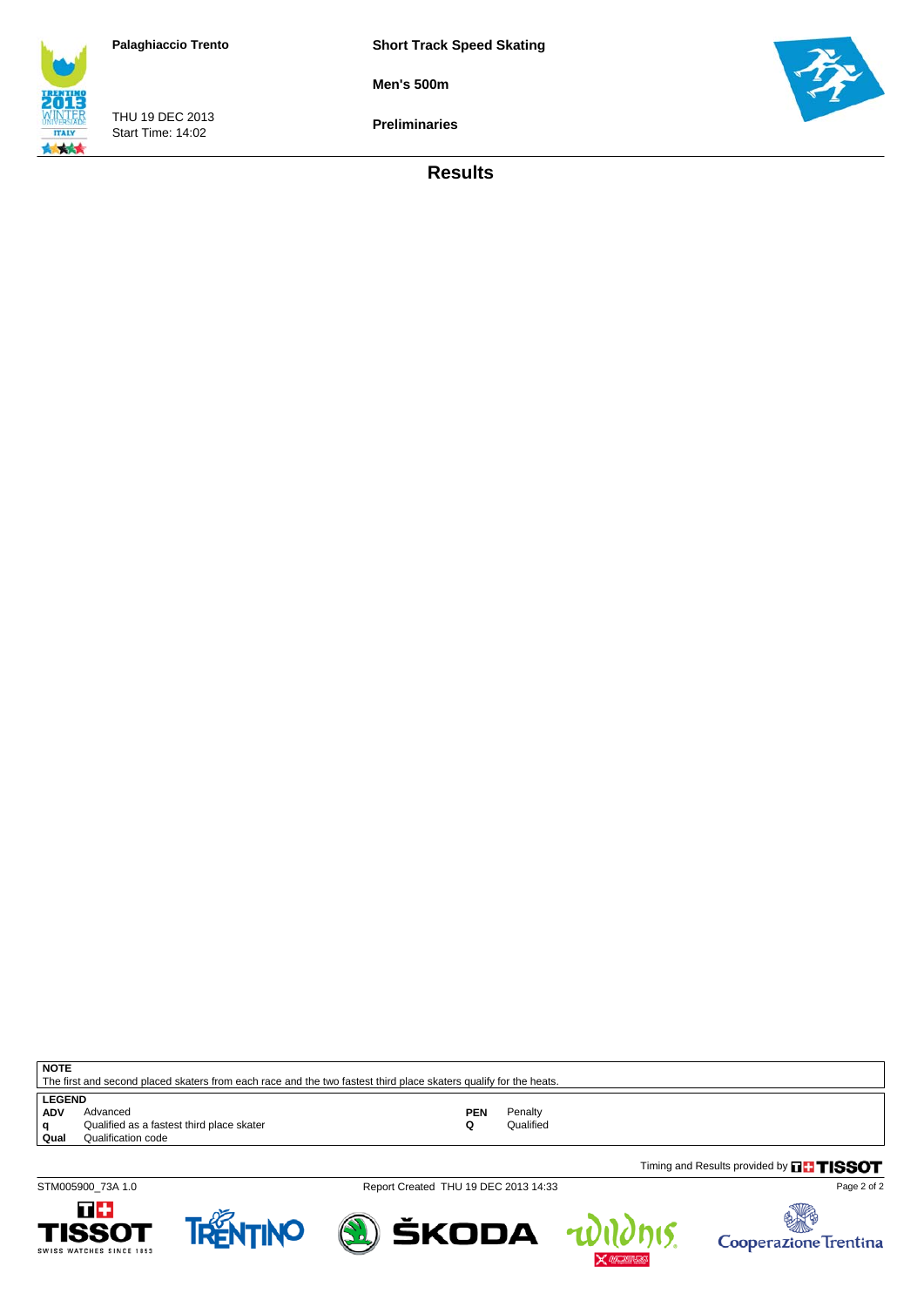Palaghiaccio Trento

THU 19 DEC 2013
Start Time: 14:02

**Short Track Speed Skating**

**Men's 500m**

**Preliminaries**

## Results

**NOTE**
The first and second placed skaters from each race and the two fastest third place skaters qualify for the heats.

**LEGEND**

| | | | |
|---|---|---|---|
| **ADV** | Advanced | **PEN** | Penalty |
| **q** | Qualified as a fastest third place skater | **Q** | Qualified |
| **Qual** | Qualification code | | |

Timing and Results provided by TISSOT

STM005900_73A 1.0 Report Created THU 19 DEC 2013 14:33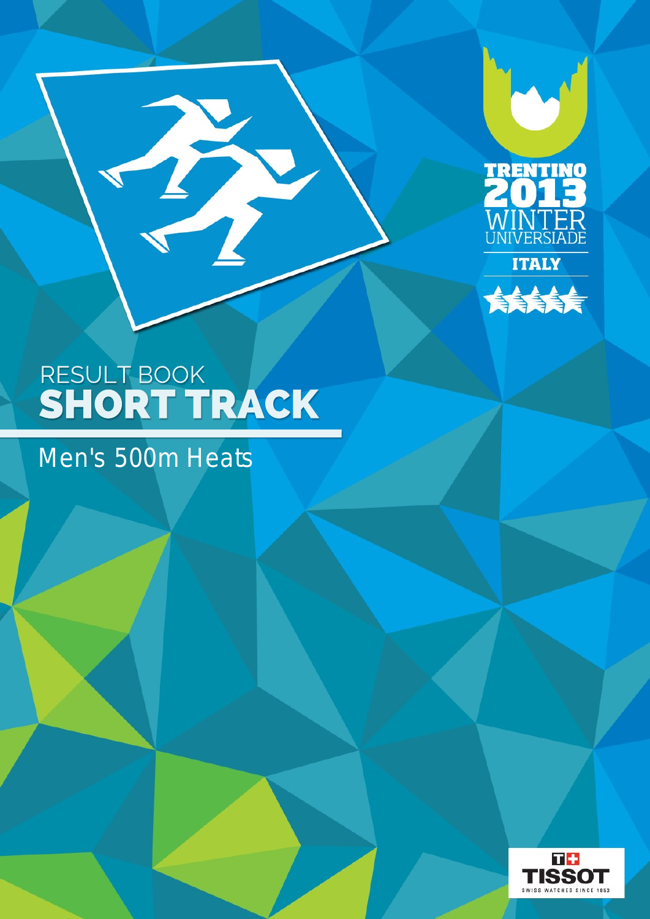TRENTINO 2013 WINTER UNIVERSIADE

ITALY

# RESULT BOOK
# SHORT TRACK

## Men's 500m Heats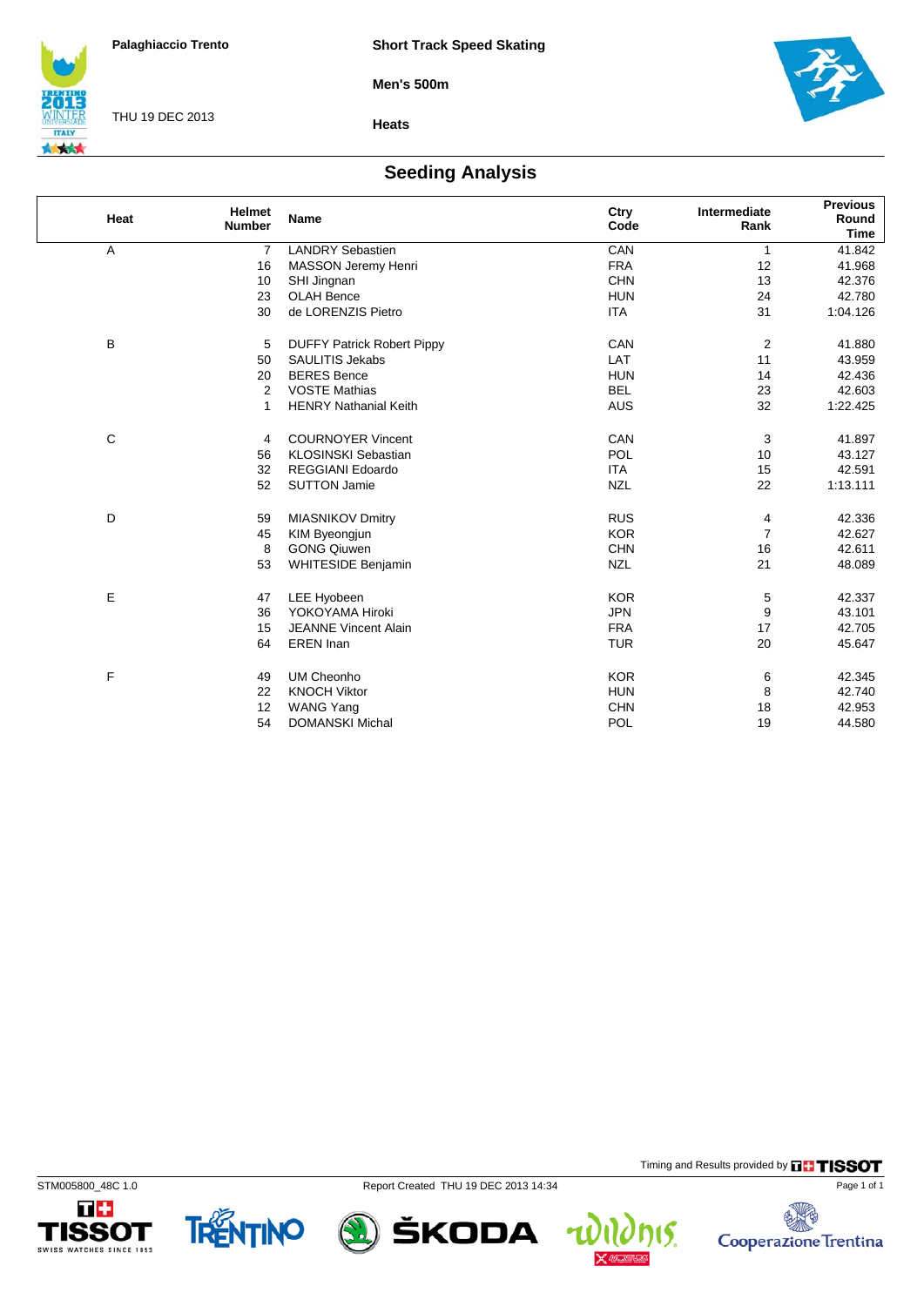Palaghiaccio Trento

THU 19 DEC 2013

**Short Track Speed Skating**

**Men's 500m**

**Heats**

## Seeding Analysis

| Heat | Helmet Number | Name | Ctry Code | Intermediate Rank | Previous Round Time |
|---|---|---|---|---|---|
| A | 7 | LANDRY Sebastien | CAN | 1 | 41.842 |
| | 16 | MASSON Jeremy Henri | FRA | 12 | 41.968 |
| | 10 | SHI Jingnan | CHN | 13 | 42.376 |
| | 23 | OLAH Bence | HUN | 24 | 42.780 |
| | 30 | de LORENZIS Pietro | ITA | 31 | 1:04.126 |
| B | 5 | DUFFY Patrick Robert Pippy | CAN | 2 | 41.880 |
| | 50 | SAULITIS Jekabs | LAT | 11 | 43.959 |
| | 20 | BERES Bence | HUN | 14 | 42.436 |
| | 2 | VOSTE Mathias | BEL | 23 | 42.603 |
| | 1 | HENRY Nathanial Keith | AUS | 32 | 1:22.425 |
| C | 4 | COURNOYER Vincent | CAN | 3 | 41.897 |
| | 56 | KLOSINSKI Sebastian | POL | 10 | 43.127 |
| | 32 | REGGIANI Edoardo | ITA | 15 | 42.591 |
| | 52 | SUTTON Jamie | NZL | 22 | 1:13.111 |
| D | 59 | MIASNIKOV Dmitry | RUS | 4 | 42.336 |
| | 45 | KIM Byeongjun | KOR | 7 | 42.627 |
| | 8 | GONG Qiuwen | CHN | 16 | 42.611 |
| | 53 | WHITESIDE Benjamin | NZL | 21 | 48.089 |
| E | 47 | LEE Hyobeen | KOR | 5 | 42.337 |
| | 36 | YOKOYAMA Hiroki | JPN | 9 | 43.101 |
| | 15 | JEANNE Vincent Alain | FRA | 17 | 42.705 |
| | 64 | EREN Inan | TUR | 20 | 45.647 |
| F | 49 | UM Cheonho | KOR | 6 | 42.345 |
| | 22 | KNOCH Viktor | HUN | 8 | 42.740 |
| | 12 | WANG Yang | CHN | 18 | 42.953 |
| | 54 | DOMANSKI Michal | POL | 19 | 44.580 |

Timing and Results provided by TISSOT

STM005800_48C 1.0 Report Created THU 19 DEC 2013 14:34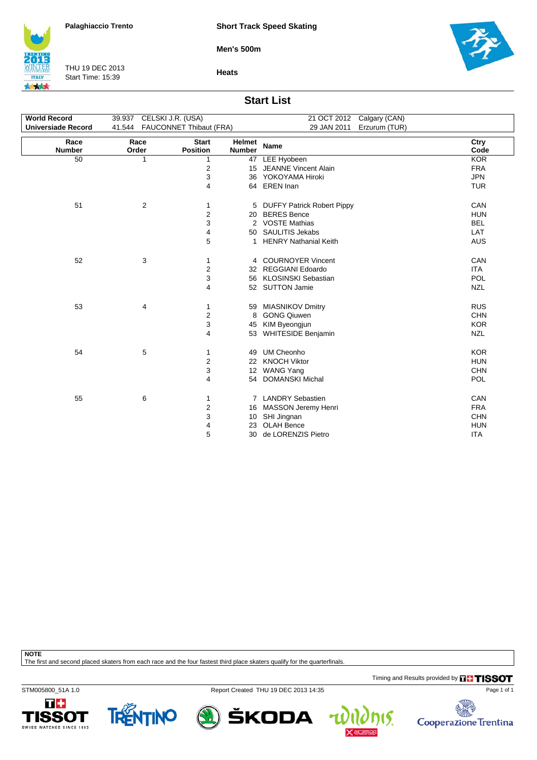Palaghiaccio Trento

THU 19 DEC 2013
Start Time: 15:39

**Short Track Speed Skating**

**Men's 500m**

**Heats**

## Start List

| | | | |
|---|---|---|---|
| **World Record** | 39.937 CELSKI J.R. (USA) | 21 OCT 2012 | Calgary (CAN) |
| **Universiade Record** | 41.544 FAUCONNET Thibaut (FRA) | 29 JAN 2011 | Erzurum (TUR) |

| Race Number | Race Order | Start Position | Helmet Number | Name | Ctry Code |
|---|---|---|---|---|---|
| 50 | 1 | 1 | 47 | LEE Hyobeen | KOR |
| | | 2 | 15 | JEANNE Vincent Alain | FRA |
| | | 3 | 36 | YOKOYAMA Hiroki | JPN |
| | | 4 | 64 | EREN Inan | TUR |
| 51 | 2 | 1 | 5 | DUFFY Patrick Robert Pippy | CAN |
| | | 2 | 20 | BERES Bence | HUN |
| | | 3 | 2 | VOSTE Mathias | BEL |
| | | 4 | 50 | SAULITIS Jekabs | LAT |
| | | 5 | 1 | HENRY Nathanial Keith | AUS |
| 52 | 3 | 1 | 4 | COURNOYER Vincent | CAN |
| | | 2 | 32 | REGGIANI Edoardo | ITA |
| | | 3 | 56 | KLOSINSKI Sebastian | POL |
| | | 4 | 52 | SUTTON Jamie | NZL |
| 53 | 4 | 1 | 59 | MIASNIKOV Dmitry | RUS |
| | | 2 | 8 | GONG Qiuwen | CHN |
| | | 3 | 45 | KIM Byeongjun | KOR |
| | | 4 | 53 | WHITESIDE Benjamin | NZL |
| 54 | 5 | 1 | 49 | UM Cheonho | KOR |
| | | 2 | 22 | KNOCH Viktor | HUN |
| | | 3 | 12 | WANG Yang | CHN |
| | | 4 | 54 | DOMANSKI Michal | POL |
| 55 | 6 | 1 | 7 | LANDRY Sebastien | CAN |
| | | 2 | 16 | MASSON Jeremy Henri | FRA |
| | | 3 | 10 | SHI Jingnan | CHN |
| | | 4 | 23 | OLAH Bence | HUN |
| | | 5 | 30 | de LORENZIS Pietro | ITA |

**NOTE**
The first and second placed skaters from each race and the four fastest third place skaters qualify for the quarterfinals.

Timing and Results provided by TISSOT

STM005800_51A 1.0 Report Created THU 19 DEC 2013 14:35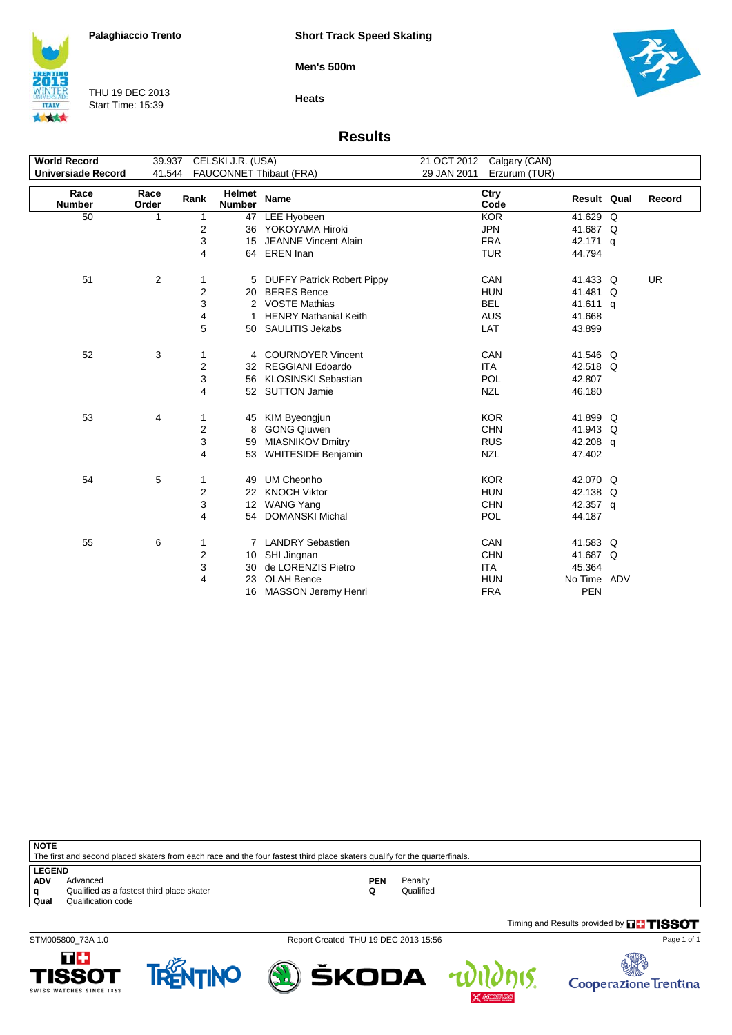Palaghiaccio Trento

**Short Track Speed Skating**

**Men's 500m**

THU 19 DEC 2013
Start Time: 15:39

**Heats**

## Results

| | | | | | |
|---|---|---|---|---|---|
| **World Record** | 39.937 | CELSKI J.R. (USA) | | 21 OCT 2012 | Calgary (CAN) |
| **Universiade Record** | 41.544 | FAUCONNET Thibaut (FRA) | | 29 JAN 2011 | Erzurum (TUR) |

| Race Number | Race Order | Rank | Helmet Number | Name | Ctry Code | Result | Qual | Record |
|---|---|---|---|---|---|---|---|---|
| 50 | 1 | 1 | 47 | LEE Hyobeen | KOR | 41.629 | Q | |
| | | 2 | 36 | YOKOYAMA Hiroki | JPN | 41.687 | Q | |
| | | 3 | 15 | JEANNE Vincent Alain | FRA | 42.171 | q | |
| | | 4 | 64 | EREN Inan | TUR | 44.794 | | |
| 51 | 2 | 1 | 5 | DUFFY Patrick Robert Pippy | CAN | 41.433 | Q | UR |
| | | 2 | 20 | BERES Bence | HUN | 41.481 | Q | |
| | | 3 | 2 | VOSTE Mathias | BEL | 41.611 | q | |
| | | 4 | 1 | HENRY Nathanial Keith | AUS | 41.668 | | |
| | | 5 | 50 | SAULITIS Jekabs | LAT | 43.899 | | |
| 52 | 3 | 1 | 4 | COURNOYER Vincent | CAN | 41.546 | Q | |
| | | 2 | 32 | REGGIANI Edoardo | ITA | 42.518 | Q | |
| | | 3 | 56 | KLOSINSKI Sebastian | POL | 42.807 | | |
| | | 4 | 52 | SUTTON Jamie | NZL | 46.180 | | |
| 53 | 4 | 1 | 45 | KIM Byeongjun | KOR | 41.899 | Q | |
| | | 2 | 8 | GONG Qiuwen | CHN | 41.943 | Q | |
| | | 3 | 59 | MIASNIKOV Dmitry | RUS | 42.208 | q | |
| | | 4 | 53 | WHITESIDE Benjamin | NZL | 47.402 | | |
| 54 | 5 | 1 | 49 | UM Cheonho | KOR | 42.070 | Q | |
| | | 2 | 22 | KNOCH Viktor | HUN | 42.138 | Q | |
| | | 3 | 12 | WANG Yang | CHN | 42.357 | q | |
| | | 4 | 54 | DOMANSKI Michal | POL | 44.187 | | |
| 55 | 6 | 1 | 7 | LANDRY Sebastien | CAN | 41.583 | Q | |
| | | 2 | 10 | SHI Jingnan | CHN | 41.687 | Q | |
| | | 3 | 30 | de LORENZIS Pietro | ITA | 45.364 | | |
| | | 4 | 23 | OLAH Bence | HUN | No Time | ADV | |
| | | | 16 | MASSON Jeremy Henri | FRA | PEN | | |

**NOTE**

The first and second placed skaters from each race and the four fastest third place skaters qualify for the quarterfinals.

**LEGEND**

| | | | |
|---|---|---|---|
| **ADV** | Advanced | **PEN** | Penalty |
| **q** | Qualified as a fastest third place skater | **Q** | Qualified |
| **Qual** | Qualification code | | |

Timing and Results provided by TISSOT

STM005800_73A 1.0 Report Created THU 19 DEC 2013 15:56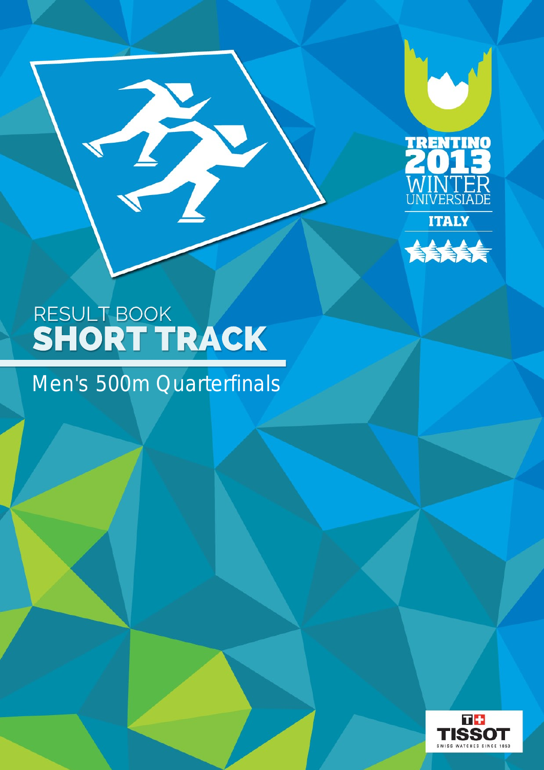RESULT BOOK

# SHORT TRACK

## Men's 500m Quarterfinals

TRENTINO 2013 WINTER UNIVERSIADE ITALY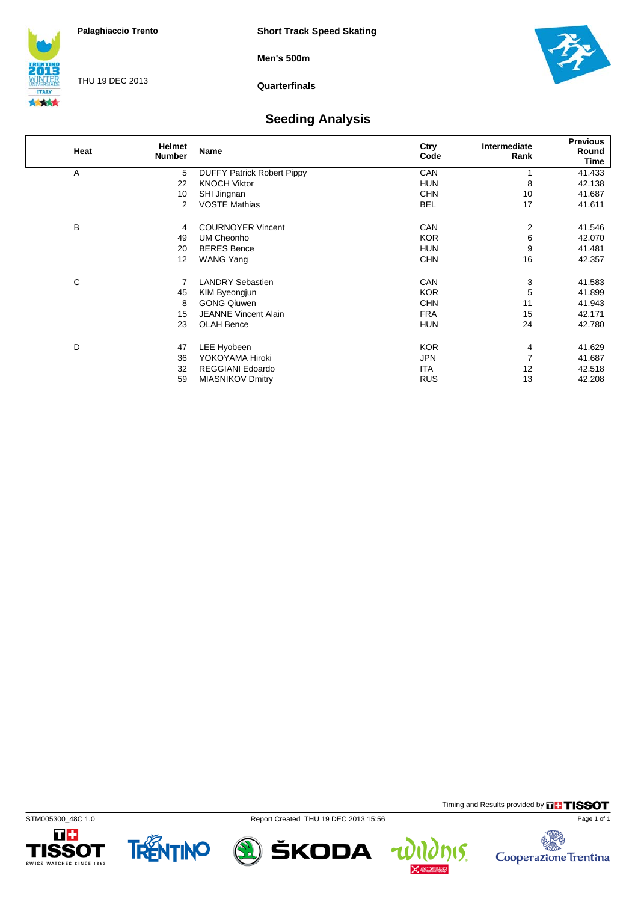Palaghiaccio Trento

THU 19 DEC 2013

**Short Track Speed Skating**

**Men's 500m**

**Quarterfinals**

## Seeding Analysis

| Heat | Helmet Number | Name | Ctry Code | Intermediate Rank | Previous Round Time |
|---|---|---|---|---|---|
| A | 5 | DUFFY Patrick Robert Pippy | CAN | 1 | 41.433 |
| | 22 | KNOCH Viktor | HUN | 8 | 42.138 |
| | 10 | SHI Jingnan | CHN | 10 | 41.687 |
| | 2 | VOSTE Mathias | BEL | 17 | 41.611 |
| B | 4 | COURNOYER Vincent | CAN | 2 | 41.546 |
| | 49 | UM Cheonho | KOR | 6 | 42.070 |
| | 20 | BERES Bence | HUN | 9 | 41.481 |
| | 12 | WANG Yang | CHN | 16 | 42.357 |
| C | 7 | LANDRY Sebastien | CAN | 3 | 41.583 |
| | 45 | KIM Byeongjun | KOR | 5 | 41.899 |
| | 8 | GONG Qiuwen | CHN | 11 | 41.943 |
| | 15 | JEANNE Vincent Alain | FRA | 15 | 42.171 |
| | 23 | OLAH Bence | HUN | 24 | 42.780 |
| D | 47 | LEE Hyobeen | KOR | 4 | 41.629 |
| | 36 | YOKOYAMA Hiroki | JPN | 7 | 41.687 |
| | 32 | REGGIANI Edoardo | ITA | 12 | 42.518 |
| | 59 | MIASNIKOV Dmitry | RUS | 13 | 42.208 |

Timing and Results provided by TISSOT

STM005300_48C 1.0 Report Created THU 19 DEC 2013 15:56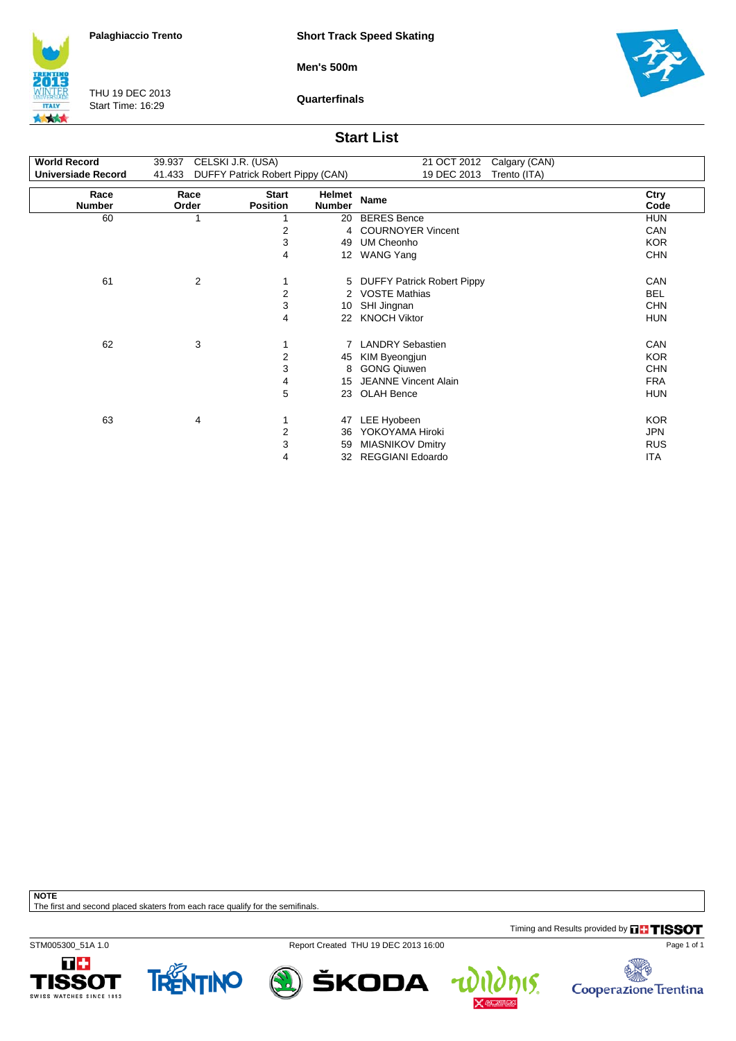Palaghiaccio Trento

THU 19 DEC 2013
Start Time: 16:29

**Short Track Speed Skating**

**Men's 500m**

**Quarterfinals**

## Start List

| | | | | |
|---|---|---|---|---|
| **World Record** | 39.937 | CELSKI J.R. (USA) | 21 OCT 2012 | Calgary (CAN) |
| **Universiade Record** | 41.433 | DUFFY Patrick Robert Pippy (CAN) | 19 DEC 2013 | Trento (ITA) |

| Race Number | Race Order | Start Position | Helmet Number | Name | Ctry Code |
|---|---|---|---|---|---|
| 60 | 1 | 1 | 20 | BERES Bence | HUN |
| | | 2 | 4 | COURNOYER Vincent | CAN |
| | | 3 | 49 | UM Cheonho | KOR |
| | | 4 | 12 | WANG Yang | CHN |
| 61 | 2 | 1 | 5 | DUFFY Patrick Robert Pippy | CAN |
| | | 2 | 2 | VOSTE Mathias | BEL |
| | | 3 | 10 | SHI Jingnan | CHN |
| | | 4 | 22 | KNOCH Viktor | HUN |
| 62 | 3 | 1 | 7 | LANDRY Sebastien | CAN |
| | | 2 | 45 | KIM Byeongjun | KOR |
| | | 3 | 8 | GONG Qiuwen | CHN |
| | | 4 | 15 | JEANNE Vincent Alain | FRA |
| | | 5 | 23 | OLAH Bence | HUN |
| 63 | 4 | 1 | 47 | LEE Hyobeen | KOR |
| | | 2 | 36 | YOKOYAMA Hiroki | JPN |
| | | 3 | 59 | MIASNIKOV Dmitry | RUS |
| | | 4 | 32 | REGGIANI Edoardo | ITA |

**NOTE**
The first and second placed skaters from each race qualify for the semifinals.

Timing and Results provided by TISSOT

STM005300_51A 1.0

Report Created THU 19 DEC 2013 16:00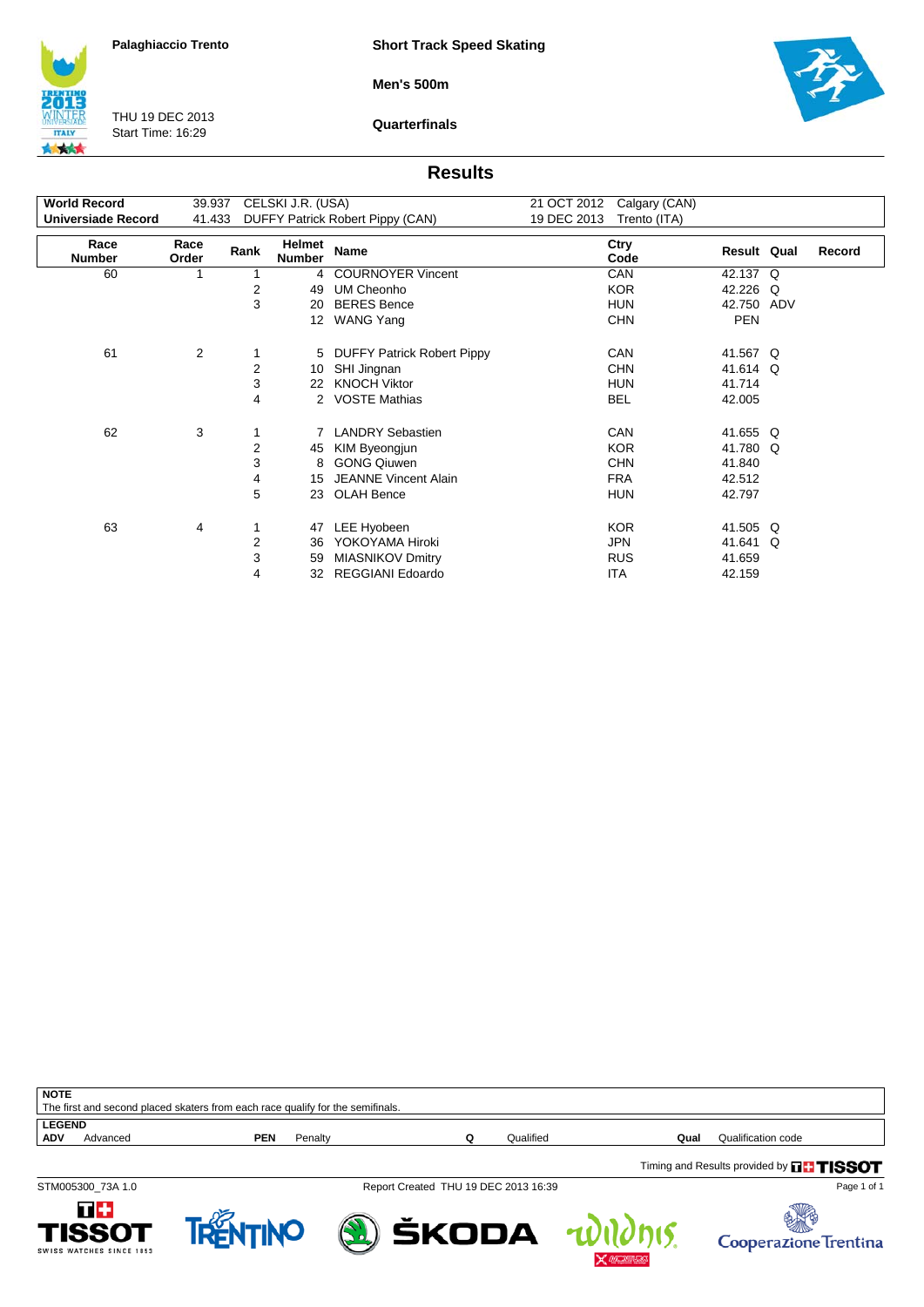Palaghiaccio Trento

THU 19 DEC 2013
Start Time: 16:29

**Short Track Speed Skating**

**Men's 500m**

**Quarterfinals**

## Results

| | | | | |
|---|---|---|---|---|
| **World Record** | 39.937 | CELSKI J.R. (USA) | 21 OCT 2012 | Calgary (CAN) |
| **Universiade Record** | 41.433 | DUFFY Patrick Robert Pippy (CAN) | 19 DEC 2013 | Trento (ITA) |

| Race Number | Race Order | Rank | Helmet Number | Name | Ctry Code | Result | Qual | Record |
|---|---|---|---|---|---|---|---|---|
| 60 | 1 | 1 | 4 | COURNOYER Vincent | CAN | 42.137 | Q | |
| | | 2 | 49 | UM Cheonho | KOR | 42.226 | Q | |
| | | 3 | 20 | BERES Bence | HUN | 42.750 | ADV | |
| | | | 12 | WANG Yang | CHN | PEN | | |
| 61 | 2 | 1 | 5 | DUFFY Patrick Robert Pippy | CAN | 41.567 | Q | |
| | | 2 | 10 | SHI Jingnan | CHN | 41.614 | Q | |
| | | 3 | 22 | KNOCH Viktor | HUN | 41.714 | | |
| | | 4 | 2 | VOSTE Mathias | BEL | 42.005 | | |
| 62 | 3 | 1 | 7 | LANDRY Sebastien | CAN | 41.655 | Q | |
| | | 2 | 45 | KIM Byeongjun | KOR | 41.780 | Q | |
| | | 3 | 8 | GONG Qiuwen | CHN | 41.840 | | |
| | | 4 | 15 | JEANNE Vincent Alain | FRA | 42.512 | | |
| | | 5 | 23 | OLAH Bence | HUN | 42.797 | | |
| 63 | 4 | 1 | 47 | LEE Hyobeen | KOR | 41.505 | Q | |
| | | 2 | 36 | YOKOYAMA Hiroki | JPN | 41.641 | Q | |
| | | 3 | 59 | MIASNIKOV Dmitry | RUS | 41.659 | | |
| | | 4 | 32 | REGGIANI Edoardo | ITA | 42.159 | | |

**NOTE**
The first and second placed skaters from each race qualify for the semifinals.

**LEGEND**

| | | | | | | | |
|---|---|---|---|---|---|---|---|
| **ADV** | Advanced | **PEN** | Penalty | **Q** | Qualified | **Qual** | Qualification code |

Timing and Results provided by TISSOT

STM005300_73A 1.0 Report Created THU 19 DEC 2013 16:39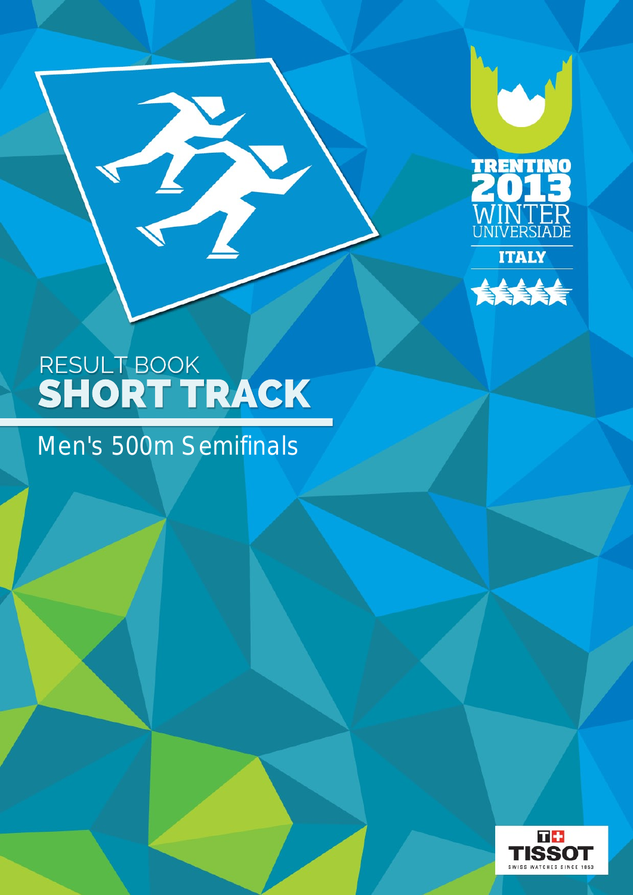TRENTINO 2013 WINTER UNIVERSIADE

ITALY

# RESULT BOOK
# SHORT TRACK

## Men's 500m Semifinals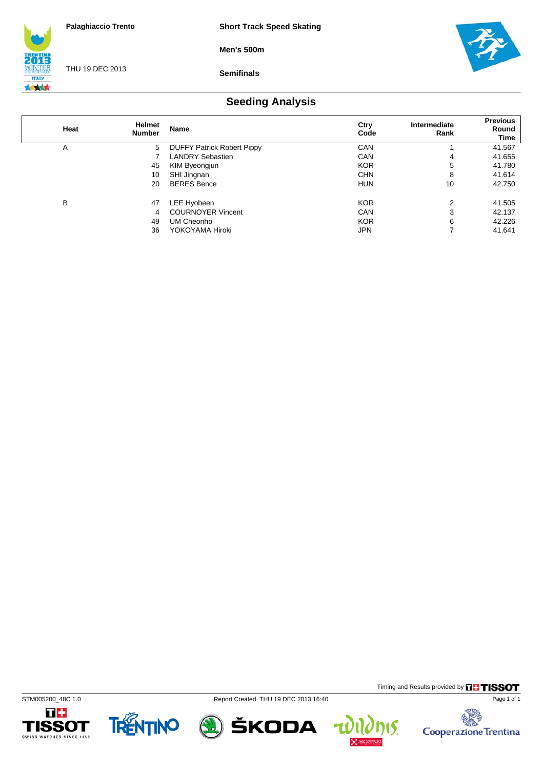Palaghiaccio Trento

THU 19 DEC 2013

**Short Track Speed Skating**

**Men's 500m**

**Semifinals**

## Seeding Analysis

| Heat | Helmet Number | Name | Ctry Code | Intermediate Rank | Previous Round Time |
|---|---|---|---|---|---|
| A | 5 | DUFFY Patrick Robert Pippy | CAN | 1 | 41.567 |
| | 7 | LANDRY Sebastien | CAN | 4 | 41.655 |
| | 45 | KIM Byeongjun | KOR | 5 | 41.780 |
| | 10 | SHI Jingnan | CHN | 8 | 41.614 |
| | 20 | BERES Bence | HUN | 10 | 42.750 |
| B | 47 | LEE Hyobeen | KOR | 2 | 41.505 |
| | 4 | COURNOYER Vincent | CAN | 3 | 42.137 |
| | 49 | UM Cheonho | KOR | 6 | 42.226 |
| | 36 | YOKOYAMA Hiroki | JPN | 7 | 41.641 |

Timing and Results provided by TISSOT

STM005200_48C 1.0 Report Created THU 19 DEC 2013 16:40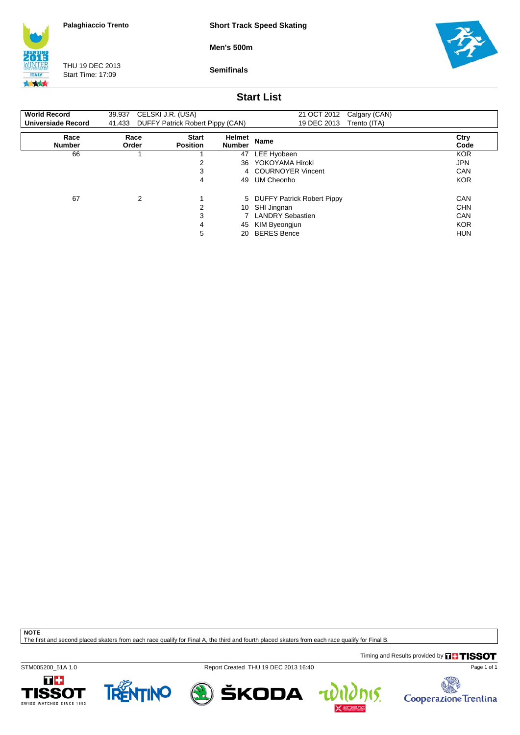Palaghiaccio Trento

**Short Track Speed Skating**

**Men's 500m**

THU 19 DEC 2013
Start Time: 17:09

**Semifinals**

## Start List

| | | | | |
|---|---|---|---|---|
| **World Record** | 39.937 | CELSKI J.R. (USA) | 21 OCT 2012 | Calgary (CAN) |
| **Universiade Record** | 41.433 | DUFFY Patrick Robert Pippy (CAN) | 19 DEC 2013 | Trento (ITA) |

| Race Number | Race Order | Start Position | Helmet Number | Name | Ctry Code |
|---|---|---|---|---|---|
| 66 | 1 | 1 | 47 | LEE Hyobeen | KOR |
| | | 2 | 36 | YOKOYAMA Hiroki | JPN |
| | | 3 | 4 | COURNOYER Vincent | CAN |
| | | 4 | 49 | UM Cheonho | KOR |
| 67 | 2 | 1 | 5 | DUFFY Patrick Robert Pippy | CAN |
| | | 2 | 10 | SHI Jingnan | CHN |
| | | 3 | 7 | LANDRY Sebastien | CAN |
| | | 4 | 45 | KIM Byeongjun | KOR |
| | | 5 | 20 | BERES Bence | HUN |

**NOTE**
The first and second placed skaters from each race qualify for Final A, the third and fourth placed skaters from each race qualify for Final B.

Timing and Results provided by TISSOT

STM005200_51A 1.0 Report Created THU 19 DEC 2013 16:40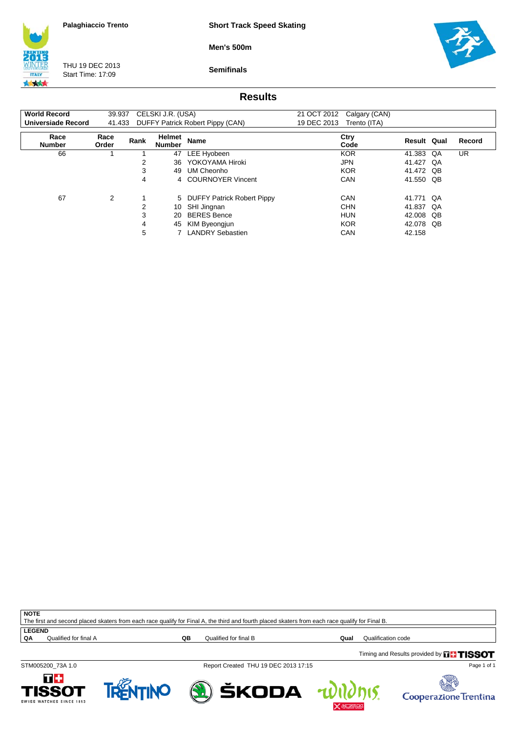Palaghiaccio Trento

THU 19 DEC 2013
Start Time: 17:09

**Short Track Speed Skating**

**Men's 500m**

**Semifinals**

## Results

| | | | | |
|---|---|---|---|---|
| **World Record** | 39.937 | CELSKI J.R. (USA) | 21 OCT 2012 | Calgary (CAN) |
| **Universiade Record** | 41.433 | DUFFY Patrick Robert Pippy (CAN) | 19 DEC 2013 | Trento (ITA) |

| Race Number | Race Order | Rank | Helmet Number | Name | Ctry Code | Result | Qual | Record |
|---|---|---|---|---|---|---|---|---|
| 66 | 1 | 1 | 47 | LEE Hyobeen | KOR | 41.383 | QA | UR |
| | | 2 | 36 | YOKOYAMA Hiroki | JPN | 41.427 | QA | |
| | | 3 | 49 | UM Cheonho | KOR | 41.472 | QB | |
| | | 4 | 4 | COURNOYER Vincent | CAN | 41.550 | QB | |
| 67 | 2 | 1 | 5 | DUFFY Patrick Robert Pippy | CAN | 41.771 | QA | |
| | | 2 | 10 | SHI Jingnan | CHN | 41.837 | QA | |
| | | 3 | 20 | BERES Bence | HUN | 42.008 | QB | |
| | | 4 | 45 | KIM Byeongjun | KOR | 42.078 | QB | |
| | | 5 | 7 | LANDRY Sebastien | CAN | 42.158 | | |

**NOTE**
The first and second placed skaters from each race qualify for Final A, the third and fourth placed skaters from each race qualify for Final B.

**LEGEND**

| | | | | | |
|---|---|---|---|---|---|
| **QA** | Qualified for final A | **QB** | Qualified for final B | **Qual** | Qualification code |

Timing and Results provided by TISSOT

STM005200_73A 1.0 — Report Created THU 19 DEC 2013 17:15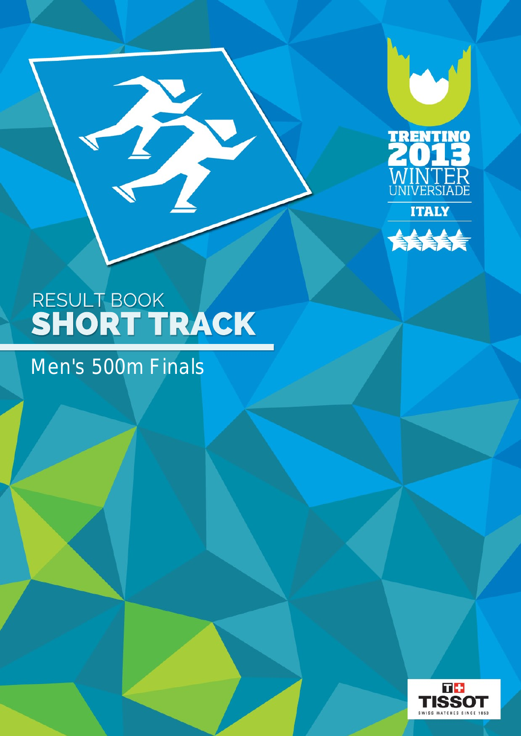TRENTINO 2013 WINTER UNIVERSIADE

ITALY

# RESULT BOOK
# SHORT TRACK

## Men's 500m Finals

TISSOT SWISS WATCHES SINCE 1853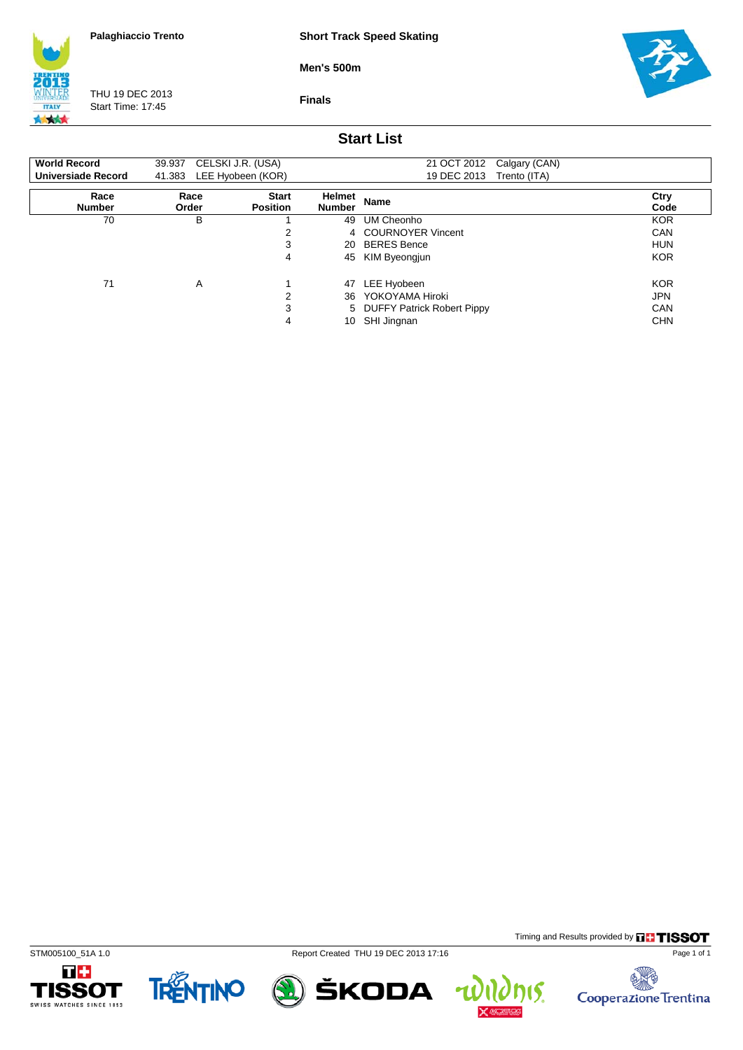Palaghiaccio Trento

THU 19 DEC 2013
Start Time: 17:45

**Short Track Speed Skating**

**Men's 500m**

**Finals**

## Start List

| | | | |
|---|---|---|---|
| **World Record** | 39.937 CELSKI J.R. (USA) | 21 OCT 2012 | Calgary (CAN) |
| **Universiade Record** | 41.383 LEE Hyobeen (KOR) | 19 DEC 2013 | Trento (ITA) |

| Race Number | Race Order | Start Position | Helmet Number | Name | Ctry Code |
|---|---|---|---|---|---|
| 70 | B | 1 | 49 | UM Cheonho | KOR |
| | | 2 | 4 | COURNOYER Vincent | CAN |
| | | 3 | 20 | BERES Bence | HUN |
| | | 4 | 45 | KIM Byeongjun | KOR |
| 71 | A | 1 | 47 | LEE Hyobeen | KOR |
| | | 2 | 36 | YOKOYAMA Hiroki | JPN |
| | | 3 | 5 | DUFFY Patrick Robert Pippy | CAN |
| | | 4 | 10 | SHI Jingnan | CHN |

Timing and Results provided by TISSOT

STM005100_51A 1.0    Report Created THU 19 DEC 2013 17:16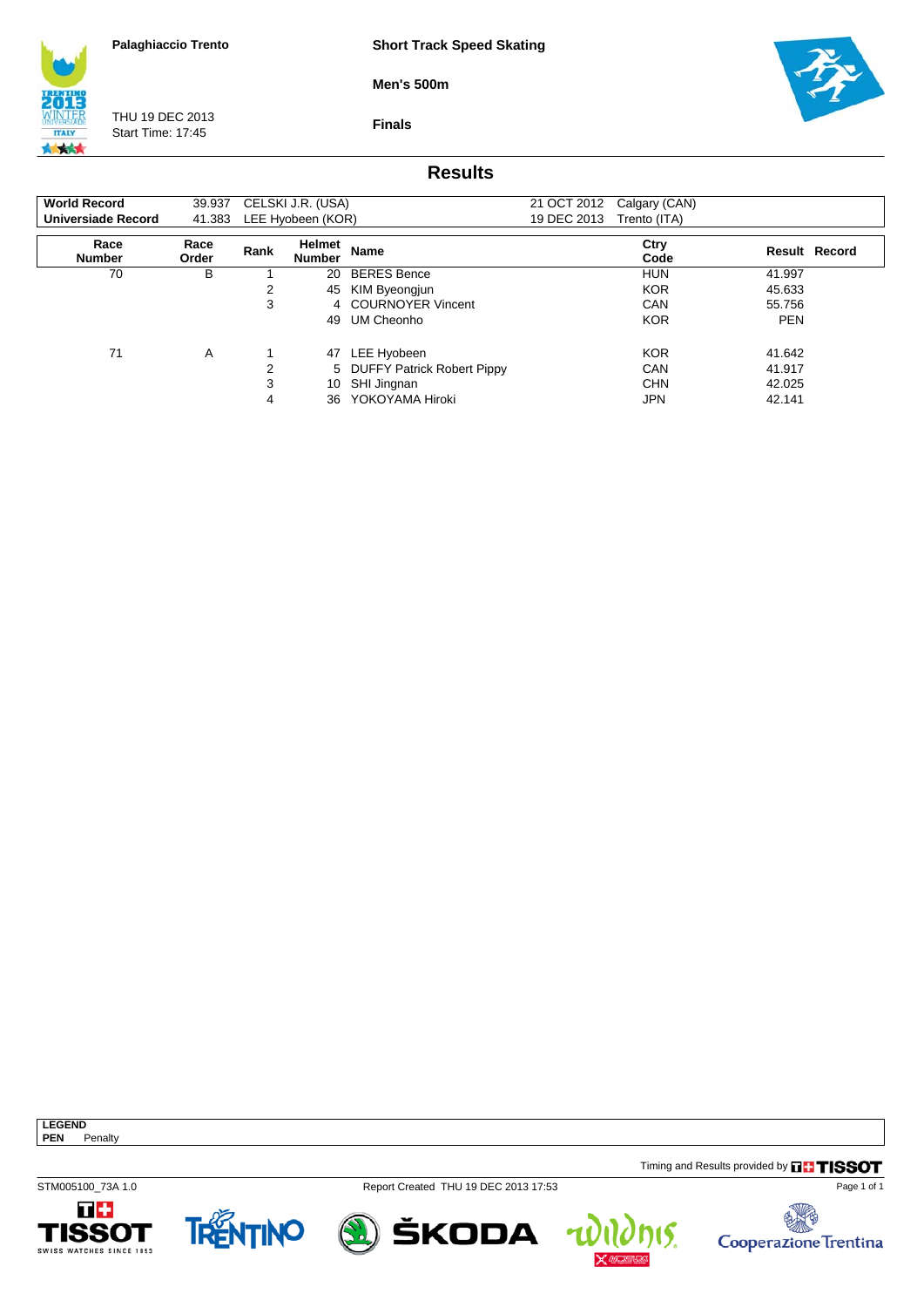**Palaghiaccio Trento**

THU 19 DEC 2013
Start Time: 17:45

**Short Track Speed Skating**

**Men's 500m**

**Finals**

## Results

| | | | | |
|---|---|---|---|---|
| **World Record** | 39.937 | CELSKI J.R. (USA) | 21 OCT 2012 | Calgary (CAN) |
| **Universiade Record** | 41.383 | LEE Hyobeen (KOR) | 19 DEC 2013 | Trento (ITA) |

| Race Number | Race Order | Rank | Helmet Number | Name | Ctry Code | Result | Record |
|---|---|---|---|---|---|---|---|
| 70 | B | 1 | 20 | BERES Bence | HUN | 41.997 | |
| | | 2 | 45 | KIM Byeongjun | KOR | 45.633 | |
| | | 3 | 4 | COURNOYER Vincent | CAN | 55.756 | |
| | | | 49 | UM Cheonho | KOR | PEN | |
| 71 | A | 1 | 47 | LEE Hyobeen | KOR | 41.642 | |
| | | 2 | 5 | DUFFY Patrick Robert Pippy | CAN | 41.917 | |
| | | 3 | 10 | SHI Jingnan | CHN | 42.025 | |
| | | 4 | 36 | YOKOYAMA Hiroki | JPN | 42.141 | |

**LEGEND**
**PEN** Penalty

Timing and Results provided by TISSOT

STM005100_73A 1.0 Report Created THU 19 DEC 2013 17:53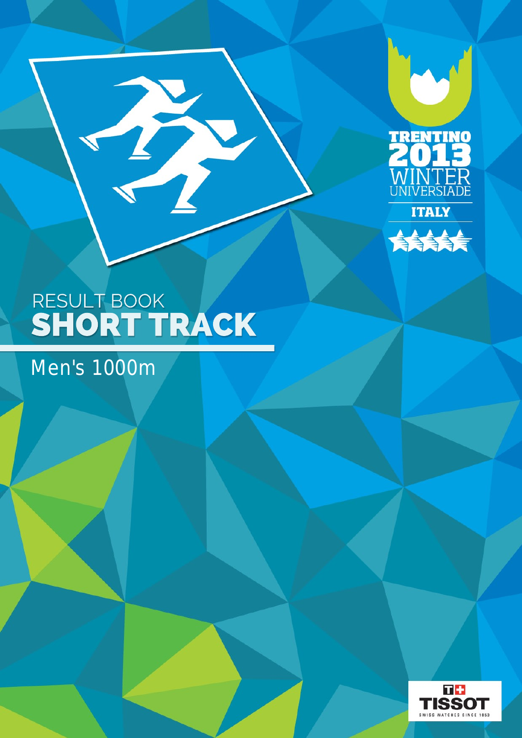TRENTINO 2013 WINTER UNIVERSIADE

ITALY

RESULT BOOK

# SHORT TRACK

## Men's 1000m

TISSOT SWISS WATCHES SINCE 1853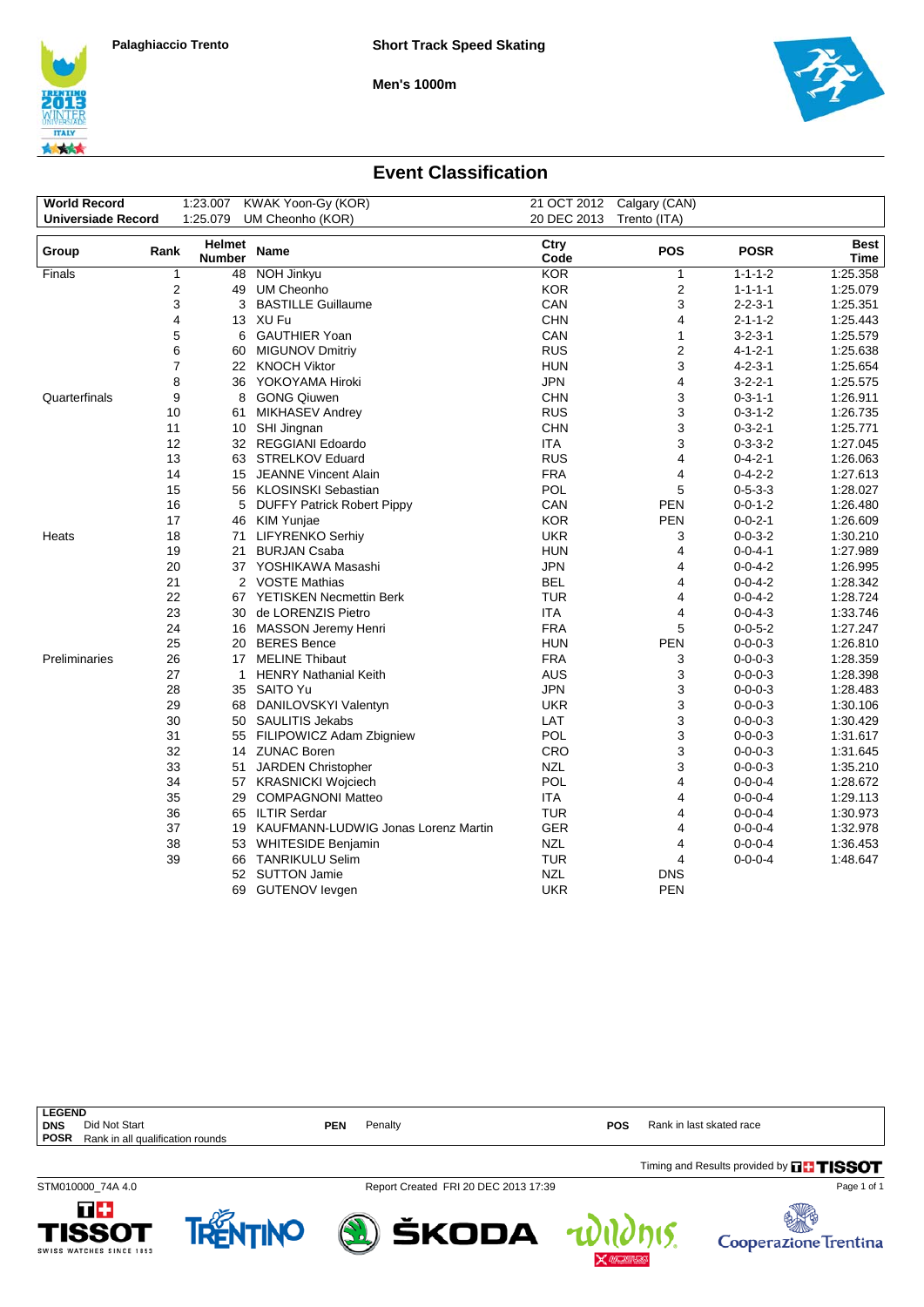Palaghiaccio Trento

**Short Track Speed Skating**

**Men's 1000m**

## Event Classification

| | | | | |
|---|---|---|---|---|
| **World Record** | 1:23.007 | KWAK Yoon-Gy (KOR) | 21 OCT 2012 | Calgary (CAN) |
| **Universiade Record** | 1:25.079 | UM Cheonho (KOR) | 20 DEC 2013 | Trento (ITA) |

| Group | Rank | Helmet Number | Name | Ctry Code | POS | POSR | Best Time |
|---|---|---|---|---|---|---|---|
| Finals | 1 | 48 | NOH Jinkyu | KOR | 1 | 1-1-1-2 | 1:25.358 |
| | 2 | 49 | UM Cheonho | KOR | 2 | 1-1-1-1 | 1:25.079 |
| | 3 | 3 | BASTILLE Guillaume | CAN | 3 | 2-2-3-1 | 1:25.351 |
| | 4 | 13 | XU Fu | CHN | 4 | 2-1-1-2 | 1:25.443 |
| | 5 | 6 | GAUTHIER Yoan | CAN | 1 | 3-2-3-1 | 1:25.579 |
| | 6 | 60 | MIGUNOV Dmitriy | RUS | 2 | 4-1-2-1 | 1:25.638 |
| | 7 | 22 | KNOCH Viktor | HUN | 3 | 4-2-3-1 | 1:25.654 |
| | 8 | 36 | YOKOYAMA Hiroki | JPN | 4 | 3-2-2-1 | 1:25.575 |
| Quarterfinals | 9 | 8 | GONG Qiuwen | CHN | 3 | 0-3-1-1 | 1:26.911 |
| | 10 | 61 | MIKHASEV Andrey | RUS | 3 | 0-3-1-2 | 1:26.735 |
| | 11 | 10 | SHI Jingnan | CHN | 3 | 0-3-2-1 | 1:25.771 |
| | 12 | 32 | REGGIANI Edoardo | ITA | 3 | 0-3-3-2 | 1:27.045 |
| | 13 | 63 | STRELKOV Eduard | RUS | 4 | 0-4-2-1 | 1:26.063 |
| | 14 | 15 | JEANNE Vincent Alain | FRA | 4 | 0-4-2-2 | 1:27.613 |
| | 15 | 56 | KLOSINSKI Sebastian | POL | 5 | 0-5-3-3 | 1:28.027 |
| | 16 | 5 | DUFFY Patrick Robert Pippy | CAN | PEN | 0-0-1-2 | 1:26.480 |
| | 17 | 46 | KIM Yunjae | KOR | PEN | 0-0-2-1 | 1:26.609 |
| Heats | 18 | 71 | LIFYRENKO Serhiy | UKR | 3 | 0-0-3-2 | 1:30.210 |
| | 19 | 21 | BURJAN Csaba | HUN | 4 | 0-0-4-1 | 1:27.989 |
| | 20 | 37 | YOSHIKAWA Masashi | JPN | 4 | 0-0-4-2 | 1:26.995 |
| | 21 | 2 | VOSTE Mathias | BEL | 4 | 0-0-4-2 | 1:28.342 |
| | 22 | 67 | YETISKEN Necmettin Berk | TUR | 4 | 0-0-4-2 | 1:28.724 |
| | 23 | 30 | de LORENZIS Pietro | ITA | 4 | 0-0-4-3 | 1:33.746 |
| | 24 | 16 | MASSON Jeremy Henri | FRA | 5 | 0-0-5-2 | 1:27.247 |
| | 25 | 20 | BERES Bence | HUN | PEN | 0-0-0-3 | 1:26.810 |
| Preliminaries | 26 | 17 | MELINE Thibaut | FRA | 3 | 0-0-0-3 | 1:28.359 |
| | 27 | 1 | HENRY Nathanial Keith | AUS | 3 | 0-0-0-3 | 1:28.398 |
| | 28 | 35 | SAITO Yu | JPN | 3 | 0-0-0-3 | 1:28.483 |
| | 29 | 68 | DANILOVSKYI Valentyn | UKR | 3 | 0-0-0-3 | 1:30.106 |
| | 30 | 50 | SAULITIS Jekabs | LAT | 3 | 0-0-0-3 | 1:30.429 |
| | 31 | 55 | FILIPOWICZ Adam Zbigniew | POL | 3 | 0-0-0-3 | 1:31.617 |
| | 32 | 14 | ZUNAC Boren | CRO | 3 | 0-0-0-3 | 1:31.645 |
| | 33 | 51 | JARDEN Christopher | NZL | 3 | 0-0-0-3 | 1:35.210 |
| | 34 | 57 | KRASNICKI Wojciech | POL | 4 | 0-0-0-4 | 1:28.672 |
| | 35 | 29 | COMPAGNONI Matteo | ITA | 4 | 0-0-0-4 | 1:29.113 |
| | 36 | 65 | ILTIR Serdar | TUR | 4 | 0-0-0-4 | 1:30.973 |
| | 37 | 19 | KAUFMANN-LUDWIG Jonas Lorenz Martin | GER | 4 | 0-0-0-4 | 1:32.978 |
| | 38 | 53 | WHITESIDE Benjamin | NZL | 4 | 0-0-0-4 | 1:36.453 |
| | 39 | 66 | TANRIKULU Selim | TUR | 4 | 0-0-0-4 | 1:48.647 |
| | | 52 | SUTTON Jamie | NZL | DNS | | |
| | | 69 | GUTENOV Ievgen | UKR | PEN | | |

**LEGEND**

| | | | | | |
|---|---|---|---|---|---|
| **DNS** | Did Not Start | **PEN** | Penalty | **POS** | Rank in last skated race |
| **POSR** | Rank in all qualification rounds | | | | |

Timing and Results provided by TISSOT

STM010000_74A 4.0 — Report Created FRI 20 DEC 2013 17:39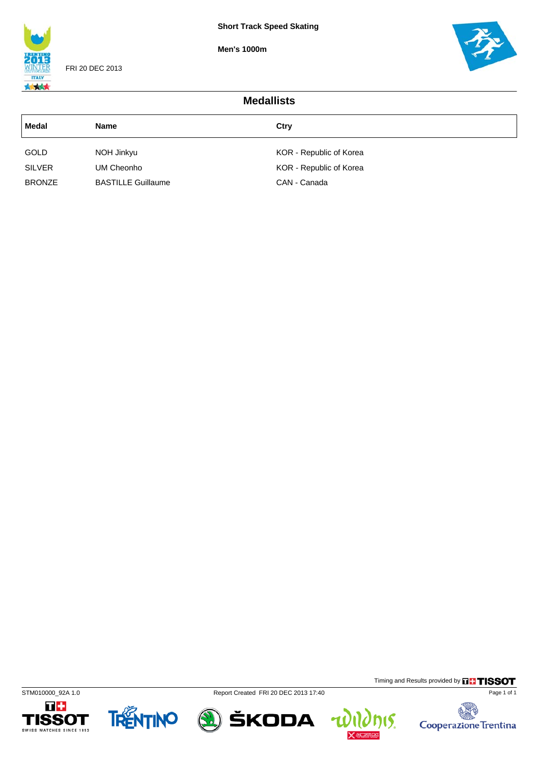Short Track Speed Skating

Men's 1000m

FRI 20 DEC 2013

## Medallists

| Medal | Name | Ctry |
|---|---|---|
| GOLD | NOH Jinkyu | KOR - Republic of Korea |
| SILVER | UM Cheonho | KOR - Republic of Korea |
| BRONZE | BASTILLE Guillaume | CAN - Canada |

Timing and Results provided by TISSOT

STM010000_92A 1.0

Report Created FRI 20 DEC 2013 17:40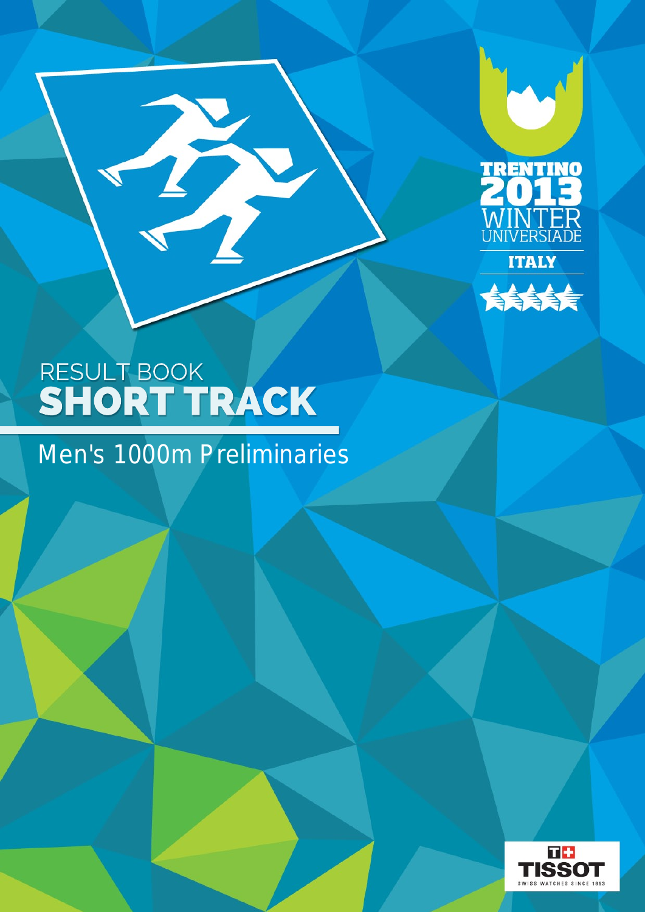TRENTINO 2013 WINTER UNIVERSIADE

ITALY

RESULT BOOK

# SHORT TRACK

## Men's 1000m Preliminaries

TISSOT

SWISS WATCHES SINCE 1853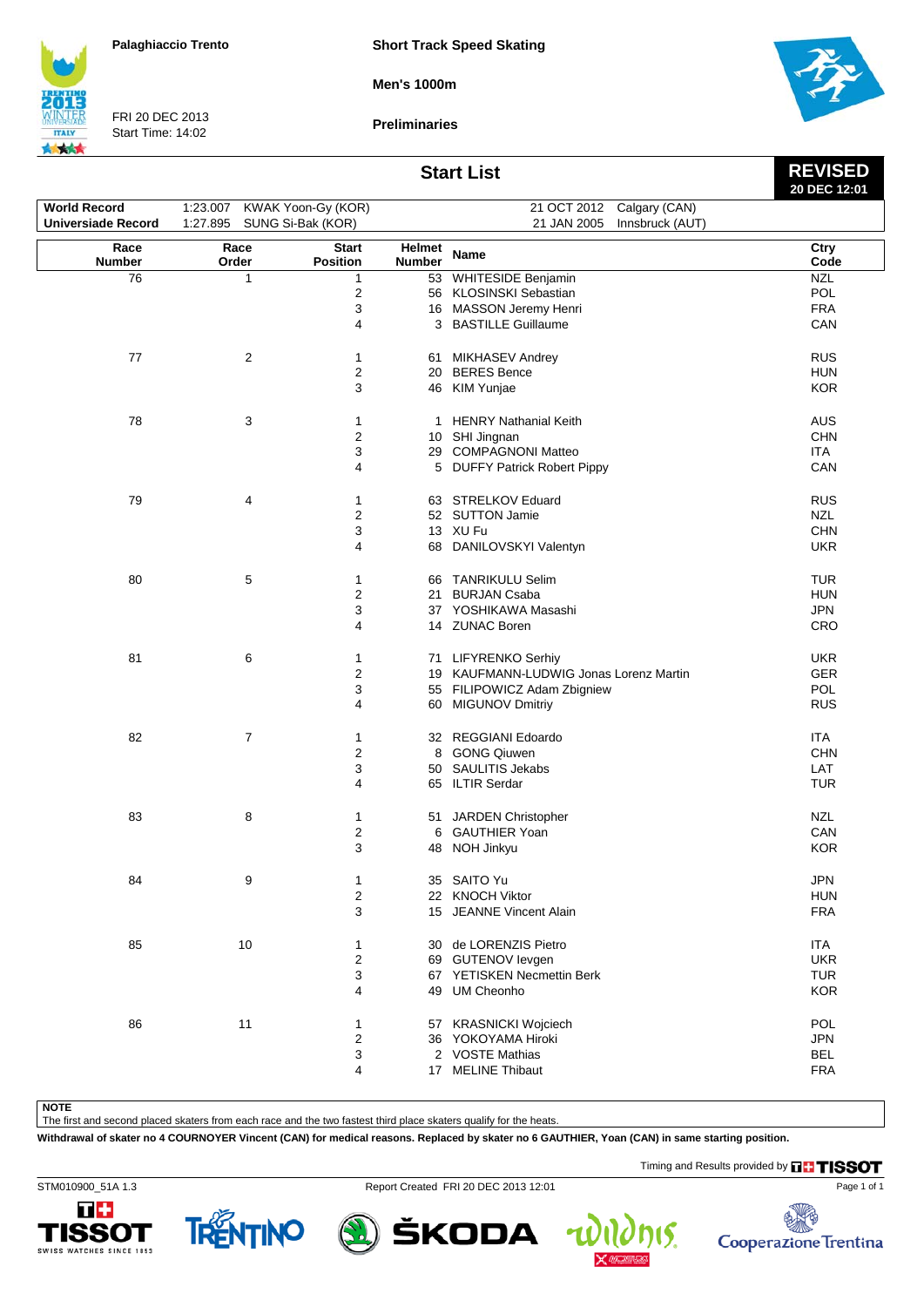Palaghiaccio Trento

**Short Track Speed Skating**

**Men's 1000m**

**Preliminaries**

FRI 20 DEC 2013
Start Time: 14:02

## Start List

**REVISED**
**20 DEC 12:01**

| | | | | |
|---|---|---|---|---|
| **World Record** | 1:23.007 | KWAK Yoon-Gy (KOR) | 21 OCT 2012 | Calgary (CAN) |
| **Universiade Record** | 1:27.895 | SUNG Si-Bak (KOR) | 21 JAN 2005 | Innsbruck (AUT) |

| Race Number | Race Order | Start Position | Helmet Number | Name | Ctry Code |
|---|---|---|---|---|---|
| 76 | 1 | 1 | 53 | WHITESIDE Benjamin | NZL |
| | | 2 | 56 | KLOSINSKI Sebastian | POL |
| | | 3 | 16 | MASSON Jeremy Henri | FRA |
| | | 4 | 3 | BASTILLE Guillaume | CAN |
| 77 | 2 | 1 | 61 | MIKHASEV Andrey | RUS |
| | | 2 | 20 | BERES Bence | HUN |
| | | 3 | 46 | KIM Yunjae | KOR |
| 78 | 3 | 1 | 1 | HENRY Nathanial Keith | AUS |
| | | 2 | 10 | SHI Jingnan | CHN |
| | | 3 | 29 | COMPAGNONI Matteo | ITA |
| | | 4 | 5 | DUFFY Patrick Robert Pippy | CAN |
| 79 | 4 | 1 | 63 | STRELKOV Eduard | RUS |
| | | 2 | 52 | SUTTON Jamie | NZL |
| | | 3 | 13 | XU Fu | CHN |
| | | 4 | 68 | DANILOVSKYI Valentyn | UKR |
| 80 | 5 | 1 | 66 | TANRIKULU Selim | TUR |
| | | 2 | 21 | BURJAN Csaba | HUN |
| | | 3 | 37 | YOSHIKAWA Masashi | JPN |
| | | 4 | 14 | ZUNAC Boren | CRO |
| 81 | 6 | 1 | 71 | LIFYRENKO Serhiy | UKR |
| | | 2 | 19 | KAUFMANN-LUDWIG Jonas Lorenz Martin | GER |
| | | 3 | 55 | FILIPOWICZ Adam Zbigniew | POL |
| | | 4 | 60 | MIGUNOV Dmitriy | RUS |
| 82 | 7 | 1 | 32 | REGGIANI Edoardo | ITA |
| | | 2 | 8 | GONG Qiuwen | CHN |
| | | 3 | 50 | SAULITIS Jekabs | LAT |
| | | 4 | 65 | ILTIR Serdar | TUR |
| 83 | 8 | 1 | 51 | JARDEN Christopher | NZL |
| | | 2 | 6 | GAUTHIER Yoan | CAN |
| | | 3 | 48 | NOH Jinkyu | KOR |
| 84 | 9 | 1 | 35 | SAITO Yu | JPN |
| | | 2 | 22 | KNOCH Viktor | HUN |
| | | 3 | 15 | JEANNE Vincent Alain | FRA |
| 85 | 10 | 1 | 30 | de LORENZIS Pietro | ITA |
| | | 2 | 69 | GUTENOV Ievgen | UKR |
| | | 3 | 67 | YETISKEN Necmettin Berk | TUR |
| | | 4 | 49 | UM Cheonho | KOR |
| 86 | 11 | 1 | 57 | KRASNICKI Wojciech | POL |
| | | 2 | 36 | YOKOYAMA Hiroki | JPN |
| | | 3 | 2 | VOSTE Mathias | BEL |
| | | 4 | 17 | MELINE Thibaut | FRA |

**NOTE**
The first and second placed skaters from each race and the two fastest third place skaters qualify for the heats.

**Withdrawal of skater no 4 COURNOYER Vincent (CAN) for medical reasons. Replaced by skater no 6 GAUTHIER, Yoan (CAN) in same starting position.**

Timing and Results provided by TISSOT

STM010900_51A 1.3 Report Created FRI 20 DEC 2013 12:01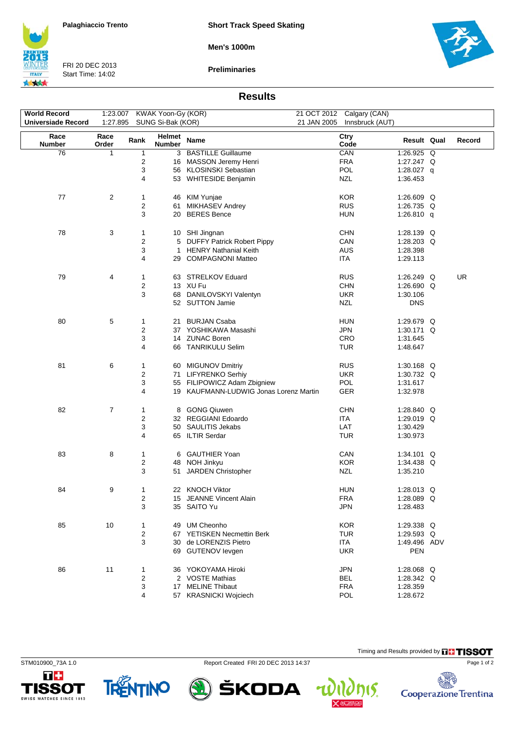Palaghiaccio Trento

FRI 20 DEC 2013
Start Time: 14:02

**Short Track Speed Skating**

**Men's 1000m**

**Preliminaries**

## Results

| | | | | |
|---|---|---|---|---|
| **World Record** | 1:23.007 | KWAK Yoon-Gy (KOR) | 21 OCT 2012 | Calgary (CAN) |
| **Universiade Record** | 1:27.895 | SUNG Si-Bak (KOR) | 21 JAN 2005 | Innsbruck (AUT) |

| Race Number | Race Order | Rank | Helmet Number | Name | Ctry Code | Result | Qual | Record |
|---|---|---|---|---|---|---|---|---|
| 76 | 1 | 1 | 3 | BASTILLE Guillaume | CAN | 1:26.925 | Q | |
| | | 2 | 16 | MASSON Jeremy Henri | FRA | 1:27.247 | Q | |
| | | 3 | 56 | KLOSINSKI Sebastian | POL | 1:28.027 | q | |
| | | 4 | 53 | WHITESIDE Benjamin | NZL | 1:36.453 | | |
| 77 | 2 | 1 | 46 | KIM Yunjae | KOR | 1:26.609 | Q | |
| | | 2 | 61 | MIKHASEV Andrey | RUS | 1:26.735 | Q | |
| | | 3 | 20 | BERES Bence | HUN | 1:26.810 | q | |
| 78 | 3 | 1 | 10 | SHI Jingnan | CHN | 1:28.139 | Q | |
| | | 2 | 5 | DUFFY Patrick Robert Pippy | CAN | 1:28.203 | Q | |
| | | 3 | 1 | HENRY Nathanial Keith | AUS | 1:28.398 | | |
| | | 4 | 29 | COMPAGNONI Matteo | ITA | 1:29.113 | | |
| 79 | 4 | 1 | 63 | STRELKOV Eduard | RUS | 1:26.249 | Q | UR |
| | | 2 | 13 | XU Fu | CHN | 1:26.690 | Q | |
| | | 3 | 68 | DANILOVSKYI Valentyn | UKR | 1:30.106 | | |
| | | | 52 | SUTTON Jamie | NZL | DNS | | |
| 80 | 5 | 1 | 21 | BURJAN Csaba | HUN | 1:29.679 | Q | |
| | | 2 | 37 | YOSHIKAWA Masashi | JPN | 1:30.171 | Q | |
| | | 3 | 14 | ZUNAC Boren | CRO | 1:31.645 | | |
| | | 4 | 66 | TANRIKULU Selim | TUR | 1:48.647 | | |
| 81 | 6 | 1 | 60 | MIGUNOV Dmitriy | RUS | 1:30.168 | Q | |
| | | 2 | 71 | LIFYRENKO Serhiy | UKR | 1:30.732 | Q | |
| | | 3 | 55 | FILIPOWICZ Adam Zbigniew | POL | 1:31.617 | | |
| | | 4 | 19 | KAUFMANN-LUDWIG Jonas Lorenz Martin | GER | 1:32.978 | | |
| 82 | 7 | 1 | 8 | GONG Qiuwen | CHN | 1:28.840 | Q | |
| | | 2 | 32 | REGGIANI Edoardo | ITA | 1:29.019 | Q | |
| | | 3 | 50 | SAULITIS Jekabs | LAT | 1:30.429 | | |
| | | 4 | 65 | ILTIR Serdar | TUR | 1:30.973 | | |
| 83 | 8 | 1 | 6 | GAUTHIER Yoan | CAN | 1:34.101 | Q | |
| | | 2 | 48 | NOH Jinkyu | KOR | 1:34.438 | Q | |
| | | 3 | 51 | JARDEN Christopher | NZL | 1:35.210 | | |
| 84 | 9 | 1 | 22 | KNOCH Viktor | HUN | 1:28.013 | Q | |
| | | 2 | 15 | JEANNE Vincent Alain | FRA | 1:28.089 | Q | |
| | | 3 | 35 | SAITO Yu | JPN | 1:28.483 | | |
| 85 | 10 | 1 | 49 | UM Cheonho | KOR | 1:29.338 | Q | |
| | | 2 | 67 | YETISKEN Necmettin Berk | TUR | 1:29.593 | Q | |
| | | 3 | 30 | de LORENZIS Pietro | ITA | 1:49.496 | ADV | |
| | | | 69 | GUTENOV Ievgen | UKR | PEN | | |
| 86 | 11 | 1 | 36 | YOKOYAMA Hiroki | JPN | 1:28.068 | Q | |
| | | 2 | 2 | VOSTE Mathias | BEL | 1:28.342 | Q | |
| | | 3 | 17 | MELINE Thibaut | FRA | 1:28.359 | | |
| | | 4 | 57 | KRASNICKI Wojciech | POL | 1:28.672 | | |

Timing and Results provided by TISSOT

STM010900_73A 1.0 Report Created FRI 20 DEC 2013 14:37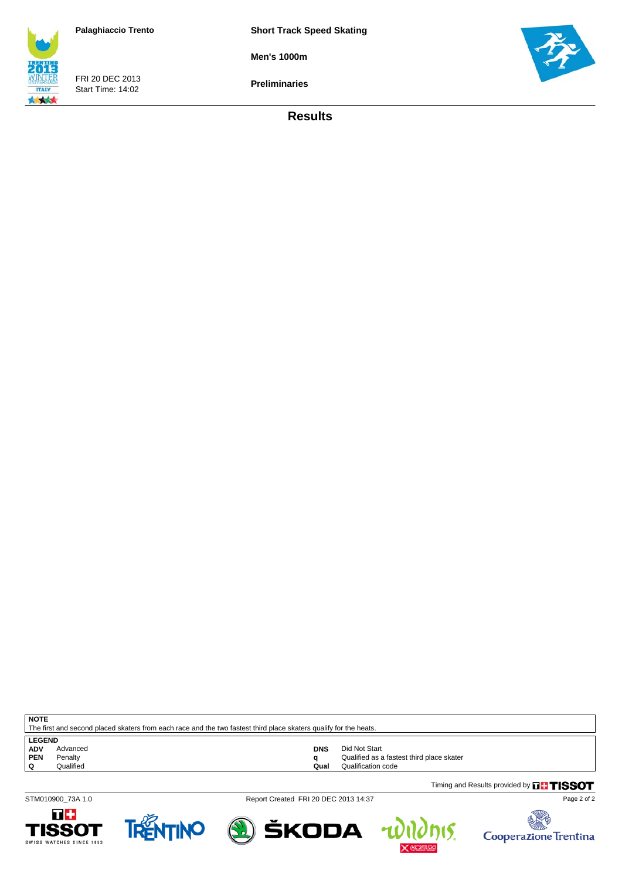Palaghiaccio Trento

FRI 20 DEC 2013
Start Time: 14:02

**Short Track Speed Skating**

**Men's 1000m**

**Preliminaries**

## Results

**NOTE**
The first and second placed skaters from each race and the two fastest third place skaters qualify for the heats.

**LEGEND**

| | | | |
|---|---|---|---|
| **ADV** | Advanced | **DNS** | Did Not Start |
| **PEN** | Penalty | **q** | Qualified as a fastest third place skater |
| **Q** | Qualified | **Qual** | Qualification code |

Timing and Results provided by TISSOT

STM010900_73A 1.0 Report Created FRI 20 DEC 2013 14:37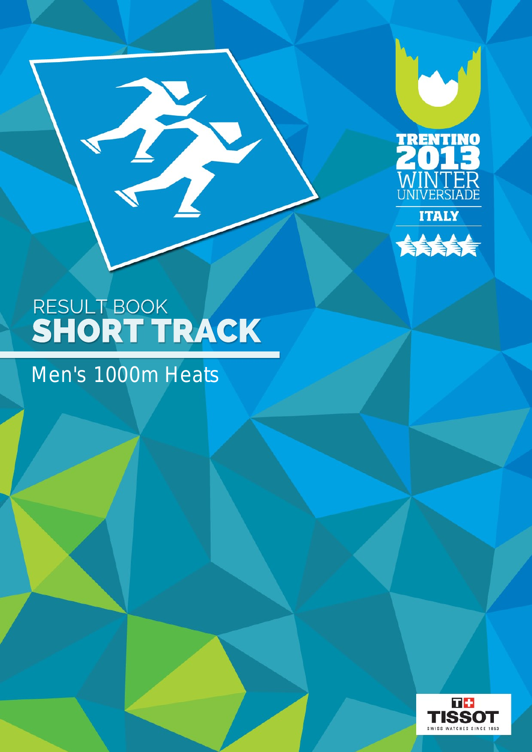TRENTINO 2013 WINTER UNIVERSIADE

ITALY

# RESULT BOOK
# SHORT TRACK

## Men's 1000m Heats

TISSOT SWISS WATCHES SINCE 1853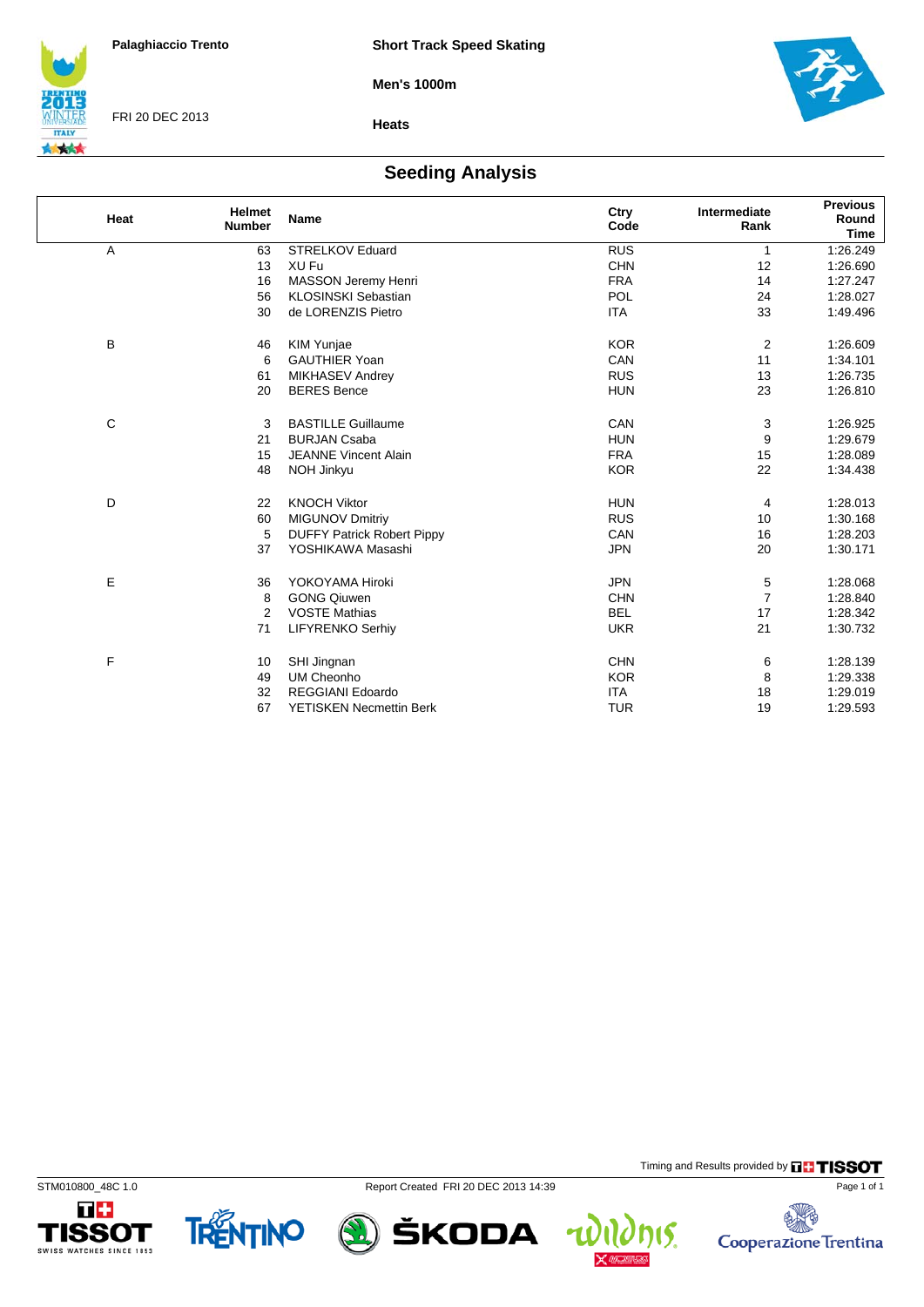Palaghiaccio Trento

FRI 20 DEC 2013

**Short Track Speed Skating**

**Men's 1000m**

**Heats**

## Seeding Analysis

| Heat | Helmet Number | Name | Ctry Code | Intermediate Rank | Previous Round Time |
|---|---|---|---|---|---|
| A | 63 | STRELKOV Eduard | RUS | 1 | 1:26.249 |
| | 13 | XU Fu | CHN | 12 | 1:26.690 |
| | 16 | MASSON Jeremy Henri | FRA | 14 | 1:27.247 |
| | 56 | KLOSINSKI Sebastian | POL | 24 | 1:28.027 |
| | 30 | de LORENZIS Pietro | ITA | 33 | 1:49.496 |
| B | 46 | KIM Yunjae | KOR | 2 | 1:26.609 |
| | 6 | GAUTHIER Yoan | CAN | 11 | 1:34.101 |
| | 61 | MIKHASEV Andrey | RUS | 13 | 1:26.735 |
| | 20 | BERES Bence | HUN | 23 | 1:26.810 |
| C | 3 | BASTILLE Guillaume | CAN | 3 | 1:26.925 |
| | 21 | BURJAN Csaba | HUN | 9 | 1:29.679 |
| | 15 | JEANNE Vincent Alain | FRA | 15 | 1:28.089 |
| | 48 | NOH Jinkyu | KOR | 22 | 1:34.438 |
| D | 22 | KNOCH Viktor | HUN | 4 | 1:28.013 |
| | 60 | MIGUNOV Dmitriy | RUS | 10 | 1:30.168 |
| | 5 | DUFFY Patrick Robert Pippy | CAN | 16 | 1:28.203 |
| | 37 | YOSHIKAWA Masashi | JPN | 20 | 1:30.171 |
| E | 36 | YOKOYAMA Hiroki | JPN | 5 | 1:28.068 |
| | 8 | GONG Qiuwen | CHN | 7 | 1:28.840 |
| | 2 | VOSTE Mathias | BEL | 17 | 1:28.342 |
| | 71 | LIFYRENKO Serhiy | UKR | 21 | 1:30.732 |
| F | 10 | SHI Jingnan | CHN | 6 | 1:28.139 |
| | 49 | UM Cheonho | KOR | 8 | 1:29.338 |
| | 32 | REGGIANI Edoardo | ITA | 18 | 1:29.019 |
| | 67 | YETISKEN Necmettin Berk | TUR | 19 | 1:29.593 |

Timing and Results provided by TISSOT

STM010800_48C 1.0 Report Created FRI 20 DEC 2013 14:39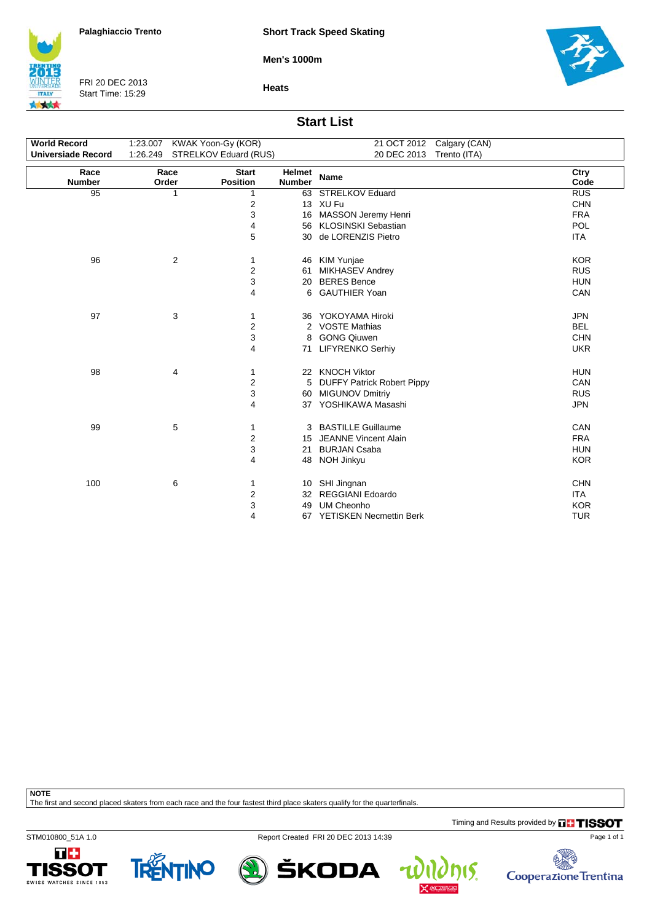Palaghiaccio Trento

FRI 20 DEC 2013
Start Time: 15:29

**Short Track Speed Skating**

**Men's 1000m**

**Heats**

## Start List

| | | | |
|---|---|---|---|
| **World Record** | 1:23.007 KWAK Yoon-Gy (KOR) | 21 OCT 2012 | Calgary (CAN) |
| **Universiade Record** | 1:26.249 STRELKOV Eduard (RUS) | 20 DEC 2013 | Trento (ITA) |

| Race Number | Race Order | Start Position | Helmet Number | Name | Ctry Code |
|---|---|---|---|---|---|
| 95 | 1 | 1 | 63 | STRELKOV Eduard | RUS |
| | | 2 | 13 | XU Fu | CHN |
| | | 3 | 16 | MASSON Jeremy Henri | FRA |
| | | 4 | 56 | KLOSINSKI Sebastian | POL |
| | | 5 | 30 | de LORENZIS Pietro | ITA |
| 96 | 2 | 1 | 46 | KIM Yunjae | KOR |
| | | 2 | 61 | MIKHASEV Andrey | RUS |
| | | 3 | 20 | BERES Bence | HUN |
| | | 4 | 6 | GAUTHIER Yoan | CAN |
| 97 | 3 | 1 | 36 | YOKOYAMA Hiroki | JPN |
| | | 2 | 2 | VOSTE Mathias | BEL |
| | | 3 | 8 | GONG Qiuwen | CHN |
| | | 4 | 71 | LIFYRENKO Serhiy | UKR |
| 98 | 4 | 1 | 22 | KNOCH Viktor | HUN |
| | | 2 | 5 | DUFFY Patrick Robert Pippy | CAN |
| | | 3 | 60 | MIGUNOV Dmitriy | RUS |
| | | 4 | 37 | YOSHIKAWA Masashi | JPN |
| 99 | 5 | 1 | 3 | BASTILLE Guillaume | CAN |
| | | 2 | 15 | JEANNE Vincent Alain | FRA |
| | | 3 | 21 | BURJAN Csaba | HUN |
| | | 4 | 48 | NOH Jinkyu | KOR |
| 100 | 6 | 1 | 10 | SHI Jingnan | CHN |
| | | 2 | 32 | REGGIANI Edoardo | ITA |
| | | 3 | 49 | UM Cheonho | KOR |
| | | 4 | 67 | YETISKEN Necmettin Berk | TUR |

**NOTE**
The first and second placed skaters from each race and the four fastest third place skaters qualify for the quarterfinals.

Timing and Results provided by TISSOT

STM010800_51A 1.0 Report Created FRI 20 DEC 2013 14:39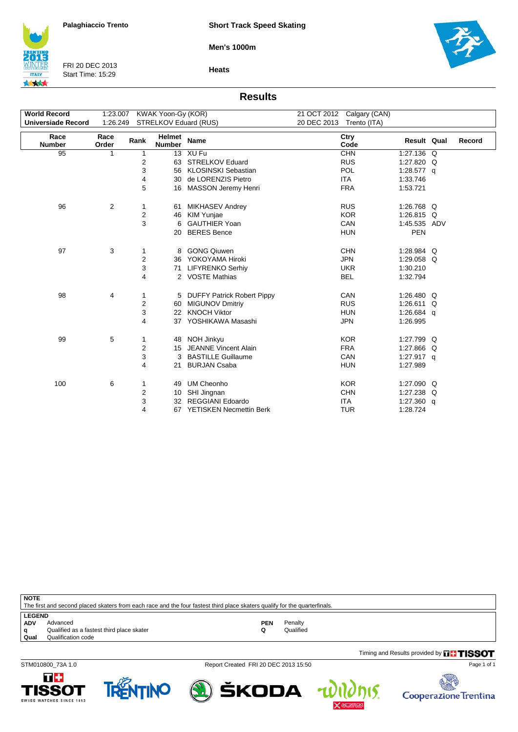Palaghiaccio Trento

FRI 20 DEC 2013
Start Time: 15:29

**Short Track Speed Skating**

**Men's 1000m**

**Heats**

## Results

| | | | | |
|---|---|---|---|---|
| **World Record** | 1:23.007 | KWAK Yoon-Gy (KOR) | 21 OCT 2012 | Calgary (CAN) |
| **Universiade Record** | 1:26.249 | STRELKOV Eduard (RUS) | 20 DEC 2013 | Trento (ITA) |

| Race Number | Race Order | Rank | Helmet Number | Name | Ctry Code | Result | Qual | Record |
|---|---|---|---|---|---|---|---|---|
| 95 | 1 | 1 | 13 | XU Fu | CHN | 1:27.136 | Q | |
| | | 2 | 63 | STRELKOV Eduard | RUS | 1:27.820 | Q | |
| | | 3 | 56 | KLOSINSKI Sebastian | POL | 1:28.577 | q | |
| | | 4 | 30 | de LORENZIS Pietro | ITA | 1:33.746 | | |
| | | 5 | 16 | MASSON Jeremy Henri | FRA | 1:53.721 | | |
| 96 | 2 | 1 | 61 | MIKHASEV Andrey | RUS | 1:26.768 | Q | |
| | | 2 | 46 | KIM Yunjae | KOR | 1:26.815 | Q | |
| | | 3 | 6 | GAUTHIER Yoan | CAN | 1:45.535 | ADV | |
| | | | 20 | BERES Bence | HUN | PEN | | |
| 97 | 3 | 1 | 8 | GONG Qiuwen | CHN | 1:28.984 | Q | |
| | | 2 | 36 | YOKOYAMA Hiroki | JPN | 1:29.058 | Q | |
| | | 3 | 71 | LIFYRENKO Serhiy | UKR | 1:30.210 | | |
| | | 4 | 2 | VOSTE Mathias | BEL | 1:32.794 | | |
| 98 | 4 | 1 | 5 | DUFFY Patrick Robert Pippy | CAN | 1:26.480 | Q | |
| | | 2 | 60 | MIGUNOV Dmitriy | RUS | 1:26.611 | Q | |
| | | 3 | 22 | KNOCH Viktor | HUN | 1:26.684 | q | |
| | | 4 | 37 | YOSHIKAWA Masashi | JPN | 1:26.995 | | |
| 99 | 5 | 1 | 48 | NOH Jinkyu | KOR | 1:27.799 | Q | |
| | | 2 | 15 | JEANNE Vincent Alain | FRA | 1:27.866 | Q | |
| | | 3 | 3 | BASTILLE Guillaume | CAN | 1:27.917 | q | |
| | | 4 | 21 | BURJAN Csaba | HUN | 1:27.989 | | |
| 100 | 6 | 1 | 49 | UM Cheonho | KOR | 1:27.090 | Q | |
| | | 2 | 10 | SHI Jingnan | CHN | 1:27.238 | Q | |
| | | 3 | 32 | REGGIANI Edoardo | ITA | 1:27.360 | q | |
| | | 4 | 67 | YETISKEN Necmettin Berk | TUR | 1:28.724 | | |

**NOTE**

The first and second placed skaters from each race and the four fastest third place skaters qualify for the quarterfinals.

**LEGEND**

| | | | |
|---|---|---|---|
| **ADV** | Advanced | **PEN** | Penalty |
| **q** | Qualified as a fastest third place skater | **Q** | Qualified |
| **Qual** | Qualification code | | |

Timing and Results provided by TISSOT

STM010800_73A 1.0 Report Created FRI 20 DEC 2013 15:50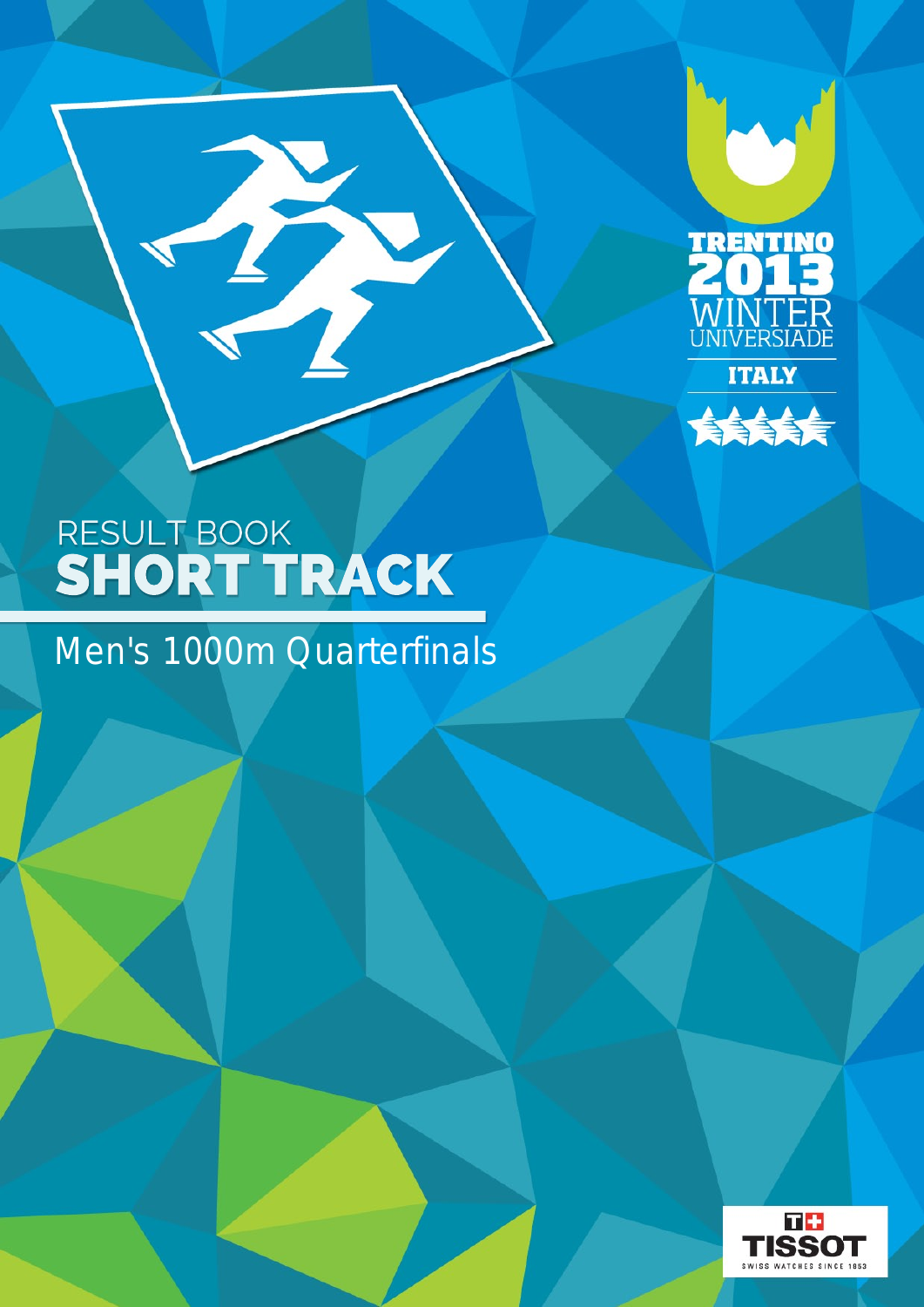TRENTINO 2013 WINTER UNIVERSIADE

ITALY

# RESULT BOOK
# SHORT TRACK

## Men's 1000m Quarterfinals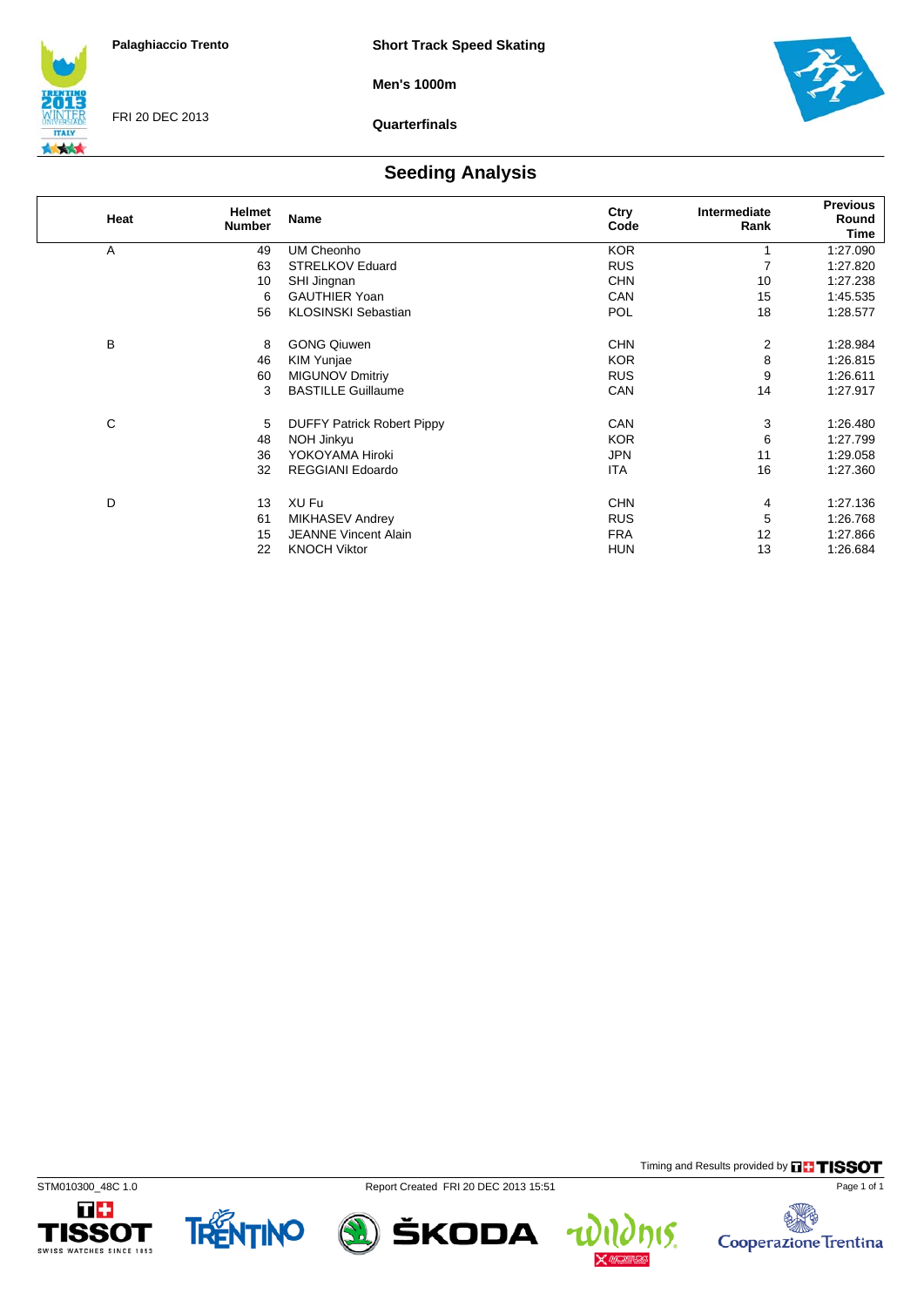Palaghiaccio Trento

FRI 20 DEC 2013

**Short Track Speed Skating**

**Men's 1000m**

**Quarterfinals**

## Seeding Analysis

| Heat | Helmet Number | Name | Ctry Code | Intermediate Rank | Previous Round Time |
|---|---|---|---|---|---|
| A | 49 | UM Cheonho | KOR | 1 | 1:27.090 |
| | 63 | STRELKOV Eduard | RUS | 7 | 1:27.820 |
| | 10 | SHI Jingnan | CHN | 10 | 1:27.238 |
| | 6 | GAUTHIER Yoan | CAN | 15 | 1:45.535 |
| | 56 | KLOSINSKI Sebastian | POL | 18 | 1:28.577 |
| B | 8 | GONG Qiuwen | CHN | 2 | 1:28.984 |
| | 46 | KIM Yunjae | KOR | 8 | 1:26.815 |
| | 60 | MIGUNOV Dmitriy | RUS | 9 | 1:26.611 |
| | 3 | BASTILLE Guillaume | CAN | 14 | 1:27.917 |
| C | 5 | DUFFY Patrick Robert Pippy | CAN | 3 | 1:26.480 |
| | 48 | NOH Jinkyu | KOR | 6 | 1:27.799 |
| | 36 | YOKOYAMA Hiroki | JPN | 11 | 1:29.058 |
| | 32 | REGGIANI Edoardo | ITA | 16 | 1:27.360 |
| D | 13 | XU Fu | CHN | 4 | 1:27.136 |
| | 61 | MIKHASEV Andrey | RUS | 5 | 1:26.768 |
| | 15 | JEANNE Vincent Alain | FRA | 12 | 1:27.866 |
| | 22 | KNOCH Viktor | HUN | 13 | 1:26.684 |

Timing and Results provided by TISSOT

STM010300_48C 1.0 Report Created FRI 20 DEC 2013 15:51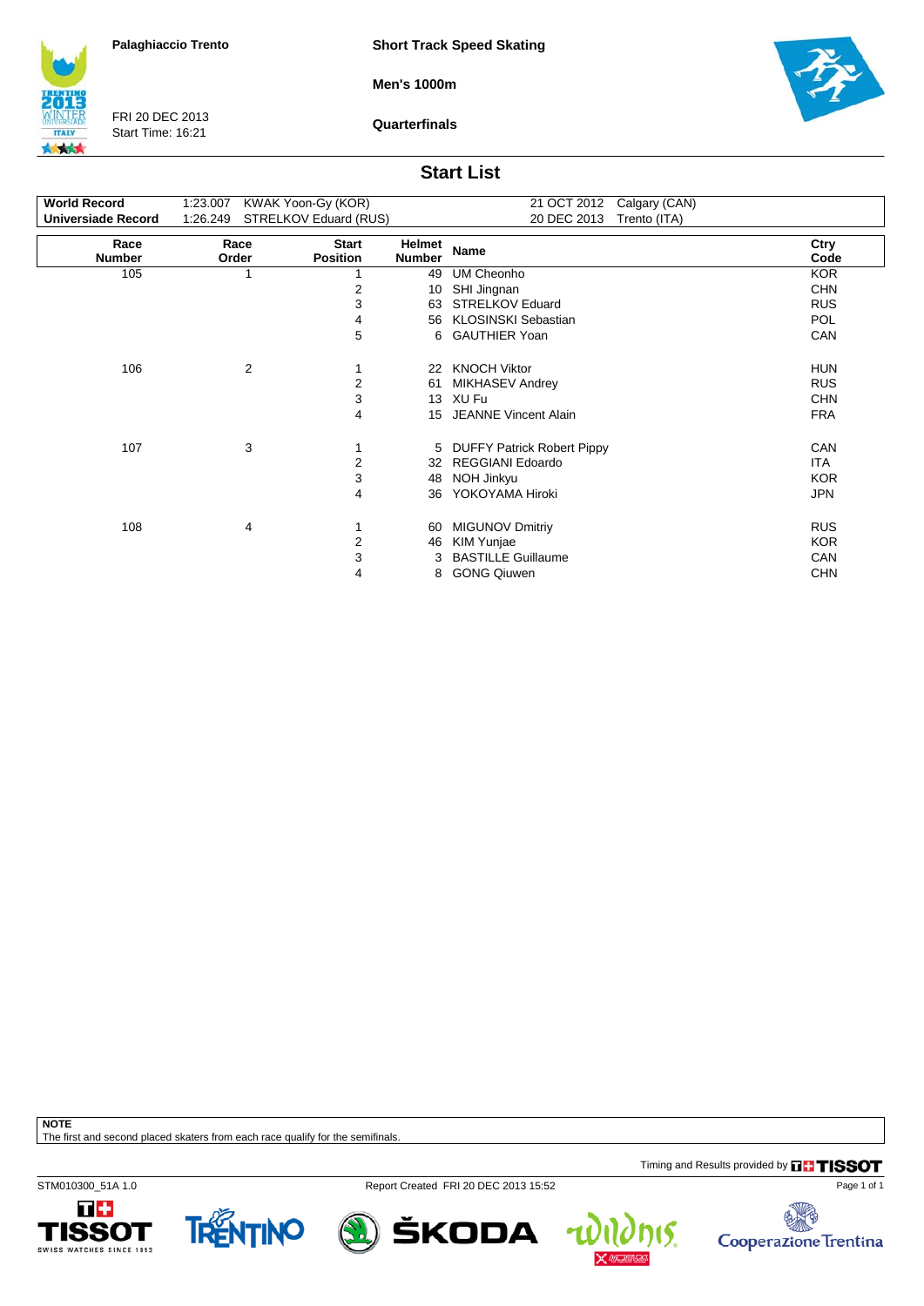Palaghiaccio Trento

**Short Track Speed Skating**

**Men's 1000m**

FRI 20 DEC 2013
Start Time: 16:21

**Quarterfinals**

## Start List

| | | | | |
|---|---|---|---|---|
| **World Record** | 1:23.007 | KWAK Yoon-Gy (KOR) | 21 OCT 2012 | Calgary (CAN) |
| **Universiade Record** | 1:26.249 | STRELKOV Eduard (RUS) | 20 DEC 2013 | Trento (ITA) |

| Race Number | Race Order | Start Position | Helmet Number | Name | Ctry Code |
|---|---|---|---|---|---|
| 105 | 1 | 1 | 49 | UM Cheonho | KOR |
| | | 2 | 10 | SHI Jingnan | CHN |
| | | 3 | 63 | STRELKOV Eduard | RUS |
| | | 4 | 56 | KLOSINSKI Sebastian | POL |
| | | 5 | 6 | GAUTHIER Yoan | CAN |
| 106 | 2 | 1 | 22 | KNOCH Viktor | HUN |
| | | 2 | 61 | MIKHASEV Andrey | RUS |
| | | 3 | 13 | XU Fu | CHN |
| | | 4 | 15 | JEANNE Vincent Alain | FRA |
| 107 | 3 | 1 | 5 | DUFFY Patrick Robert Pippy | CAN |
| | | 2 | 32 | REGGIANI Edoardo | ITA |
| | | 3 | 48 | NOH Jinkyu | KOR |
| | | 4 | 36 | YOKOYAMA Hiroki | JPN |
| 108 | 4 | 1 | 60 | MIGUNOV Dmitriy | RUS |
| | | 2 | 46 | KIM Yunjae | KOR |
| | | 3 | 3 | BASTILLE Guillaume | CAN |
| | | 4 | 8 | GONG Qiuwen | CHN |

**NOTE**
The first and second placed skaters from each race qualify for the semifinals.

Timing and Results provided by TISSOT

STM010300_51A 1.0 Report Created FRI 20 DEC 2013 15:52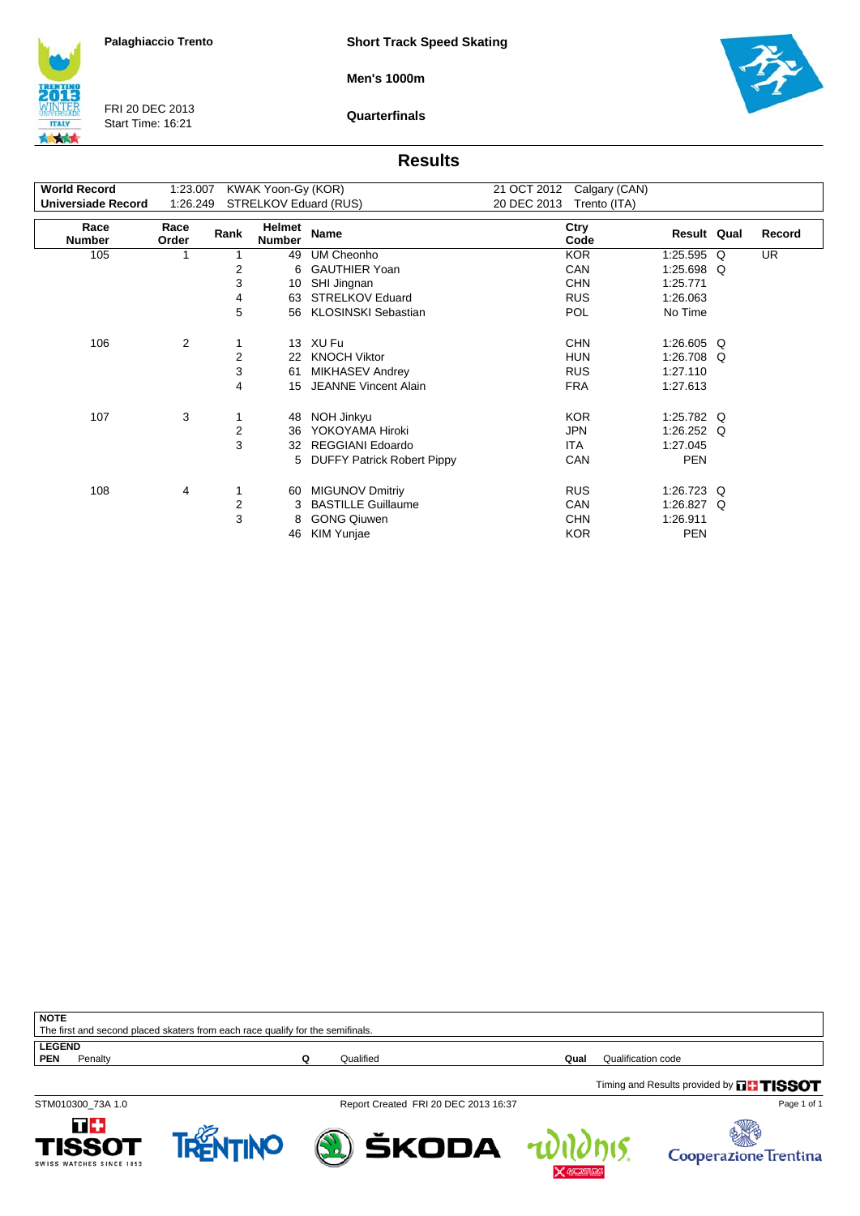Palaghiaccio Trento

FRI 20 DEC 2013
Start Time: 16:21

**Short Track Speed Skating**

**Men's 1000m**

**Quarterfinals**

## Results

| | | | | |
|---|---|---|---|---|
| **World Record** | 1:23.007 | KWAK Yoon-Gy (KOR) | 21 OCT 2012 | Calgary (CAN) |
| **Universiade Record** | 1:26.249 | STRELKOV Eduard (RUS) | 20 DEC 2013 | Trento (ITA) |

| Race Number | Race Order | Rank | Helmet Number | Name | Ctry Code | Result | Qual | Record |
|---|---|---|---|---|---|---|---|---|
| 105 | 1 | 1 | 49 | UM Cheonho | KOR | 1:25.595 | Q | UR |
| | | 2 | 6 | GAUTHIER Yoan | CAN | 1:25.698 | Q | |
| | | 3 | 10 | SHI Jingnan | CHN | 1:25.771 | | |
| | | 4 | 63 | STRELKOV Eduard | RUS | 1:26.063 | | |
| | | 5 | 56 | KLOSINSKI Sebastian | POL | No Time | | |
| 106 | 2 | 1 | 13 | XU Fu | CHN | 1:26.605 | Q | |
| | | 2 | 22 | KNOCH Viktor | HUN | 1:26.708 | Q | |
| | | 3 | 61 | MIKHASEV Andrey | RUS | 1:27.110 | | |
| | | 4 | 15 | JEANNE Vincent Alain | FRA | 1:27.613 | | |
| 107 | 3 | 1 | 48 | NOH Jinkyu | KOR | 1:25.782 | Q | |
| | | 2 | 36 | YOKOYAMA Hiroki | JPN | 1:26.252 | Q | |
| | | 3 | 32 | REGGIANI Edoardo | ITA | 1:27.045 | | |
| | | | 5 | DUFFY Patrick Robert Pippy | CAN | PEN | | |
| 108 | 4 | 1 | 60 | MIGUNOV Dmitriy | RUS | 1:26.723 | Q | |
| | | 2 | 3 | BASTILLE Guillaume | CAN | 1:26.827 | Q | |
| | | 3 | 8 | GONG Qiuwen | CHN | 1:26.911 | | |
| | | | 46 | KIM Yunjae | KOR | PEN | | |

**NOTE**
The first and second placed skaters from each race qualify for the semifinals.

**LEGEND**

**PEN** Penalty  **Q** Qualified  **Qual** Qualification code

Timing and Results provided by TISSOT

STM010300_73A 1.0  Report Created FRI 20 DEC 2013 16:37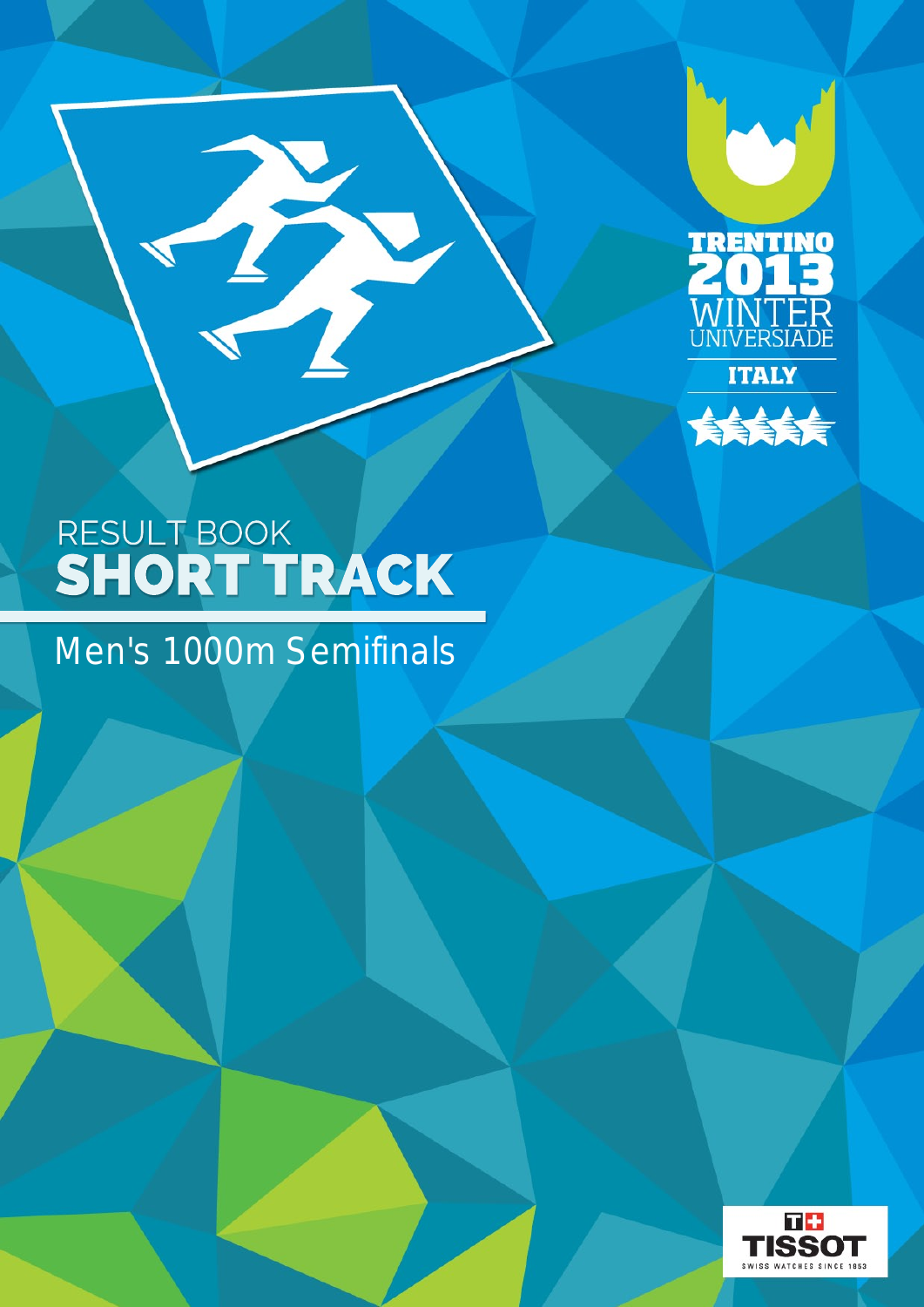TRENTINO 2013 WINTER UNIVERSIADE

ITALY

# RESULT BOOK
# SHORT TRACK

## Men's 1000m Semifinals

TISSOT

SWISS WATCHES SINCE 1853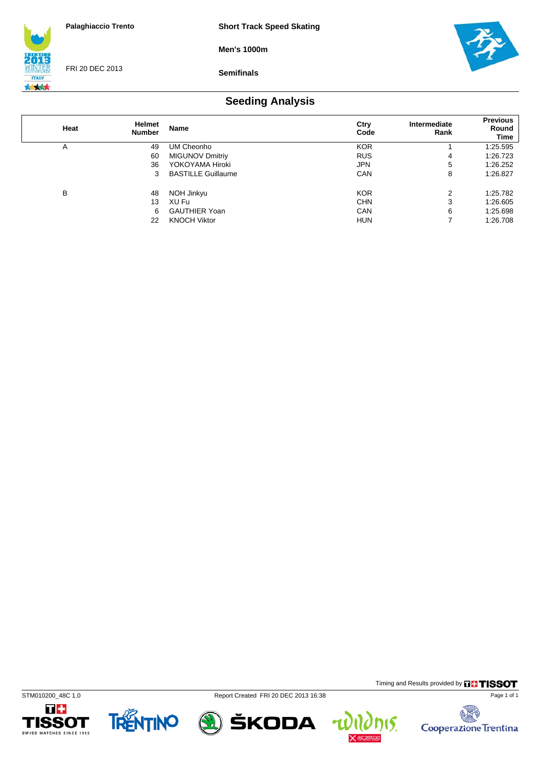Palaghiaccio Trento

FRI 20 DEC 2013

**Short Track Speed Skating**

**Men's 1000m**

**Semifinals**

## Seeding Analysis

| Heat | Helmet Number | Name | Ctry Code | Intermediate Rank | Previous Round Time |
|---|---|---|---|---|---|
| A | 49 | UM Cheonho | KOR | 1 | 1:25.595 |
| | 60 | MIGUNOV Dmitriy | RUS | 4 | 1:26.723 |
| | 36 | YOKOYAMA Hiroki | JPN | 5 | 1:26.252 |
| | 3 | BASTILLE Guillaume | CAN | 8 | 1:26.827 |
| B | 48 | NOH Jinkyu | KOR | 2 | 1:25.782 |
| | 13 | XU Fu | CHN | 3 | 1:26.605 |
| | 6 | GAUTHIER Yoan | CAN | 6 | 1:25.698 |
| | 22 | KNOCH Viktor | HUN | 7 | 1:26.708 |

Timing and Results provided by TISSOT

STM010200_48C 1.0 Report Created FRI 20 DEC 2013 16:38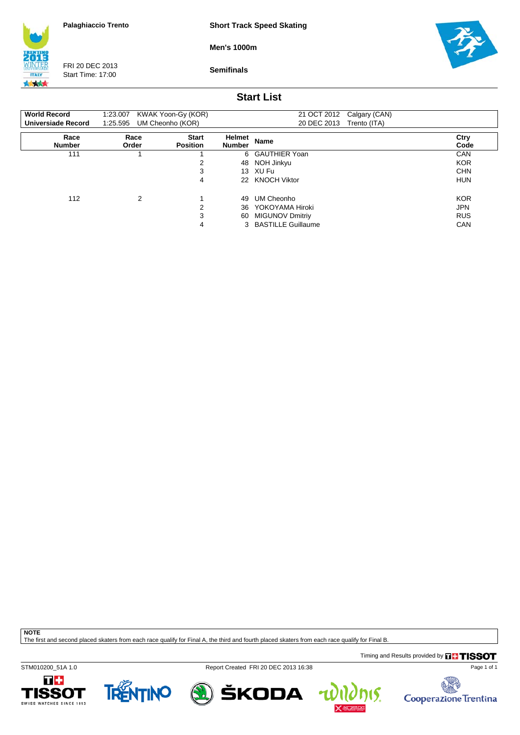Palaghiaccio Trento

FRI 20 DEC 2013
Start Time: 17:00

**Short Track Speed Skating**

**Men's 1000m**

**Semifinals**

## Start List

| | | | | |
|---|---|---|---|---|
| **World Record** | 1:23.007 | KWAK Yoon-Gy (KOR) | 21 OCT 2012 | Calgary (CAN) |
| **Universiade Record** | 1:25.595 | UM Cheonho (KOR) | 20 DEC 2013 | Trento (ITA) |

| Race Number | Race Order | Start Position | Helmet Number | Name | Ctry Code |
|---|---|---|---|---|---|
| 111 | 1 | 1 | 6 | GAUTHIER Yoan | CAN |
| | | 2 | 48 | NOH Jinkyu | KOR |
| | | 3 | 13 | XU Fu | CHN |
| | | 4 | 22 | KNOCH Viktor | HUN |
| 112 | 2 | 1 | 49 | UM Cheonho | KOR |
| | | 2 | 36 | YOKOYAMA Hiroki | JPN |
| | | 3 | 60 | MIGUNOV Dmitriy | RUS |
| | | 4 | 3 | BASTILLE Guillaume | CAN |

**NOTE**
The first and second placed skaters from each race qualify for Final A, the third and fourth placed skaters from each race qualify for Final B.

Timing and Results provided by TISSOT

STM010200_51A 1.0 Report Created FRI 20 DEC 2013 16:38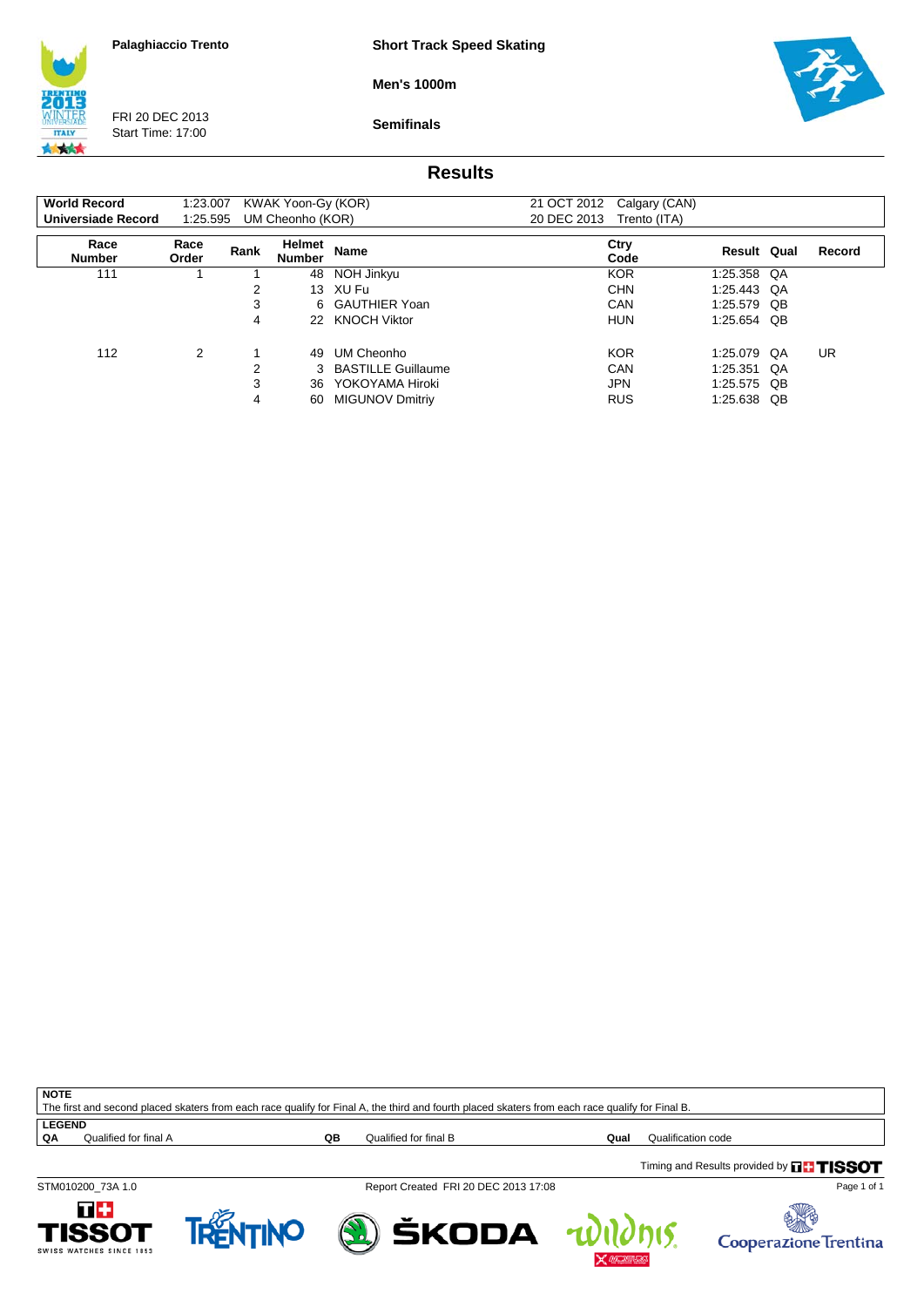Palaghiaccio Trento

FRI 20 DEC 2013
Start Time: 17:00

**Short Track Speed Skating**

**Men's 1000m**

**Semifinals**

## Results

| | | | | |
|---|---|---|---|---|
| **World Record** | 1:23.007 | KWAK Yoon-Gy (KOR) | 21 OCT 2012 | Calgary (CAN) |
| **Universiade Record** | 1:25.595 | UM Cheonho (KOR) | 20 DEC 2013 | Trento (ITA) |

| Race Number | Race Order | Rank | Helmet Number | Name | Ctry Code | Result | Qual | Record |
|---|---|---|---|---|---|---|---|---|
| 111 | 1 | 1 | 48 | NOH Jinkyu | KOR | 1:25.358 | QA | |
| | | 2 | 13 | XU Fu | CHN | 1:25.443 | QA | |
| | | 3 | 6 | GAUTHIER Yoan | CAN | 1:25.579 | QB | |
| | | 4 | 22 | KNOCH Viktor | HUN | 1:25.654 | QB | |
| 112 | 2 | 1 | 49 | UM Cheonho | KOR | 1:25.079 | QA | UR |
| | | 2 | 3 | BASTILLE Guillaume | CAN | 1:25.351 | QA | |
| | | 3 | 36 | YOKOYAMA Hiroki | JPN | 1:25.575 | QB | |
| | | 4 | 60 | MIGUNOV Dmitriy | RUS | 1:25.638 | QB | |

**NOTE**
The first and second placed skaters from each race qualify for Final A, the third and fourth placed skaters from each race qualify for Final B.

**LEGEND**

| | | | | | |
|---|---|---|---|---|---|
| **QA** | Qualified for final A | **QB** | Qualified for final B | **Qual** | Qualification code |

Timing and Results provided by TISSOT

STM010200_73A 1.0 Report Created FRI 20 DEC 2013 17:08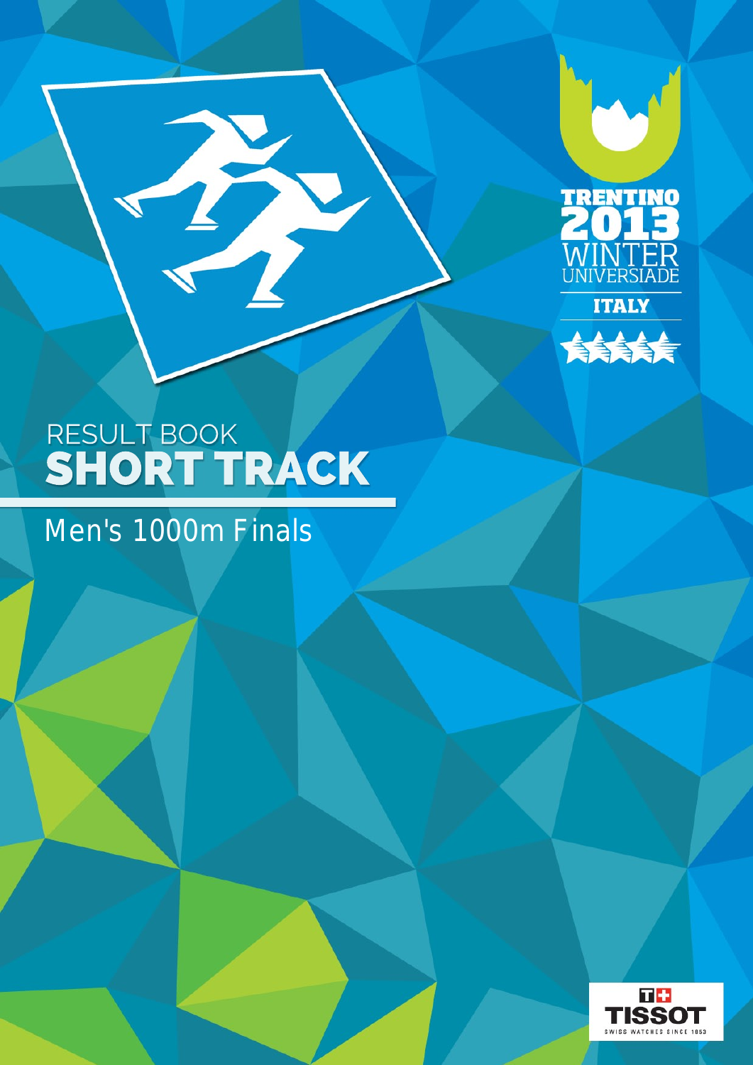TRENTINO 2013 WINTER UNIVERSIADE

ITALY

# RESULT BOOK
# SHORT TRACK

## Men's 1000m Finals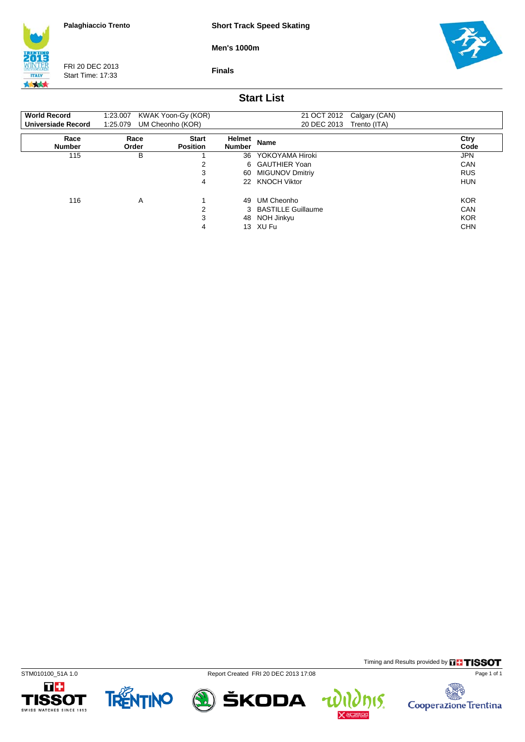Palaghiaccio Trento

FRI 20 DEC 2013
Start Time: 17:33

**Short Track Speed Skating**

**Men's 1000m**

**Finals**

## Start List

| | | | | |
|---|---|---|---|---|
| **World Record** | 1:23.007 | KWAK Yoon-Gy (KOR) | 21 OCT 2012 | Calgary (CAN) |
| **Universiade Record** | 1:25.079 | UM Cheonho (KOR) | 20 DEC 2013 | Trento (ITA) |

| Race Number | Race Order | Start Position | Helmet Number | Name | Ctry Code |
|---|---|---|---|---|---|
| 115 | B | 1 | 36 | YOKOYAMA Hiroki | JPN |
| | | 2 | 6 | GAUTHIER Yoan | CAN |
| | | 3 | 60 | MIGUNOV Dmitriy | RUS |
| | | 4 | 22 | KNOCH Viktor | HUN |
| 116 | A | 1 | 49 | UM Cheonho | KOR |
| | | 2 | 3 | BASTILLE Guillaume | CAN |
| | | 3 | 48 | NOH Jinkyu | KOR |
| | | 4 | 13 | XU Fu | CHN |

Timing and Results provided by TISSOT

STM010100_51A 1.0

Report Created FRI 20 DEC 2013 17:08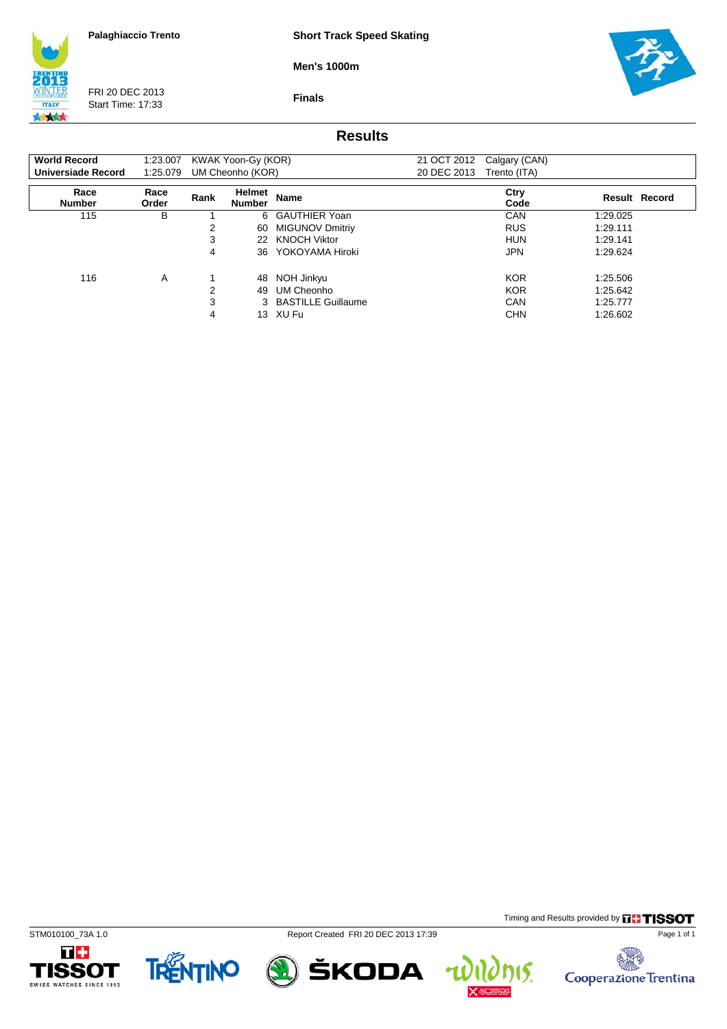Palaghiaccio Trento

FRI 20 DEC 2013
Start Time: 17:33

**Short Track Speed Skating**

**Men's 1000m**

**Finals**

## Results

| | | | | |
|---|---|---|---|---|
| **World Record** | 1:23.007 | KWAK Yoon-Gy (KOR) | 21 OCT 2012 | Calgary (CAN) |
| **Universiade Record** | 1:25.079 | UM Cheonho (KOR) | 20 DEC 2013 | Trento (ITA) |

| Race Number | Race Order | Rank | Helmet Number | Name | Ctry Code | Result | Record |
|---|---|---|---|---|---|---|---|
| 115 | B | 1 | 6 | GAUTHIER Yoan | CAN | 1:29.025 | |
| | | 2 | 60 | MIGUNOV Dmitriy | RUS | 1:29.111 | |
| | | 3 | 22 | KNOCH Viktor | HUN | 1:29.141 | |
| | | 4 | 36 | YOKOYAMA Hiroki | JPN | 1:29.624 | |
| 116 | A | 1 | 48 | NOH Jinkyu | KOR | 1:25.506 | |
| | | 2 | 49 | UM Cheonho | KOR | 1:25.642 | |
| | | 3 | 3 | BASTILLE Guillaume | CAN | 1:25.777 | |
| | | 4 | 13 | XU Fu | CHN | 1:26.602 | |

Timing and Results provided by TISSOT

STM010100_73A 1.0 Report Created FRI 20 DEC 2013 17:39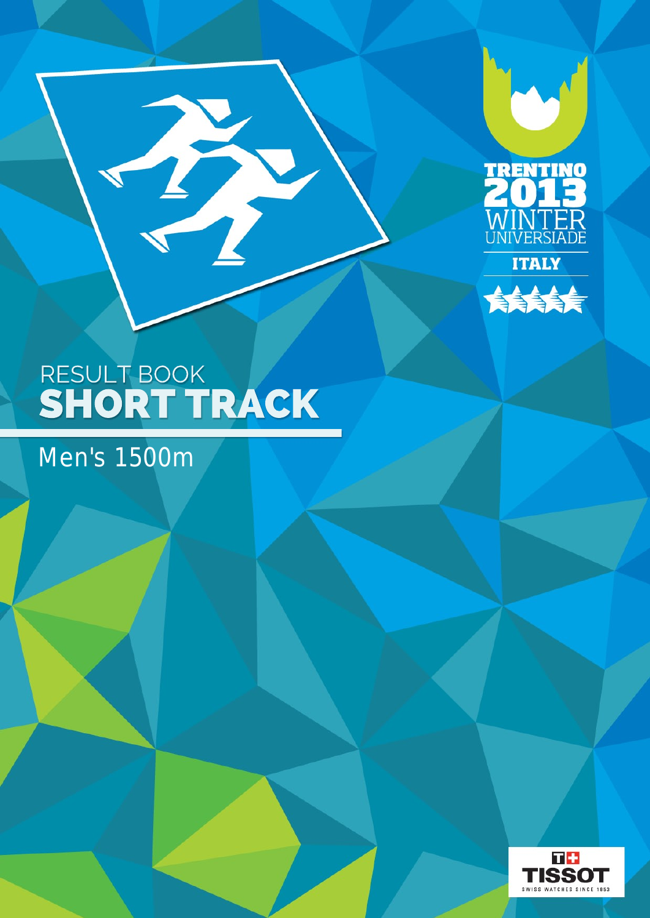TRENTINO 2013 WINTER UNIVERSIADE

ITALY

# RESULT BOOK
# SHORT TRACK

## Men's 1500m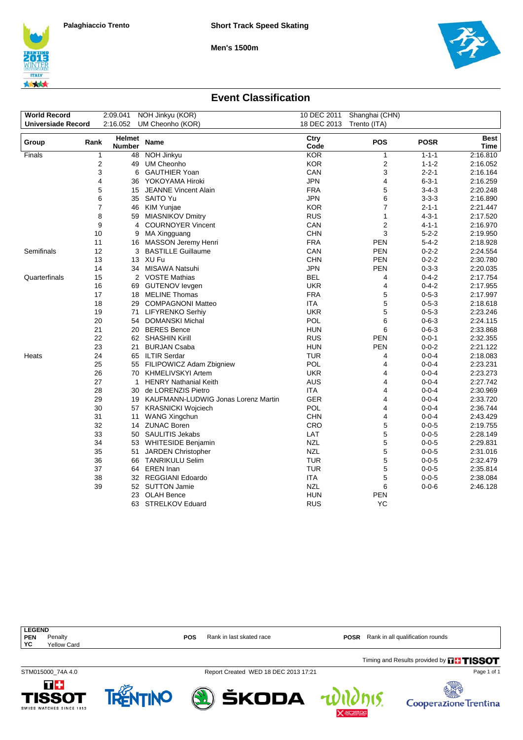Palaghiaccio Trento

**Short Track Speed Skating**

**Men's 1500m**

## Event Classification

| | | | | |
|---|---|---|---|---|
| **World Record** | 2:09.041 | NOH Jinkyu (KOR) | 10 DEC 2011 | Shanghai (CHN) |
| **Universiade Record** | 2:16.052 | UM Cheonho (KOR) | 18 DEC 2013 | Trento (ITA) |

| Group | Rank | Helmet Number | Name | Ctry Code | POS | POSR | Best Time |
|---|---|---|---|---|---|---|---|
| Finals | 1 | 48 | NOH Jinkyu | KOR | 1 | 1-1-1 | 2:16.810 |
| | 2 | 49 | UM Cheonho | KOR | 2 | 1-1-2 | 2:16.052 |
| | 3 | 6 | GAUTHIER Yoan | CAN | 3 | 2-2-1 | 2:16.164 |
| | 4 | 36 | YOKOYAMA Hiroki | JPN | 4 | 6-3-1 | 2:16.259 |
| | 5 | 15 | JEANNE Vincent Alain | FRA | 5 | 3-4-3 | 2:20.248 |
| | 6 | 35 | SAITO Yu | JPN | 6 | 3-3-3 | 2:16.890 |
| | 7 | 46 | KIM Yunjae | KOR | 7 | 2-1-1 | 2:21.447 |
| | 8 | 59 | MIASNIKOV Dmitry | RUS | 1 | 4-3-1 | 2:17.520 |
| | 9 | 4 | COURNOYER Vincent | CAN | 2 | 4-1-1 | 2:16.970 |
| | 10 | 9 | MA Xingguang | CHN | 3 | 5-2-2 | 2:19.950 |
| | 11 | 16 | MASSON Jeremy Henri | FRA | PEN | 5-4-2 | 2:18.928 |
| Semifinals | 12 | 3 | BASTILLE Guillaume | CAN | PEN | 0-2-2 | 2:24.554 |
| | 13 | 13 | XU Fu | CHN | PEN | 0-2-2 | 2:30.780 |
| | 14 | 34 | MISAWA Natsuhi | JPN | PEN | 0-3-3 | 2:20.035 |
| Quarterfinals | 15 | 2 | VOSTE Mathias | BEL | 4 | 0-4-2 | 2:17.754 |
| | 16 | 69 | GUTENOV Ievgen | UKR | 4 | 0-4-2 | 2:17.955 |
| | 17 | 18 | MELINE Thomas | FRA | 5 | 0-5-3 | 2:17.997 |
| | 18 | 29 | COMPAGNONI Matteo | ITA | 5 | 0-5-3 | 2:18.618 |
| | 19 | 71 | LIFYRENKO Serhiy | UKR | 5 | 0-5-3 | 2:23.246 |
| | 20 | 54 | DOMANSKI Michal | POL | 6 | 0-6-3 | 2:24.115 |
| | 21 | 20 | BERES Bence | HUN | 6 | 0-6-3 | 2:33.868 |
| | 22 | 62 | SHASHIN Kirill | RUS | PEN | 0-0-1 | 2:32.355 |
| | 23 | 21 | BURJAN Csaba | HUN | PEN | 0-0-2 | 2:21.122 |
| Heats | 24 | 65 | ILTIR Serdar | TUR | 4 | 0-0-4 | 2:18.083 |
| | 25 | 55 | FILIPOWICZ Adam Zbigniew | POL | 4 | 0-0-4 | 2:23.231 |
| | 26 | 70 | KHMELIVSKYI Artem | UKR | 4 | 0-0-4 | 2:23.273 |
| | 27 | 1 | HENRY Nathanial Keith | AUS | 4 | 0-0-4 | 2:27.742 |
| | 28 | 30 | de LORENZIS Pietro | ITA | 4 | 0-0-4 | 2:30.969 |
| | 29 | 19 | KAUFMANN-LUDWIG Jonas Lorenz Martin | GER | 4 | 0-0-4 | 2:33.720 |
| | 30 | 57 | KRASNICKI Wojciech | POL | 4 | 0-0-4 | 2:36.744 |
| | 31 | 11 | WANG Xingchun | CHN | 4 | 0-0-4 | 2:43.429 |
| | 32 | 14 | ZUNAC Boren | CRO | 5 | 0-0-5 | 2:19.755 |
| | 33 | 50 | SAULITIS Jekabs | LAT | 5 | 0-0-5 | 2:28.149 |
| | 34 | 53 | WHITESIDE Benjamin | NZL | 5 | 0-0-5 | 2:29.831 |
| | 35 | 51 | JARDEN Christopher | NZL | 5 | 0-0-5 | 2:31.016 |
| | 36 | 66 | TANRIKULU Selim | TUR | 5 | 0-0-5 | 2:32.479 |
| | 37 | 64 | EREN Inan | TUR | 5 | 0-0-5 | 2:35.814 |
| | 38 | 32 | REGGIANI Edoardo | ITA | 5 | 0-0-5 | 2:38.084 |
| | 39 | 52 | SUTTON Jamie | NZL | 6 | 0-0-6 | 2:46.128 |
| | | 23 | OLAH Bence | HUN | PEN | | |
| | | 63 | STRELKOV Eduard | RUS | YC | | |

**LEGEND**

**PEN** Penalty
**YC** Yellow Card
**POS** Rank in last skated race
**POSR** Rank in all qualification rounds

Timing and Results provided by TISSOT

STM015000_74A 4.0

Report Created WED 18 DEC 2013 17:21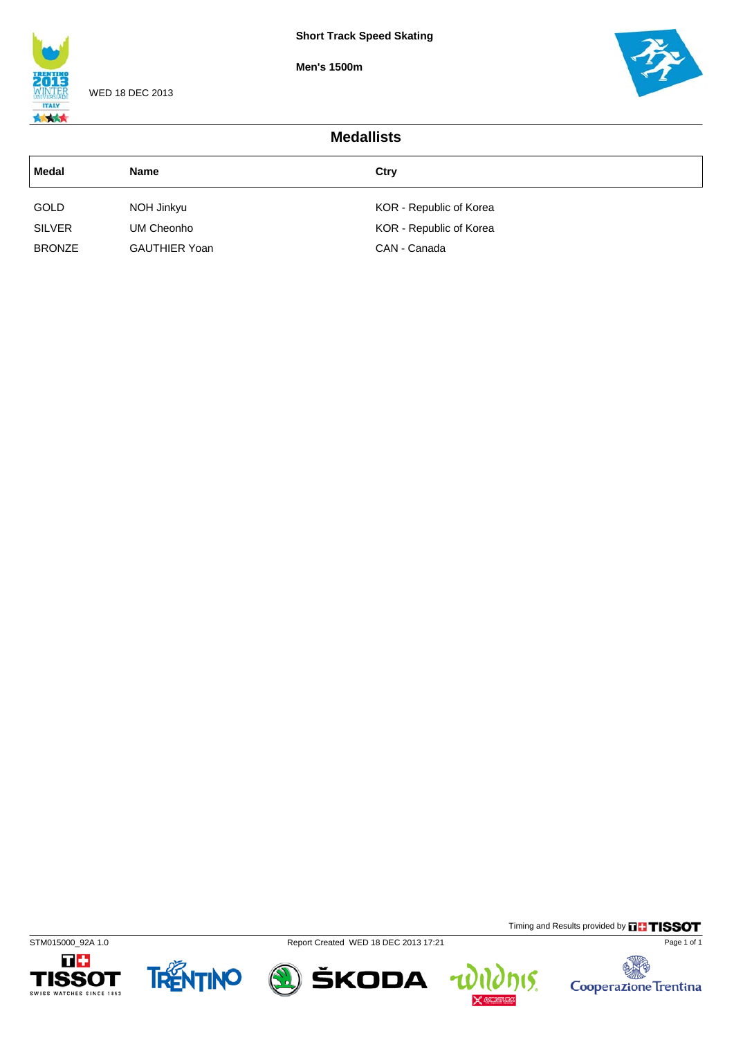**Short Track Speed Skating**

**Men's 1500m**

WED 18 DEC 2013

## Medallists

| Medal | Name | Ctry |
|---|---|---|
| GOLD | NOH Jinkyu | KOR - Republic of Korea |
| SILVER | UM Cheonho | KOR - Republic of Korea |
| BRONZE | GAUTHIER Yoan | CAN - Canada |

Timing and Results provided by TISSOT

STM015000_92A 1.0 Report Created WED 18 DEC 2013 17:21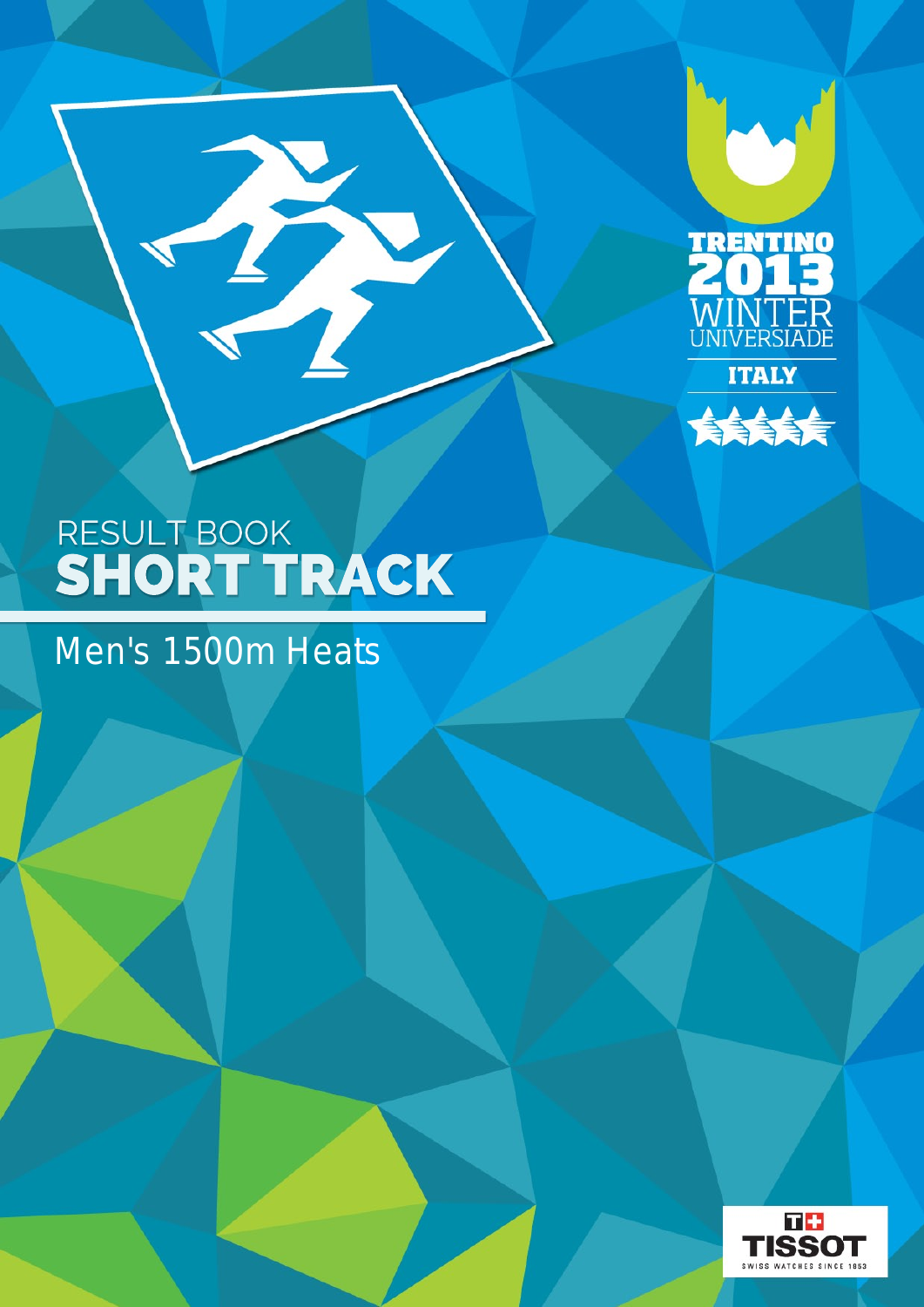TRENTINO 2013 WINTER UNIVERSIADE

ITALY

# RESULT BOOK
# SHORT TRACK

## Men's 1500m Heats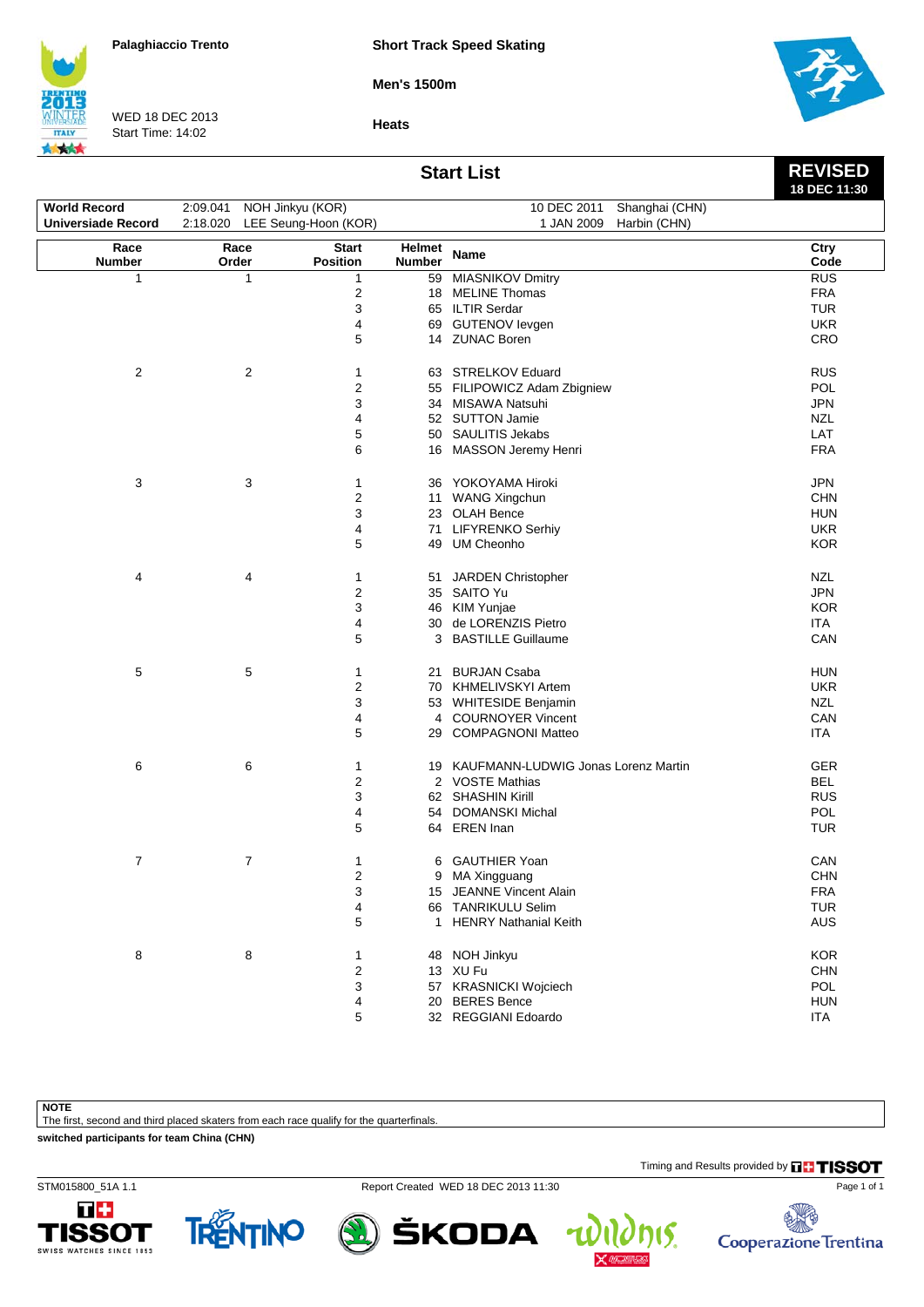Palaghiaccio Trento

**Short Track Speed Skating**

**Men's 1500m**

WED 18 DEC 2013
Start Time: 14:02

**Heats**

## Start List

**REVISED**
**18 DEC 11:30**

| | | | | |
|---|---|---|---|---|
| **World Record** | 2:09.041 | NOH Jinkyu (KOR) | 10 DEC 2011 | Shanghai (CHN) |
| **Universiade Record** | 2:18.020 | LEE Seung-Hoon (KOR) | 1 JAN 2009 | Harbin (CHN) |

| Race Number | Race Order | Start Position | Helmet Number | Name | Ctry Code |
|---|---|---|---|---|---|
| 1 | 1 | 1 | 59 | MIASNIKOV Dmitry | RUS |
| | | 2 | 18 | MELINE Thomas | FRA |
| | | 3 | 65 | ILTIR Serdar | TUR |
| | | 4 | 69 | GUTENOV Ievgen | UKR |
| | | 5 | 14 | ZUNAC Boren | CRO |
| 2 | 2 | 1 | 63 | STRELKOV Eduard | RUS |
| | | 2 | 55 | FILIPOWICZ Adam Zbigniew | POL |
| | | 3 | 34 | MISAWA Natsuhi | JPN |
| | | 4 | 52 | SUTTON Jamie | NZL |
| | | 5 | 50 | SAULITIS Jekabs | LAT |
| | | 6 | 16 | MASSON Jeremy Henri | FRA |
| 3 | 3 | 1 | 36 | YOKOYAMA Hiroki | JPN |
| | | 2 | 11 | WANG Xingchun | CHN |
| | | 3 | 23 | OLAH Bence | HUN |
| | | 4 | 71 | LIFYRENKO Serhiy | UKR |
| | | 5 | 49 | UM Cheonho | KOR |
| 4 | 4 | 1 | 51 | JARDEN Christopher | NZL |
| | | 2 | 35 | SAITO Yu | JPN |
| | | 3 | 46 | KIM Yunjae | KOR |
| | | 4 | 30 | de LORENZIS Pietro | ITA |
| | | 5 | 3 | BASTILLE Guillaume | CAN |
| 5 | 5 | 1 | 21 | BURJAN Csaba | HUN |
| | | 2 | 70 | KHMELIVSKYI Artem | UKR |
| | | 3 | 53 | WHITESIDE Benjamin | NZL |
| | | 4 | 4 | COURNOYER Vincent | CAN |
| | | 5 | 29 | COMPAGNONI Matteo | ITA |
| 6 | 6 | 1 | 19 | KAUFMANN-LUDWIG Jonas Lorenz Martin | GER |
| | | 2 | 2 | VOSTE Mathias | BEL |
| | | 3 | 62 | SHASHIN Kirill | RUS |
| | | 4 | 54 | DOMANSKI Michal | POL |
| | | 5 | 64 | EREN Inan | TUR |
| 7 | 7 | 1 | 6 | GAUTHIER Yoan | CAN |
| | | 2 | 9 | MA Xingguang | CHN |
| | | 3 | 15 | JEANNE Vincent Alain | FRA |
| | | 4 | 66 | TANRIKULU Selim | TUR |
| | | 5 | 1 | HENRY Nathanial Keith | AUS |
| 8 | 8 | 1 | 48 | NOH Jinkyu | KOR |
| | | 2 | 13 | XU Fu | CHN |
| | | 3 | 57 | KRASNICKI Wojciech | POL |
| | | 4 | 20 | BERES Bence | HUN |
| | | 5 | 32 | REGGIANI Edoardo | ITA |

**NOTE**
The first, second and third placed skaters from each race qualify for the quarterfinals.

**switched participants for team China (CHN)**

Timing and Results provided by TISSOT

STM015800_51A 1.1 Report Created WED 18 DEC 2013 11:30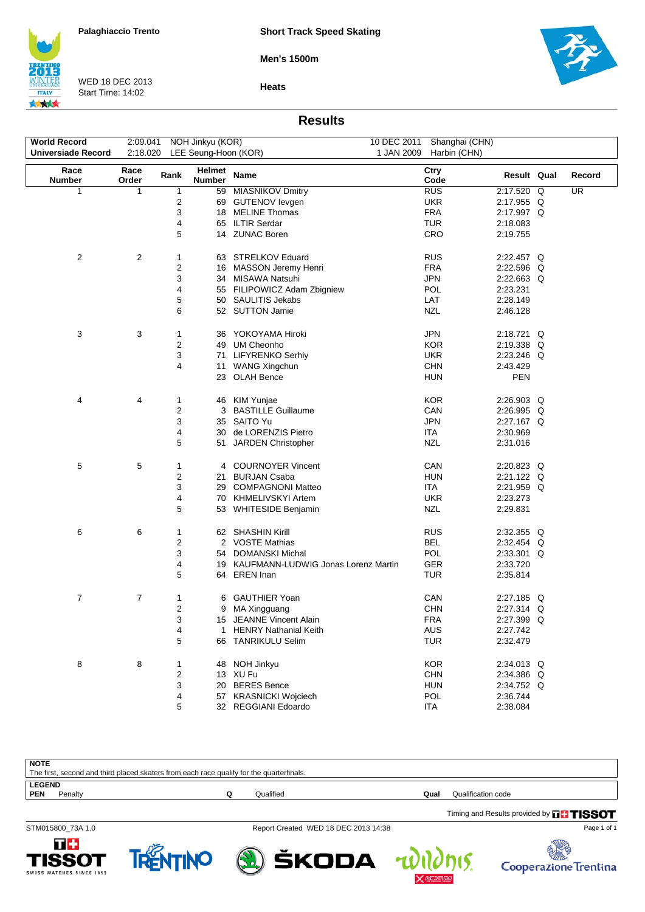Palaghiaccio Trento

WED 18 DEC 2013
Start Time: 14:02

**Short Track Speed Skating**

**Men's 1500m**

**Heats**

## Results

| | | | | |
|---|---|---|---|---|
| **World Record** | 2:09.041 | NOH Jinkyu (KOR) | 10 DEC 2011 | Shanghai (CHN) |
| **Universiade Record** | 2:18.020 | LEE Seung-Hoon (KOR) | 1 JAN 2009 | Harbin (CHN) |

| Race Number | Race Order | Rank | Helmet Number | Name | Ctry Code | Result | Qual | Record |
|---|---|---|---|---|---|---|---|---|
| 1 | 1 | 1 | 59 | MIASNIKOV Dmitry | RUS | 2:17.520 | Q | UR |
| | | 2 | 69 | GUTENOV Ievgen | UKR | 2:17.955 | Q | |
| | | 3 | 18 | MELINE Thomas | FRA | 2:17.997 | Q | |
| | | 4 | 65 | ILTIR Serdar | TUR | 2:18.083 | | |
| | | 5 | 14 | ZUNAC Boren | CRO | 2:19.755 | | |
| 2 | 2 | 1 | 63 | STRELKOV Eduard | RUS | 2:22.457 | Q | |
| | | 2 | 16 | MASSON Jeremy Henri | FRA | 2:22.596 | Q | |
| | | 3 | 34 | MISAWA Natsuhi | JPN | 2:22.663 | Q | |
| | | 4 | 55 | FILIPOWICZ Adam Zbigniew | POL | 2:23.231 | | |
| | | 5 | 50 | SAULITIS Jekabs | LAT | 2:28.149 | | |
| | | 6 | 52 | SUTTON Jamie | NZL | 2:46.128 | | |
| 3 | 3 | 1 | 36 | YOKOYAMA Hiroki | JPN | 2:18.721 | Q | |
| | | 2 | 49 | UM Cheonho | KOR | 2:19.338 | Q | |
| | | 3 | 71 | LIFYRENKO Serhiy | UKR | 2:23.246 | Q | |
| | | 4 | 11 | WANG Xingchun | CHN | 2:43.429 | | |
| | | | 23 | OLAH Bence | HUN | PEN | | |
| 4 | 4 | 1 | 46 | KIM Yunjae | KOR | 2:26.903 | Q | |
| | | 2 | 3 | BASTILLE Guillaume | CAN | 2:26.995 | Q | |
| | | 3 | 35 | SAITO Yu | JPN | 2:27.167 | Q | |
| | | 4 | 30 | de LORENZIS Pietro | ITA | 2:30.969 | | |
| | | 5 | 51 | JARDEN Christopher | NZL | 2:31.016 | | |
| 5 | 5 | 1 | 4 | COURNOYER Vincent | CAN | 2:20.823 | Q | |
| | | 2 | 21 | BURJAN Csaba | HUN | 2:21.122 | Q | |
| | | 3 | 29 | COMPAGNONI Matteo | ITA | 2:21.959 | Q | |
| | | 4 | 70 | KHMELIVSKYI Artem | UKR | 2:23.273 | | |
| | | 5 | 53 | WHITESIDE Benjamin | NZL | 2:29.831 | | |
| 6 | 6 | 1 | 62 | SHASHIN Kirill | RUS | 2:32.355 | Q | |
| | | 2 | 2 | VOSTE Mathias | BEL | 2:32.454 | Q | |
| | | 3 | 54 | DOMANSKI Michal | POL | 2:33.301 | Q | |
| | | 4 | 19 | KAUFMANN-LUDWIG Jonas Lorenz Martin | GER | 2:33.720 | | |
| | | 5 | 64 | EREN Inan | TUR | 2:35.814 | | |
| 7 | 7 | 1 | 6 | GAUTHIER Yoan | CAN | 2:27.185 | Q | |
| | | 2 | 9 | MA Xingguang | CHN | 2:27.314 | Q | |
| | | 3 | 15 | JEANNE Vincent Alain | FRA | 2:27.399 | Q | |
| | | 4 | 1 | HENRY Nathanial Keith | AUS | 2:27.742 | | |
| | | 5 | 66 | TANRIKULU Selim | TUR | 2:32.479 | | |
| 8 | 8 | 1 | 48 | NOH Jinkyu | KOR | 2:34.013 | Q | |
| | | 2 | 13 | XU Fu | CHN | 2:34.386 | Q | |
| | | 3 | 20 | BERES Bence | HUN | 2:34.752 | Q | |
| | | 4 | 57 | KRASNICKI Wojciech | POL | 2:36.744 | | |
| | | 5 | 32 | REGGIANI Edoardo | ITA | 2:38.084 | | |

**NOTE**
The first, second and third placed skaters from each race qualify for the quarterfinals.

**LEGEND**

| | | | |
|---|---|---|---|
| **PEN** Penalty | **Q** Qualified | **Qual** Qualification code | |

Timing and Results provided by TISSOT

STM015800_73A 1.0 Report Created WED 18 DEC 2013 14:38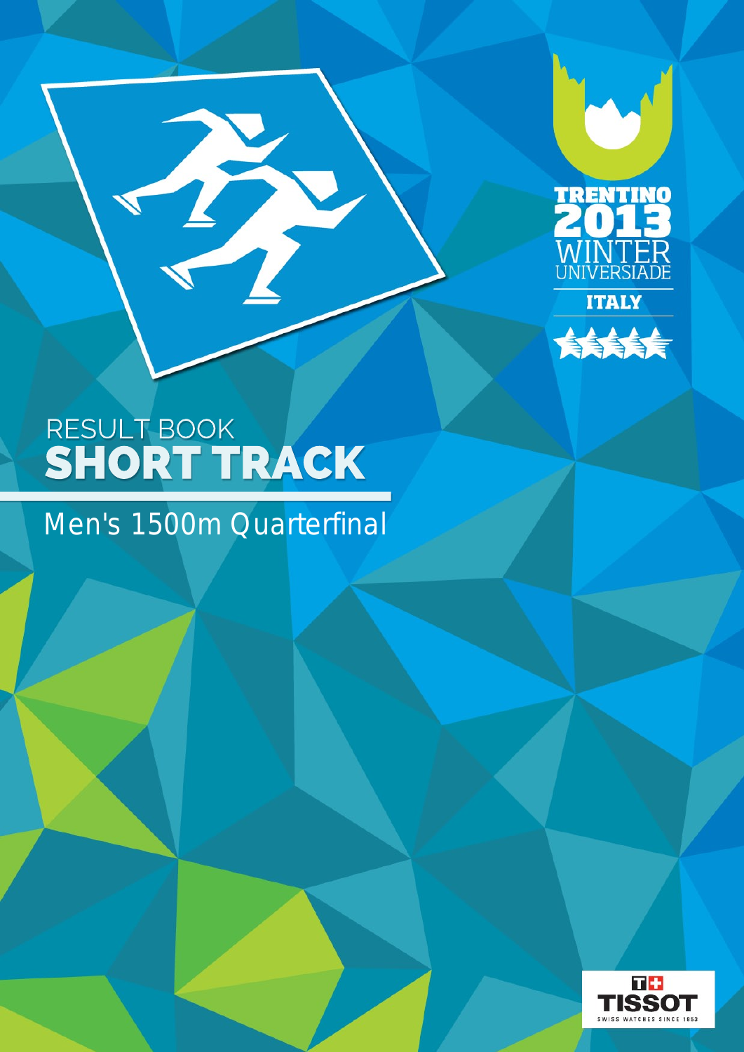TRENTINO 2013 WINTER UNIVERSIADE

ITALY

RESULT BOOK

# SHORT TRACK

## Men's 1500m Quarterfinal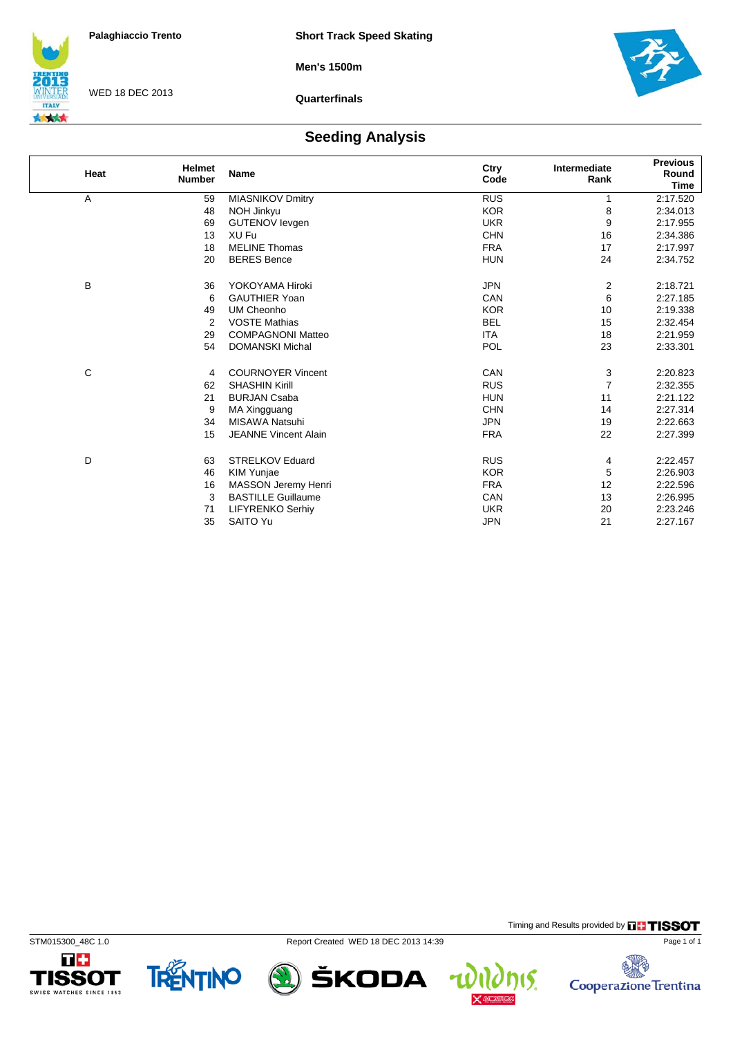Palaghiaccio Trento

WED 18 DEC 2013

**Short Track Speed Skating**

**Men's 1500m**

**Quarterfinals**

## Seeding Analysis

| Heat | Helmet Number | Name | Ctry Code | Intermediate Rank | Previous Round Time |
|---|---|---|---|---|---|
| A | 59 | MIASNIKOV Dmitry | RUS | 1 | 2:17.520 |
| | 48 | NOH Jinkyu | KOR | 8 | 2:34.013 |
| | 69 | GUTENOV Ievgen | UKR | 9 | 2:17.955 |
| | 13 | XU Fu | CHN | 16 | 2:34.386 |
| | 18 | MELINE Thomas | FRA | 17 | 2:17.997 |
| | 20 | BERES Bence | HUN | 24 | 2:34.752 |
| B | 36 | YOKOYAMA Hiroki | JPN | 2 | 2:18.721 |
| | 6 | GAUTHIER Yoan | CAN | 6 | 2:27.185 |
| | 49 | UM Cheonho | KOR | 10 | 2:19.338 |
| | 2 | VOSTE Mathias | BEL | 15 | 2:32.454 |
| | 29 | COMPAGNONI Matteo | ITA | 18 | 2:21.959 |
| | 54 | DOMANSKI Michal | POL | 23 | 2:33.301 |
| C | 4 | COURNOYER Vincent | CAN | 3 | 2:20.823 |
| | 62 | SHASHIN Kirill | RUS | 7 | 2:32.355 |
| | 21 | BURJAN Csaba | HUN | 11 | 2:21.122 |
| | 9 | MA Xingguang | CHN | 14 | 2:27.314 |
| | 34 | MISAWA Natsuhi | JPN | 19 | 2:22.663 |
| | 15 | JEANNE Vincent Alain | FRA | 22 | 2:27.399 |
| D | 63 | STRELKOV Eduard | RUS | 4 | 2:22.457 |
| | 46 | KIM Yunjae | KOR | 5 | 2:26.903 |
| | 16 | MASSON Jeremy Henri | FRA | 12 | 2:22.596 |
| | 3 | BASTILLE Guillaume | CAN | 13 | 2:26.995 |
| | 71 | LIFYRENKO Serhiy | UKR | 20 | 2:23.246 |
| | 35 | SAITO Yu | JPN | 21 | 2:27.167 |

Timing and Results provided by TISSOT

STM015300_48C 1.0 Report Created WED 18 DEC 2013 14:39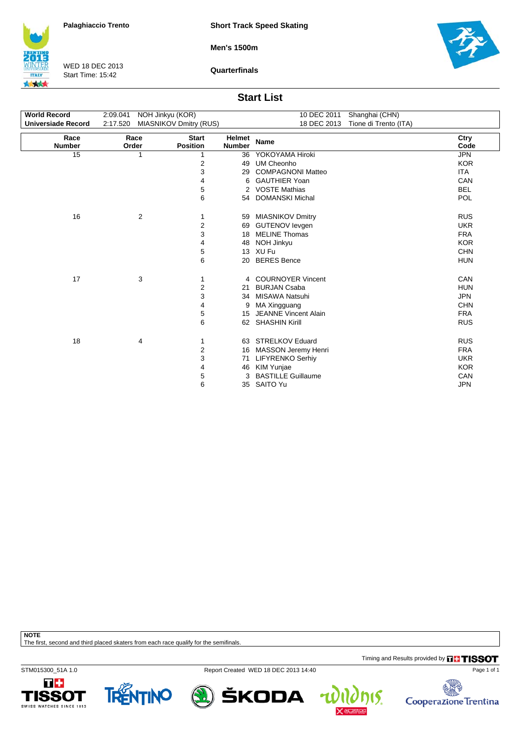Palaghiaccio Trento

WED 18 DEC 2013
Start Time: 15:42

**Short Track Speed Skating**

**Men's 1500m**

**Quarterfinals**

## Start List

| | | | |
|---|---|---|---|
| **World Record** | 2:09.041 NOH Jinkyu (KOR) | 10 DEC 2011 | Shanghai (CHN) |
| **Universiade Record** | 2:17.520 MIASNIKOV Dmitry (RUS) | 18 DEC 2013 | Tione di Trento (ITA) |

| Race Number | Race Order | Start Position | Helmet Number | Name | Ctry Code |
|---|---|---|---|---|---|
| 15 | 1 | 1 | 36 | YOKOYAMA Hiroki | JPN |
| | | 2 | 49 | UM Cheonho | KOR |
| | | 3 | 29 | COMPAGNONI Matteo | ITA |
| | | 4 | 6 | GAUTHIER Yoan | CAN |
| | | 5 | 2 | VOSTE Mathias | BEL |
| | | 6 | 54 | DOMANSKI Michal | POL |
| 16 | 2 | 1 | 59 | MIASNIKOV Dmitry | RUS |
| | | 2 | 69 | GUTENOV Ievgen | UKR |
| | | 3 | 18 | MELINE Thomas | FRA |
| | | 4 | 48 | NOH Jinkyu | KOR |
| | | 5 | 13 | XU Fu | CHN |
| | | 6 | 20 | BERES Bence | HUN |
| 17 | 3 | 1 | 4 | COURNOYER Vincent | CAN |
| | | 2 | 21 | BURJAN Csaba | HUN |
| | | 3 | 34 | MISAWA Natsuhi | JPN |
| | | 4 | 9 | MA Xingguang | CHN |
| | | 5 | 15 | JEANNE Vincent Alain | FRA |
| | | 6 | 62 | SHASHIN Kirill | RUS |
| 18 | 4 | 1 | 63 | STRELKOV Eduard | RUS |
| | | 2 | 16 | MASSON Jeremy Henri | FRA |
| | | 3 | 71 | LIFYRENKO Serhiy | UKR |
| | | 4 | 46 | KIM Yunjae | KOR |
| | | 5 | 3 | BASTILLE Guillaume | CAN |
| | | 6 | 35 | SAITO Yu | JPN |

**NOTE**
The first, second and third placed skaters from each race qualify for the semifinals.

Timing and Results provided by TISSOT

STM015300_51A 1.0 Report Created WED 18 DEC 2013 14:40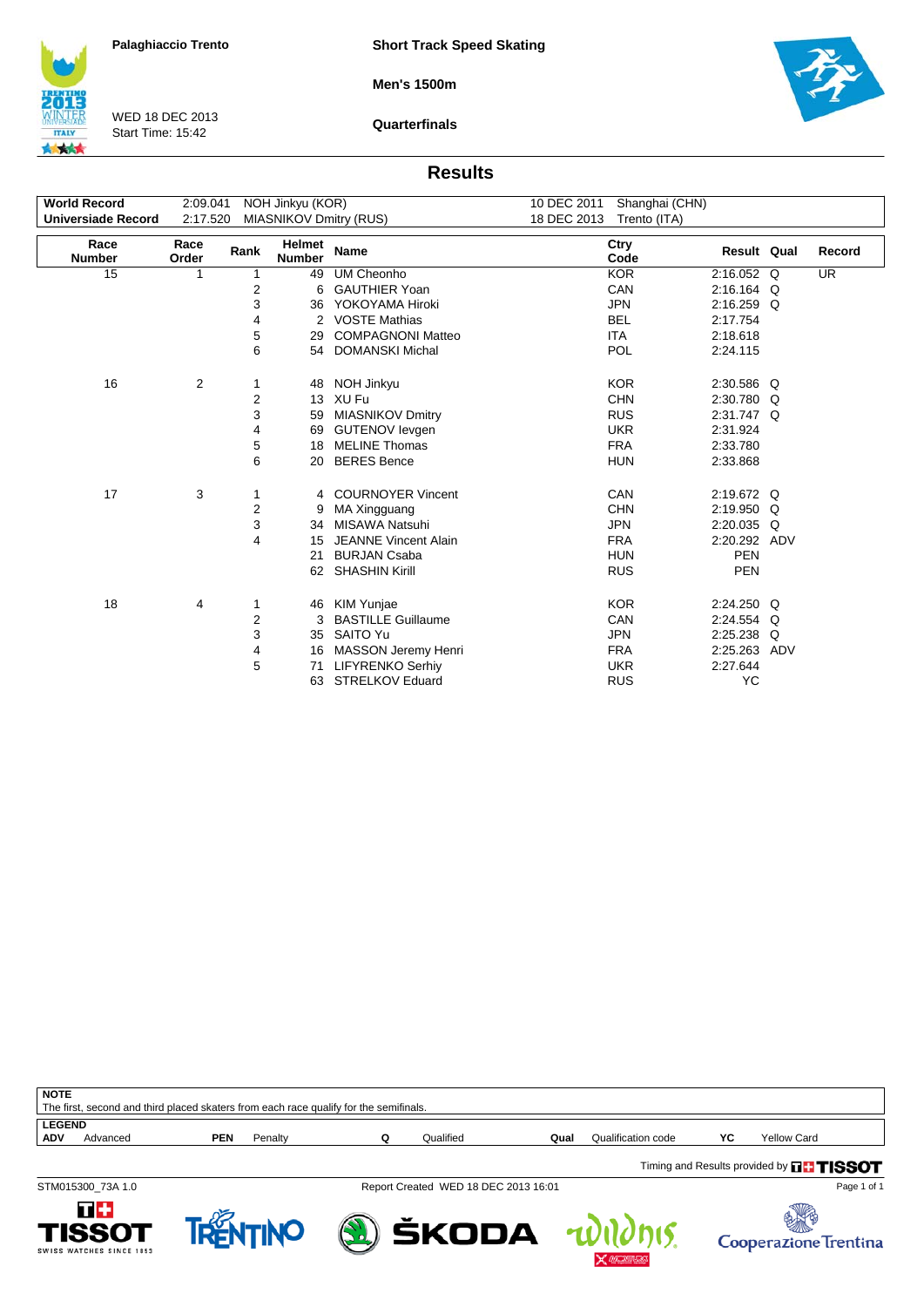Palaghiaccio Trento

WED 18 DEC 2013
Start Time: 15:42

**Short Track Speed Skating**

**Men's 1500m**

**Quarterfinals**

## Results

| | | | | |
|---|---|---|---|---|
| **World Record** | 2:09.041 | NOH Jinkyu (KOR) | 10 DEC 2011 | Shanghai (CHN) |
| **Universiade Record** | 2:17.520 | MIASNIKOV Dmitry (RUS) | 18 DEC 2013 | Trento (ITA) |

| Race Number | Race Order | Rank | Helmet Number | Name | Ctry Code | Result | Qual | Record |
|---|---|---|---|---|---|---|---|---|
| 15 | 1 | 1 | 49 | UM Cheonho | KOR | 2:16.052 | Q | UR |
| | | 2 | 6 | GAUTHIER Yoan | CAN | 2:16.164 | Q | |
| | | 3 | 36 | YOKOYAMA Hiroki | JPN | 2:16.259 | Q | |
| | | 4 | 2 | VOSTE Mathias | BEL | 2:17.754 | | |
| | | 5 | 29 | COMPAGNONI Matteo | ITA | 2:18.618 | | |
| | | 6 | 54 | DOMANSKI Michal | POL | 2:24.115 | | |
| 16 | 2 | 1 | 48 | NOH Jinkyu | KOR | 2:30.586 | Q | |
| | | 2 | 13 | XU Fu | CHN | 2:30.780 | Q | |
| | | 3 | 59 | MIASNIKOV Dmitry | RUS | 2:31.747 | Q | |
| | | 4 | 69 | GUTENOV Ievgen | UKR | 2:31.924 | | |
| | | 5 | 18 | MELINE Thomas | FRA | 2:33.780 | | |
| | | 6 | 20 | BERES Bence | HUN | 2:33.868 | | |
| 17 | 3 | 1 | 4 | COURNOYER Vincent | CAN | 2:19.672 | Q | |
| | | 2 | 9 | MA Xingguang | CHN | 2:19.950 | Q | |
| | | 3 | 34 | MISAWA Natsuhi | JPN | 2:20.035 | Q | |
| | | 4 | 15 | JEANNE Vincent Alain | FRA | 2:20.292 | ADV | |
| | | | 21 | BURJAN Csaba | HUN | PEN | | |
| | | | 62 | SHASHIN Kirill | RUS | PEN | | |
| 18 | 4 | 1 | 46 | KIM Yunjae | KOR | 2:24.250 | Q | |
| | | 2 | 3 | BASTILLE Guillaume | CAN | 2:24.554 | Q | |
| | | 3 | 35 | SAITO Yu | JPN | 2:25.238 | Q | |
| | | 4 | 16 | MASSON Jeremy Henri | FRA | 2:25.263 | ADV | |
| | | 5 | 71 | LIFYRENKO Serhiy | UKR | 2:27.644 | | |
| | | | 63 | STRELKOV Eduard | RUS | YC | | |

**NOTE**
The first, second and third placed skaters from each race qualify for the semifinals.

**LEGEND**

| | | | | | | | | | |
|---|---|---|---|---|---|---|---|---|---|
| **ADV** | Advanced | **PEN** | Penalty | **Q** | Qualified | **Qual** | Qualification code | **YC** | Yellow Card |

Timing and Results provided by TISSOT

STM015300_73A 1.0 Report Created WED 18 DEC 2013 16:01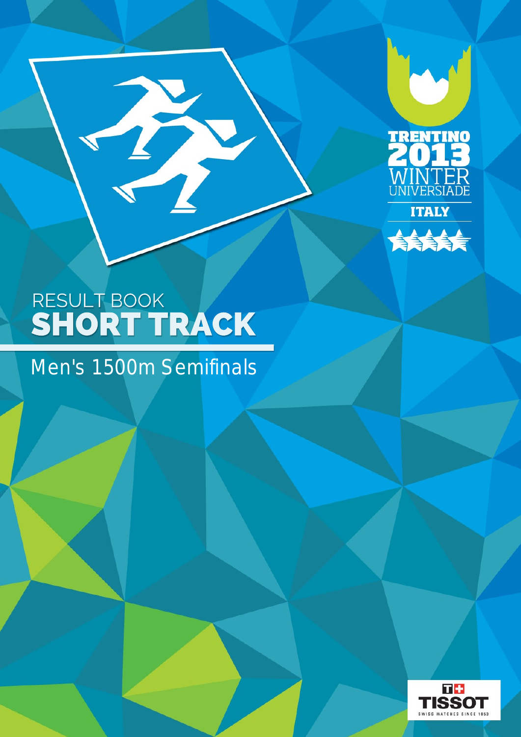RESULT BOOK

# SHORT TRACK

## Men's 1500m Semifinals

TRENTINO 2013 WINTER UNIVERSIADE

ITALY

TISSOT SWISS WATCHES SINCE 1853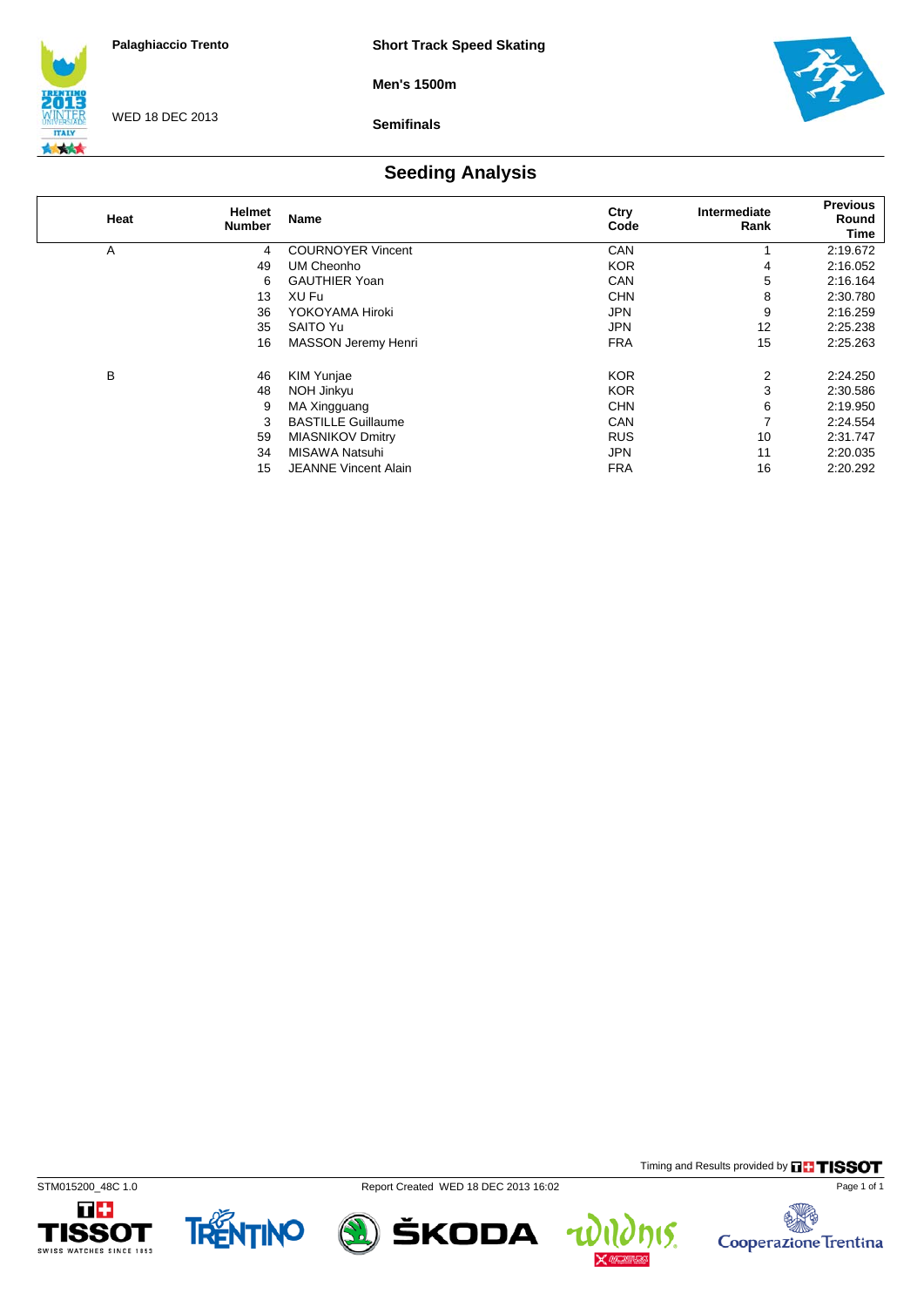Palaghiaccio Trento

WED 18 DEC 2013

**Short Track Speed Skating**

**Men's 1500m**

**Semifinals**

## Seeding Analysis

| Heat | Helmet Number | Name | Ctry Code | Intermediate Rank | Previous Round Time |
|---|---|---|---|---|---|
| A | 4 | COURNOYER Vincent | CAN | 1 | 2:19.672 |
| | 49 | UM Cheonho | KOR | 4 | 2:16.052 |
| | 6 | GAUTHIER Yoan | CAN | 5 | 2:16.164 |
| | 13 | XU Fu | CHN | 8 | 2:30.780 |
| | 36 | YOKOYAMA Hiroki | JPN | 9 | 2:16.259 |
| | 35 | SAITO Yu | JPN | 12 | 2:25.238 |
| | 16 | MASSON Jeremy Henri | FRA | 15 | 2:25.263 |
| B | 46 | KIM Yunjae | KOR | 2 | 2:24.250 |
| | 48 | NOH Jinkyu | KOR | 3 | 2:30.586 |
| | 9 | MA Xingguang | CHN | 6 | 2:19.950 |
| | 3 | BASTILLE Guillaume | CAN | 7 | 2:24.554 |
| | 59 | MIASNIKOV Dmitry | RUS | 10 | 2:31.747 |
| | 34 | MISAWA Natsuhi | JPN | 11 | 2:20.035 |
| | 15 | JEANNE Vincent Alain | FRA | 16 | 2:20.292 |

Timing and Results provided by TISSOT

STM015200_48C 1.0 Report Created WED 18 DEC 2013 16:02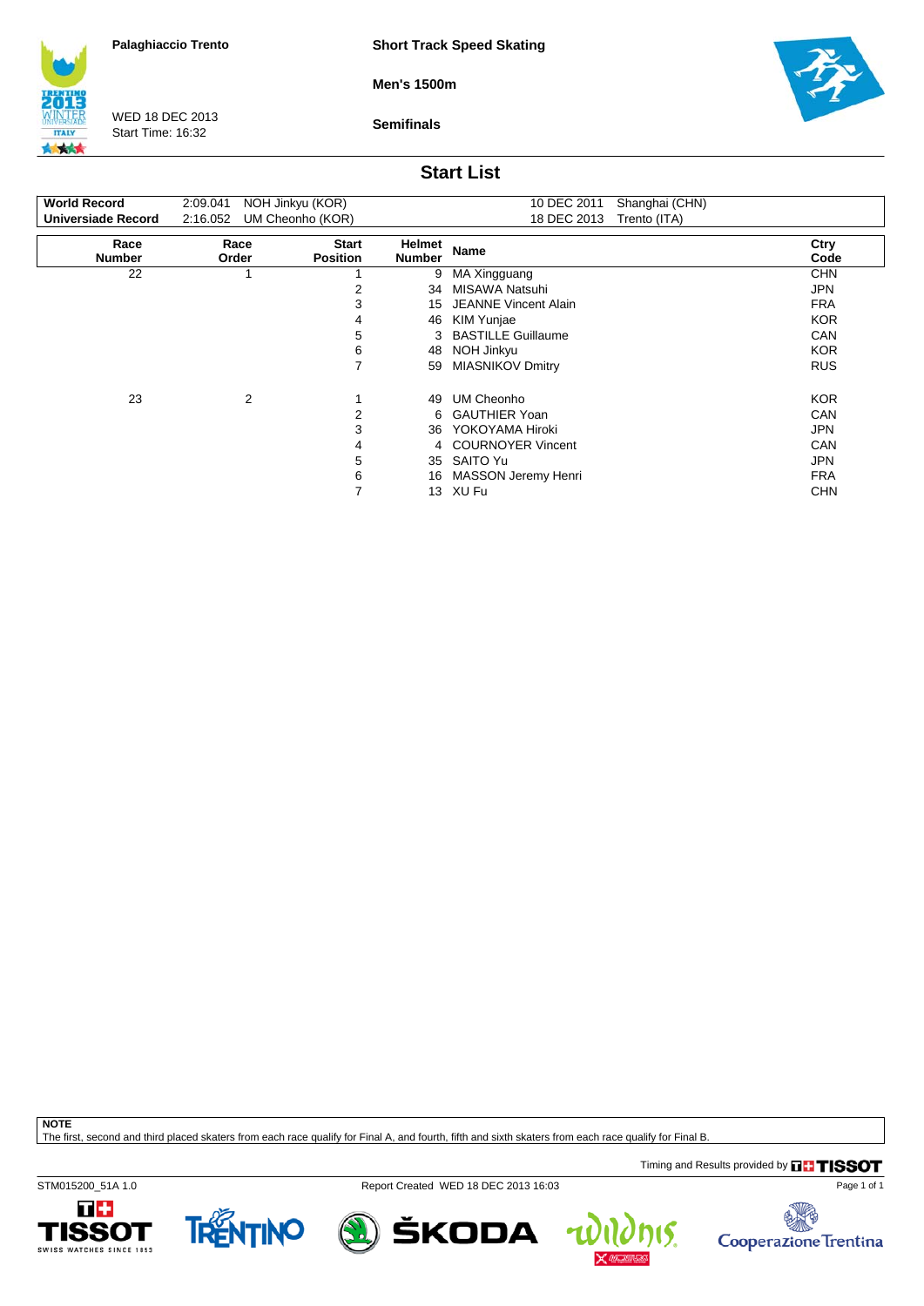Palaghiaccio Trento

WED 18 DEC 2013
Start Time: 16:32

**Short Track Speed Skating**

**Men's 1500m**

**Semifinals**

## Start List

| | | | | |
|---|---|---|---|---|
| **World Record** | 2:09.041 | NOH Jinkyu (KOR) | 10 DEC 2011 | Shanghai (CHN) |
| **Universiade Record** | 2:16.052 | UM Cheonho (KOR) | 18 DEC 2013 | Trento (ITA) |

| Race Number | Race Order | Start Position | Helmet Number | Name | Ctry Code |
|---|---|---|---|---|---|
| 22 | 1 | 1 | 9 | MA Xingguang | CHN |
| | | 2 | 34 | MISAWA Natsuhi | JPN |
| | | 3 | 15 | JEANNE Vincent Alain | FRA |
| | | 4 | 46 | KIM Yunjae | KOR |
| | | 5 | 3 | BASTILLE Guillaume | CAN |
| | | 6 | 48 | NOH Jinkyu | KOR |
| | | 7 | 59 | MIASNIKOV Dmitry | RUS |
| 23 | 2 | 1 | 49 | UM Cheonho | KOR |
| | | 2 | 6 | GAUTHIER Yoan | CAN |
| | | 3 | 36 | YOKOYAMA Hiroki | JPN |
| | | 4 | 4 | COURNOYER Vincent | CAN |
| | | 5 | 35 | SAITO Yu | JPN |
| | | 6 | 16 | MASSON Jeremy Henri | FRA |
| | | 7 | 13 | XU Fu | CHN |

**NOTE**
The first, second and third placed skaters from each race qualify for Final A, and fourth, fifth and sixth skaters from each race qualify for Final B.

Timing and Results provided by TISSOT

STM015200_51A 1.0 Report Created WED 18 DEC 2013 16:03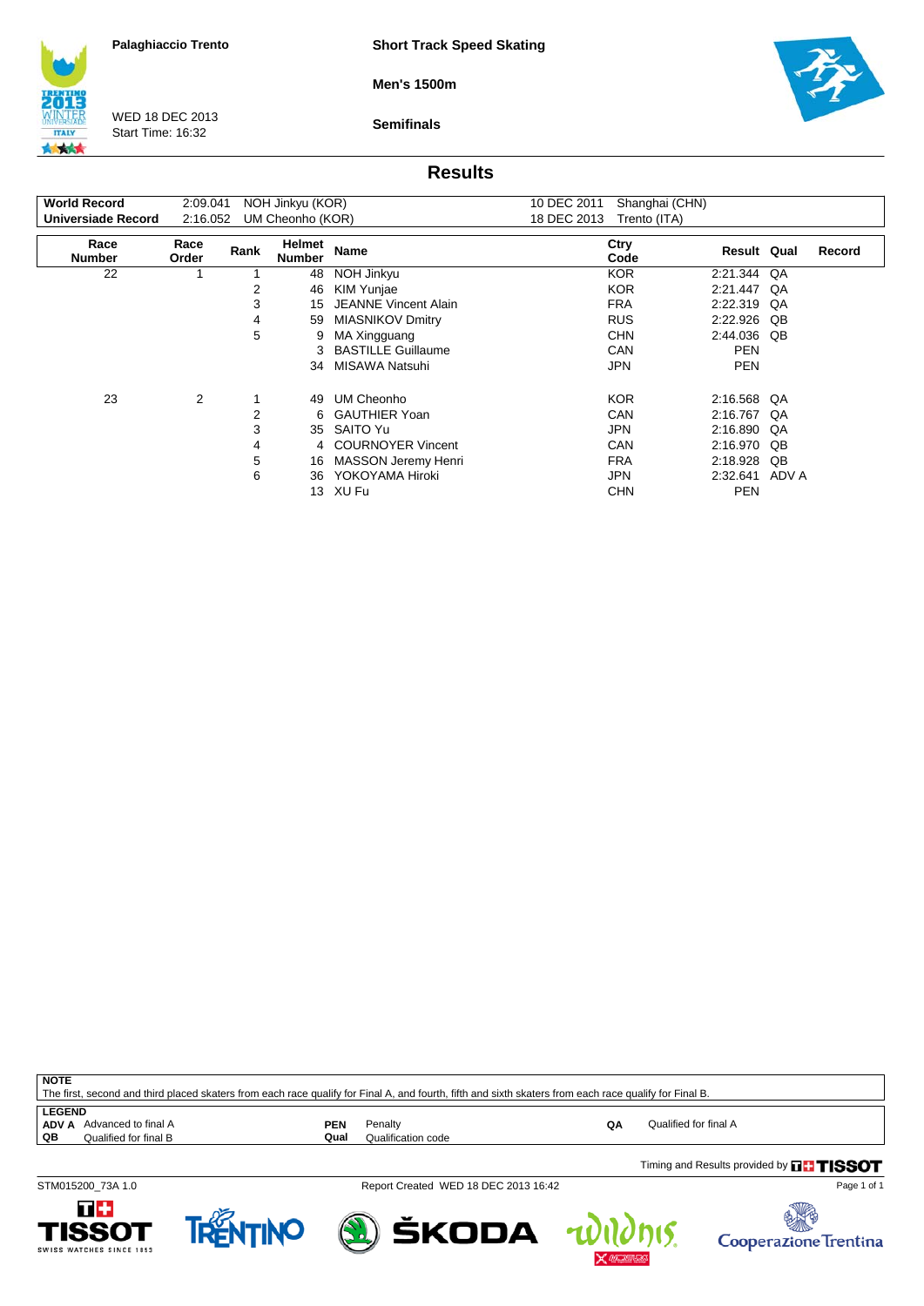Palaghiaccio Trento

WED 18 DEC 2013
Start Time: 16:32

**Short Track Speed Skating**

**Men's 1500m**

**Semifinals**

## Results

| | | | | |
|---|---|---|---|---|
| **World Record** | 2:09.041 | NOH Jinkyu (KOR) | 10 DEC 2011 | Shanghai (CHN) |
| **Universiade Record** | 2:16.052 | UM Cheonho (KOR) | 18 DEC 2013 | Trento (ITA) |

| Race Number | Race Order | Rank | Helmet Number | Name | Ctry Code | Result | Qual | Record |
|---|---|---|---|---|---|---|---|---|
| 22 | 1 | 1 | 48 | NOH Jinkyu | KOR | 2:21.344 | QA | |
| | | 2 | 46 | KIM Yunjae | KOR | 2:21.447 | QA | |
| | | 3 | 15 | JEANNE Vincent Alain | FRA | 2:22.319 | QA | |
| | | 4 | 59 | MIASNIKOV Dmitry | RUS | 2:22.926 | QB | |
| | | 5 | 9 | MA Xingguang | CHN | 2:44.036 | QB | |
| | | | 3 | BASTILLE Guillaume | CAN | PEN | | |
| | | | 34 | MISAWA Natsuhi | JPN | PEN | | |
| 23 | 2 | 1 | 49 | UM Cheonho | KOR | 2:16.568 | QA | |
| | | 2 | 6 | GAUTHIER Yoan | CAN | 2:16.767 | QA | |
| | | 3 | 35 | SAITO Yu | JPN | 2:16.890 | QA | |
| | | 4 | 4 | COURNOYER Vincent | CAN | 2:16.970 | QB | |
| | | 5 | 16 | MASSON Jeremy Henri | FRA | 2:18.928 | QB | |
| | | 6 | 36 | YOKOYAMA Hiroki | JPN | 2:32.641 | ADV A | |
| | | | 13 | XU Fu | CHN | PEN | | |

**NOTE**
The first, second and third placed skaters from each race qualify for Final A, and fourth, fifth and sixth skaters from each race qualify for Final B.

**LEGEND**

| | | | | | |
|---|---|---|---|---|---|
| **ADV A** | Advanced to final A | **PEN** | Penalty | **QA** | Qualified for final A |
| **QB** | Qualified for final B | **Qual** | Qualification code | | |

Timing and Results provided by TISSOT

STM015200_73A 1.0 — Report Created WED 18 DEC 2013 16:42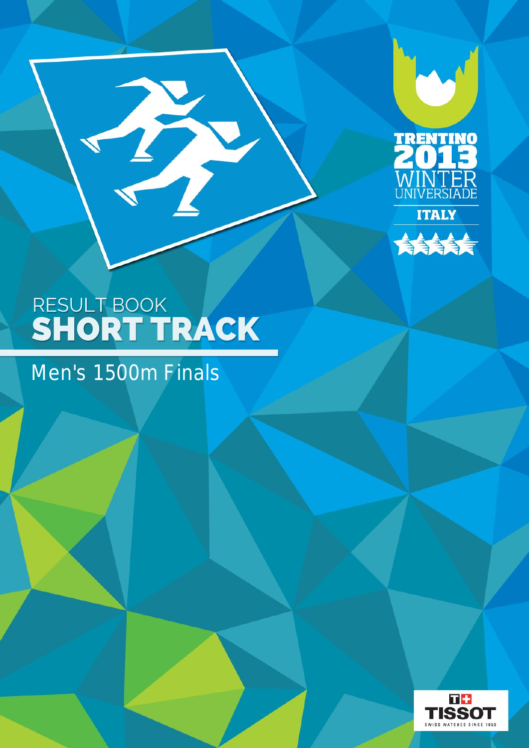# RESULT BOOK SHORT TRACK

## Men's 1500m Finals

TRENTINO 2013 WINTER UNIVERSIADE ITALY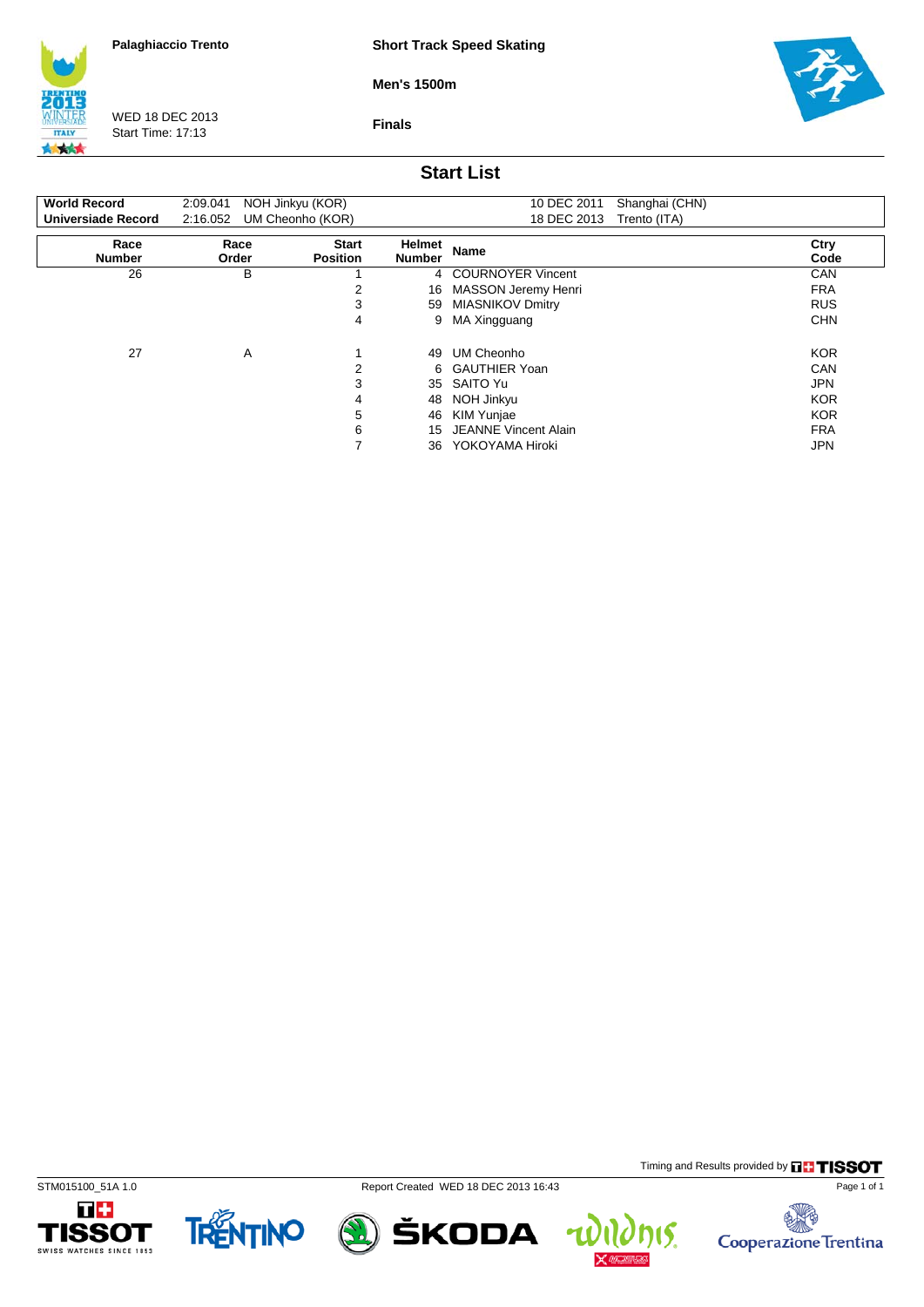Palaghiaccio Trento

WED 18 DEC 2013
Start Time: 17:13

**Short Track Speed Skating**

**Men's 1500m**

**Finals**

## Start List

| | | | | |
|---|---|---|---|---|
| **World Record** | 2:09.041 | NOH Jinkyu (KOR) | 10 DEC 2011 | Shanghai (CHN) |
| **Universiade Record** | 2:16.052 | UM Cheonho (KOR) | 18 DEC 2013 | Trento (ITA) |

| Race Number | Race Order | Start Position | Helmet Number | Name | Ctry Code |
|---|---|---|---|---|---|
| 26 | B | 1 | 4 | COURNOYER Vincent | CAN |
| | | 2 | 16 | MASSON Jeremy Henri | FRA |
| | | 3 | 59 | MIASNIKOV Dmitry | RUS |
| | | 4 | 9 | MA Xingguang | CHN |
| 27 | A | 1 | 49 | UM Cheonho | KOR |
| | | 2 | 6 | GAUTHIER Yoan | CAN |
| | | 3 | 35 | SAITO Yu | JPN |
| | | 4 | 48 | NOH Jinkyu | KOR |
| | | 5 | 46 | KIM Yunjae | KOR |
| | | 6 | 15 | JEANNE Vincent Alain | FRA |
| | | 7 | 36 | YOKOYAMA Hiroki | JPN |

Timing and Results provided by TISSOT

STM015100_51A 1.0

Report Created WED 18 DEC 2013 16:43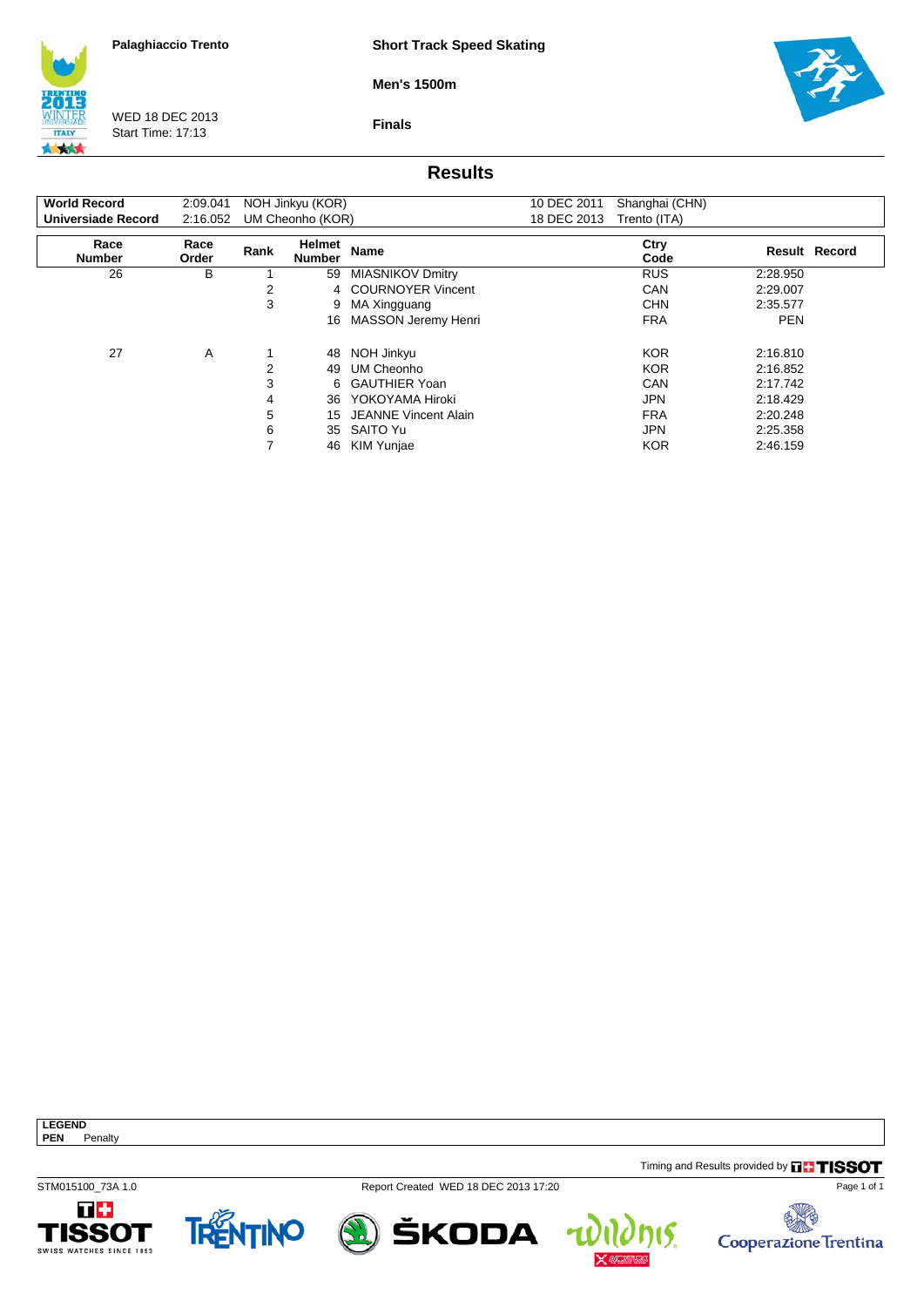Palaghiaccio Trento

WED 18 DEC 2013
Start Time: 17:13

**Short Track Speed Skating**

**Men's 1500m**

**Finals**

## Results

| | | | | |
|---|---|---|---|---|
| **World Record** | 2:09.041 | NOH Jinkyu (KOR) | 10 DEC 2011 | Shanghai (CHN) |
| **Universiade Record** | 2:16.052 | UM Cheonho (KOR) | 18 DEC 2013 | Trento (ITA) |

| Race Number | Race Order | Rank | Helmet Number | Name | Ctry Code | Result | Record |
|---|---|---|---|---|---|---|---|
| 26 | B | 1 | 59 | MIASNIKOV Dmitry | RUS | 2:28.950 | |
| | | 2 | 4 | COURNOYER Vincent | CAN | 2:29.007 | |
| | | 3 | 9 | MA Xingguang | CHN | 2:35.577 | |
| | | | 16 | MASSON Jeremy Henri | FRA | PEN | |
| 27 | A | 1 | 48 | NOH Jinkyu | KOR | 2:16.810 | |
| | | 2 | 49 | UM Cheonho | KOR | 2:16.852 | |
| | | 3 | 6 | GAUTHIER Yoan | CAN | 2:17.742 | |
| | | 4 | 36 | YOKOYAMA Hiroki | JPN | 2:18.429 | |
| | | 5 | 15 | JEANNE Vincent Alain | FRA | 2:20.248 | |
| | | 6 | 35 | SAITO Yu | JPN | 2:25.358 | |
| | | 7 | 46 | KIM Yunjae | KOR | 2:46.159 | |

**LEGEND**
**PEN** Penalty

Timing and Results provided by TISSOT

STM015100_73A 1.0 Report Created WED 18 DEC 2013 17:20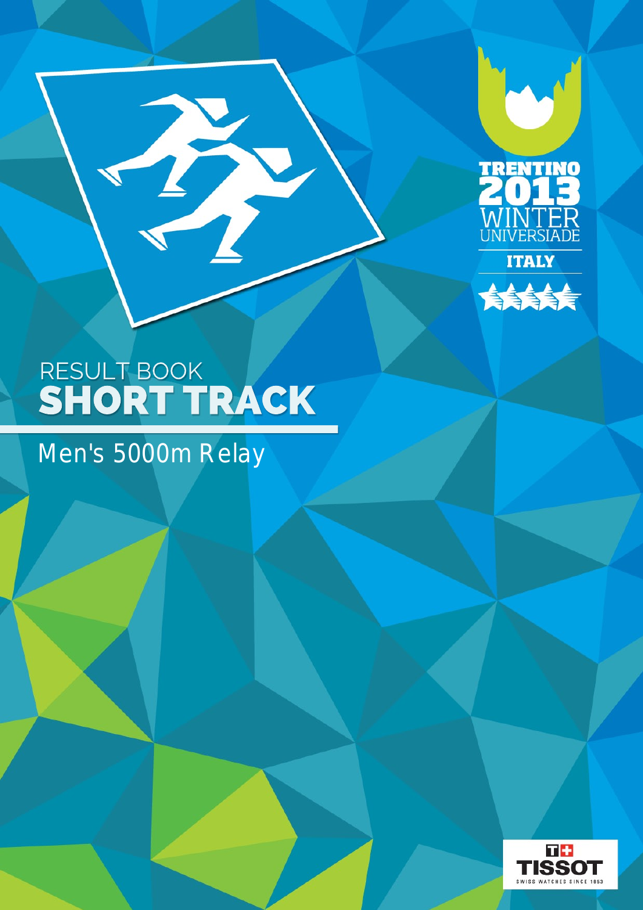RESULT BOOK

# SHORT TRACK

## Men's 5000m Relay

TRENTINO 2013 WINTER UNIVERSIADE ITALY

TISSOT SWISS WATCHES SINCE 1853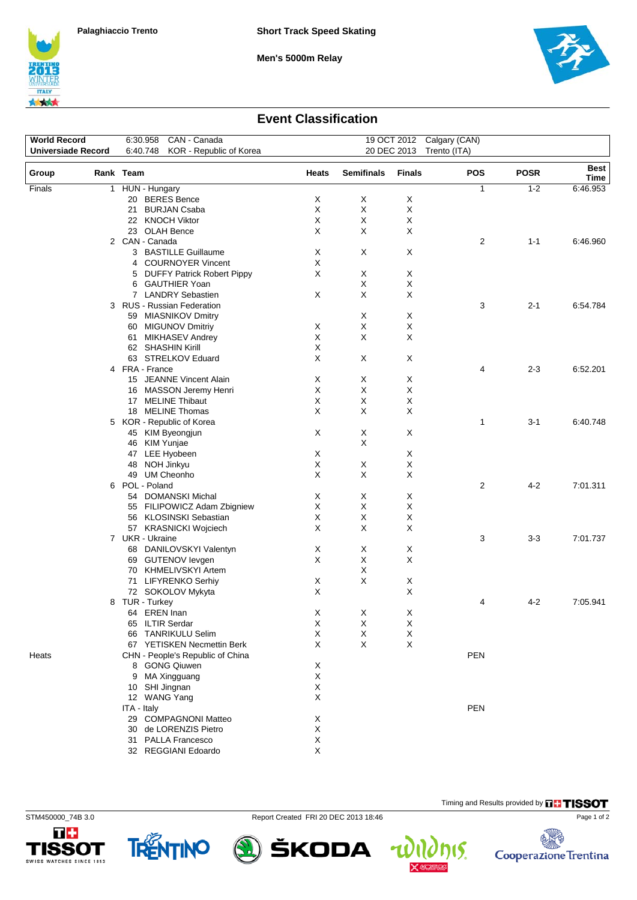Palaghiaccio Trento

**Short Track Speed Skating**

**Men's 5000m Relay**

## Event Classification

| | | | | |
|---|---|---|---|---|
| **World Record** | 6:30.958 | CAN - Canada | 19 OCT 2012 | Calgary (CAN) |
| **Universiade Record** | 6:40.748 | KOR - Republic of Korea | 20 DEC 2013 | Trento (ITA) |

| Group | Rank | Team | Heats | Semifinals | Finals | POS | POSR | Best Time |
|---|---|---|---|---|---|---|---|---|
| Finals | 1 | HUN - Hungary | | | | 1 | 1-2 | 6:46.953 |
| | | 20 BERES Bence | X | X | X | | | |
| | | 21 BURJAN Csaba | X | X | X | | | |
| | | 22 KNOCH Viktor | X | X | X | | | |
| | | 23 OLAH Bence | X | X | X | | | |
| | 2 | CAN - Canada | | | | 2 | 1-1 | 6:46.960 |
| | | 3 BASTILLE Guillaume | X | X | X | | | |
| | | 4 COURNOYER Vincent | X | | | | | |
| | | 5 DUFFY Patrick Robert Pippy | X | X | X | | | |
| | | 6 GAUTHIER Yoan | | X | X | | | |
| | | 7 LANDRY Sebastien | X | X | X | | | |
| | 3 | RUS - Russian Federation | | | | 3 | 2-1 | 6:54.784 |
| | | 59 MIASNIKOV Dmitry | | X | X | | | |
| | | 60 MIGUNOV Dmitriy | X | X | X | | | |
| | | 61 MIKHASEV Andrey | X | X | X | | | |
| | | 62 SHASHIN Kirill | X | | | | | |
| | | 63 STRELKOV Eduard | X | X | X | | | |
| | 4 | FRA - France | | | | 4 | 2-3 | 6:52.201 |
| | | 15 JEANNE Vincent Alain | X | X | X | | | |
| | | 16 MASSON Jeremy Henri | X | X | X | | | |
| | | 17 MELINE Thibaut | X | X | X | | | |
| | | 18 MELINE Thomas | X | X | X | | | |
| | 5 | KOR - Republic of Korea | | | | 1 | 3-1 | 6:40.748 |
| | | 45 KIM Byeongjun | X | X | X | | | |
| | | 46 KIM Yunjae | | X | | | | |
| | | 47 LEE Hyobeen | X | | X | | | |
| | | 48 NOH Jinkyu | X | X | X | | | |
| | | 49 UM Cheonho | X | X | X | | | |
| | 6 | POL - Poland | | | | 2 | 4-2 | 7:01.311 |
| | | 54 DOMANSKI Michal | X | X | X | | | |
| | | 55 FILIPOWICZ Adam Zbigniew | X | X | X | | | |
| | | 56 KLOSINSKI Sebastian | X | X | X | | | |
| | | 57 KRASNICKI Wojciech | X | X | X | | | |
| | 7 | UKR - Ukraine | | | | 3 | 3-3 | 7:01.737 |
| | | 68 DANILOVSKYI Valentyn | X | X | X | | | |
| | | 69 GUTENOV Ievgen | X | X | X | | | |
| | | 70 KHMELIVSKYI Artem | | X | | | | |
| | | 71 LIFYRENKO Serhiy | X | X | X | | | |
| | | 72 SOKOLOV Mykyta | X | | X | | | |
| | 8 | TUR - Turkey | | | | 4 | 4-2 | 7:05.941 |
| | | 64 EREN Inan | X | X | X | | | |
| | | 65 ILTIR Serdar | X | X | X | | | |
| | | 66 TANRIKULU Selim | X | X | X | | | |
| | | 67 YETISKEN Necmettin Berk | X | X | X | | | |
| Heats | | CHN - People's Republic of China | | | | PEN | | |
| | | 8 GONG Qiuwen | X | | | | | |
| | | 9 MA Xingguang | X | | | | | |
| | | 10 SHI Jingnan | X | | | | | |
| | | 12 WANG Yang | X | | | | | |
| | | ITA - Italy | | | | PEN | | |
| | | 29 COMPAGNONI Matteo | X | | | | | |
| | | 30 de LORENZIS Pietro | X | | | | | |
| | | 31 PALLA Francesco | X | | | | | |
| | | 32 REGGIANI Edoardo | X | | | | | |

Timing and Results provided by TISSOT

STM450000_74B 3.0 — Report Created FRI 20 DEC 2013 18:46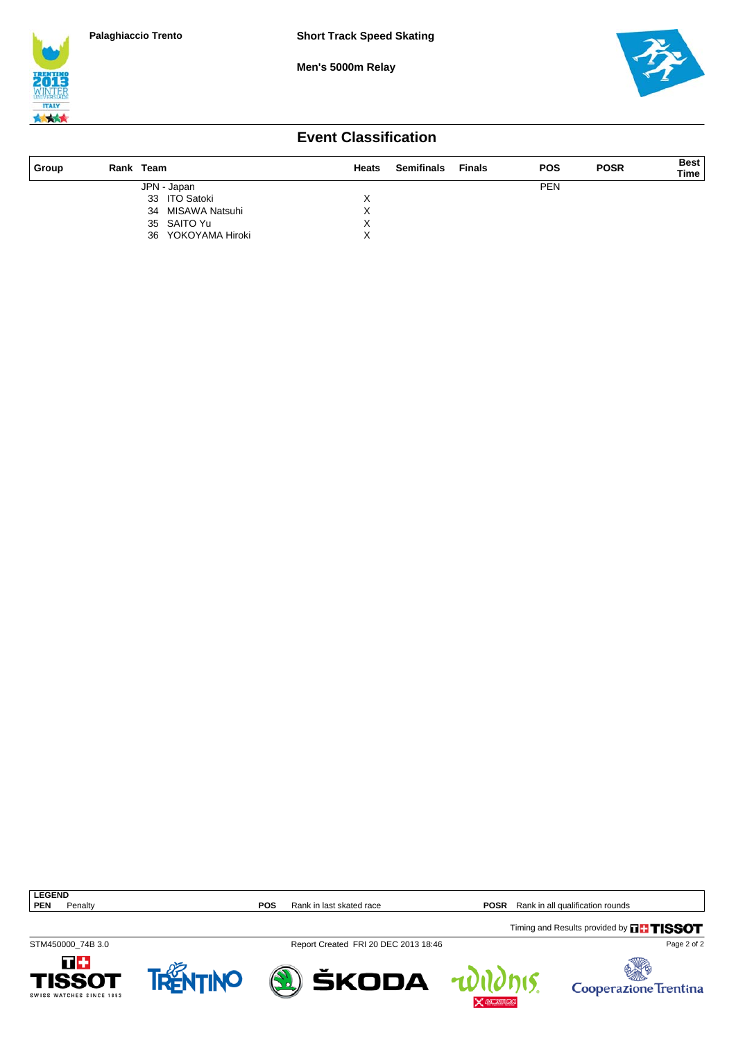Palaghiaccio Trento

**Short Track Speed Skating**

**Men's 5000m Relay**

## Event Classification

| Group | Rank | Team | Heats | Semifinals | Finals | POS | POSR | Best Time |
|---|---|---|---|---|---|---|---|---|
| | | JPN - Japan | | | | PEN | | |
| | | 33 ITO Satoki | X | | | | | |
| | | 34 MISAWA Natsuhi | X | | | | | |
| | | 35 SAITO Yu | X | | | | | |
| | | 36 YOKOYAMA Hiroki | X | | | | | |

**LEGEND**

**PEN** Penalty **POS** Rank in last skated race **POSR** Rank in all qualification rounds

Timing and Results provided by TISSOT

STM450000_74B 3.0 Report Created FRI 20 DEC 2013 18:46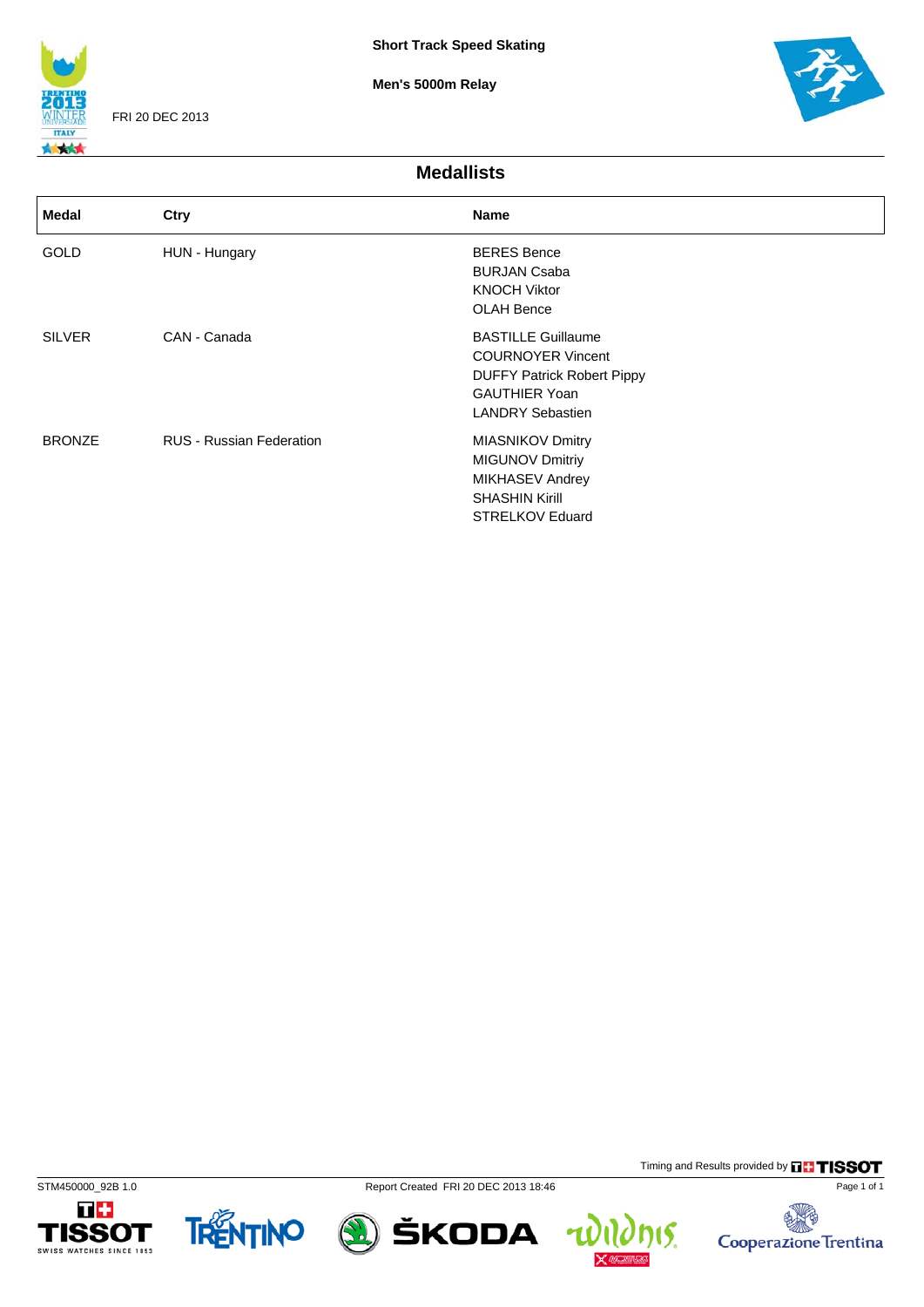**Short Track Speed Skating**

**Men's 5000m Relay**

FRI 20 DEC 2013

## Medallists

| Medal | Ctry | Name |
|---|---|---|
| GOLD | HUN - Hungary | BERES Bence<br>BURJAN Csaba<br>KNOCH Viktor<br>OLAH Bence |
| SILVER | CAN - Canada | BASTILLE Guillaume<br>COURNOYER Vincent<br>DUFFY Patrick Robert Pippy<br>GAUTHIER Yoan<br>LANDRY Sebastien |
| BRONZE | RUS - Russian Federation | MIASNIKOV Dmitry<br>MIGUNOV Dmitriy<br>MIKHASEV Andrey<br>SHASHIN Kirill<br>STRELKOV Eduard |

Timing and Results provided by TISSOT

STM450000_92B 1.0

Report Created FRI 20 DEC 2013 18:46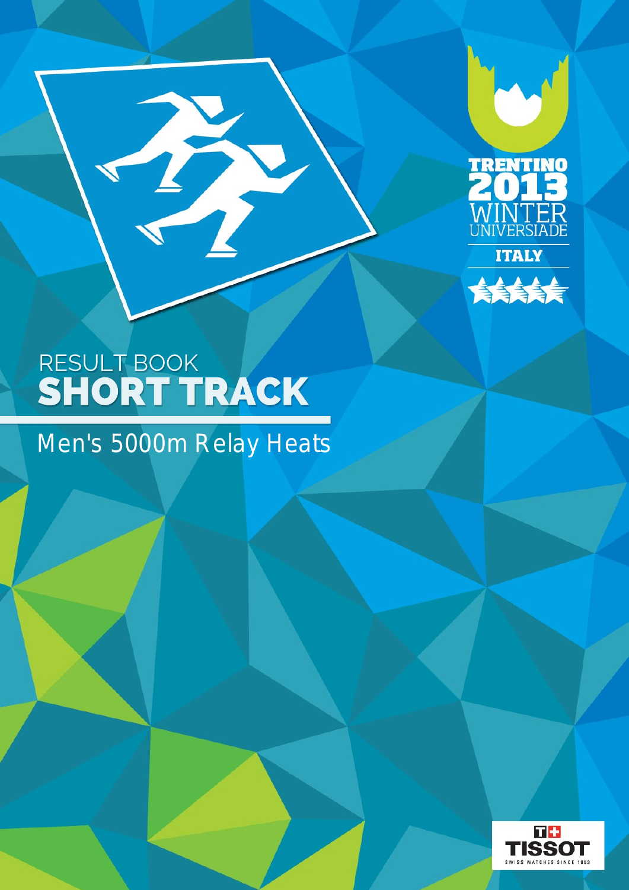TRENTINO 2013 WINTER UNIVERSIADE

ITALY

# RESULT BOOK
# SHORT TRACK

## Men's 5000m Relay Heats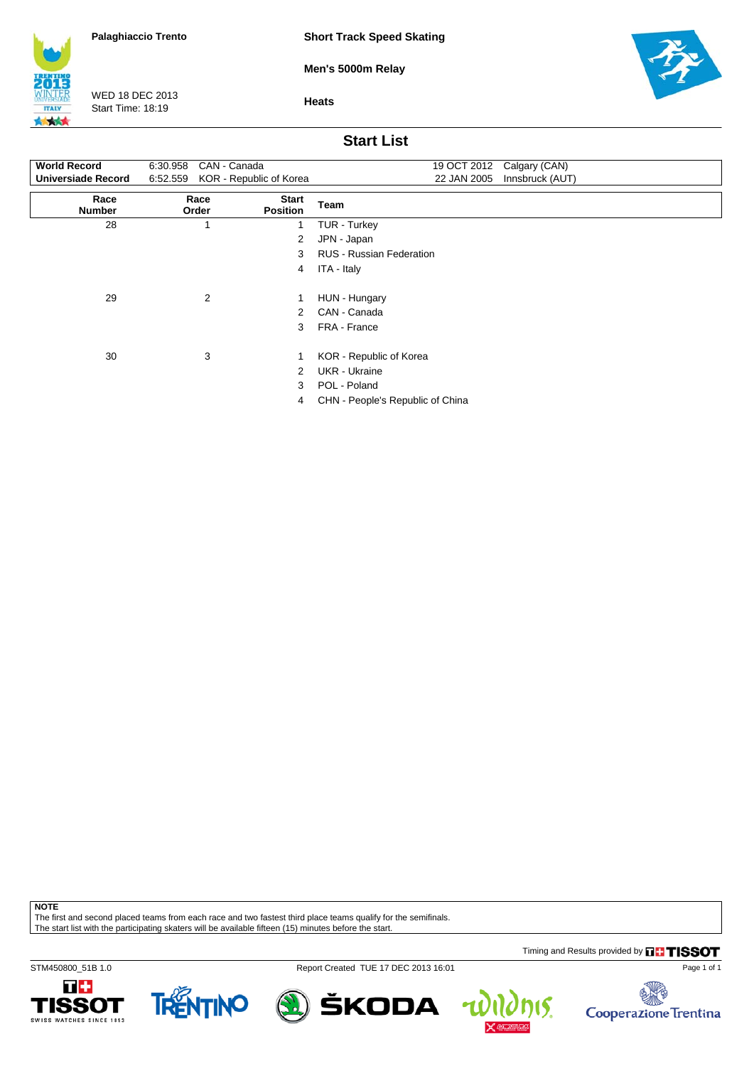Palaghiaccio Trento

WED 18 DEC 2013
Start Time: 18:19

**Short Track Speed Skating**

**Men's 5000m Relay**

**Heats**

## Start List

| | | | | |
|---|---|---|---|---|
| **World Record** | 6:30.958 | CAN - Canada | 19 OCT 2012 | Calgary (CAN) |
| **Universiade Record** | 6:52.559 | KOR - Republic of Korea | 22 JAN 2005 | Innsbruck (AUT) |

| Race Number | Race Order | Start Position | Team |
|---|---|---|---|
| 28 | 1 | 1 | TUR - Turkey |
| | | 2 | JPN - Japan |
| | | 3 | RUS - Russian Federation |
| | | 4 | ITA - Italy |
| 29 | 2 | 1 | HUN - Hungary |
| | | 2 | CAN - Canada |
| | | 3 | FRA - France |
| 30 | 3 | 1 | KOR - Republic of Korea |
| | | 2 | UKR - Ukraine |
| | | 3 | POL - Poland |
| | | 4 | CHN - People's Republic of China |

**NOTE**
The first and second placed teams from each race and two fastest third place teams qualify for the semifinals.
The start list with the participating skaters will be available fifteen (15) minutes before the start.

Timing and Results provided by TISSOT

STM450800_51B 1.0 Report Created TUE 17 DEC 2013 16:01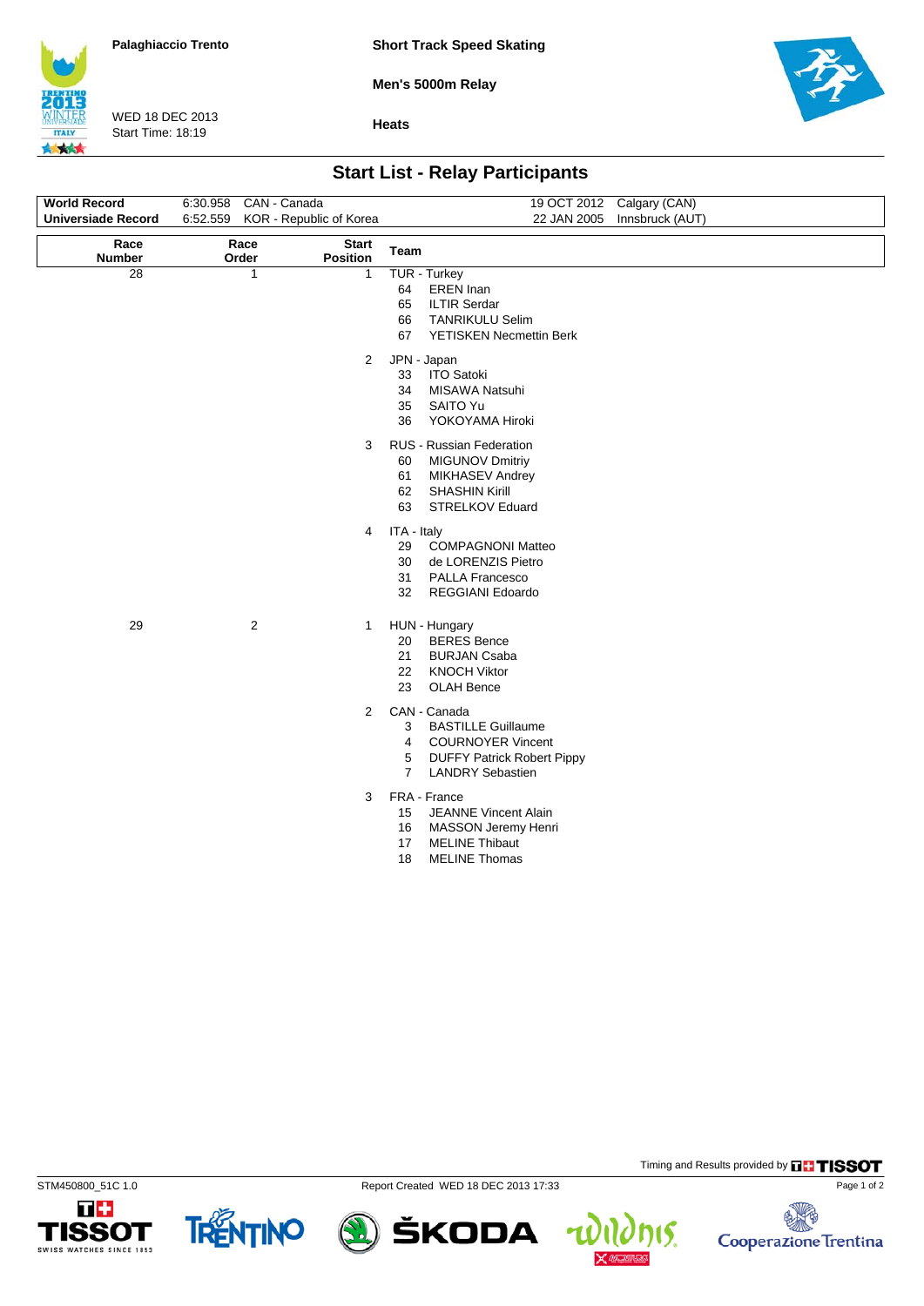Palaghiaccio Trento

WED 18 DEC 2013
Start Time: 18:19

**Short Track Speed Skating**

**Men's 5000m Relay**

**Heats**

## Start List - Relay Participants

| | | | | |
|---|---|---|---|---|
| **World Record** | 6:30.958 | CAN - Canada | 19 OCT 2012 | Calgary (CAN) |
| **Universiade Record** | 6:52.559 | KOR - Republic of Korea | 22 JAN 2005 | Innsbruck (AUT) |

| Race Number | Race Order | Start Position | Team |
|---|---|---|---|
| 28 | 1 | 1 | TUR - Turkey<br>64 EREN Inan<br>65 ILTIR Serdar<br>66 TANRIKULU Selim<br>67 YETISKEN Necmettin Berk |
| | | 2 | JPN - Japan<br>33 ITO Satoki<br>34 MISAWA Natsuhi<br>35 SAITO Yu<br>36 YOKOYAMA Hiroki |
| | | 3 | RUS - Russian Federation<br>60 MIGUNOV Dmitriy<br>61 MIKHASEV Andrey<br>62 SHASHIN Kirill<br>63 STRELKOV Eduard |
| | | 4 | ITA - Italy<br>29 COMPAGNONI Matteo<br>30 de LORENZIS Pietro<br>31 PALLA Francesco<br>32 REGGIANI Edoardo |
| 29 | 2 | 1 | HUN - Hungary<br>20 BERES Bence<br>21 BURJAN Csaba<br>22 KNOCH Viktor<br>23 OLAH Bence |
| | | 2 | CAN - Canada<br>3 BASTILLE Guillaume<br>4 COURNOYER Vincent<br>5 DUFFY Patrick Robert Pippy<br>7 LANDRY Sebastien |
| | | 3 | FRA - France<br>15 JEANNE Vincent Alain<br>16 MASSON Jeremy Henri<br>17 MELINE Thibaut<br>18 MELINE Thomas |

Timing and Results provided by TISSOT

STM450800_51C 1.0 Report Created WED 18 DEC 2013 17:33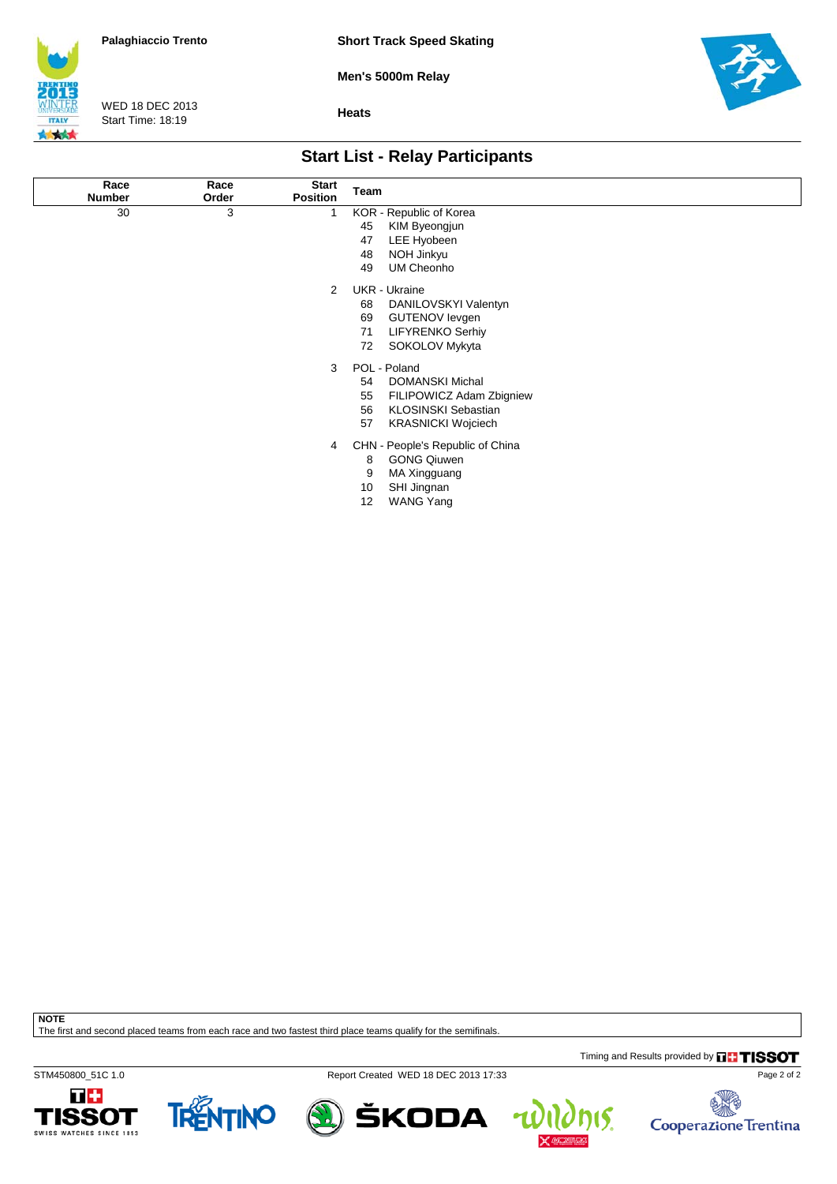Palaghiaccio Trento

WED 18 DEC 2013
Start Time: 18:19

**Short Track Speed Skating**

**Men's 5000m Relay**

**Heats**

## Start List - Relay Participants

| Race Number | Race Order | Start Position | Team |
|---|---|---|---|
| 30 | 3 | 1 | KOR - Republic of Korea |
| | | | 45 KIM Byeongjun |
| | | | 47 LEE Hyobeen |
| | | | 48 NOH Jinkyu |
| | | | 49 UM Cheonho |
| | | 2 | UKR - Ukraine |
| | | | 68 DANILOVSKYI Valentyn |
| | | | 69 GUTENOV Ievgen |
| | | | 71 LIFYRENKO Serhiy |
| | | | 72 SOKOLOV Mykyta |
| | | 3 | POL - Poland |
| | | | 54 DOMANSKI Michal |
| | | | 55 FILIPOWICZ Adam Zbigniew |
| | | | 56 KLOSINSKI Sebastian |
| | | | 57 KRASNICKI Wojciech |
| | | 4 | CHN - People's Republic of China |
| | | | 8 GONG Qiuwen |
| | | | 9 MA Xingguang |
| | | | 10 SHI Jingnan |
| | | | 12 WANG Yang |

**NOTE**
The first and second placed teams from each race and two fastest third place teams qualify for the semifinals.

Timing and Results provided by TISSOT

STM450800_51C 1.0 Report Created WED 18 DEC 2013 17:33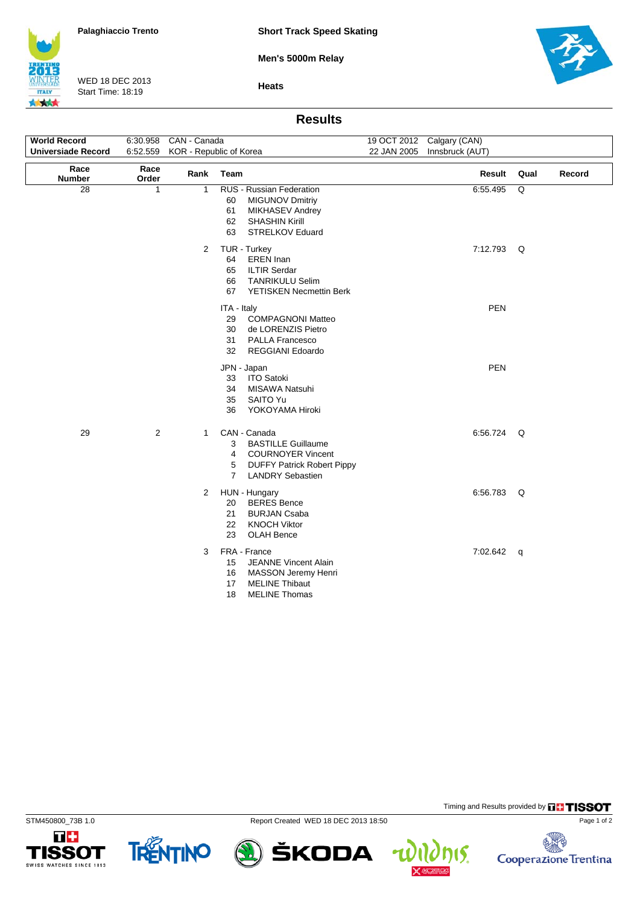Palaghiaccio Trento

WED 18 DEC 2013
Start Time: 18:19

**Short Track Speed Skating**

**Men's 5000m Relay**

**Heats**

## Results

| | | | | |
|---|---|---|---|---|
| **World Record** | 6:30.958 | CAN - Canada | 19 OCT 2012 | Calgary (CAN) |
| **Universiade Record** | 6:52.559 | KOR - Republic of Korea | 22 JAN 2005 | Innsbruck (AUT) |

| Race Number | Race Order | Rank | Team | Result | Qual | Record |
|---|---|---|---|---|---|---|
| 28 | 1 | 1 | RUS - Russian Federation | 6:55.495 | Q | |
| | | | 60 MIGUNOV Dmitriy | | | |
| | | | 61 MIKHASEV Andrey | | | |
| | | | 62 SHASHIN Kirill | | | |
| | | | 63 STRELKOV Eduard | | | |
| | | 2 | TUR - Turkey | 7:12.793 | Q | |
| | | | 64 EREN Inan | | | |
| | | | 65 ILTIR Serdar | | | |
| | | | 66 TANRIKULU Selim | | | |
| | | | 67 YETISKEN Necmettin Berk | | | |
| | | | ITA - Italy | PEN | | |
| | | | 29 COMPAGNONI Matteo | | | |
| | | | 30 de LORENZIS Pietro | | | |
| | | | 31 PALLA Francesco | | | |
| | | | 32 REGGIANI Edoardo | | | |
| | | | JPN - Japan | PEN | | |
| | | | 33 ITO Satoki | | | |
| | | | 34 MISAWA Natsuhi | | | |
| | | | 35 SAITO Yu | | | |
| | | | 36 YOKOYAMA Hiroki | | | |
| 29 | 2 | 1 | CAN - Canada | 6:56.724 | Q | |
| | | | 3 BASTILLE Guillaume | | | |
| | | | 4 COURNOYER Vincent | | | |
| | | | 5 DUFFY Patrick Robert Pippy | | | |
| | | | 7 LANDRY Sebastien | | | |
| | | 2 | HUN - Hungary | 6:56.783 | Q | |
| | | | 20 BERES Bence | | | |
| | | | 21 BURJAN Csaba | | | |
| | | | 22 KNOCH Viktor | | | |
| | | | 23 OLAH Bence | | | |
| | | 3 | FRA - France | 7:02.642 | q | |
| | | | 15 JEANNE Vincent Alain | | | |
| | | | 16 MASSON Jeremy Henri | | | |
| | | | 17 MELINE Thibaut | | | |
| | | | 18 MELINE Thomas | | | |

Timing and Results provided by TISSOT

STM450800_73B 1.0 Report Created WED 18 DEC 2013 18:50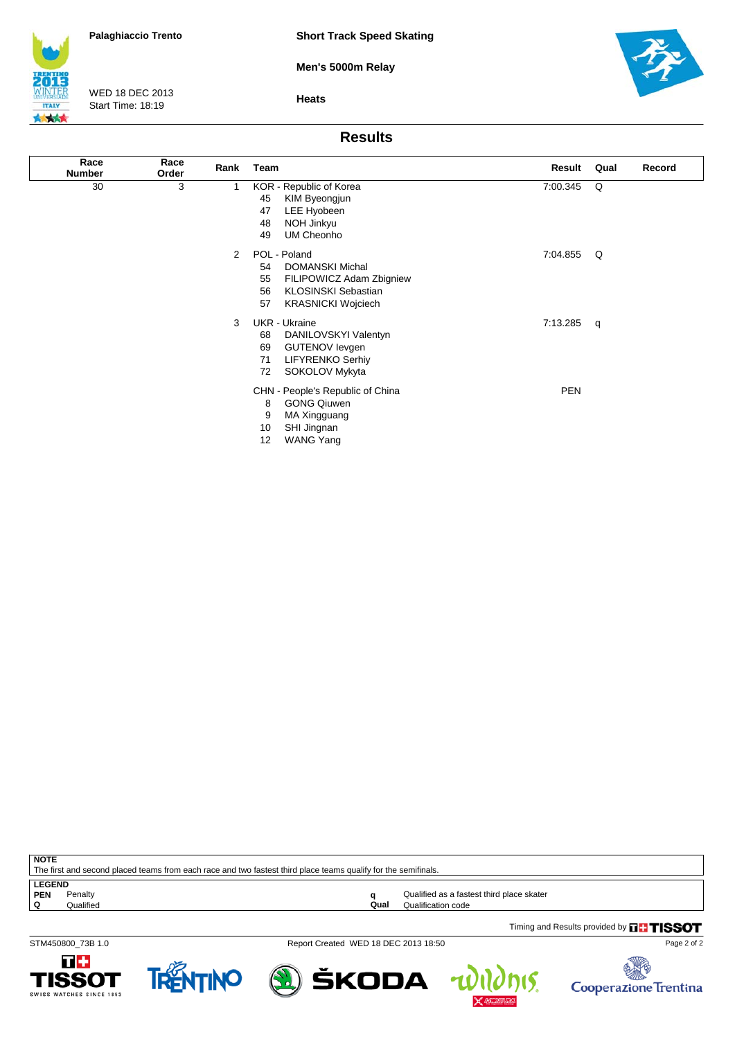Palaghiaccio Trento

WED 18 DEC 2013
Start Time: 18:19

**Short Track Speed Skating**

**Men's 5000m Relay**

**Heats**

## Results

| Race Number | Race Order | Rank | Team | Result | Qual | Record |
|---|---|---|---|---|---|---|
| 30 | 3 | 1 | KOR - Republic of Korea | 7:00.345 | Q | |
| | | | 45 KIM Byeongjun | | | |
| | | | 47 LEE Hyobeen | | | |
| | | | 48 NOH Jinkyu | | | |
| | | | 49 UM Cheonho | | | |
| | | 2 | POL - Poland | 7:04.855 | Q | |
| | | | 54 DOMANSKI Michal | | | |
| | | | 55 FILIPOWICZ Adam Zbigniew | | | |
| | | | 56 KLOSINSKI Sebastian | | | |
| | | | 57 KRASNICKI Wojciech | | | |
| | | 3 | UKR - Ukraine | 7:13.285 | q | |
| | | | 68 DANILOVSKYI Valentyn | | | |
| | | | 69 GUTENOV Ievgen | | | |
| | | | 71 LIFYRENKO Serhiy | | | |
| | | | 72 SOKOLOV Mykyta | | | |
| | | | CHN - People's Republic of China | PEN | | |
| | | | 8 GONG Qiuwen | | | |
| | | | 9 MA Xingguang | | | |
| | | | 10 SHI Jingnan | | | |
| | | | 12 WANG Yang | | | |

**NOTE**
The first and second placed teams from each race and two fastest third place teams qualify for the semifinals.

**LEGEND**

| | | | |
|---|---|---|---|
| **PEN** | Penalty | **q** | Qualified as a fastest third place skater |
| **Q** | Qualified | **Qual** | Qualification code |

Timing and Results provided by TISSOT

STM450800_73B 1.0

Report Created WED 18 DEC 2013 18:50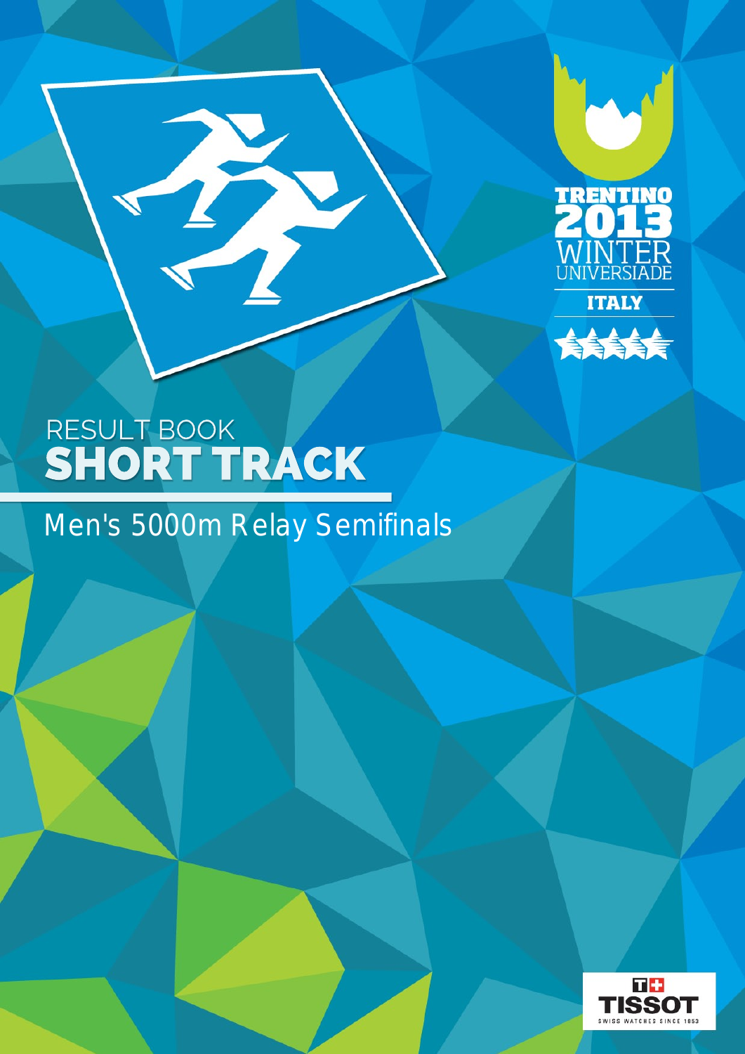TRENTINO 2013 WINTER UNIVERSIADE

ITALY

RESULT BOOK

# SHORT TRACK

## Men's 5000m Relay Semifinals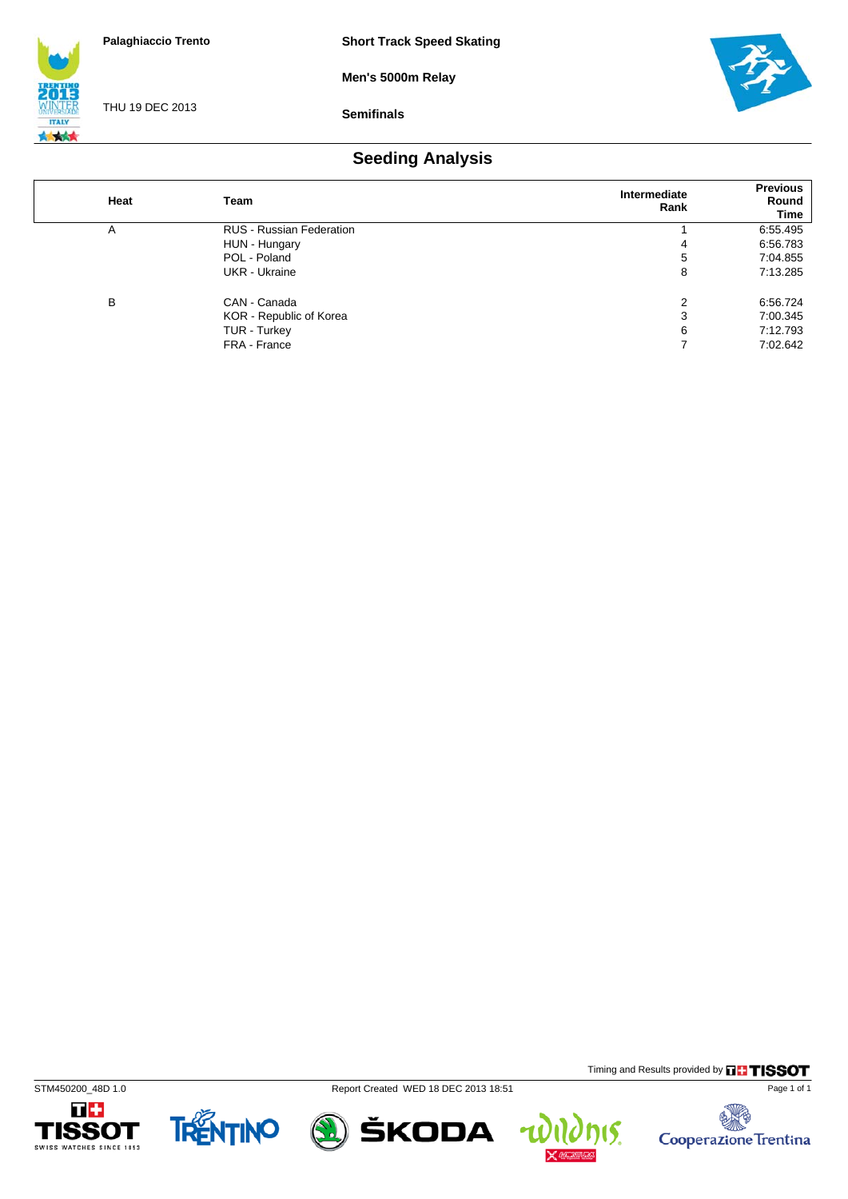Palaghiaccio Trento

THU 19 DEC 2013

**Short Track Speed Skating**

**Men's 5000m Relay**

**Semifinals**

## Seeding Analysis

| Heat | Team | Intermediate Rank | Previous Round Time |
|---|---|---|---|
| A | RUS - Russian Federation | 1 | 6:55.495 |
| | HUN - Hungary | 4 | 6:56.783 |
| | POL - Poland | 5 | 7:04.855 |
| | UKR - Ukraine | 8 | 7:13.285 |
| B | CAN - Canada | 2 | 6:56.724 |
| | KOR - Republic of Korea | 3 | 7:00.345 |
| | TUR - Turkey | 6 | 7:12.793 |
| | FRA - France | 7 | 7:02.642 |

Timing and Results provided by TISSOT

STM450200_48D 1.0 Report Created WED 18 DEC 2013 18:51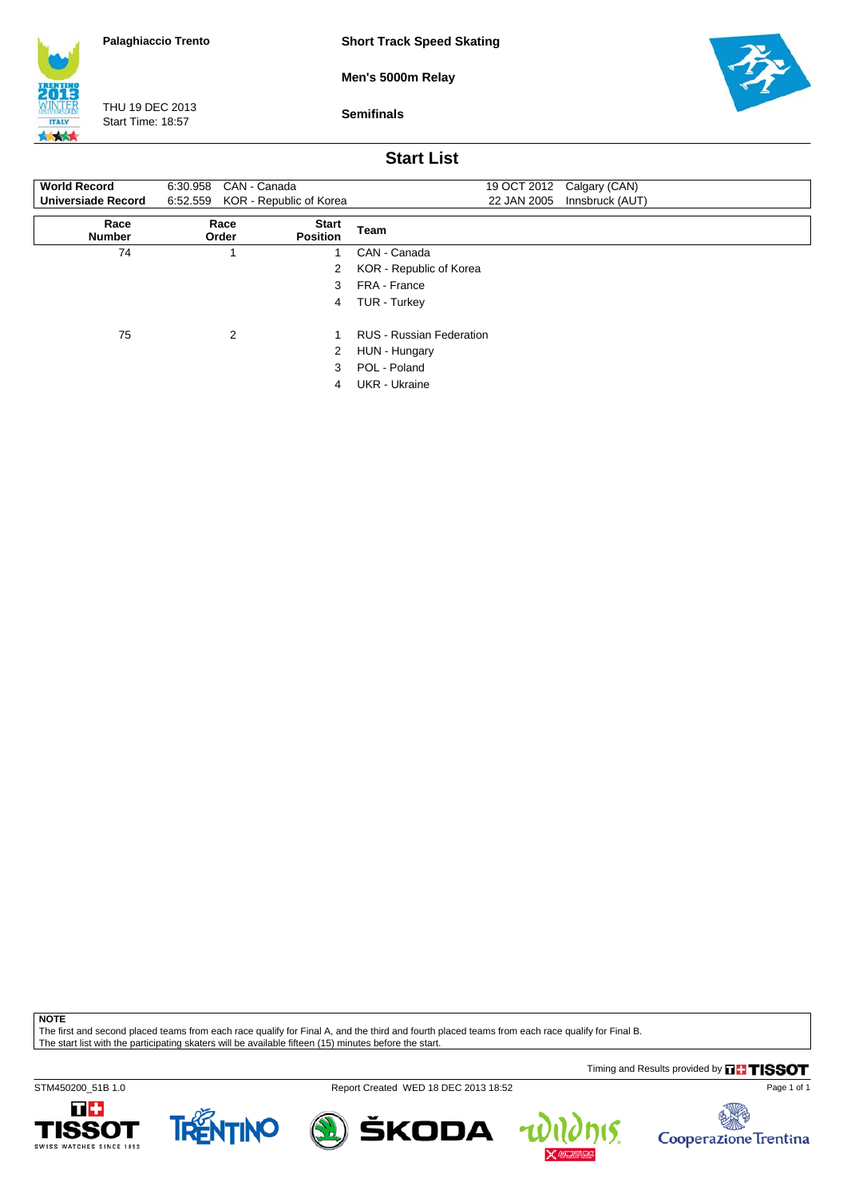Palaghiaccio Trento

THU 19 DEC 2013
Start Time: 18:57

**Short Track Speed Skating**

**Men's 5000m Relay**

**Semifinals**

## Start List

| | | | | |
|---|---|---|---|---|
| **World Record** | 6:30.958 | CAN - Canada | 19 OCT 2012 | Calgary (CAN) |
| **Universiade Record** | 6:52.559 | KOR - Republic of Korea | 22 JAN 2005 | Innsbruck (AUT) |

| Race Number | Race Order | Start Position | Team |
|---|---|---|---|
| 74 | 1 | 1 | CAN - Canada |
| | | 2 | KOR - Republic of Korea |
| | | 3 | FRA - France |
| | | 4 | TUR - Turkey |
| 75 | 2 | 1 | RUS - Russian Federation |
| | | 2 | HUN - Hungary |
| | | 3 | POL - Poland |
| | | 4 | UKR - Ukraine |

**NOTE**
The first and second placed teams from each race qualify for Final A, and the third and fourth placed teams from each race qualify for Final B.
The start list with the participating skaters will be available fifteen (15) minutes before the start.

Timing and Results provided by TISSOT

STM450200_51B 1.0 Report Created WED 18 DEC 2013 18:52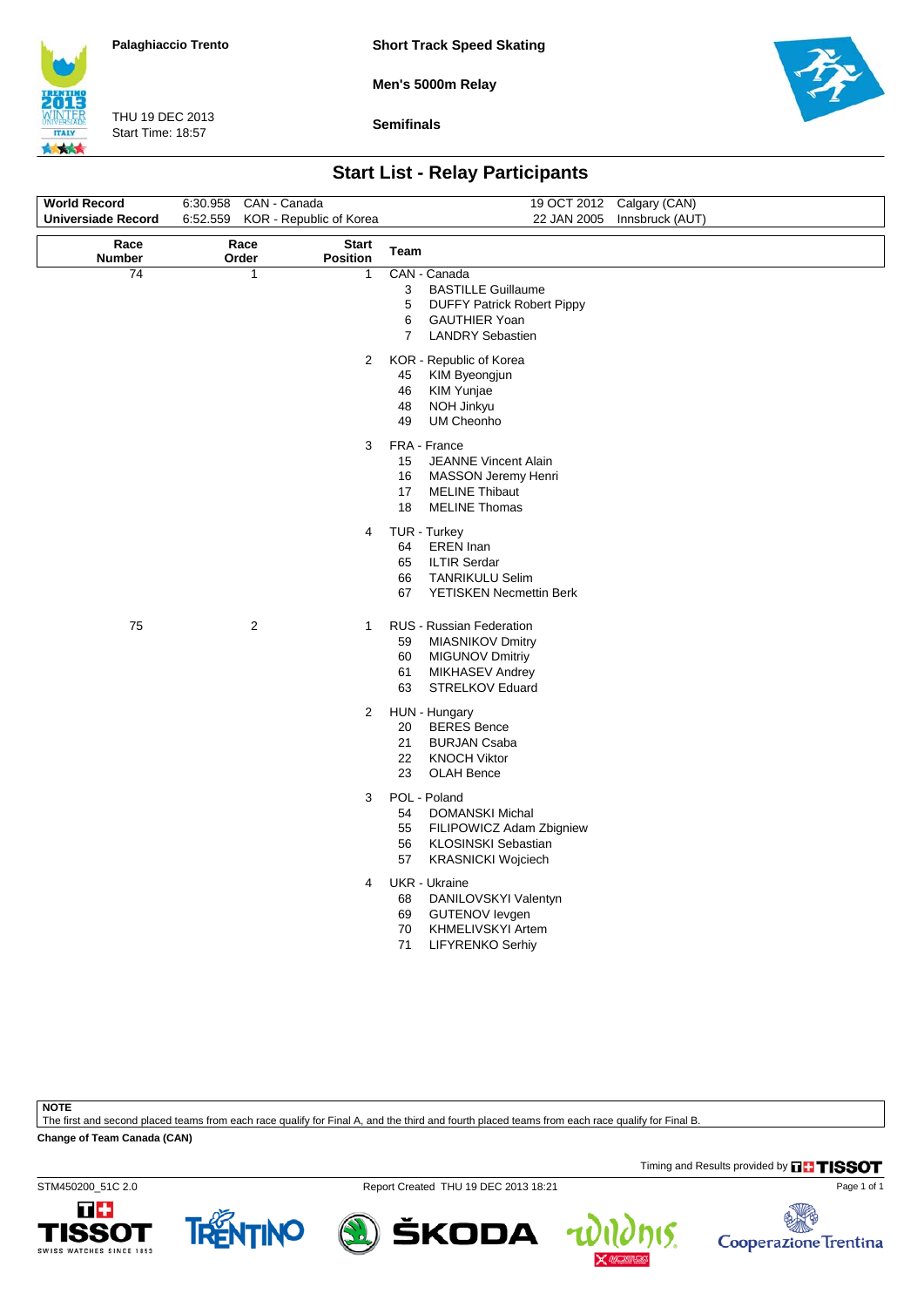Palaghiaccio Trento

THU 19 DEC 2013
Start Time: 18:57

**Short Track Speed Skating**

**Men's 5000m Relay**

**Semifinals**

## Start List - Relay Participants

| | | | | |
|---|---|---|---|---|
| **World Record** | 6:30.958 | CAN - Canada | 19 OCT 2012 | Calgary (CAN) |
| **Universiade Record** | 6:52.559 | KOR - Republic of Korea | 22 JAN 2005 | Innsbruck (AUT) |

| Race Number | Race Order | Start Position | Team | |
|---|---|---|---|---|
| 74 | 1 | 1 | CAN - Canada | |
| | | | 3 | BASTILLE Guillaume |
| | | | 5 | DUFFY Patrick Robert Pippy |
| | | | 6 | GAUTHIER Yoan |
| | | | 7 | LANDRY Sebastien |
| | | 2 | KOR - Republic of Korea | |
| | | | 45 | KIM Byeongjun |
| | | | 46 | KIM Yunjae |
| | | | 48 | NOH Jinkyu |
| | | | 49 | UM Cheonho |
| | | 3 | FRA - France | |
| | | | 15 | JEANNE Vincent Alain |
| | | | 16 | MASSON Jeremy Henri |
| | | | 17 | MELINE Thibaut |
| | | | 18 | MELINE Thomas |
| | | 4 | TUR - Turkey | |
| | | | 64 | EREN Inan |
| | | | 65 | ILTIR Serdar |
| | | | 66 | TANRIKULU Selim |
| | | | 67 | YETISKEN Necmettin Berk |
| 75 | 2 | 1 | RUS - Russian Federation | |
| | | | 59 | MIASNIKOV Dmitry |
| | | | 60 | MIGUNOV Dmitriy |
| | | | 61 | MIKHASEV Andrey |
| | | | 63 | STRELKOV Eduard |
| | | 2 | HUN - Hungary | |
| | | | 20 | BERES Bence |
| | | | 21 | BURJAN Csaba |
| | | | 22 | KNOCH Viktor |
| | | | 23 | OLAH Bence |
| | | 3 | POL - Poland | |
| | | | 54 | DOMANSKI Michal |
| | | | 55 | FILIPOWICZ Adam Zbigniew |
| | | | 56 | KLOSINSKI Sebastian |
| | | | 57 | KRASNICKI Wojciech |
| | | 4 | UKR - Ukraine | |
| | | | 68 | DANILOVSKYI Valentyn |
| | | | 69 | GUTENOV Ievgen |
| | | | 70 | KHMELIVSKYI Artem |
| | | | 71 | LIFYRENKO Serhiy |

**NOTE**
The first and second placed teams from each race qualify for Final A, and the third and fourth placed teams from each race qualify for Final B.

**Change of Team Canada (CAN)**

Timing and Results provided by TISSOT

STM450200_51C 2.0 Report Created THU 19 DEC 2013 18:21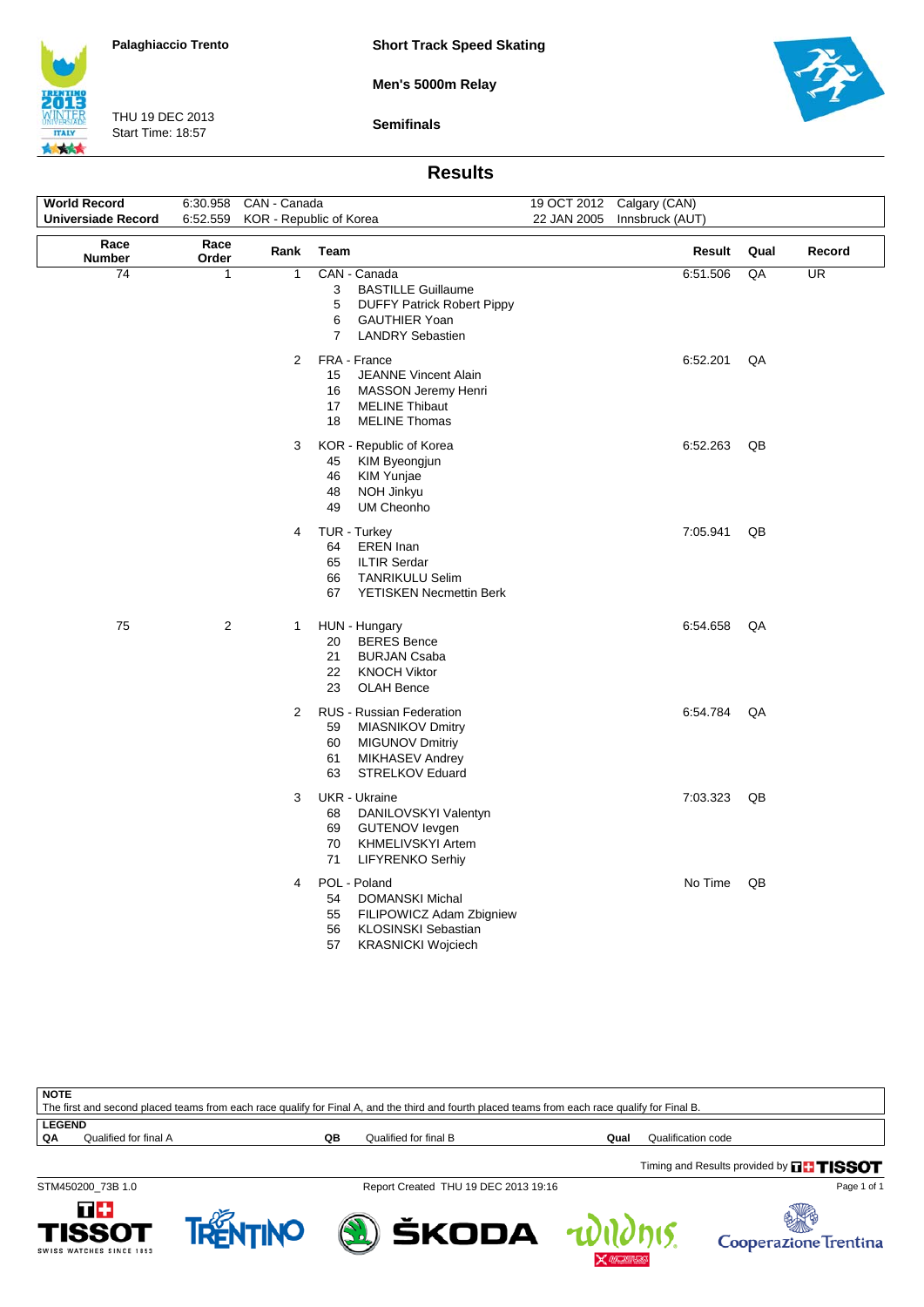Palaghiaccio Trento

THU 19 DEC 2013
Start Time: 18:57

**Short Track Speed Skating**

**Men's 5000m Relay**

**Semifinals**

## Results

| | | | | |
|---|---|---|---|---|
| **World Record** | 6:30.958 | CAN - Canada | 19 OCT 2012 | Calgary (CAN) |
| **Universiade Record** | 6:52.559 | KOR - Republic of Korea | 22 JAN 2005 | Innsbruck (AUT) |

| Race Number | Race Order | Rank | Team | Result | Qual | Record |
|---|---|---|---|---|---|---|
| 74 | 1 | 1 | CAN - Canada<br>3 BASTILLE Guillaume<br>5 DUFFY Patrick Robert Pippy<br>6 GAUTHIER Yoan<br>7 LANDRY Sebastien | 6:51.506 | QA | UR |
| | | 2 | FRA - France<br>15 JEANNE Vincent Alain<br>16 MASSON Jeremy Henri<br>17 MELINE Thibaut<br>18 MELINE Thomas | 6:52.201 | QA | |
| | | 3 | KOR - Republic of Korea<br>45 KIM Byeongjun<br>46 KIM Yunjae<br>48 NOH Jinkyu<br>49 UM Cheonho | 6:52.263 | QB | |
| | | 4 | TUR - Turkey<br>64 EREN Inan<br>65 ILTIR Serdar<br>66 TANRIKULU Selim<br>67 YETISKEN Necmettin Berk | 7:05.941 | QB | |
| 75 | 2 | 1 | HUN - Hungary<br>20 BERES Bence<br>21 BURJAN Csaba<br>22 KNOCH Viktor<br>23 OLAH Bence | 6:54.658 | QA | |
| | | 2 | RUS - Russian Federation<br>59 MIASNIKOV Dmitry<br>60 MIGUNOV Dmitriy<br>61 MIKHASEV Andrey<br>63 STRELKOV Eduard | 6:54.784 | QA | |
| | | 3 | UKR - Ukraine<br>68 DANILOVSKYI Valentyn<br>69 GUTENOV Ievgen<br>70 KHMELIVSKYI Artem<br>71 LIFYRENKO Serhiy | 7:03.323 | QB | |
| | | 4 | POL - Poland<br>54 DOMANSKI Michal<br>55 FILIPOWICZ Adam Zbigniew<br>56 KLOSINSKI Sebastian<br>57 KRASNICKI Wojciech | No Time | QB | |

**NOTE**
The first and second placed teams from each race qualify for Final A, and the third and fourth placed teams from each race qualify for Final B.

**LEGEND**

| | | | | | |
|---|---|---|---|---|---|
| **QA** | Qualified for final A | **QB** | Qualified for final B | **Qual** | Qualification code |

Timing and Results provided by TISSOT

STM450200_73B 1.0 Report Created THU 19 DEC 2013 19:16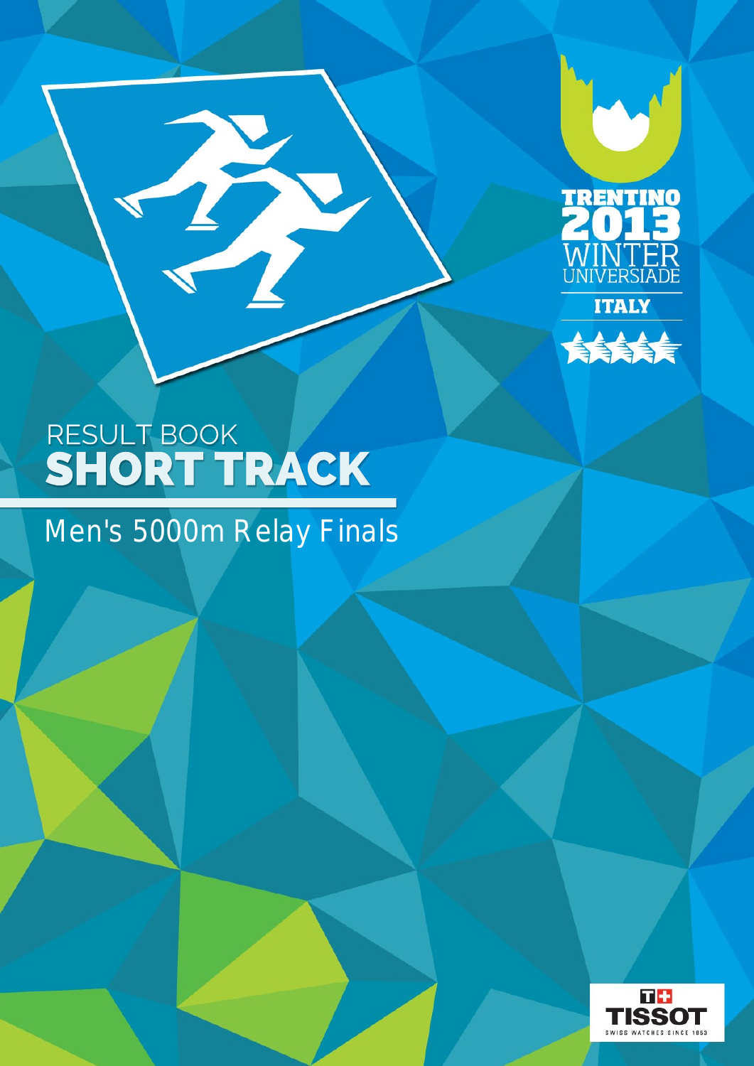TRENTINO 2013 WINTER UNIVERSIADE

ITALY

# RESULT BOOK
# SHORT TRACK

## Men's 5000m Relay Finals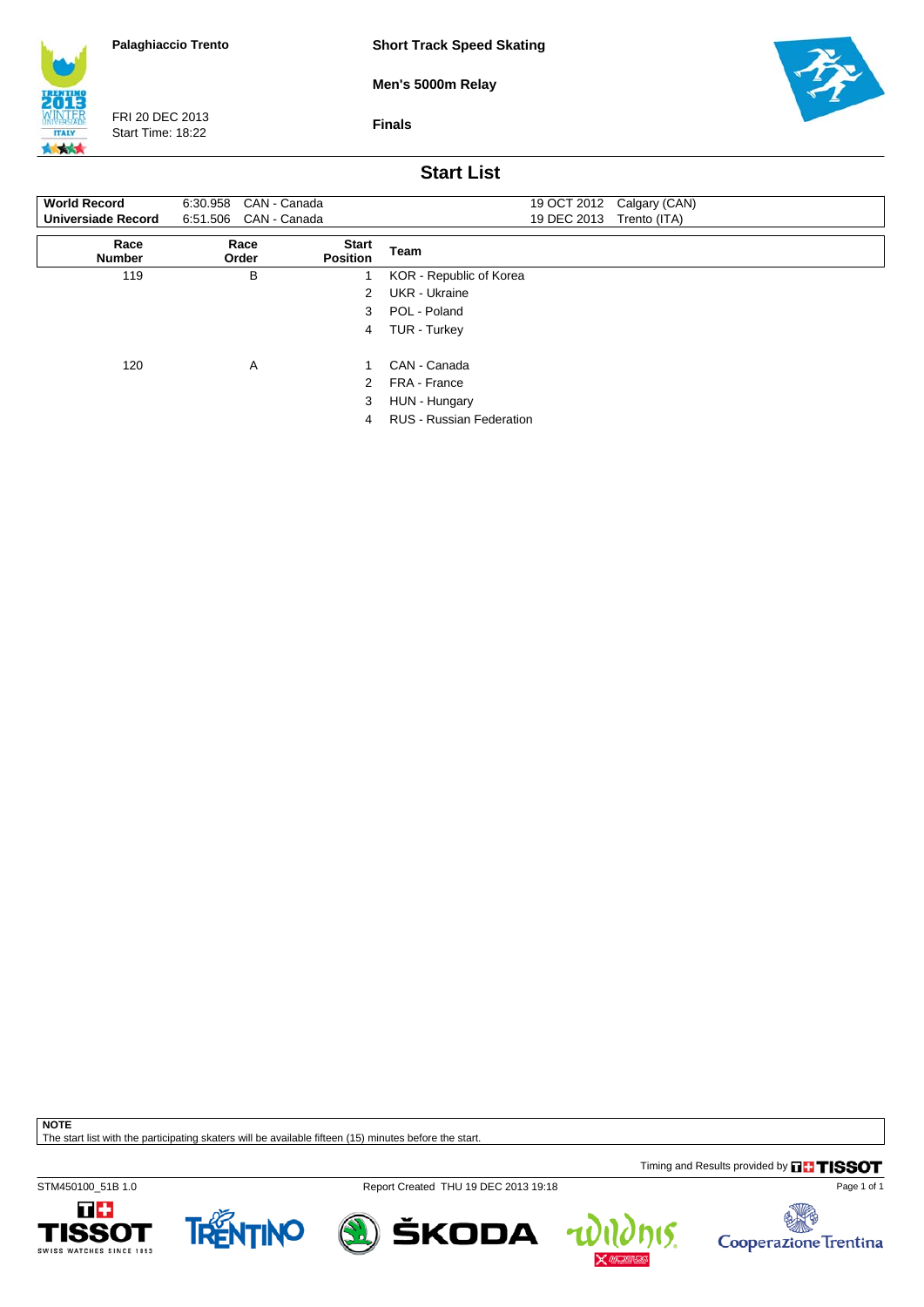Palaghiaccio Trento

FRI 20 DEC 2013
Start Time: 18:22

**Short Track Speed Skating**

**Men's 5000m Relay**

**Finals**

## Start List

| | | | | |
|---|---|---|---|---|
| **World Record** | 6:30.958 | CAN - Canada | 19 OCT 2012 | Calgary (CAN) |
| **Universiade Record** | 6:51.506 | CAN - Canada | 19 DEC 2013 | Trento (ITA) |

| Race Number | Race Order | Start Position | Team |
|---|---|---|---|
| 119 | B | 1 | KOR - Republic of Korea |
| | | 2 | UKR - Ukraine |
| | | 3 | POL - Poland |
| | | 4 | TUR - Turkey |
| 120 | A | 1 | CAN - Canada |
| | | 2 | FRA - France |
| | | 3 | HUN - Hungary |
| | | 4 | RUS - Russian Federation |

**NOTE**
The start list with the participating skaters will be available fifteen (15) minutes before the start.

Timing and Results provided by TISSOT

STM450100_51B 1.0 Report Created THU 19 DEC 2013 19:18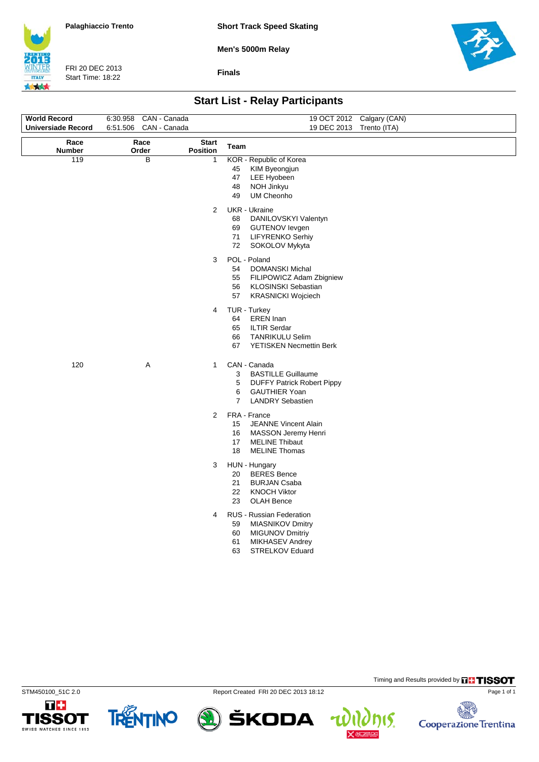Palaghiaccio Trento

FRI 20 DEC 2013
Start Time: 18:22

**Short Track Speed Skating**

**Men's 5000m Relay**

**Finals**

## Start List - Relay Participants

| | | | | |
|---|---|---|---|---|
| **World Record** | 6:30.958 | CAN - Canada | 19 OCT 2012 | Calgary (CAN) |
| **Universiade Record** | 6:51.506 | CAN - Canada | 19 DEC 2013 | Trento (ITA) |

| Race Number | Race Order | Start Position | Team |
|---|---|---|---|
| 119 | B | 1 | KOR - Republic of Korea |
| | | | 45 KIM Byeongjun |
| | | | 47 LEE Hyobeen |
| | | | 48 NOH Jinkyu |
| | | | 49 UM Cheonho |
| | | 2 | UKR - Ukraine |
| | | | 68 DANILOVSKYI Valentyn |
| | | | 69 GUTENOV Ievgen |
| | | | 71 LIFYRENKO Serhiy |
| | | | 72 SOKOLOV Mykyta |
| | | 3 | POL - Poland |
| | | | 54 DOMANSKI Michal |
| | | | 55 FILIPOWICZ Adam Zbigniew |
| | | | 56 KLOSINSKI Sebastian |
| | | | 57 KRASNICKI Wojciech |
| | | 4 | TUR - Turkey |
| | | | 64 EREN Inan |
| | | | 65 ILTIR Serdar |
| | | | 66 TANRIKULU Selim |
| | | | 67 YETISKEN Necmettin Berk |
| 120 | A | 1 | CAN - Canada |
| | | | 3 BASTILLE Guillaume |
| | | | 5 DUFFY Patrick Robert Pippy |
| | | | 6 GAUTHIER Yoan |
| | | | 7 LANDRY Sebastien |
| | | 2 | FRA - France |
| | | | 15 JEANNE Vincent Alain |
| | | | 16 MASSON Jeremy Henri |
| | | | 17 MELINE Thibaut |
| | | | 18 MELINE Thomas |
| | | 3 | HUN - Hungary |
| | | | 20 BERES Bence |
| | | | 21 BURJAN Csaba |
| | | | 22 KNOCH Viktor |
| | | | 23 OLAH Bence |
| | | 4 | RUS - Russian Federation |
| | | | 59 MIASNIKOV Dmitry |
| | | | 60 MIGUNOV Dmitriy |
| | | | 61 MIKHASEV Andrey |
| | | | 63 STRELKOV Eduard |

Timing and Results provided by TISSOT

STM450100_51C 2.0 Report Created FRI 20 DEC 2013 18:12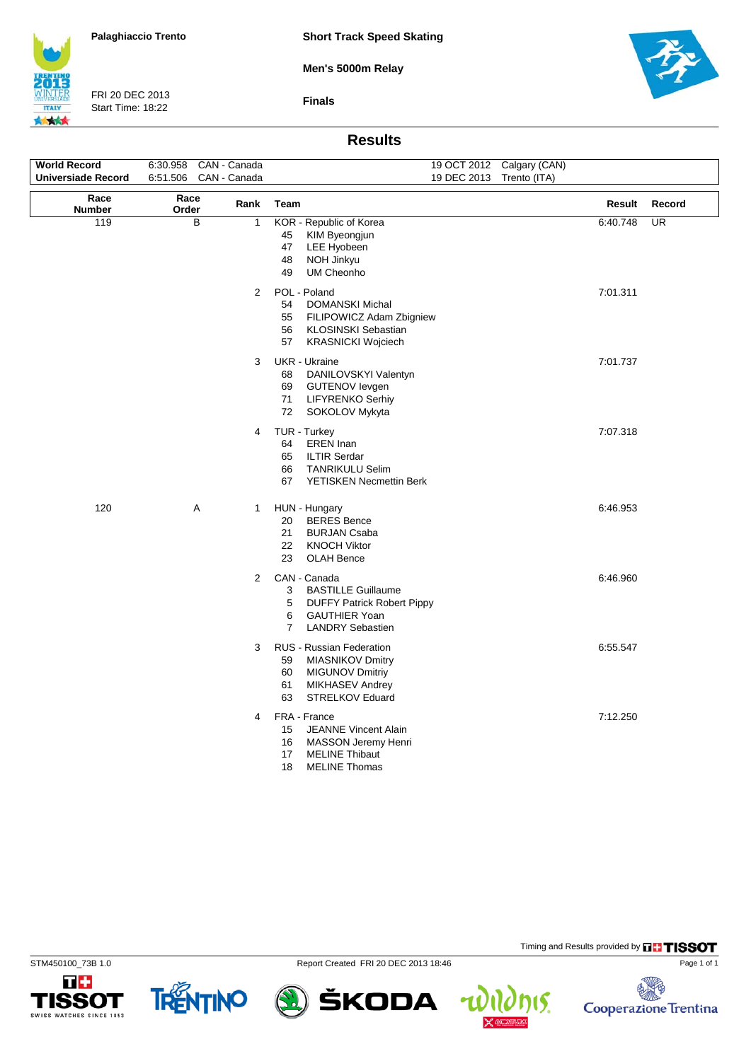**Palaghiaccio Trento**

FRI 20 DEC 2013
Start Time: 18:22

**Short Track Speed Skating**

**Men's 5000m Relay**

**Finals**

## Results

| | | | | |
|---|---|---|---|---|
| **World Record** | 6:30.958 | CAN - Canada | 19 OCT 2012 | Calgary (CAN) |
| **Universiade Record** | 6:51.506 | CAN - Canada | 19 DEC 2013 | Trento (ITA) |

| Race Number | Race Order | Rank | Team | Result | Record |
|---|---|---|---|---|---|
| 119 | B | 1 | KOR - Republic of Korea<br>45 KIM Byeongjun<br>47 LEE Hyobeen<br>48 NOH Jinkyu<br>49 UM Cheonho | 6:40.748 | UR |
| | | 2 | POL - Poland<br>54 DOMANSKI Michal<br>55 FILIPOWICZ Adam Zbigniew<br>56 KLOSINSKI Sebastian<br>57 KRASNICKI Wojciech | 7:01.311 | |
| | | 3 | UKR - Ukraine<br>68 DANILOVSKYI Valentyn<br>69 GUTENOV Ievgen<br>71 LIFYRENKO Serhiy<br>72 SOKOLOV Mykyta | 7:01.737 | |
| | | 4 | TUR - Turkey<br>64 EREN Inan<br>65 ILTIR Serdar<br>66 TANRIKULU Selim<br>67 YETISKEN Necmettin Berk | 7:07.318 | |
| 120 | A | 1 | HUN - Hungary<br>20 BERES Bence<br>21 BURJAN Csaba<br>22 KNOCH Viktor<br>23 OLAH Bence | 6:46.953 | |
| | | 2 | CAN - Canada<br>3 BASTILLE Guillaume<br>5 DUFFY Patrick Robert Pippy<br>6 GAUTHIER Yoan<br>7 LANDRY Sebastien | 6:46.960 | |
| | | 3 | RUS - Russian Federation<br>59 MIASNIKOV Dmitry<br>60 MIGUNOV Dmitriy<br>61 MIKHASEV Andrey<br>63 STRELKOV Eduard | 6:55.547 | |
| | | 4 | FRA - France<br>15 JEANNE Vincent Alain<br>16 MASSON Jeremy Henri<br>17 MELINE Thibaut<br>18 MELINE Thomas | 7:12.250 | |

Timing and Results provided by TISSOT

STM450100_73B 1.0 — Report Created FRI 20 DEC 2013 18:46